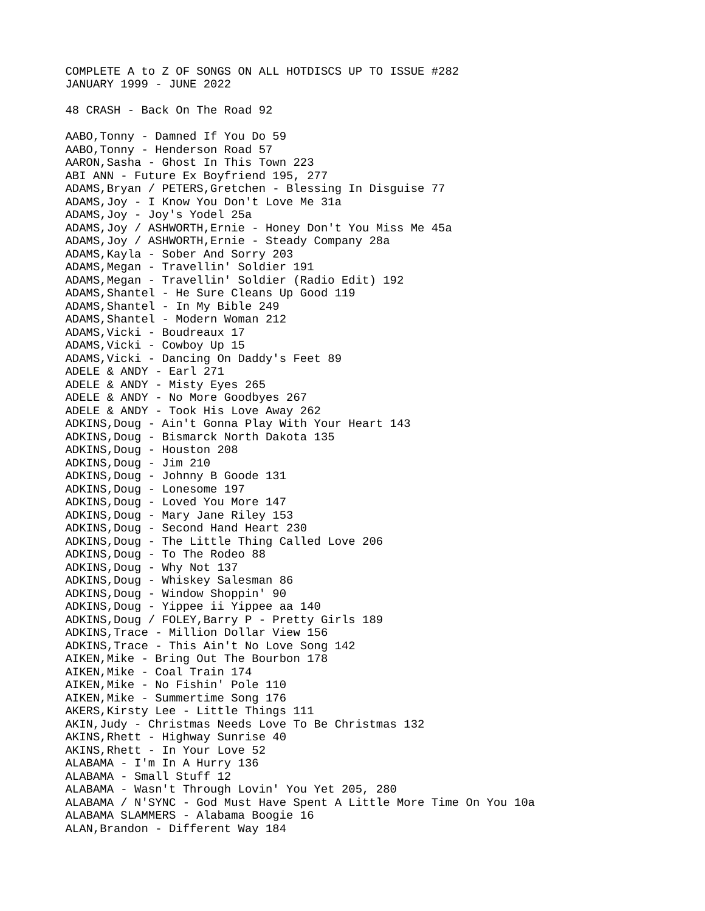COMPLETE A to Z OF SONGS ON ALL HOTDISCS UP TO ISSUE #282
JANUARY 1999 - JUNE 2022

48 CRASH - Back On The Road 92

AABO,Tonny - Damned If You Do 59
AABO,Tonny - Henderson Road 57
AARON,Sasha - Ghost In This Town 223
ABI ANN - Future Ex Boyfriend 195, 277
ADAMS,Bryan / PETERS,Gretchen - Blessing In Disguise 77
ADAMS,Joy - I Know You Don't Love Me 31a
ADAMS,Joy - Joy's Yodel 25a
ADAMS,Joy / ASHWORTH,Ernie - Honey Don't You Miss Me 45a
ADAMS,Joy / ASHWORTH,Ernie - Steady Company 28a
ADAMS,Kayla - Sober And Sorry 203
ADAMS,Megan - Travellin' Soldier 191
ADAMS,Megan - Travellin' Soldier (Radio Edit) 192
ADAMS,Shantel - He Sure Cleans Up Good 119
ADAMS,Shantel - In My Bible 249
ADAMS,Shantel - Modern Woman 212
ADAMS,Vicki - Boudreaux 17
ADAMS,Vicki - Cowboy Up 15
ADAMS,Vicki - Dancing On Daddy's Feet 89
ADELE & ANDY - Earl 271
ADELE & ANDY - Misty Eyes 265
ADELE & ANDY - No More Goodbyes 267
ADELE & ANDY - Took His Love Away 262
ADKINS,Doug - Ain't Gonna Play With Your Heart 143
ADKINS,Doug - Bismarck North Dakota 135
ADKINS,Doug - Houston 208
ADKINS,Doug - Jim 210
ADKINS,Doug - Johnny B Goode 131
ADKINS,Doug - Lonesome 197
ADKINS,Doug - Loved You More 147
ADKINS,Doug - Mary Jane Riley 153
ADKINS,Doug - Second Hand Heart 230
ADKINS,Doug - The Little Thing Called Love 206
ADKINS,Doug - To The Rodeo 88
ADKINS,Doug - Why Not 137
ADKINS,Doug - Whiskey Salesman 86
ADKINS,Doug - Window Shoppin' 90
ADKINS,Doug - Yippee ii Yippee aa 140
ADKINS,Doug / FOLEY,Barry P - Pretty Girls 189
ADKINS,Trace - Million Dollar View 156
ADKINS,Trace - This Ain't No Love Song 142
AIKEN,Mike - Bring Out The Bourbon 178
AIKEN,Mike - Coal Train 174
AIKEN,Mike - No Fishin' Pole 110
AIKEN,Mike - Summertime Song 176
AKERS,Kirsty Lee - Little Things 111
AKIN,Judy - Christmas Needs Love To Be Christmas 132
AKINS,Rhett - Highway Sunrise 40
AKINS,Rhett - In Your Love 52
ALABAMA - I'm In A Hurry 136
ALABAMA - Small Stuff 12
ALABAMA - Wasn't Through Lovin' You Yet 205, 280
ALABAMA / N'SYNC - God Must Have Spent A Little More Time On You 10a
ALABAMA SLAMMERS - Alabama Boogie 16
ALAN,Brandon - Different Way 184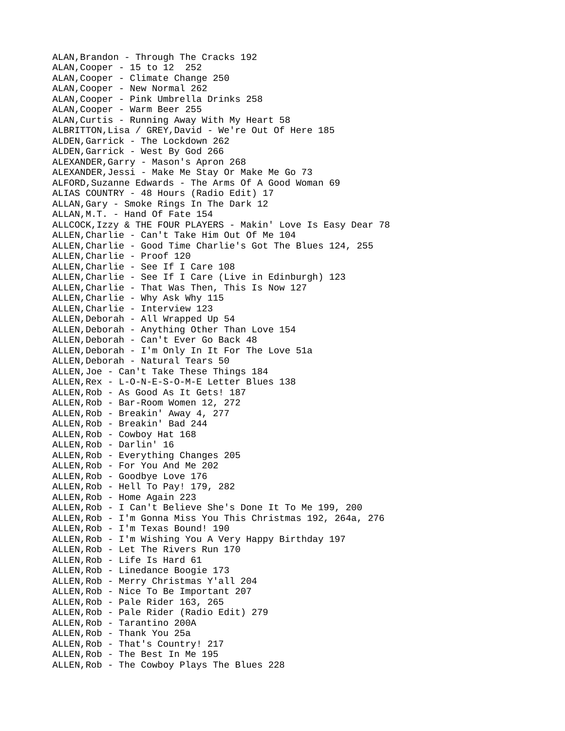ALAN,Brandon - Through The Cracks 192
ALAN,Cooper - 15 to 12  252
ALAN,Cooper - Climate Change 250
ALAN,Cooper - New Normal 262
ALAN,Cooper - Pink Umbrella Drinks 258
ALAN,Cooper - Warm Beer 255
ALAN,Curtis - Running Away With My Heart 58
ALBRITTON,Lisa / GREY,David - We're Out Of Here 185
ALDEN,Garrick - The Lockdown 262
ALDEN,Garrick - West By God 266
ALEXANDER,Garry - Mason's Apron 268
ALEXANDER,Jessi - Make Me Stay Or Make Me Go 73
ALFORD,Suzanne Edwards - The Arms Of A Good Woman 69
ALIAS COUNTRY - 48 Hours (Radio Edit) 17
ALLAN,Gary - Smoke Rings In The Dark 12
ALLAN,M.T. - Hand Of Fate 154
ALLCOCK,Izzy & THE FOUR PLAYERS - Makin' Love Is Easy Dear 78
ALLEN,Charlie - Can't Take Him Out Of Me 104
ALLEN,Charlie - Good Time Charlie's Got The Blues 124, 255
ALLEN,Charlie - Proof 120
ALLEN,Charlie - See If I Care 108
ALLEN,Charlie - See If I Care (Live in Edinburgh) 123
ALLEN,Charlie - That Was Then, This Is Now 127
ALLEN,Charlie - Why Ask Why 115
ALLEN,Charlie - Interview 123
ALLEN,Deborah - All Wrapped Up 54
ALLEN,Deborah - Anything Other Than Love 154
ALLEN,Deborah - Can't Ever Go Back 48
ALLEN,Deborah - I'm Only In It For The Love 51a
ALLEN,Deborah - Natural Tears 50
ALLEN,Joe - Can't Take These Things 184
ALLEN,Rex - L-O-N-E-S-O-M-E Letter Blues 138
ALLEN,Rob - As Good As It Gets! 187
ALLEN,Rob - Bar-Room Women 12, 272
ALLEN,Rob - Breakin' Away 4, 277
ALLEN,Rob - Breakin' Bad 244
ALLEN,Rob - Cowboy Hat 168
ALLEN,Rob - Darlin' 16
ALLEN,Rob - Everything Changes 205
ALLEN,Rob - For You And Me 202
ALLEN,Rob - Goodbye Love 176
ALLEN,Rob - Hell To Pay! 179, 282
ALLEN,Rob - Home Again 223
ALLEN,Rob - I Can't Believe She's Done It To Me 199, 200
ALLEN,Rob - I'm Gonna Miss You This Christmas 192, 264a, 276
ALLEN,Rob - I'm Texas Bound! 190
ALLEN,Rob - I'm Wishing You A Very Happy Birthday 197
ALLEN,Rob - Let The Rivers Run 170
ALLEN,Rob - Life Is Hard 61
ALLEN,Rob - Linedance Boogie 173
ALLEN,Rob - Merry Christmas Y'all 204
ALLEN,Rob - Nice To Be Important 207
ALLEN,Rob - Pale Rider 163, 265
ALLEN,Rob - Pale Rider (Radio Edit) 279
ALLEN,Rob - Tarantino 200A
ALLEN,Rob - Thank You 25a
ALLEN,Rob - That's Country! 217
ALLEN,Rob - The Best In Me 195
ALLEN,Rob - The Cowboy Plays The Blues 228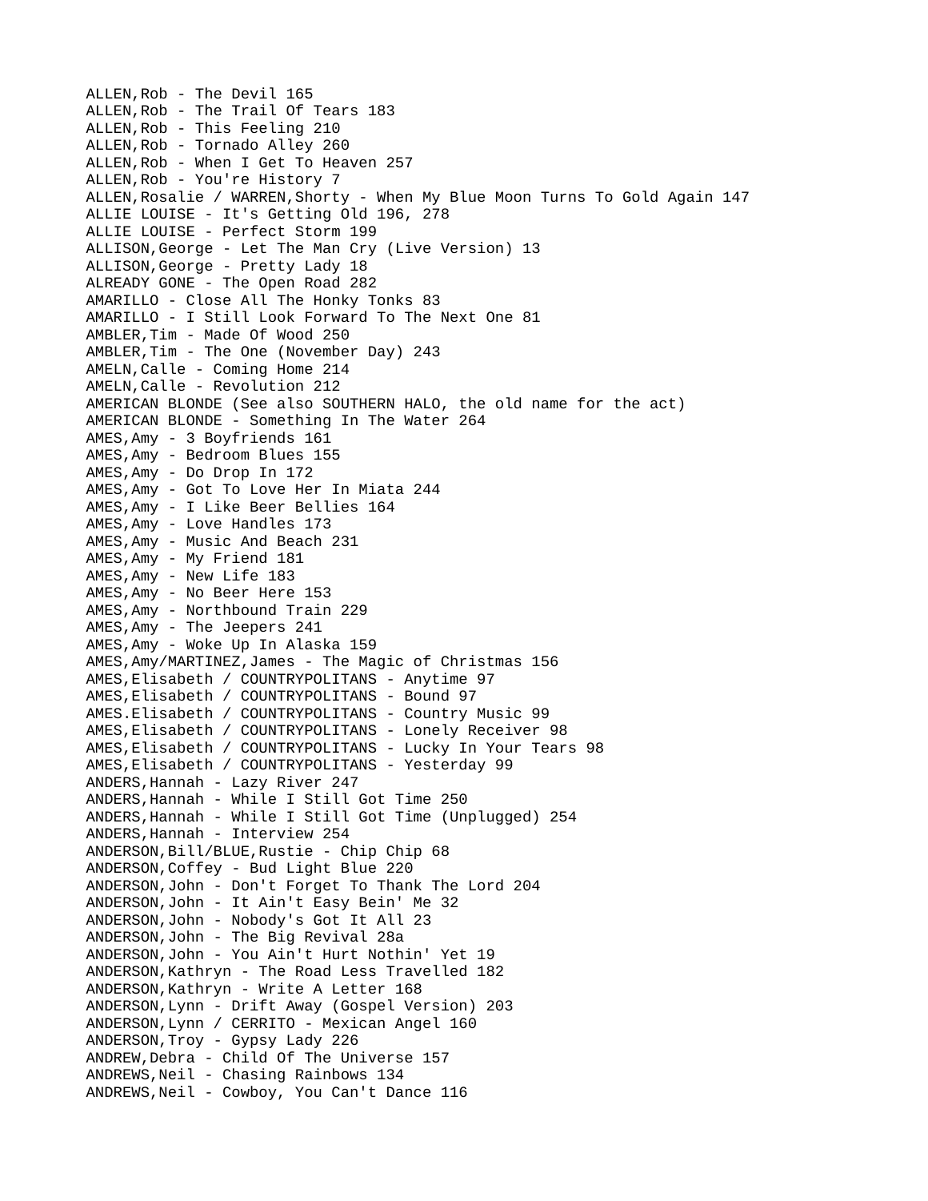ALLEN,Rob - The Devil 165
ALLEN,Rob - The Trail Of Tears 183
ALLEN,Rob - This Feeling 210
ALLEN,Rob - Tornado Alley 260
ALLEN,Rob - When I Get To Heaven 257
ALLEN,Rob - You're History 7
ALLEN,Rosalie / WARREN,Shorty - When My Blue Moon Turns To Gold Again 147
ALLIE LOUISE - It's Getting Old 196, 278
ALLIE LOUISE - Perfect Storm 199
ALLISON,George - Let The Man Cry (Live Version) 13
ALLISON,George - Pretty Lady 18
ALREADY GONE - The Open Road 282
AMARILLO - Close All The Honky Tonks 83
AMARILLO - I Still Look Forward To The Next One 81
AMBLER,Tim - Made Of Wood 250
AMBLER,Tim - The One (November Day) 243
AMELN,Calle - Coming Home 214
AMELN,Calle - Revolution 212
AMERICAN BLONDE (See also SOUTHERN HALO, the old name for the act)
AMERICAN BLONDE - Something In The Water 264
AMES,Amy - 3 Boyfriends 161
AMES,Amy - Bedroom Blues 155
AMES,Amy - Do Drop In 172
AMES,Amy - Got To Love Her In Miata 244
AMES,Amy - I Like Beer Bellies 164
AMES,Amy - Love Handles 173
AMES,Amy - Music And Beach 231
AMES,Amy - My Friend 181
AMES,Amy - New Life 183
AMES,Amy - No Beer Here 153
AMES,Amy - Northbound Train 229
AMES,Amy - The Jeepers 241
AMES,Amy - Woke Up In Alaska 159
AMES,Amy/MARTINEZ,James - The Magic of Christmas 156
AMES,Elisabeth / COUNTRYPOLITANS - Anytime 97
AMES,Elisabeth / COUNTRYPOLITANS - Bound 97
AMES.Elisabeth / COUNTRYPOLITANS - Country Music 99
AMES,Elisabeth / COUNTRYPOLITANS - Lonely Receiver 98
AMES,Elisabeth / COUNTRYPOLITANS - Lucky In Your Tears 98
AMES,Elisabeth / COUNTRYPOLITANS - Yesterday 99
ANDERS,Hannah - Lazy River 247
ANDERS,Hannah - While I Still Got Time 250
ANDERS,Hannah - While I Still Got Time (Unplugged) 254
ANDERS,Hannah - Interview 254
ANDERSON,Bill/BLUE,Rustie - Chip Chip 68
ANDERSON,Coffey - Bud Light Blue 220
ANDERSON,John - Don't Forget To Thank The Lord 204
ANDERSON,John - It Ain't Easy Bein' Me 32
ANDERSON,John - Nobody's Got It All 23
ANDERSON,John - The Big Revival 28a
ANDERSON,John - You Ain't Hurt Nothin' Yet 19
ANDERSON,Kathryn - The Road Less Travelled 182
ANDERSON,Kathryn - Write A Letter 168
ANDERSON,Lynn - Drift Away (Gospel Version) 203
ANDERSON,Lynn / CERRITO - Mexican Angel 160
ANDERSON,Troy - Gypsy Lady 226
ANDREW,Debra - Child Of The Universe 157
ANDREWS,Neil - Chasing Rainbows 134
ANDREWS,Neil - Cowboy, You Can't Dance 116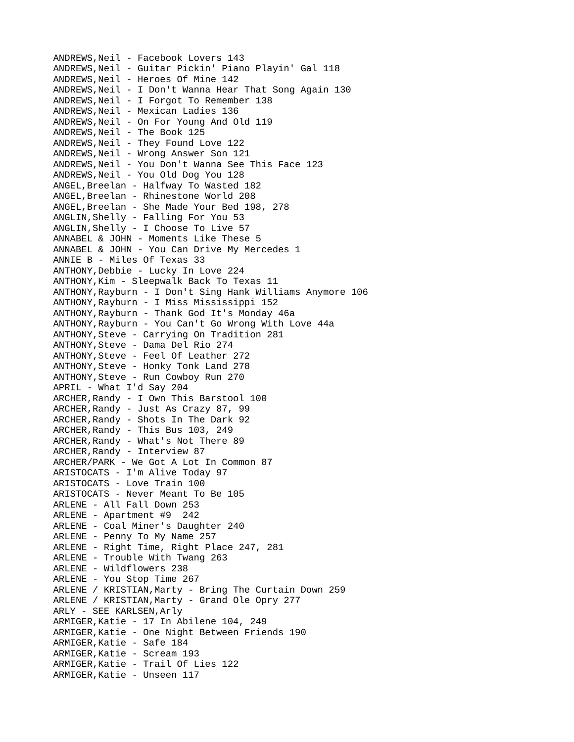ANDREWS,Neil - Facebook Lovers 143
ANDREWS,Neil - Guitar Pickin' Piano Playin' Gal 118
ANDREWS,Neil - Heroes Of Mine 142
ANDREWS,Neil - I Don't Wanna Hear That Song Again 130
ANDREWS,Neil - I Forgot To Remember 138
ANDREWS,Neil - Mexican Ladies 136
ANDREWS,Neil - On For Young And Old 119
ANDREWS,Neil - The Book 125
ANDREWS,Neil - They Found Love 122
ANDREWS,Neil - Wrong Answer Son 121
ANDREWS,Neil - You Don't Wanna See This Face 123
ANDREWS,Neil - You Old Dog You 128
ANGEL,Breelan - Halfway To Wasted 182
ANGEL,Breelan - Rhinestone World 208
ANGEL,Breelan - She Made Your Bed 198, 278
ANGLIN,Shelly - Falling For You 53
ANGLIN,Shelly - I Choose To Live 57
ANNABEL & JOHN - Moments Like These 5
ANNABEL & JOHN - You Can Drive My Mercedes 1
ANNIE B - Miles Of Texas 33
ANTHONY,Debbie - Lucky In Love 224
ANTHONY,Kim - Sleepwalk Back To Texas 11
ANTHONY,Rayburn - I Don't Sing Hank Williams Anymore 106
ANTHONY,Rayburn - I Miss Mississippi 152
ANTHONY,Rayburn - Thank God It's Monday 46a
ANTHONY,Rayburn - You Can't Go Wrong With Love 44a
ANTHONY,Steve - Carrying On Tradition 281
ANTHONY,Steve - Dama Del Rio 274
ANTHONY,Steve - Feel Of Leather 272
ANTHONY,Steve - Honky Tonk Land 278
ANTHONY,Steve - Run Cowboy Run 270
APRIL - What I'd Say 204
ARCHER,Randy - I Own This Barstool 100
ARCHER,Randy - Just As Crazy 87, 99
ARCHER,Randy - Shots In The Dark 92
ARCHER,Randy - This Bus 103, 249
ARCHER,Randy - What's Not There 89
ARCHER,Randy - Interview 87
ARCHER/PARK - We Got A Lot In Common 87
ARISTOCATS - I'm Alive Today 97
ARISTOCATS - Love Train 100
ARISTOCATS - Never Meant To Be 105
ARLENE - All Fall Down 253
ARLENE - Apartment #9 242
ARLENE - Coal Miner's Daughter 240
ARLENE - Penny To My Name 257
ARLENE - Right Time, Right Place 247, 281
ARLENE - Trouble With Twang 263
ARLENE - Wildflowers 238
ARLENE - You Stop Time 267
ARLENE / KRISTIAN,Marty - Bring The Curtain Down 259
ARLENE / KRISTIAN,Marty - Grand Ole Opry 277
ARLY - SEE KARLSEN,Arly
ARMIGER,Katie - 17 In Abilene 104, 249
ARMIGER,Katie - One Night Between Friends 190
ARMIGER,Katie - Safe 184
ARMIGER,Katie - Scream 193
ARMIGER,Katie - Trail Of Lies 122
ARMIGER,Katie - Unseen 117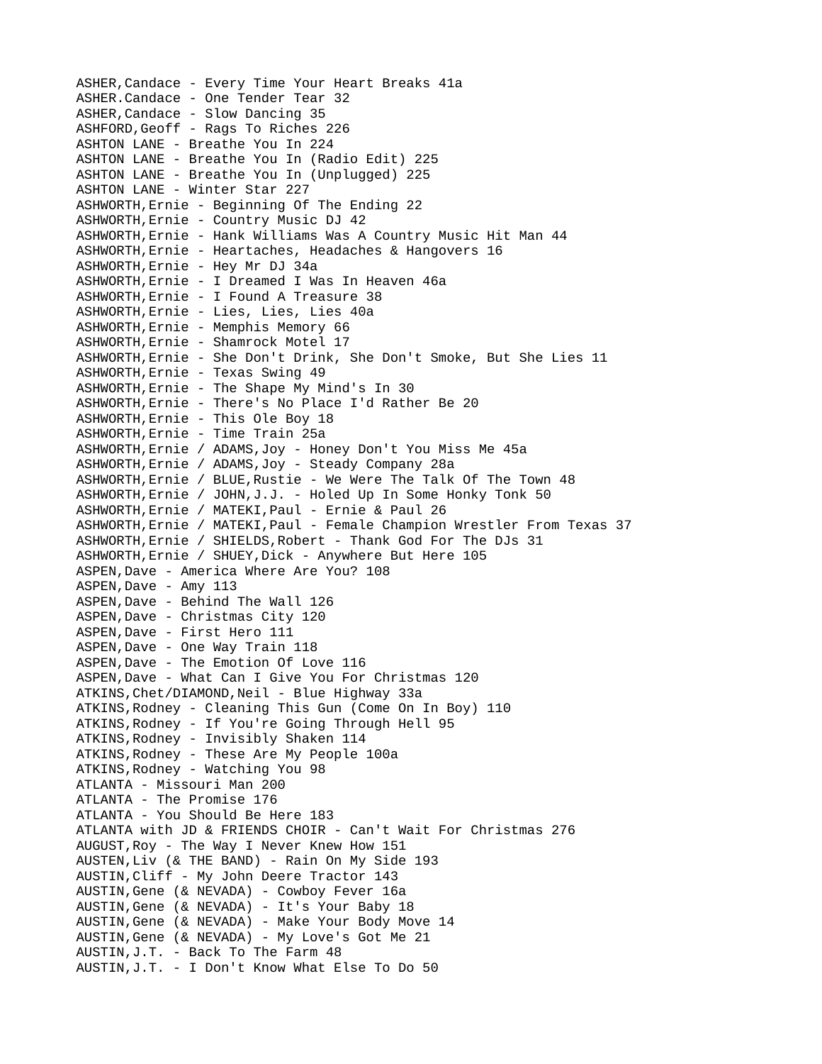ASHER,Candace - Every Time Your Heart Breaks 41a
ASHER.Candace - One Tender Tear 32
ASHER,Candace - Slow Dancing 35
ASHFORD,Geoff - Rags To Riches 226
ASHTON LANE - Breathe You In 224
ASHTON LANE - Breathe You In (Radio Edit) 225
ASHTON LANE - Breathe You In (Unplugged) 225
ASHTON LANE - Winter Star 227
ASHWORTH,Ernie - Beginning Of The Ending 22
ASHWORTH,Ernie - Country Music DJ 42
ASHWORTH,Ernie - Hank Williams Was A Country Music Hit Man 44
ASHWORTH,Ernie - Heartaches, Headaches & Hangovers 16
ASHWORTH,Ernie - Hey Mr DJ 34a
ASHWORTH,Ernie - I Dreamed I Was In Heaven 46a
ASHWORTH,Ernie - I Found A Treasure 38
ASHWORTH,Ernie - Lies, Lies, Lies 40a
ASHWORTH,Ernie - Memphis Memory 66
ASHWORTH,Ernie - Shamrock Motel 17
ASHWORTH,Ernie - She Don't Drink, She Don't Smoke, But She Lies 11
ASHWORTH,Ernie - Texas Swing 49
ASHWORTH,Ernie - The Shape My Mind's In 30
ASHWORTH,Ernie - There's No Place I'd Rather Be 20
ASHWORTH,Ernie - This Ole Boy 18
ASHWORTH,Ernie - Time Train 25a
ASHWORTH,Ernie / ADAMS,Joy - Honey Don't You Miss Me 45a
ASHWORTH,Ernie / ADAMS,Joy - Steady Company 28a
ASHWORTH,Ernie / BLUE,Rustie - We Were The Talk Of The Town 48
ASHWORTH,Ernie / JOHN,J.J. - Holed Up In Some Honky Tonk 50
ASHWORTH,Ernie / MATEKI,Paul - Ernie & Paul 26
ASHWORTH,Ernie / MATEKI,Paul - Female Champion Wrestler From Texas 37
ASHWORTH,Ernie / SHIELDS,Robert - Thank God For The DJs 31
ASHWORTH,Ernie / SHUEY,Dick - Anywhere But Here 105
ASPEN,Dave - America Where Are You? 108
ASPEN,Dave - Amy 113
ASPEN,Dave - Behind The Wall 126
ASPEN,Dave - Christmas City 120
ASPEN,Dave - First Hero 111
ASPEN,Dave - One Way Train 118
ASPEN,Dave - The Emotion Of Love 116
ASPEN,Dave - What Can I Give You For Christmas 120
ATKINS,Chet/DIAMOND,Neil - Blue Highway 33a
ATKINS,Rodney - Cleaning This Gun (Come On In Boy) 110
ATKINS,Rodney - If You're Going Through Hell 95
ATKINS,Rodney - Invisibly Shaken 114
ATKINS,Rodney - These Are My People 100a
ATKINS,Rodney - Watching You 98
ATLANTA - Missouri Man 200
ATLANTA - The Promise 176
ATLANTA - You Should Be Here 183
ATLANTA with JD & FRIENDS CHOIR - Can't Wait For Christmas 276
AUGUST,Roy - The Way I Never Knew How 151
AUSTEN,Liv (& THE BAND) - Rain On My Side 193
AUSTIN,Cliff - My John Deere Tractor 143
AUSTIN,Gene (& NEVADA) - Cowboy Fever 16a
AUSTIN,Gene (& NEVADA) - It's Your Baby 18
AUSTIN,Gene (& NEVADA) - Make Your Body Move 14
AUSTIN,Gene (& NEVADA) - My Love's Got Me 21
AUSTIN,J.T. - Back To The Farm 48
AUSTIN,J.T. - I Don't Know What Else To Do 50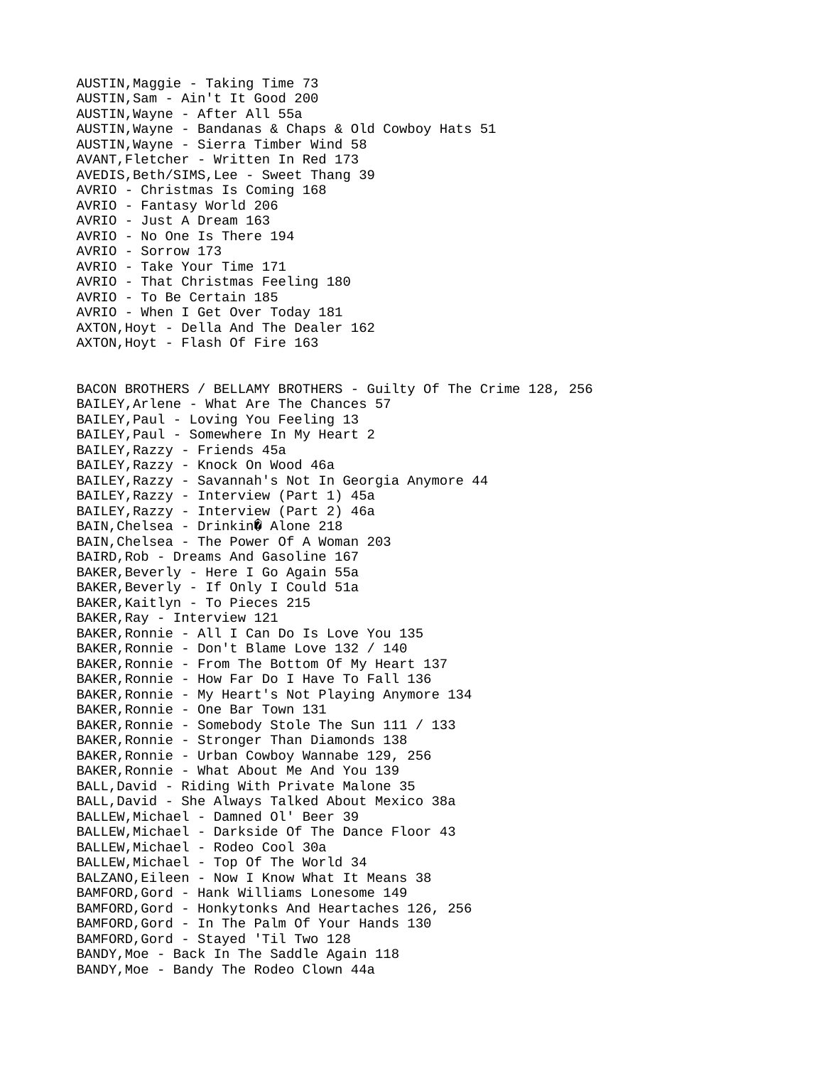AUSTIN,Maggie - Taking Time 73
AUSTIN,Sam - Ain't It Good 200
AUSTIN,Wayne - After All 55a
AUSTIN,Wayne - Bandanas & Chaps & Old Cowboy Hats 51
AUSTIN,Wayne - Sierra Timber Wind 58
AVANT,Fletcher - Written In Red 173
AVEDIS,Beth/SIMS,Lee - Sweet Thang 39
AVRIO - Christmas Is Coming 168
AVRIO - Fantasy World 206
AVRIO - Just A Dream 163
AVRIO - No One Is There 194
AVRIO - Sorrow 173
AVRIO - Take Your Time 171
AVRIO - That Christmas Feeling 180
AVRIO - To Be Certain 185
AVRIO - When I Get Over Today 181
AXTON,Hoyt - Della And The Dealer 162
AXTON,Hoyt - Flash Of Fire 163

BACON BROTHERS / BELLAMY BROTHERS - Guilty Of The Crime 128, 256
BAILEY,Arlene - What Are The Chances 57
BAILEY,Paul - Loving You Feeling 13
BAILEY,Paul - Somewhere In My Heart 2
BAILEY,Razzy - Friends 45a
BAILEY,Razzy - Knock On Wood 46a
BAILEY,Razzy - Savannah's Not In Georgia Anymore 44
BAILEY,Razzy - Interview (Part 1) 45a
BAILEY,Razzy - Interview (Part 2) 46a
BAIN,Chelsea - Drinkin� Alone 218
BAIN,Chelsea - The Power Of A Woman 203
BAIRD,Rob - Dreams And Gasoline 167
BAKER,Beverly - Here I Go Again 55a
BAKER,Beverly - If Only I Could 51a
BAKER,Kaitlyn - To Pieces 215
BAKER,Ray - Interview 121
BAKER,Ronnie - All I Can Do Is Love You 135
BAKER,Ronnie - Don't Blame Love 132 / 140
BAKER,Ronnie - From The Bottom Of My Heart 137
BAKER,Ronnie - How Far Do I Have To Fall 136
BAKER,Ronnie - My Heart's Not Playing Anymore 134
BAKER,Ronnie - One Bar Town 131
BAKER,Ronnie - Somebody Stole The Sun 111 / 133
BAKER,Ronnie - Stronger Than Diamonds 138
BAKER,Ronnie - Urban Cowboy Wannabe 129, 256
BAKER,Ronnie - What About Me And You 139
BALL,David - Riding With Private Malone 35
BALL,David - She Always Talked About Mexico 38a
BALLEW,Michael - Damned Ol' Beer 39
BALLEW,Michael - Darkside Of The Dance Floor 43
BALLEW,Michael - Rodeo Cool 30a
BALLEW,Michael - Top Of The World 34
BALZANO,Eileen - Now I Know What It Means 38
BAMFORD,Gord - Hank Williams Lonesome 149
BAMFORD,Gord - Honkytonks And Heartaches 126, 256
BAMFORD,Gord - In The Palm Of Your Hands 130
BAMFORD,Gord - Stayed 'Til Two 128
BANDY,Moe - Back In The Saddle Again 118
BANDY,Moe - Bandy The Rodeo Clown 44a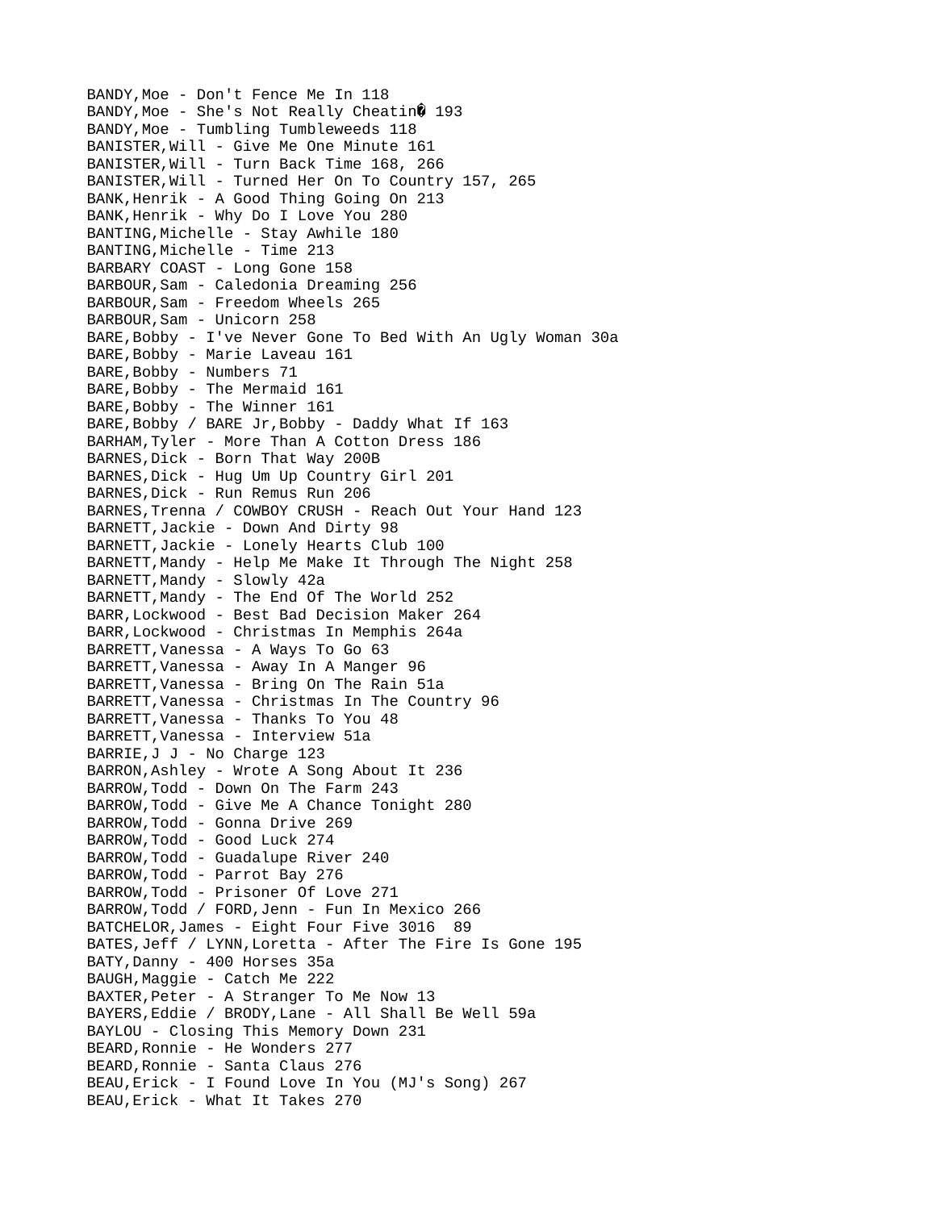BANDY,Moe - Don't Fence Me In 118
BANDY,Moe - She's Not Really Cheatin� 193
BANDY,Moe - Tumbling Tumbleweeds 118
BANISTER,Will - Give Me One Minute 161
BANISTER,Will - Turn Back Time 168, 266
BANISTER,Will - Turned Her On To Country 157, 265
BANK,Henrik - A Good Thing Going On 213
BANK,Henrik - Why Do I Love You 280
BANTING,Michelle - Stay Awhile 180
BANTING,Michelle - Time 213
BARBARY COAST - Long Gone 158
BARBOUR,Sam - Caledonia Dreaming 256
BARBOUR,Sam - Freedom Wheels 265
BARBOUR,Sam - Unicorn 258
BARE,Bobby - I've Never Gone To Bed With An Ugly Woman 30a
BARE,Bobby - Marie Laveau 161
BARE,Bobby - Numbers 71
BARE,Bobby - The Mermaid 161
BARE,Bobby - The Winner 161
BARE,Bobby / BARE Jr,Bobby - Daddy What If 163
BARHAM,Tyler - More Than A Cotton Dress 186
BARNES,Dick - Born That Way 200B
BARNES,Dick - Hug Um Up Country Girl 201
BARNES,Dick - Run Remus Run 206
BARNES,Trenna / COWBOY CRUSH - Reach Out Your Hand 123
BARNETT,Jackie - Down And Dirty 98
BARNETT,Jackie - Lonely Hearts Club 100
BARNETT,Mandy - Help Me Make It Through The Night 258
BARNETT,Mandy - Slowly 42a
BARNETT,Mandy - The End Of The World 252
BARR,Lockwood - Best Bad Decision Maker 264
BARR,Lockwood - Christmas In Memphis 264a
BARRETT,Vanessa - A Ways To Go 63
BARRETT,Vanessa - Away In A Manger 96
BARRETT,Vanessa - Bring On The Rain 51a
BARRETT,Vanessa - Christmas In The Country 96
BARRETT,Vanessa - Thanks To You 48
BARRETT,Vanessa - Interview 51a
BARRIE,J J - No Charge 123
BARRON,Ashley - Wrote A Song About It 236
BARROW,Todd - Down On The Farm 243
BARROW,Todd - Give Me A Chance Tonight 280
BARROW,Todd - Gonna Drive 269
BARROW,Todd - Good Luck 274
BARROW,Todd - Guadalupe River 240
BARROW,Todd - Parrot Bay 276
BARROW,Todd - Prisoner Of Love 271
BARROW,Todd / FORD,Jenn - Fun In Mexico 266
BATCHELOR,James - Eight Four Five 3016 89
BATES,Jeff / LYNN,Loretta - After The Fire Is Gone 195
BATY,Danny - 400 Horses 35a
BAUGH,Maggie - Catch Me 222
BAXTER,Peter - A Stranger To Me Now 13
BAYERS,Eddie / BRODY,Lane - All Shall Be Well 59a
BAYLOU - Closing This Memory Down 231
BEARD,Ronnie - He Wonders 277
BEARD,Ronnie - Santa Claus 276
BEAU,Erick - I Found Love In You (MJ's Song) 267
BEAU,Erick - What It Takes 270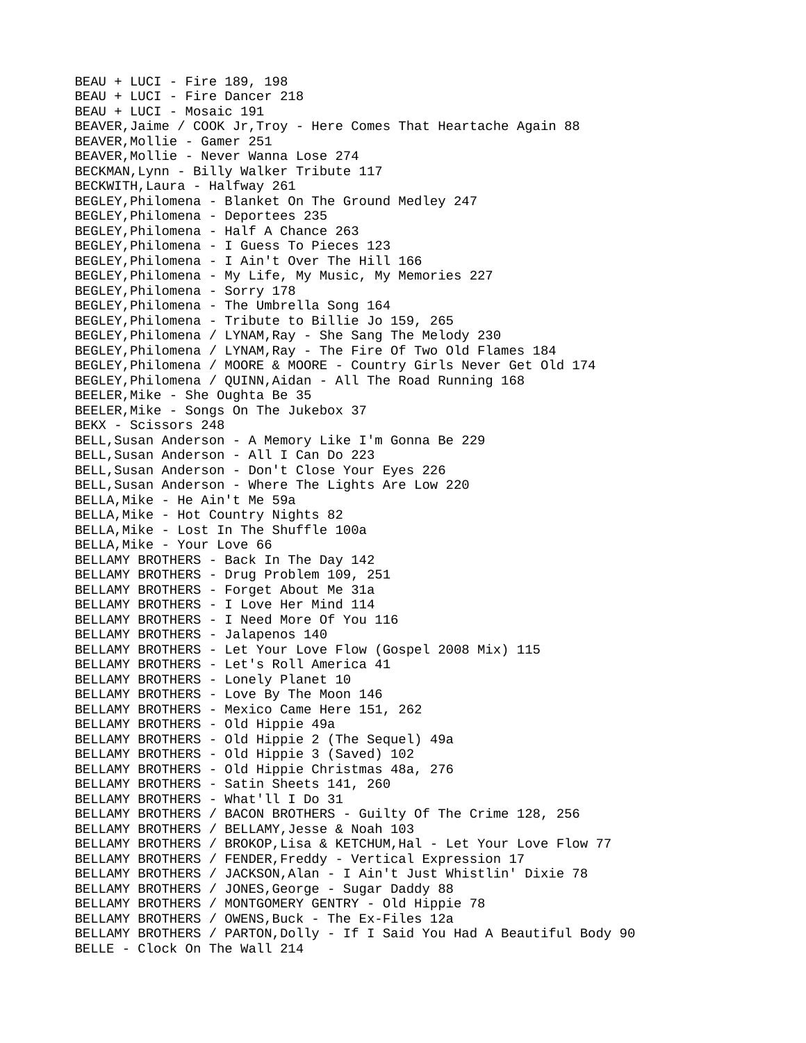BEAU + LUCI - Fire 189, 198
BEAU + LUCI - Fire Dancer 218
BEAU + LUCI - Mosaic 191
BEAVER,Jaime / COOK Jr,Troy - Here Comes That Heartache Again 88
BEAVER,Mollie - Gamer 251
BEAVER,Mollie - Never Wanna Lose 274
BECKMAN,Lynn - Billy Walker Tribute 117
BECKWITH,Laura - Halfway 261
BEGLEY,Philomena - Blanket On The Ground Medley 247
BEGLEY,Philomena - Deportees 235
BEGLEY,Philomena - Half A Chance 263
BEGLEY,Philomena - I Guess To Pieces 123
BEGLEY,Philomena - I Ain't Over The Hill 166
BEGLEY,Philomena - My Life, My Music, My Memories 227
BEGLEY,Philomena - Sorry 178
BEGLEY,Philomena - The Umbrella Song 164
BEGLEY,Philomena - Tribute to Billie Jo 159, 265
BEGLEY,Philomena / LYNAM,Ray - She Sang The Melody 230
BEGLEY,Philomena / LYNAM,Ray - The Fire Of Two Old Flames 184
BEGLEY,Philomena / MOORE & MOORE - Country Girls Never Get Old 174
BEGLEY,Philomena / QUINN,Aidan - All The Road Running 168
BEELER,Mike - She Oughta Be 35
BEELER,Mike - Songs On The Jukebox 37
BEKX - Scissors 248
BELL,Susan Anderson - A Memory Like I'm Gonna Be 229
BELL,Susan Anderson - All I Can Do 223
BELL,Susan Anderson - Don't Close Your Eyes 226
BELL,Susan Anderson - Where The Lights Are Low 220
BELLA,Mike - He Ain't Me 59a
BELLA,Mike - Hot Country Nights 82
BELLA,Mike - Lost In The Shuffle 100a
BELLA,Mike - Your Love 66
BELLAMY BROTHERS - Back In The Day 142
BELLAMY BROTHERS - Drug Problem 109, 251
BELLAMY BROTHERS - Forget About Me 31a
BELLAMY BROTHERS - I Love Her Mind 114
BELLAMY BROTHERS - I Need More Of You 116
BELLAMY BROTHERS - Jalapenos 140
BELLAMY BROTHERS - Let Your Love Flow (Gospel 2008 Mix) 115
BELLAMY BROTHERS - Let's Roll America 41
BELLAMY BROTHERS - Lonely Planet 10
BELLAMY BROTHERS - Love By The Moon 146
BELLAMY BROTHERS - Mexico Came Here 151, 262
BELLAMY BROTHERS - Old Hippie 49a
BELLAMY BROTHERS - Old Hippie 2 (The Sequel) 49a
BELLAMY BROTHERS - Old Hippie 3 (Saved) 102
BELLAMY BROTHERS - Old Hippie Christmas 48a, 276
BELLAMY BROTHERS - Satin Sheets 141, 260
BELLAMY BROTHERS - What'll I Do 31
BELLAMY BROTHERS / BACON BROTHERS - Guilty Of The Crime 128, 256
BELLAMY BROTHERS / BELLAMY,Jesse & Noah 103
BELLAMY BROTHERS / BROKOP,Lisa & KETCHUM,Hal - Let Your Love Flow 77
BELLAMY BROTHERS / FENDER,Freddy - Vertical Expression 17
BELLAMY BROTHERS / JACKSON,Alan - I Ain't Just Whistlin' Dixie 78
BELLAMY BROTHERS / JONES,George - Sugar Daddy 88
BELLAMY BROTHERS / MONTGOMERY GENTRY - Old Hippie 78
BELLAMY BROTHERS / OWENS,Buck - The Ex-Files 12a
BELLAMY BROTHERS / PARTON,Dolly - If I Said You Had A Beautiful Body 90
BELLE - Clock On The Wall 214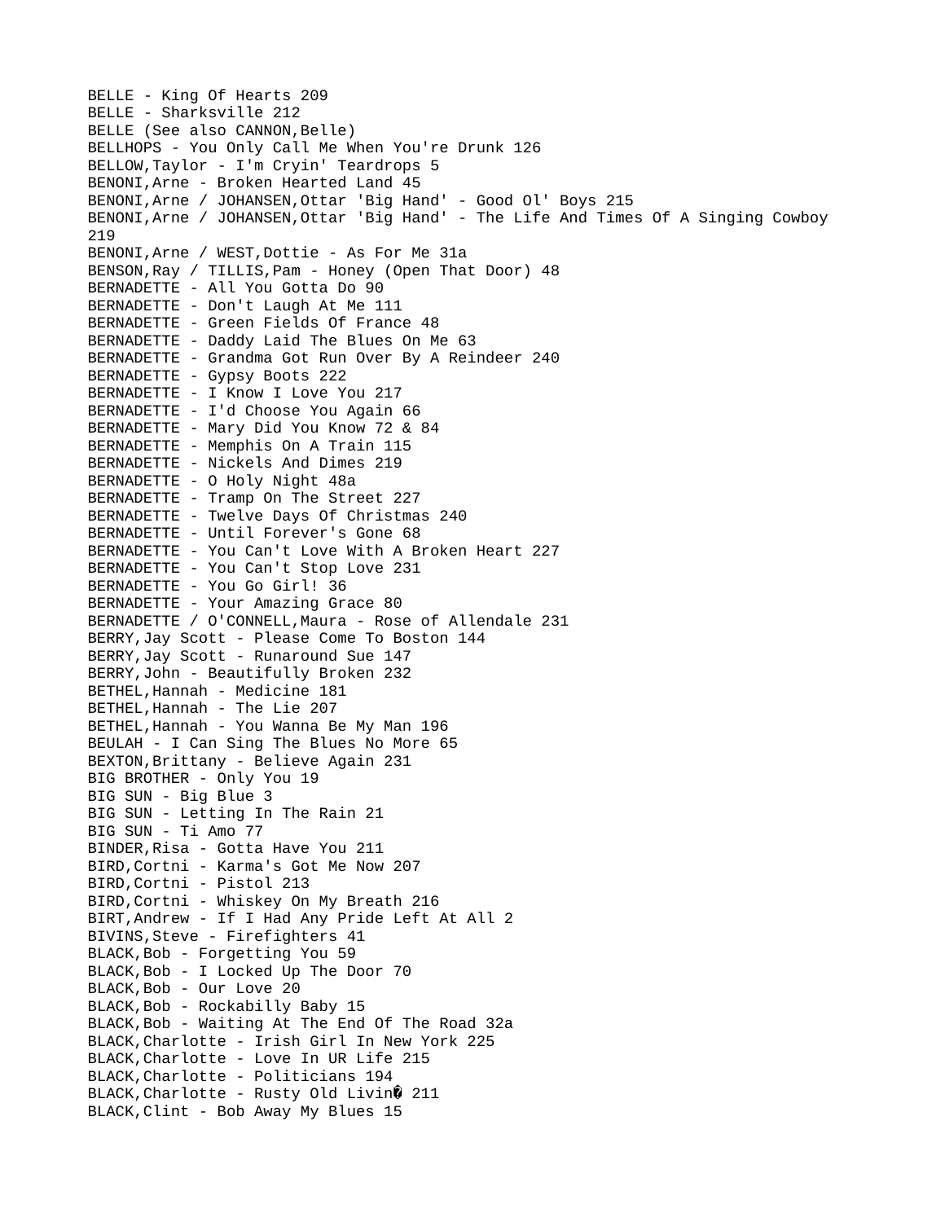BELLE - King Of Hearts 209
BELLE - Sharksville 212
BELLE (See also CANNON,Belle)
BELLHOPS - You Only Call Me When You're Drunk 126
BELLOW,Taylor - I'm Cryin' Teardrops 5
BENONI,Arne - Broken Hearted Land 45
BENONI,Arne / JOHANSEN,Ottar 'Big Hand' - Good Ol' Boys 215
BENONI,Arne / JOHANSEN,Ottar 'Big Hand' - The Life And Times Of A Singing Cowboy 219
BENONI,Arne / WEST,Dottie - As For Me 31a
BENSON,Ray / TILLIS,Pam - Honey (Open That Door) 48
BERNADETTE - All You Gotta Do 90
BERNADETTE - Don't Laugh At Me 111
BERNADETTE - Green Fields Of France 48
BERNADETTE - Daddy Laid The Blues On Me 63
BERNADETTE - Grandma Got Run Over By A Reindeer 240
BERNADETTE - Gypsy Boots 222
BERNADETTE - I Know I Love You 217
BERNADETTE - I'd Choose You Again 66
BERNADETTE - Mary Did You Know 72 & 84
BERNADETTE - Memphis On A Train 115
BERNADETTE - Nickels And Dimes 219
BERNADETTE - O Holy Night 48a
BERNADETTE - Tramp On The Street 227
BERNADETTE - Twelve Days Of Christmas 240
BERNADETTE - Until Forever's Gone 68
BERNADETTE - You Can't Love With A Broken Heart 227
BERNADETTE - You Can't Stop Love 231
BERNADETTE - You Go Girl! 36
BERNADETTE - Your Amazing Grace 80
BERNADETTE / O'CONNELL,Maura - Rose of Allendale 231
BERRY,Jay Scott - Please Come To Boston 144
BERRY,Jay Scott - Runaround Sue 147
BERRY,John - Beautifully Broken 232
BETHEL,Hannah - Medicine 181
BETHEL,Hannah - The Lie 207
BETHEL,Hannah - You Wanna Be My Man 196
BEULAH - I Can Sing The Blues No More 65
BEXTON,Brittany - Believe Again 231
BIG BROTHER - Only You 19
BIG SUN - Big Blue 3
BIG SUN - Letting In The Rain 21
BIG SUN - Ti Amo 77
BINDER,Risa - Gotta Have You 211
BIRD,Cortni - Karma's Got Me Now 207
BIRD,Cortni - Pistol 213
BIRD,Cortni - Whiskey On My Breath 216
BIRT,Andrew - If I Had Any Pride Left At All 2
BIVINS,Steve - Firefighters 41
BLACK,Bob - Forgetting You 59
BLACK,Bob - I Locked Up The Door 70
BLACK,Bob - Our Love 20
BLACK,Bob - Rockabilly Baby 15
BLACK,Bob - Waiting At The End Of The Road 32a
BLACK,Charlotte - Irish Girl In New York 225
BLACK,Charlotte - Love In UR Life 215
BLACK,Charlotte - Politicians 194
BLACK,Charlotte - Rusty Old Livin� 211
BLACK,Clint - Bob Away My Blues 15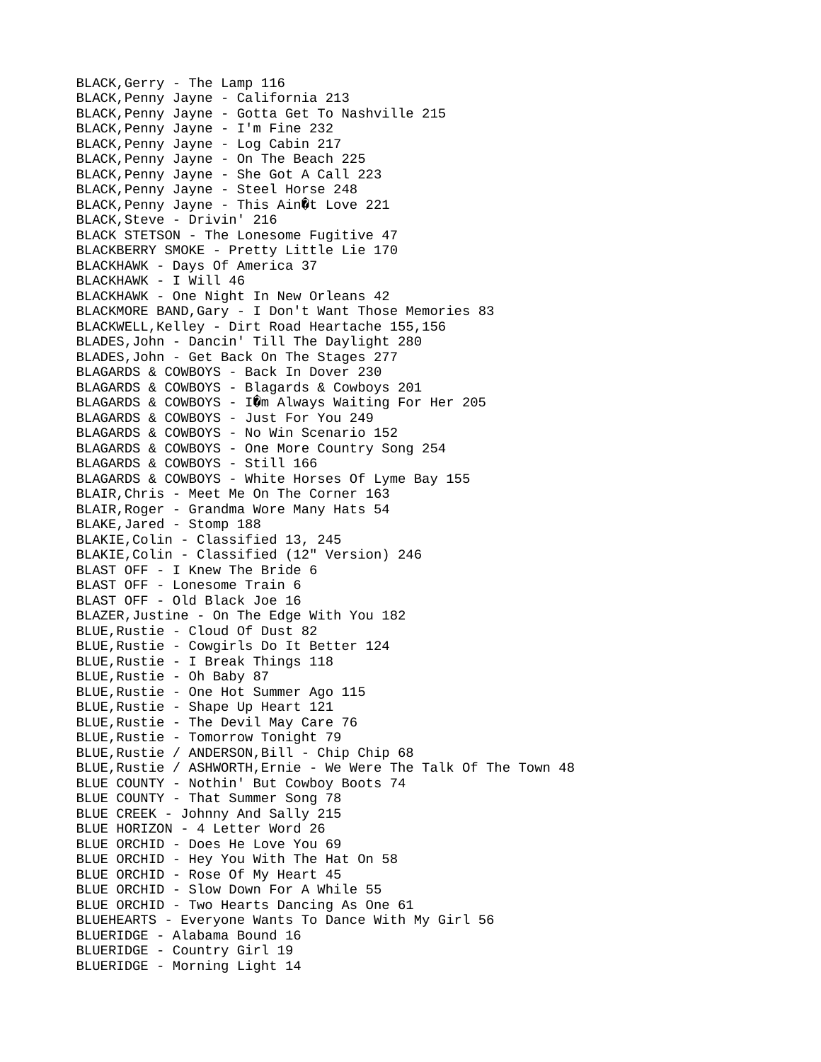BLACK,Gerry - The Lamp 116
BLACK,Penny Jayne - California 213
BLACK,Penny Jayne - Gotta Get To Nashville 215
BLACK,Penny Jayne - I'm Fine 232
BLACK,Penny Jayne - Log Cabin 217
BLACK,Penny Jayne - On The Beach 225
BLACK,Penny Jayne - She Got A Call 223
BLACK,Penny Jayne - Steel Horse 248
BLACK,Penny Jayne - This Ain�t Love 221
BLACK,Steve - Drivin' 216
BLACK STETSON - The Lonesome Fugitive 47
BLACKBERRY SMOKE - Pretty Little Lie 170
BLACKHAWK - Days Of America 37
BLACKHAWK - I Will 46
BLACKHAWK - One Night In New Orleans 42
BLACKMORE BAND,Gary - I Don't Want Those Memories 83
BLACKWELL,Kelley - Dirt Road Heartache 155,156
BLADES,John - Dancin' Till The Daylight 280
BLADES,John - Get Back On The Stages 277
BLAGARDS & COWBOYS - Back In Dover 230
BLAGARDS & COWBOYS - Blagards & Cowboys 201
BLAGARDS & COWBOYS - I�m Always Waiting For Her 205
BLAGARDS & COWBOYS - Just For You 249
BLAGARDS & COWBOYS - No Win Scenario 152
BLAGARDS & COWBOYS - One More Country Song 254
BLAGARDS & COWBOYS - Still 166
BLAGARDS & COWBOYS - White Horses Of Lyme Bay 155
BLAIR,Chris - Meet Me On The Corner 163
BLAIR,Roger - Grandma Wore Many Hats 54
BLAKE,Jared - Stomp 188
BLAKIE,Colin - Classified 13, 245
BLAKIE,Colin - Classified (12" Version) 246
BLAST OFF - I Knew The Bride 6
BLAST OFF - Lonesome Train 6
BLAST OFF - Old Black Joe 16
BLAZER,Justine - On The Edge With You 182
BLUE,Rustie - Cloud Of Dust 82
BLUE,Rustie - Cowgirls Do It Better 124
BLUE,Rustie - I Break Things 118
BLUE,Rustie - Oh Baby 87
BLUE,Rustie - One Hot Summer Ago 115
BLUE,Rustie - Shape Up Heart 121
BLUE,Rustie - The Devil May Care 76
BLUE,Rustie - Tomorrow Tonight 79
BLUE,Rustie / ANDERSON,Bill - Chip Chip 68
BLUE,Rustie / ASHWORTH,Ernie - We Were The Talk Of The Town 48
BLUE COUNTY - Nothin' But Cowboy Boots 74
BLUE COUNTY - That Summer Song 78
BLUE CREEK - Johnny And Sally 215
BLUE HORIZON - 4 Letter Word 26
BLUE ORCHID - Does He Love You 69
BLUE ORCHID - Hey You With The Hat On 58
BLUE ORCHID - Rose Of My Heart 45
BLUE ORCHID - Slow Down For A While 55
BLUE ORCHID - Two Hearts Dancing As One 61
BLUEHEARTS - Everyone Wants To Dance With My Girl 56
BLUERIDGE - Alabama Bound 16
BLUERIDGE - Country Girl 19
BLUERIDGE - Morning Light 14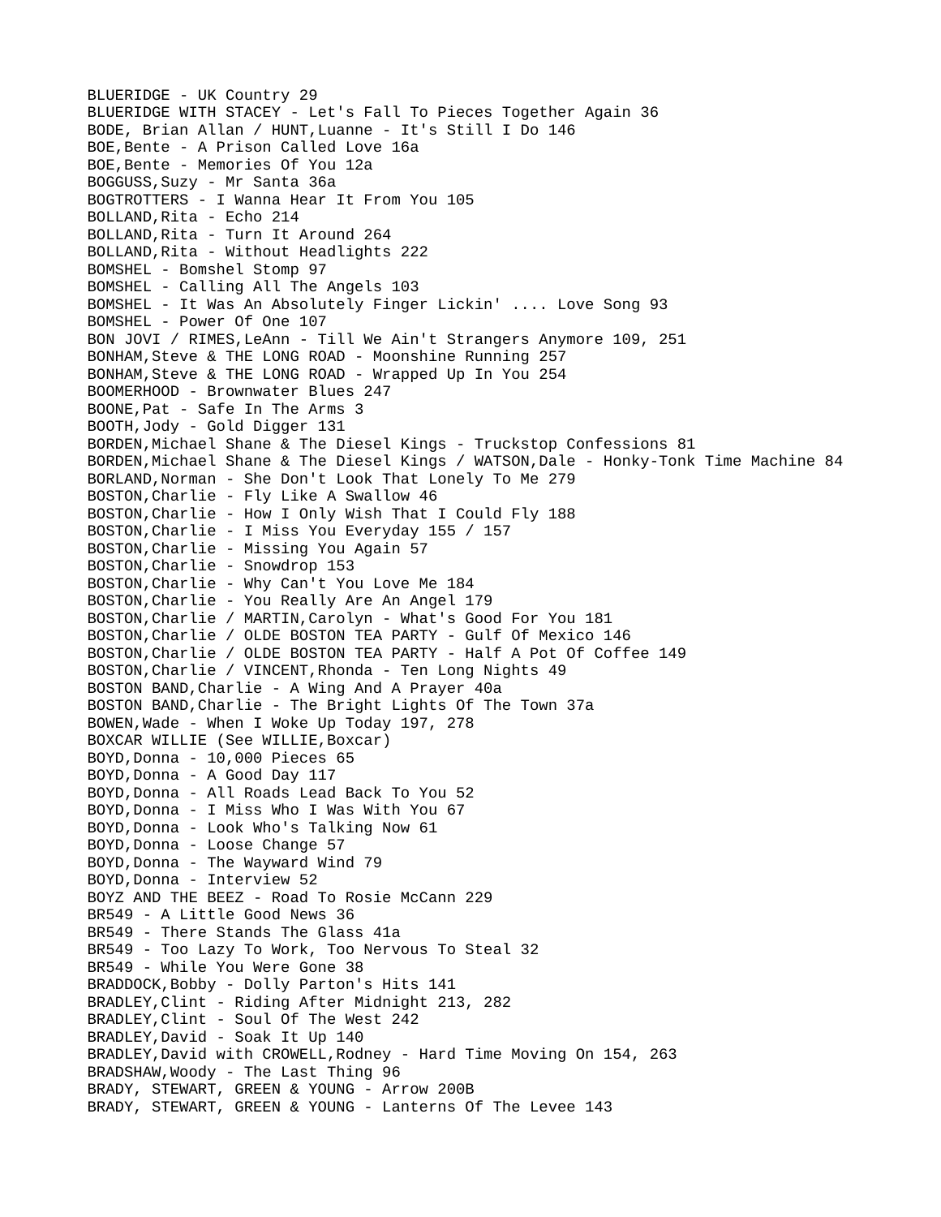BLUERIDGE - UK Country 29
BLUERIDGE WITH STACEY - Let's Fall To Pieces Together Again 36
BODE, Brian Allan / HUNT,Luanne - It's Still I Do 146
BOE,Bente - A Prison Called Love 16a
BOE,Bente - Memories Of You 12a
BOGGUSS,Suzy - Mr Santa 36a
BOGTROTTERS - I Wanna Hear It From You 105
BOLLAND,Rita - Echo 214
BOLLAND,Rita - Turn It Around 264
BOLLAND,Rita - Without Headlights 222
BOMSHEL - Bomshel Stomp 97
BOMSHEL - Calling All The Angels 103
BOMSHEL - It Was An Absolutely Finger Lickin' .... Love Song 93
BOMSHEL - Power Of One 107
BON JOVI / RIMES,LeAnn - Till We Ain't Strangers Anymore 109, 251
BONHAM,Steve & THE LONG ROAD - Moonshine Running 257
BONHAM,Steve & THE LONG ROAD - Wrapped Up In You 254
BOOMERHOOD - Brownwater Blues 247
BOONE,Pat - Safe In The Arms 3
BOOTH,Jody - Gold Digger 131
BORDEN,Michael Shane & The Diesel Kings - Truckstop Confessions 81
BORDEN,Michael Shane & The Diesel Kings / WATSON,Dale - Honky-Tonk Time Machine 84
BORLAND,Norman - She Don't Look That Lonely To Me 279
BOSTON,Charlie - Fly Like A Swallow 46
BOSTON,Charlie - How I Only Wish That I Could Fly 188
BOSTON,Charlie - I Miss You Everyday 155 / 157
BOSTON,Charlie - Missing You Again 57
BOSTON,Charlie - Snowdrop 153
BOSTON,Charlie - Why Can't You Love Me 184
BOSTON,Charlie - You Really Are An Angel 179
BOSTON,Charlie / MARTIN,Carolyn - What's Good For You 181
BOSTON,Charlie / OLDE BOSTON TEA PARTY - Gulf Of Mexico 146
BOSTON,Charlie / OLDE BOSTON TEA PARTY - Half A Pot Of Coffee 149
BOSTON,Charlie / VINCENT,Rhonda - Ten Long Nights 49
BOSTON BAND,Charlie - A Wing And A Prayer 40a
BOSTON BAND,Charlie - The Bright Lights Of The Town 37a
BOWEN,Wade - When I Woke Up Today 197, 278
BOXCAR WILLIE (See WILLIE,Boxcar)
BOYD,Donna - 10,000 Pieces 65
BOYD,Donna - A Good Day 117
BOYD,Donna - All Roads Lead Back To You 52
BOYD,Donna - I Miss Who I Was With You 67
BOYD,Donna - Look Who's Talking Now 61
BOYD,Donna - Loose Change 57
BOYD,Donna - The Wayward Wind 79
BOYD,Donna - Interview 52
BOYZ AND THE BEEZ - Road To Rosie McCann 229
BR549 - A Little Good News 36
BR549 - There Stands The Glass 41a
BR549 - Too Lazy To Work, Too Nervous To Steal 32
BR549 - While You Were Gone 38
BRADDOCK,Bobby - Dolly Parton's Hits 141
BRADLEY,Clint - Riding After Midnight 213, 282
BRADLEY,Clint - Soul Of The West 242
BRADLEY,David - Soak It Up 140
BRADLEY,David with CROWELL,Rodney - Hard Time Moving On 154, 263
BRADSHAW,Woody - The Last Thing 96
BRADY, STEWART, GREEN & YOUNG - Arrow 200B
BRADY, STEWART, GREEN & YOUNG - Lanterns Of The Levee 143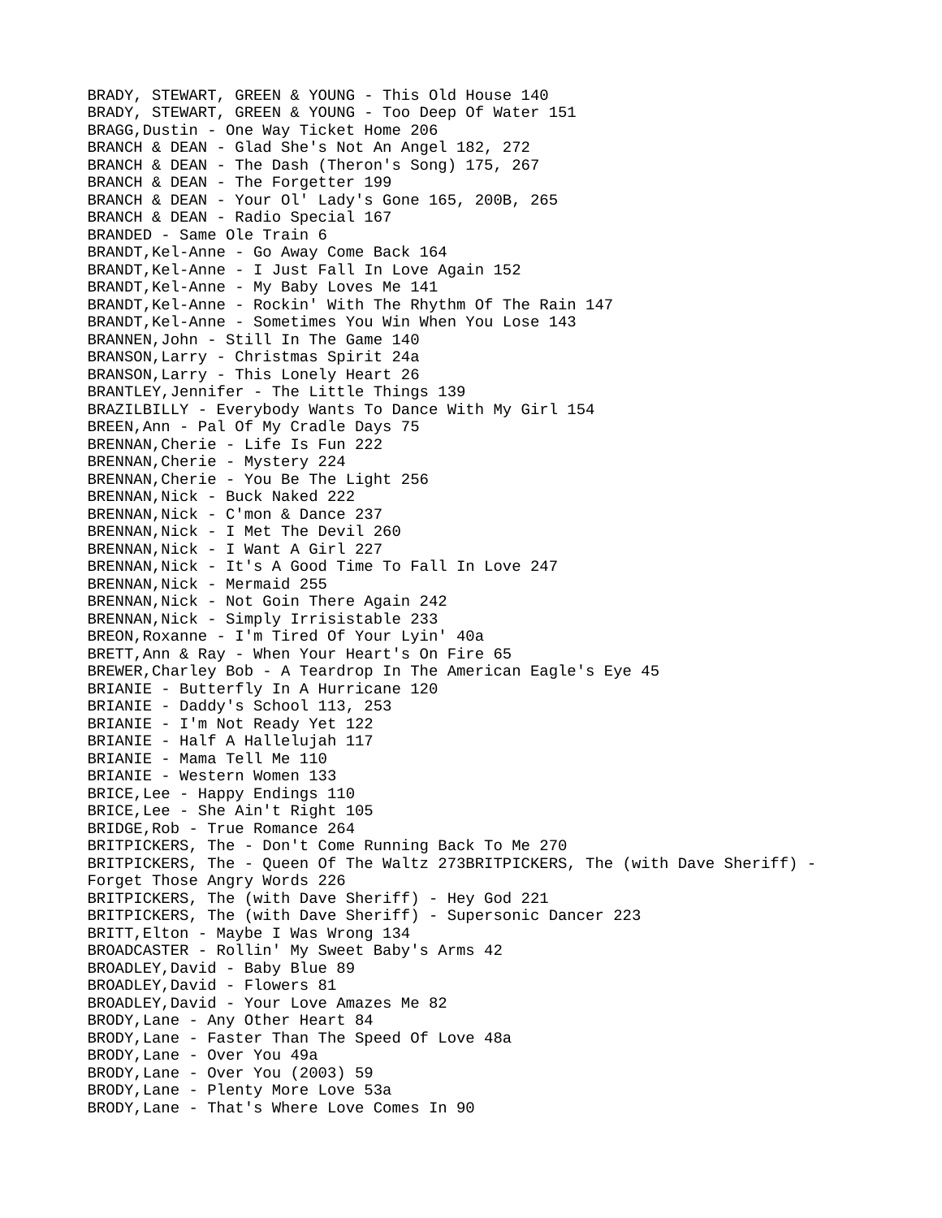BRADY, STEWART, GREEN & YOUNG - This Old House 140
BRADY, STEWART, GREEN & YOUNG - Too Deep Of Water 151
BRAGG,Dustin - One Way Ticket Home 206
BRANCH & DEAN - Glad She's Not An Angel 182, 272
BRANCH & DEAN - The Dash (Theron's Song) 175, 267
BRANCH & DEAN - The Forgetter 199
BRANCH & DEAN - Your Ol' Lady's Gone 165, 200B, 265
BRANCH & DEAN - Radio Special 167
BRANDED - Same Ole Train 6
BRANDT,Kel-Anne - Go Away Come Back 164
BRANDT,Kel-Anne - I Just Fall In Love Again 152
BRANDT,Kel-Anne - My Baby Loves Me 141
BRANDT,Kel-Anne - Rockin' With The Rhythm Of The Rain 147
BRANDT,Kel-Anne - Sometimes You Win When You Lose 143
BRANNEN,John - Still In The Game 140
BRANSON,Larry - Christmas Spirit 24a
BRANSON,Larry - This Lonely Heart 26
BRANTLEY,Jennifer - The Little Things 139
BRAZILBILLY - Everybody Wants To Dance With My Girl 154
BREEN,Ann - Pal Of My Cradle Days 75
BRENNAN,Cherie - Life Is Fun 222
BRENNAN,Cherie - Mystery 224
BRENNAN,Cherie - You Be The Light 256
BRENNAN,Nick - Buck Naked 222
BRENNAN,Nick - C'mon & Dance 237
BRENNAN,Nick - I Met The Devil 260
BRENNAN,Nick - I Want A Girl 227
BRENNAN,Nick - It's A Good Time To Fall In Love 247
BRENNAN,Nick - Mermaid 255
BRENNAN,Nick - Not Goin There Again 242
BRENNAN,Nick - Simply Irrisistable 233
BREON,Roxanne - I'm Tired Of Your Lyin' 40a
BRETT,Ann & Ray - When Your Heart's On Fire 65
BREWER,Charley Bob - A Teardrop In The American Eagle's Eye 45
BRIANIE - Butterfly In A Hurricane 120
BRIANIE - Daddy's School 113, 253
BRIANIE - I'm Not Ready Yet 122
BRIANIE - Half A Hallelujah 117
BRIANIE - Mama Tell Me 110
BRIANIE - Western Women 133
BRICE,Lee - Happy Endings 110
BRICE,Lee - She Ain't Right 105
BRIDGE,Rob - True Romance 264
BRITPICKERS, The - Don't Come Running Back To Me 270
BRITPICKERS, The - Queen Of The Waltz 273BRITPICKERS, The (with Dave Sheriff) - Forget Those Angry Words 226
BRITPICKERS, The (with Dave Sheriff) - Hey God 221
BRITPICKERS, The (with Dave Sheriff) - Supersonic Dancer 223
BRITT,Elton - Maybe I Was Wrong 134
BROADCASTER - Rollin' My Sweet Baby's Arms 42
BROADLEY,David - Baby Blue 89
BROADLEY,David - Flowers 81
BROADLEY,David - Your Love Amazes Me 82
BRODY,Lane - Any Other Heart 84
BRODY,Lane - Faster Than The Speed Of Love 48a
BRODY,Lane - Over You 49a
BRODY,Lane - Over You (2003) 59
BRODY,Lane - Plenty More Love 53a
BRODY,Lane - That's Where Love Comes In 90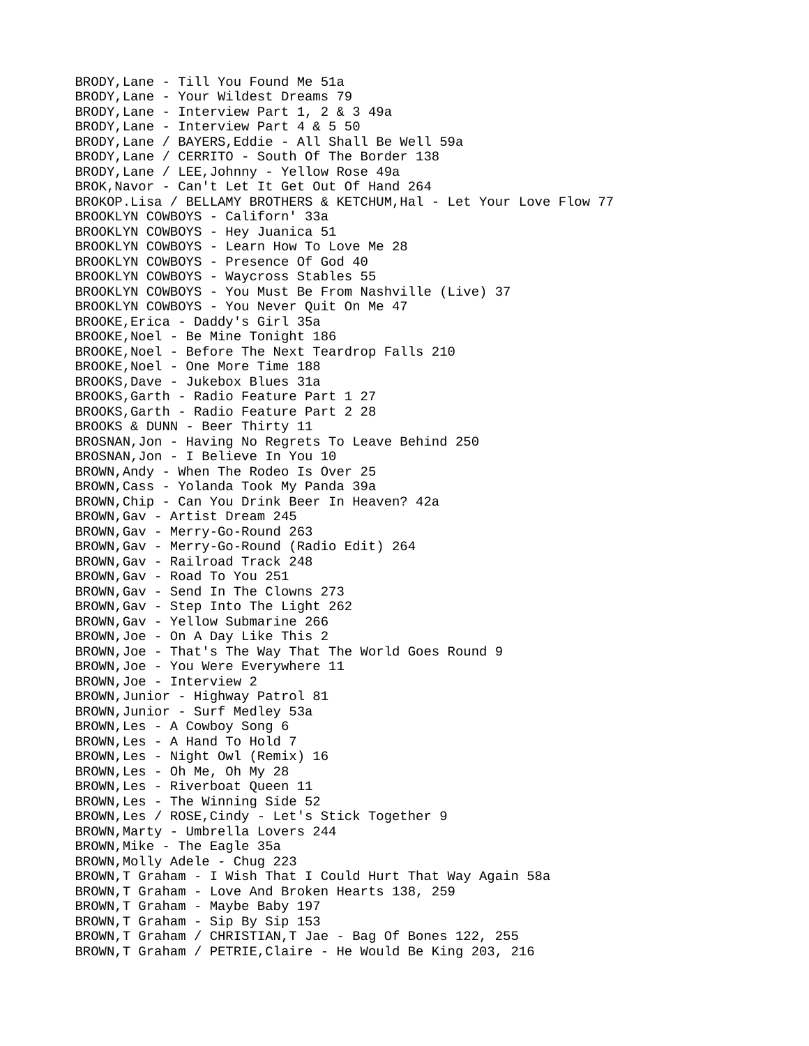BRODY,Lane - Till You Found Me 51a
BRODY,Lane - Your Wildest Dreams 79
BRODY,Lane - Interview Part 1, 2 & 3 49a
BRODY,Lane - Interview Part 4 & 5 50
BRODY,Lane / BAYERS,Eddie - All Shall Be Well 59a
BRODY,Lane / CERRITO - South Of The Border 138
BRODY,Lane / LEE,Johnny - Yellow Rose 49a
BROK,Navor - Can't Let It Get Out Of Hand 264
BROKOP.Lisa / BELLAMY BROTHERS & KETCHUM,Hal - Let Your Love Flow 77
BROOKLYN COWBOYS - Californ' 33a
BROOKLYN COWBOYS - Hey Juanica 51
BROOKLYN COWBOYS - Learn How To Love Me 28
BROOKLYN COWBOYS - Presence Of God 40
BROOKLYN COWBOYS - Waycross Stables 55
BROOKLYN COWBOYS - You Must Be From Nashville (Live) 37
BROOKLYN COWBOYS - You Never Quit On Me 47
BROOKE,Erica - Daddy's Girl 35a
BROOKE,Noel - Be Mine Tonight 186
BROOKE,Noel - Before The Next Teardrop Falls 210
BROOKE,Noel - One More Time 188
BROOKS,Dave - Jukebox Blues 31a
BROOKS,Garth - Radio Feature Part 1 27
BROOKS,Garth - Radio Feature Part 2 28
BROOKS & DUNN - Beer Thirty 11
BROSNAN,Jon - Having No Regrets To Leave Behind 250
BROSNAN,Jon - I Believe In You 10
BROWN,Andy - When The Rodeo Is Over 25
BROWN,Cass - Yolanda Took My Panda 39a
BROWN,Chip - Can You Drink Beer In Heaven? 42a
BROWN,Gav - Artist Dream 245
BROWN,Gav - Merry-Go-Round 263
BROWN,Gav - Merry-Go-Round (Radio Edit) 264
BROWN,Gav - Railroad Track 248
BROWN,Gav - Road To You 251
BROWN,Gav - Send In The Clowns 273
BROWN,Gav - Step Into The Light 262
BROWN,Gav - Yellow Submarine 266
BROWN,Joe - On A Day Like This 2
BROWN,Joe - That's The Way That The World Goes Round 9
BROWN,Joe - You Were Everywhere 11
BROWN,Joe - Interview 2
BROWN,Junior - Highway Patrol 81
BROWN,Junior - Surf Medley 53a
BROWN,Les - A Cowboy Song 6
BROWN,Les - A Hand To Hold 7
BROWN,Les - Night Owl (Remix) 16
BROWN,Les - Oh Me, Oh My 28
BROWN,Les - Riverboat Queen 11
BROWN,Les - The Winning Side 52
BROWN,Les / ROSE,Cindy - Let's Stick Together 9
BROWN,Marty - Umbrella Lovers 244
BROWN,Mike - The Eagle 35a
BROWN,Molly Adele - Chug 223
BROWN,T Graham - I Wish That I Could Hurt That Way Again 58a
BROWN,T Graham - Love And Broken Hearts 138, 259
BROWN,T Graham - Maybe Baby 197
BROWN,T Graham - Sip By Sip 153
BROWN,T Graham / CHRISTIAN,T Jae - Bag Of Bones 122, 255
BROWN,T Graham / PETRIE,Claire - He Would Be King 203, 216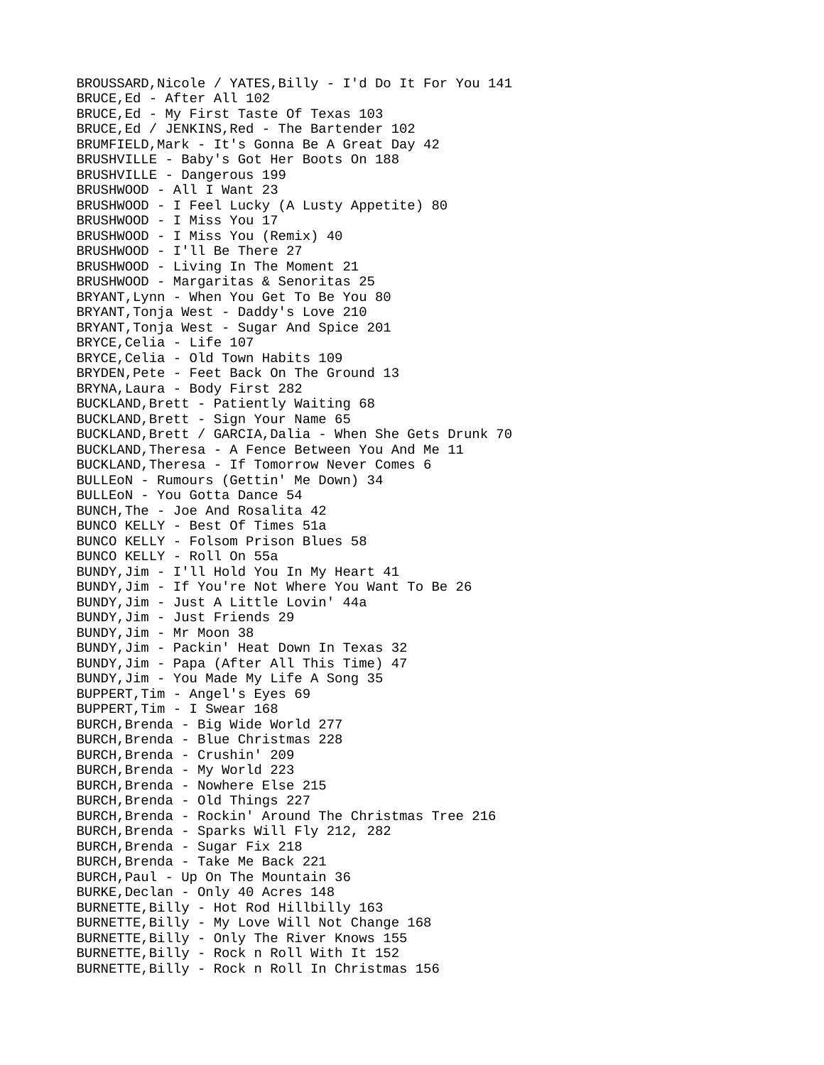BROUSSARD,Nicole / YATES,Billy - I'd Do It For You 141
BRUCE,Ed - After All 102
BRUCE,Ed - My First Taste Of Texas 103
BRUCE,Ed / JENKINS,Red - The Bartender 102
BRUMFIELD,Mark - It's Gonna Be A Great Day 42
BRUSHVILLE - Baby's Got Her Boots On 188
BRUSHVILLE - Dangerous 199
BRUSHWOOD - All I Want 23
BRUSHWOOD - I Feel Lucky (A Lusty Appetite) 80
BRUSHWOOD - I Miss You 17
BRUSHWOOD - I Miss You (Remix) 40
BRUSHWOOD - I'll Be There 27
BRUSHWOOD - Living In The Moment 21
BRUSHWOOD - Margaritas & Senoritas 25
BRYANT,Lynn - When You Get To Be You 80
BRYANT,Tonja West - Daddy's Love 210
BRYANT,Tonja West - Sugar And Spice 201
BRYCE,Celia - Life 107
BRYCE,Celia - Old Town Habits 109
BRYDEN,Pete - Feet Back On The Ground 13
BRYNA,Laura - Body First 282
BUCKLAND,Brett - Patiently Waiting 68
BUCKLAND,Brett - Sign Your Name 65
BUCKLAND,Brett / GARCIA,Dalia - When She Gets Drunk 70
BUCKLAND,Theresa - A Fence Between You And Me 11
BUCKLAND,Theresa - If Tomorrow Never Comes 6
BULLEoN - Rumours (Gettin' Me Down) 34
BULLEoN - You Gotta Dance 54
BUNCH,The - Joe And Rosalita 42
BUNCO KELLY - Best Of Times 51a
BUNCO KELLY - Folsom Prison Blues 58
BUNCO KELLY - Roll On 55a
BUNDY,Jim - I'll Hold You In My Heart 41
BUNDY,Jim - If You're Not Where You Want To Be 26
BUNDY,Jim - Just A Little Lovin' 44a
BUNDY,Jim - Just Friends 29
BUNDY,Jim - Mr Moon 38
BUNDY,Jim - Packin' Heat Down In Texas 32
BUNDY,Jim - Papa (After All This Time) 47
BUNDY,Jim - You Made My Life A Song 35
BUPPERT,Tim - Angel's Eyes 69
BUPPERT,Tim - I Swear 168
BURCH,Brenda - Big Wide World 277
BURCH,Brenda - Blue Christmas 228
BURCH,Brenda - Crushin' 209
BURCH,Brenda - My World 223
BURCH,Brenda - Nowhere Else 215
BURCH,Brenda - Old Things 227
BURCH,Brenda - Rockin' Around The Christmas Tree 216
BURCH,Brenda - Sparks Will Fly 212, 282
BURCH,Brenda - Sugar Fix 218
BURCH,Brenda - Take Me Back 221
BURCH,Paul - Up On The Mountain 36
BURKE,Declan - Only 40 Acres 148
BURNETTE,Billy - Hot Rod Hillbilly 163
BURNETTE,Billy - My Love Will Not Change 168
BURNETTE,Billy - Only The River Knows 155
BURNETTE,Billy - Rock n Roll With It 152
BURNETTE,Billy - Rock n Roll In Christmas 156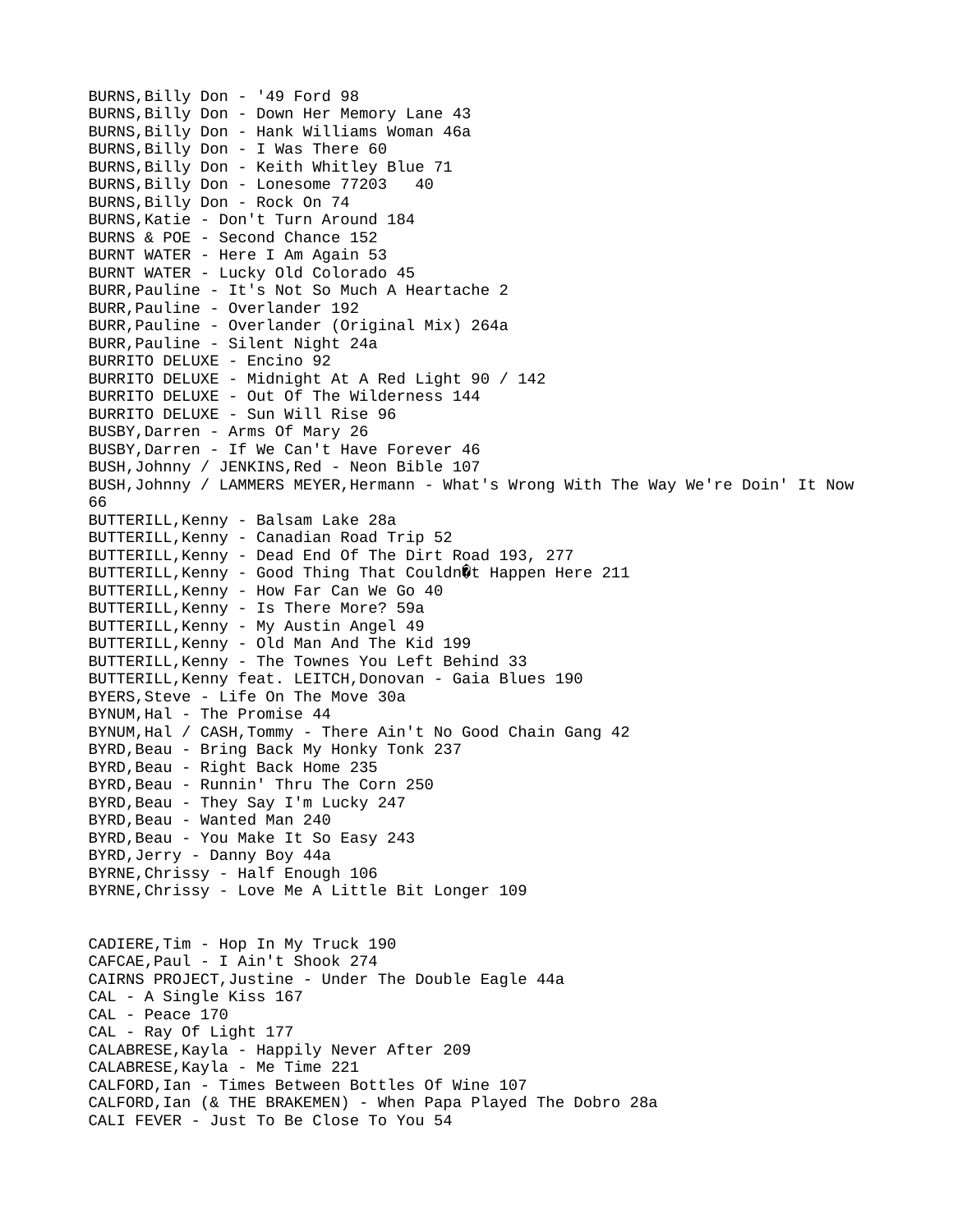BURNS,Billy Don - '49 Ford 98
BURNS,Billy Don - Down Her Memory Lane 43
BURNS,Billy Don - Hank Williams Woman 46a
BURNS,Billy Don - I Was There 60
BURNS,Billy Don - Keith Whitley Blue 71
BURNS,Billy Don - Lonesome 77203   40
BURNS,Billy Don - Rock On 74
BURNS,Katie - Don't Turn Around 184
BURNS & POE - Second Chance 152
BURNT WATER - Here I Am Again 53
BURNT WATER - Lucky Old Colorado 45
BURR,Pauline - It's Not So Much A Heartache 2
BURR,Pauline - Overlander 192
BURR,Pauline - Overlander (Original Mix) 264a
BURR,Pauline - Silent Night 24a
BURRITO DELUXE - Encino 92
BURRITO DELUXE - Midnight At A Red Light 90 / 142
BURRITO DELUXE - Out Of The Wilderness 144
BURRITO DELUXE - Sun Will Rise 96
BUSBY,Darren - Arms Of Mary 26
BUSBY,Darren - If We Can't Have Forever 46
BUSH,Johnny / JENKINS,Red - Neon Bible 107
BUSH,Johnny / LAMMERS MEYER,Hermann - What's Wrong With The Way We're Doin' It Now 66
BUTTERILL,Kenny - Balsam Lake 28a
BUTTERILL,Kenny - Canadian Road Trip 52
BUTTERILL,Kenny - Dead End Of The Dirt Road 193, 277
BUTTERILL,Kenny - Good Thing That Couldn�t Happen Here 211
BUTTERILL,Kenny - How Far Can We Go 40
BUTTERILL,Kenny - Is There More? 59a
BUTTERILL,Kenny - My Austin Angel 49
BUTTERILL,Kenny - Old Man And The Kid 199
BUTTERILL,Kenny - The Townes You Left Behind 33
BUTTERILL,Kenny feat. LEITCH,Donovan - Gaia Blues 190
BYERS,Steve - Life On The Move 30a
BYNUM,Hal - The Promise 44
BYNUM,Hal / CASH,Tommy - There Ain't No Good Chain Gang 42
BYRD,Beau - Bring Back My Honky Tonk 237
BYRD,Beau - Right Back Home 235
BYRD,Beau - Runnin' Thru The Corn 250
BYRD,Beau - They Say I'm Lucky 247
BYRD,Beau - Wanted Man 240
BYRD,Beau - You Make It So Easy 243
BYRD,Jerry - Danny Boy 44a
BYRNE,Chrissy - Half Enough 106
BYRNE,Chrissy - Love Me A Little Bit Longer 109

CADIERE,Tim - Hop In My Truck 190
CAFCAE,Paul - I Ain't Shook 274
CAIRNS PROJECT,Justine - Under The Double Eagle 44a
CAL - A Single Kiss 167
CAL - Peace 170
CAL - Ray Of Light 177
CALABRESE,Kayla - Happily Never After 209
CALABRESE,Kayla - Me Time 221
CALFORD,Ian - Times Between Bottles Of Wine 107
CALFORD,Ian (& THE BRAKEMEN) - When Papa Played The Dobro 28a
CALI FEVER - Just To Be Close To You 54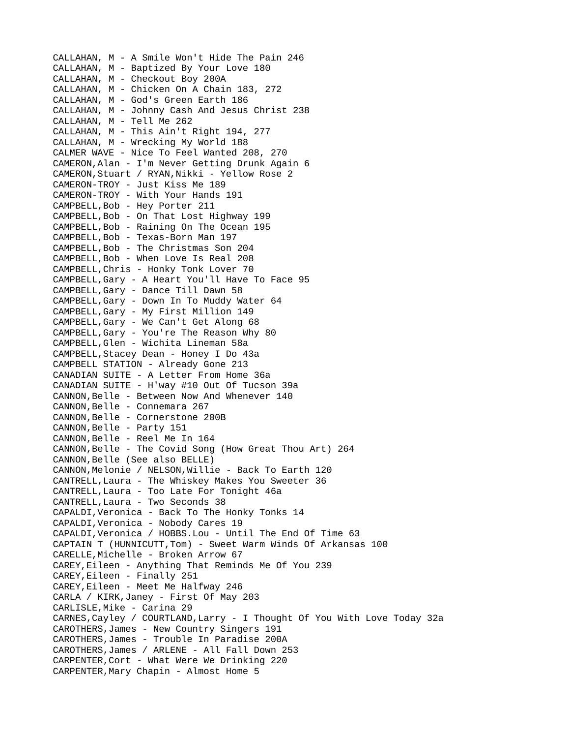CALLAHAN, M - A Smile Won't Hide The Pain 246
CALLAHAN, M - Baptized By Your Love 180
CALLAHAN, M - Checkout Boy 200A
CALLAHAN, M - Chicken On A Chain 183, 272
CALLAHAN, M - God's Green Earth 186
CALLAHAN, M - Johnny Cash And Jesus Christ 238
CALLAHAN, M - Tell Me 262
CALLAHAN, M - This Ain't Right 194, 277
CALLAHAN, M - Wrecking My World 188
CALMER WAVE - Nice To Feel Wanted 208, 270
CAMERON,Alan - I'm Never Getting Drunk Again 6
CAMERON,Stuart / RYAN,Nikki - Yellow Rose 2
CAMERON-TROY - Just Kiss Me 189
CAMERON-TROY - With Your Hands 191
CAMPBELL,Bob - Hey Porter 211
CAMPBELL,Bob - On That Lost Highway 199
CAMPBELL,Bob - Raining On The Ocean 195
CAMPBELL,Bob - Texas-Born Man 197
CAMPBELL,Bob - The Christmas Son 204
CAMPBELL,Bob - When Love Is Real 208
CAMPBELL,Chris - Honky Tonk Lover 70
CAMPBELL,Gary - A Heart You'll Have To Face 95
CAMPBELL,Gary - Dance Till Dawn 58
CAMPBELL,Gary - Down In To Muddy Water 64
CAMPBELL,Gary - My First Million 149
CAMPBELL,Gary - We Can't Get Along 68
CAMPBELL,Gary - You're The Reason Why 80
CAMPBELL,Glen - Wichita Lineman 58a
CAMPBELL,Stacey Dean - Honey I Do 43a
CAMPBELL STATION - Already Gone 213
CANADIAN SUITE - A Letter From Home 36a
CANADIAN SUITE - H'way #10 Out Of Tucson 39a
CANNON,Belle - Between Now And Whenever 140
CANNON,Belle - Connemara 267
CANNON,Belle - Cornerstone 200B
CANNON,Belle - Party 151
CANNON,Belle - Reel Me In 164
CANNON,Belle - The Covid Song (How Great Thou Art) 264
CANNON,Belle (See also BELLE)
CANNON,Melonie / NELSON,Willie - Back To Earth 120
CANTRELL,Laura - The Whiskey Makes You Sweeter 36
CANTRELL,Laura - Too Late For Tonight 46a
CANTRELL,Laura - Two Seconds 38
CAPALDI,Veronica - Back To The Honky Tonks 14
CAPALDI,Veronica - Nobody Cares 19
CAPALDI,Veronica / HOBBS.Lou - Until The End Of Time 63
CAPTAIN T (HUNNICUTT,Tom) - Sweet Warm Winds Of Arkansas 100
CARELLE,Michelle - Broken Arrow 67
CAREY,Eileen - Anything That Reminds Me Of You 239
CAREY,Eileen - Finally 251
CAREY,Eileen - Meet Me Halfway 246
CARLA / KIRK,Janey - First Of May 203
CARLISLE,Mike - Carina 29
CARNES,Cayley / COURTLAND,Larry - I Thought Of You With Love Today 32a
CAROTHERS,James - New Country Singers 191
CAROTHERS,James - Trouble In Paradise 200A
CAROTHERS,James / ARLENE - All Fall Down 253
CARPENTER,Cort - What Were We Drinking 220
CARPENTER,Mary Chapin - Almost Home 5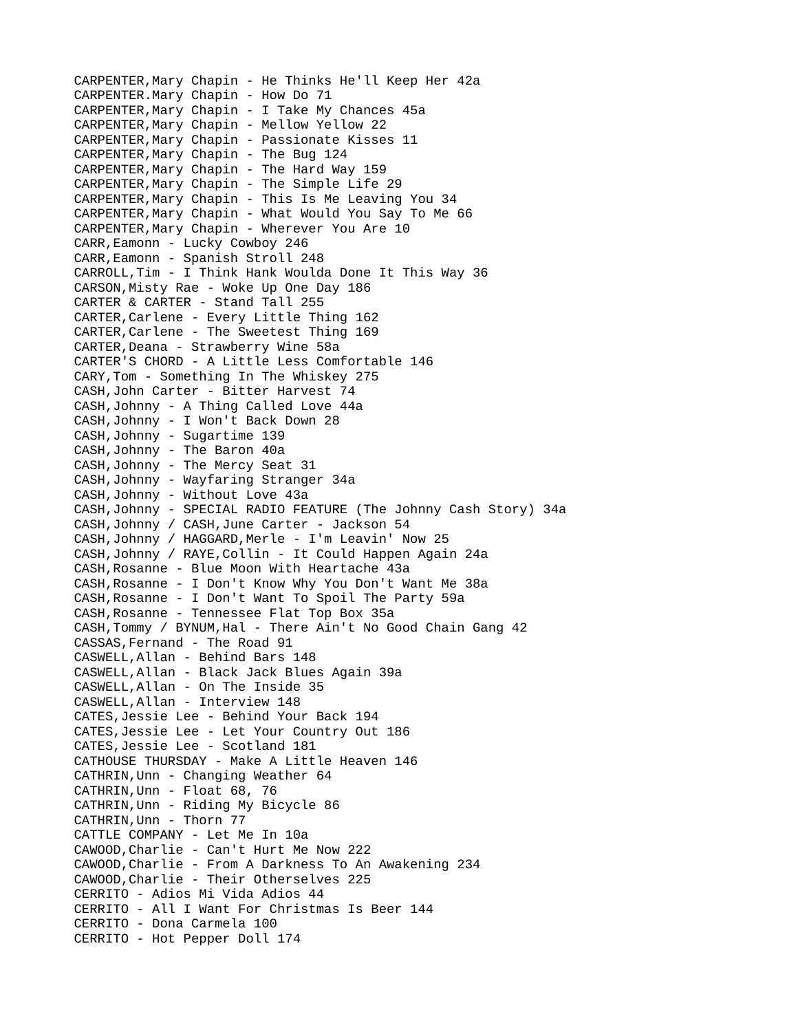CARPENTER,Mary Chapin - He Thinks He'll Keep Her 42a
CARPENTER.Mary Chapin - How Do 71
CARPENTER,Mary Chapin - I Take My Chances 45a
CARPENTER,Mary Chapin - Mellow Yellow 22
CARPENTER,Mary Chapin - Passionate Kisses 11
CARPENTER,Mary Chapin - The Bug 124
CARPENTER,Mary Chapin - The Hard Way 159
CARPENTER,Mary Chapin - The Simple Life 29
CARPENTER,Mary Chapin - This Is Me Leaving You 34
CARPENTER,Mary Chapin - What Would You Say To Me 66
CARPENTER,Mary Chapin - Wherever You Are 10
CARR,Eamonn - Lucky Cowboy 246
CARR,Eamonn - Spanish Stroll 248
CARROLL,Tim - I Think Hank Woulda Done It This Way 36
CARSON,Misty Rae - Woke Up One Day 186
CARTER & CARTER - Stand Tall 255
CARTER,Carlene - Every Little Thing 162
CARTER,Carlene - The Sweetest Thing 169
CARTER,Deana - Strawberry Wine 58a
CARTER'S CHORD - A Little Less Comfortable 146
CARY,Tom - Something In The Whiskey 275
CASH,John Carter - Bitter Harvest 74
CASH,Johnny - A Thing Called Love 44a
CASH,Johnny - I Won't Back Down 28
CASH,Johnny - Sugartime 139
CASH,Johnny - The Baron 40a
CASH,Johnny - The Mercy Seat 31
CASH,Johnny - Wayfaring Stranger 34a
CASH,Johnny - Without Love 43a
CASH,Johnny - SPECIAL RADIO FEATURE (The Johnny Cash Story) 34a
CASH,Johnny / CASH,June Carter - Jackson 54
CASH,Johnny / HAGGARD,Merle - I'm Leavin' Now 25
CASH,Johnny / RAYE,Collin - It Could Happen Again 24a
CASH,Rosanne - Blue Moon With Heartache 43a
CASH,Rosanne - I Don't Know Why You Don't Want Me 38a
CASH,Rosanne - I Don't Want To Spoil The Party 59a
CASH,Rosanne - Tennessee Flat Top Box 35a
CASH,Tommy / BYNUM,Hal - There Ain't No Good Chain Gang 42
CASSAS,Fernand - The Road 91
CASWELL,Allan - Behind Bars 148
CASWELL,Allan - Black Jack Blues Again 39a
CASWELL,Allan - On The Inside 35
CASWELL,Allan - Interview 148
CATES,Jessie Lee - Behind Your Back 194
CATES,Jessie Lee - Let Your Country Out 186
CATES,Jessie Lee - Scotland 181
CATHOUSE THURSDAY - Make A Little Heaven 146
CATHRIN,Unn - Changing Weather 64
CATHRIN,Unn - Float 68, 76
CATHRIN,Unn - Riding My Bicycle 86
CATHRIN,Unn - Thorn 77
CATTLE COMPANY - Let Me In 10a
CAWOOD,Charlie - Can't Hurt Me Now 222
CAWOOD,Charlie - From A Darkness To An Awakening 234
CAWOOD,Charlie - Their Otherselves 225
CERRITO - Adios Mi Vida Adios 44
CERRITO - All I Want For Christmas Is Beer 144
CERRITO - Dona Carmela 100
CERRITO - Hot Pepper Doll 174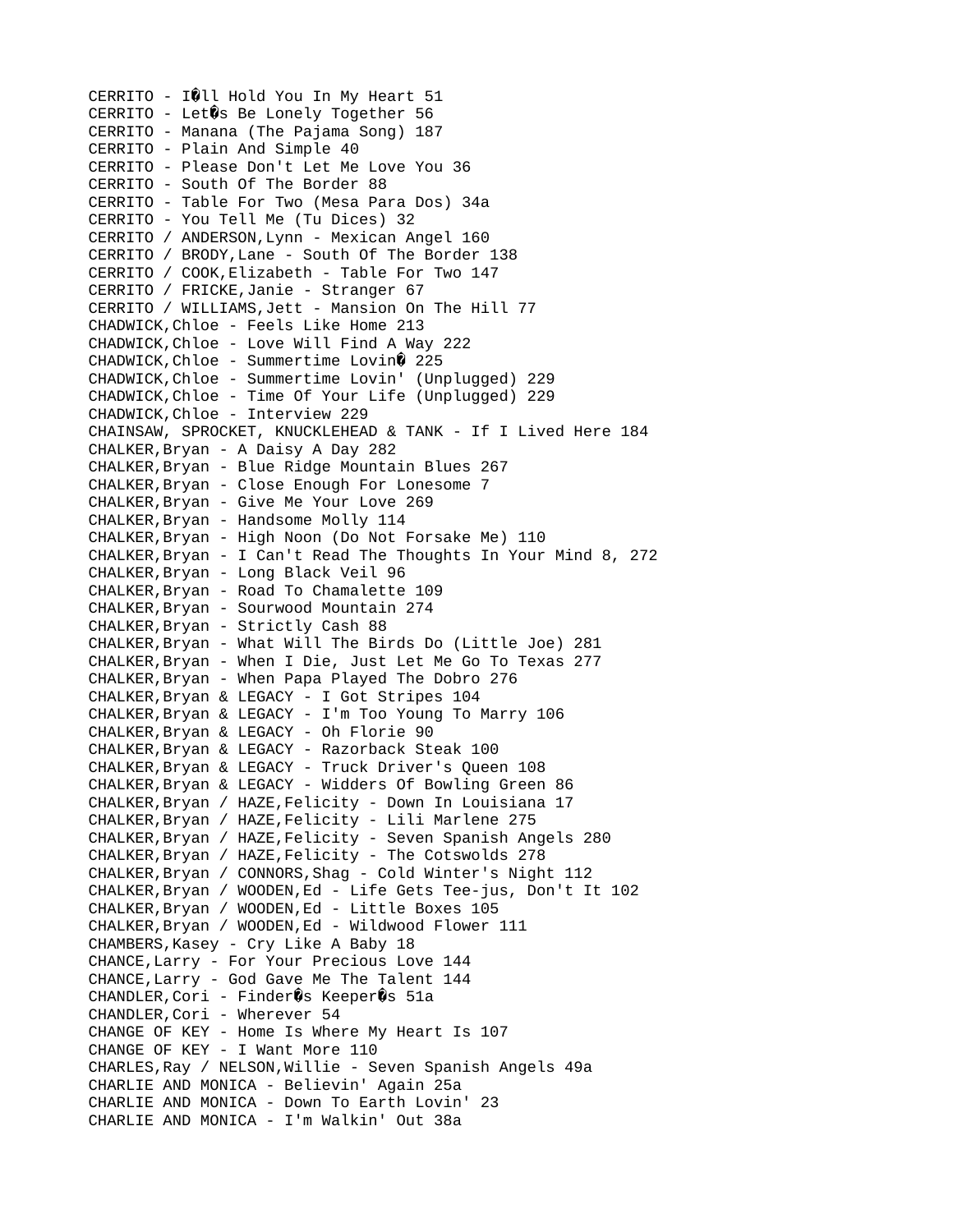CERRITO - I�ll Hold You In My Heart 51
CERRITO - Let�s Be Lonely Together 56
CERRITO - Manana (The Pajama Song) 187
CERRITO - Plain And Simple 40
CERRITO - Please Don't Let Me Love You 36
CERRITO - South Of The Border 88
CERRITO - Table For Two (Mesa Para Dos) 34a
CERRITO - You Tell Me (Tu Dices) 32
CERRITO / ANDERSON,Lynn - Mexican Angel 160
CERRITO / BRODY,Lane - South Of The Border 138
CERRITO / COOK,Elizabeth - Table For Two 147
CERRITO / FRICKE,Janie - Stranger 67
CERRITO / WILLIAMS,Jett - Mansion On The Hill 77
CHADWICK,Chloe - Feels Like Home 213
CHADWICK,Chloe - Love Will Find A Way 222
CHADWICK,Chloe - Summertime Lovin� 225
CHADWICK,Chloe - Summertime Lovin' (Unplugged) 229
CHADWICK,Chloe - Time Of Your Life (Unplugged) 229
CHADWICK,Chloe - Interview 229
CHAINSAW, SPROCKET, KNUCKLEHEAD & TANK - If I Lived Here 184
CHALKER,Bryan - A Daisy A Day 282
CHALKER,Bryan - Blue Ridge Mountain Blues 267
CHALKER,Bryan - Close Enough For Lonesome 7
CHALKER,Bryan - Give Me Your Love 269
CHALKER,Bryan - Handsome Molly 114
CHALKER,Bryan - High Noon (Do Not Forsake Me) 110
CHALKER,Bryan - I Can't Read The Thoughts In Your Mind 8, 272
CHALKER,Bryan - Long Black Veil 96
CHALKER,Bryan - Road To Chamalette 109
CHALKER,Bryan - Sourwood Mountain 274
CHALKER,Bryan - Strictly Cash 88
CHALKER,Bryan - What Will The Birds Do (Little Joe) 281
CHALKER,Bryan - When I Die, Just Let Me Go To Texas 277
CHALKER,Bryan - When Papa Played The Dobro 276
CHALKER,Bryan & LEGACY - I Got Stripes 104
CHALKER,Bryan & LEGACY - I'm Too Young To Marry 106
CHALKER,Bryan & LEGACY - Oh Florie 90
CHALKER,Bryan & LEGACY - Razorback Steak 100
CHALKER,Bryan & LEGACY - Truck Driver's Queen 108
CHALKER,Bryan & LEGACY - Widders Of Bowling Green 86
CHALKER,Bryan / HAZE,Felicity - Down In Louisiana 17
CHALKER,Bryan / HAZE,Felicity - Lili Marlene 275
CHALKER,Bryan / HAZE,Felicity - Seven Spanish Angels 280
CHALKER,Bryan / HAZE,Felicity - The Cotswolds 278
CHALKER,Bryan / CONNORS,Shag - Cold Winter's Night 112
CHALKER,Bryan / WOODEN,Ed - Life Gets Tee-jus, Don't It 102
CHALKER,Bryan / WOODEN,Ed - Little Boxes 105
CHALKER,Bryan / WOODEN,Ed - Wildwood Flower 111
CHAMBERS,Kasey - Cry Like A Baby 18
CHANCE,Larry - For Your Precious Love 144
CHANCE,Larry - God Gave Me The Talent 144
CHANDLER,Cori - Finder�s Keeper�s 51a
CHANDLER,Cori - Wherever 54
CHANGE OF KEY - Home Is Where My Heart Is 107
CHANGE OF KEY - I Want More 110
CHARLES,Ray / NELSON,Willie - Seven Spanish Angels 49a
CHARLIE AND MONICA - Believin' Again 25a
CHARLIE AND MONICA - Down To Earth Lovin' 23
CHARLIE AND MONICA - I'm Walkin' Out 38a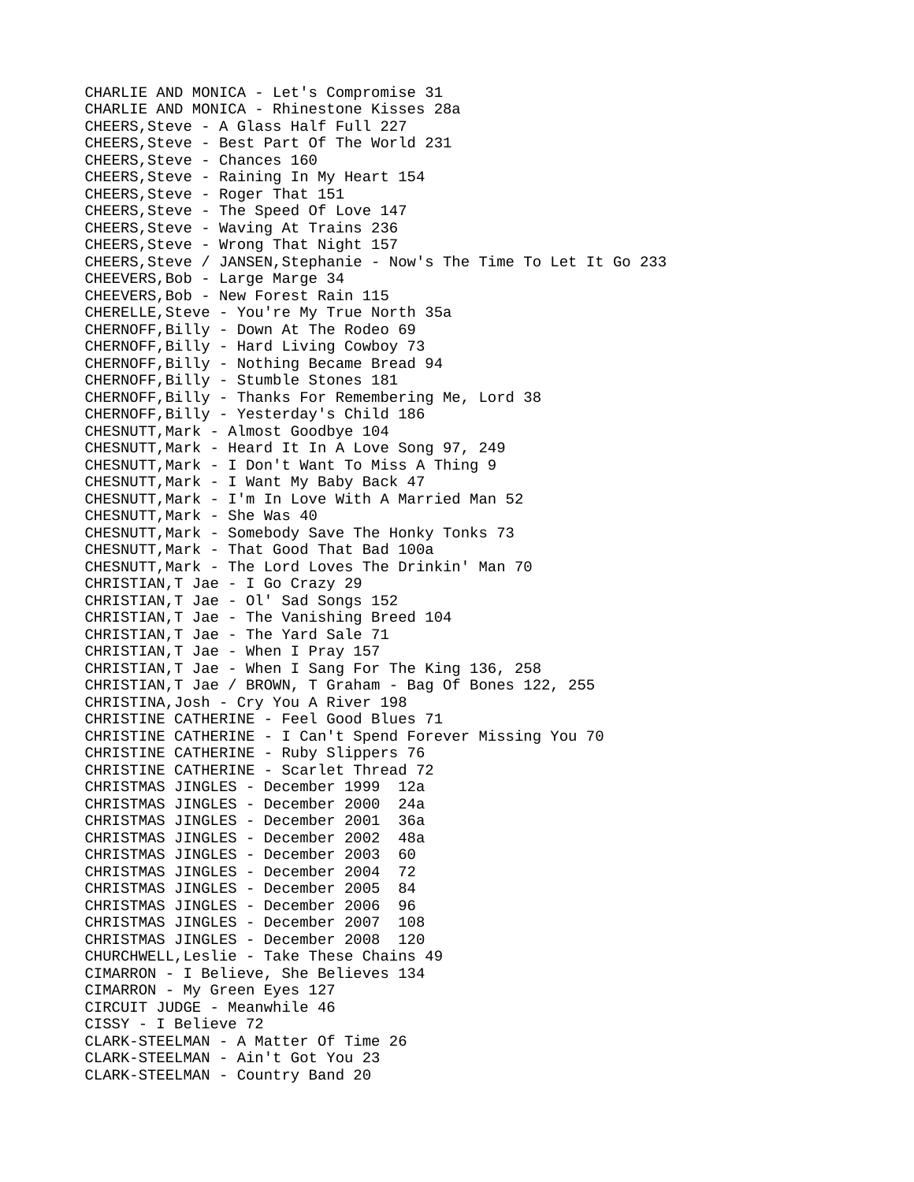CHARLIE AND MONICA - Let's Compromise 31
CHARLIE AND MONICA - Rhinestone Kisses 28a
CHEERS,Steve - A Glass Half Full 227
CHEERS,Steve - Best Part Of The World 231
CHEERS,Steve - Chances 160
CHEERS,Steve - Raining In My Heart 154
CHEERS,Steve - Roger That 151
CHEERS,Steve - The Speed Of Love 147
CHEERS,Steve - Waving At Trains 236
CHEERS,Steve - Wrong That Night 157
CHEERS,Steve / JANSEN,Stephanie - Now's The Time To Let It Go 233
CHEEVERS,Bob - Large Marge 34
CHEEVERS,Bob - New Forest Rain 115
CHERELLE,Steve - You're My True North 35a
CHERNOFF,Billy - Down At The Rodeo 69
CHERNOFF,Billy - Hard Living Cowboy 73
CHERNOFF,Billy - Nothing Became Bread 94
CHERNOFF,Billy - Stumble Stones 181
CHERNOFF,Billy - Thanks For Remembering Me, Lord 38
CHERNOFF,Billy - Yesterday's Child 186
CHESNUTT,Mark - Almost Goodbye 104
CHESNUTT,Mark - Heard It In A Love Song 97, 249
CHESNUTT,Mark - I Don't Want To Miss A Thing 9
CHESNUTT,Mark - I Want My Baby Back 47
CHESNUTT,Mark - I'm In Love With A Married Man 52
CHESNUTT,Mark - She Was 40
CHESNUTT,Mark - Somebody Save The Honky Tonks 73
CHESNUTT,Mark - That Good That Bad 100a
CHESNUTT,Mark - The Lord Loves The Drinkin' Man 70
CHRISTIAN,T Jae - I Go Crazy 29
CHRISTIAN,T Jae - Ol' Sad Songs 152
CHRISTIAN,T Jae - The Vanishing Breed 104
CHRISTIAN,T Jae - The Yard Sale 71
CHRISTIAN,T Jae - When I Pray 157
CHRISTIAN,T Jae - When I Sang For The King 136, 258
CHRISTIAN,T Jae / BROWN, T Graham - Bag Of Bones 122, 255
CHRISTINA,Josh - Cry You A River 198
CHRISTINE CATHERINE - Feel Good Blues 71
CHRISTINE CATHERINE - I Can't Spend Forever Missing You 70
CHRISTINE CATHERINE - Ruby Slippers 76
CHRISTINE CATHERINE - Scarlet Thread 72
CHRISTMAS JINGLES - December 1999 12a
CHRISTMAS JINGLES - December 2000 24a
CHRISTMAS JINGLES - December 2001 36a
CHRISTMAS JINGLES - December 2002 48a
CHRISTMAS JINGLES - December 2003 60
CHRISTMAS JINGLES - December 2004 72
CHRISTMAS JINGLES - December 2005 84
CHRISTMAS JINGLES - December 2006 96
CHRISTMAS JINGLES - December 2007 108
CHRISTMAS JINGLES - December 2008 120
CHURCHWELL,Leslie - Take These Chains 49
CIMARRON - I Believe, She Believes 134
CIMARRON - My Green Eyes 127
CIRCUIT JUDGE - Meanwhile 46
CISSY - I Believe 72
CLARK-STEELMAN - A Matter Of Time 26
CLARK-STEELMAN - Ain't Got You 23
CLARK-STEELMAN - Country Band 20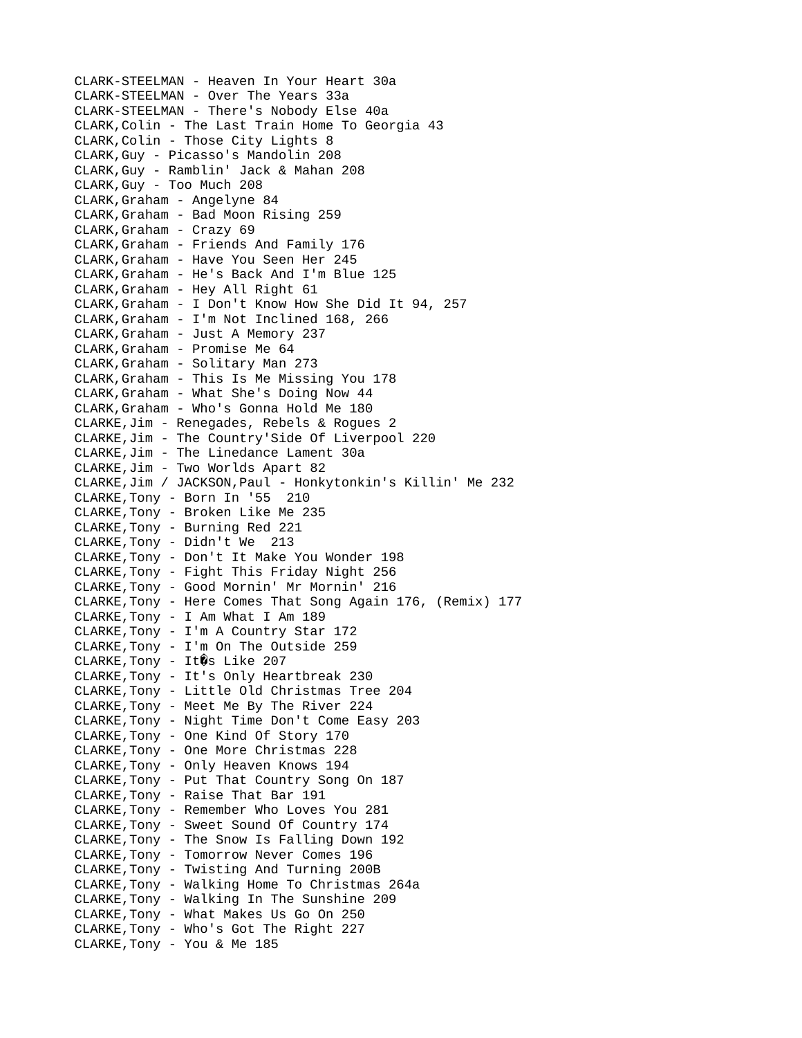CLARK-STEELMAN - Heaven In Your Heart 30a
CLARK-STEELMAN - Over The Years 33a
CLARK-STEELMAN - There's Nobody Else 40a
CLARK,Colin - The Last Train Home To Georgia 43
CLARK,Colin - Those City Lights 8
CLARK,Guy - Picasso's Mandolin 208
CLARK,Guy - Ramblin' Jack & Mahan 208
CLARK,Guy - Too Much 208
CLARK,Graham - Angelyne 84
CLARK,Graham - Bad Moon Rising 259
CLARK,Graham - Crazy 69
CLARK,Graham - Friends And Family 176
CLARK,Graham - Have You Seen Her 245
CLARK,Graham - He's Back And I'm Blue 125
CLARK,Graham - Hey All Right 61
CLARK,Graham - I Don't Know How She Did It 94, 257
CLARK,Graham - I'm Not Inclined 168, 266
CLARK,Graham - Just A Memory 237
CLARK,Graham - Promise Me 64
CLARK,Graham - Solitary Man 273
CLARK,Graham - This Is Me Missing You 178
CLARK,Graham - What She's Doing Now 44
CLARK,Graham - Who's Gonna Hold Me 180
CLARKE,Jim - Renegades, Rebels & Rogues 2
CLARKE,Jim - The Country'Side Of Liverpool 220
CLARKE,Jim - The Linedance Lament 30a
CLARKE,Jim - Two Worlds Apart 82
CLARKE,Jim / JACKSON,Paul - Honkytonkin's Killin' Me 232
CLARKE,Tony - Born In '55 210
CLARKE,Tony - Broken Like Me 235
CLARKE,Tony - Burning Red 221
CLARKE,Tony - Didn't We 213
CLARKE,Tony - Don't It Make You Wonder 198
CLARKE,Tony - Fight This Friday Night 256
CLARKE,Tony - Good Mornin' Mr Mornin' 216
CLARKE,Tony - Here Comes That Song Again 176, (Remix) 177
CLARKE,Tony - I Am What I Am 189
CLARKE,Tony - I'm A Country Star 172
CLARKE,Tony - I'm On The Outside 259
CLARKE,Tony - It�s Like 207
CLARKE,Tony - It's Only Heartbreak 230
CLARKE,Tony - Little Old Christmas Tree 204
CLARKE,Tony - Meet Me By The River 224
CLARKE,Tony - Night Time Don't Come Easy 203
CLARKE,Tony - One Kind Of Story 170
CLARKE,Tony - One More Christmas 228
CLARKE,Tony - Only Heaven Knows 194
CLARKE,Tony - Put That Country Song On 187
CLARKE,Tony - Raise That Bar 191
CLARKE,Tony - Remember Who Loves You 281
CLARKE,Tony - Sweet Sound Of Country 174
CLARKE,Tony - The Snow Is Falling Down 192
CLARKE,Tony - Tomorrow Never Comes 196
CLARKE,Tony - Twisting And Turning 200B
CLARKE,Tony - Walking Home To Christmas 264a
CLARKE,Tony - Walking In The Sunshine 209
CLARKE,Tony - What Makes Us Go On 250
CLARKE,Tony - Who's Got The Right 227
CLARKE,Tony - You & Me 185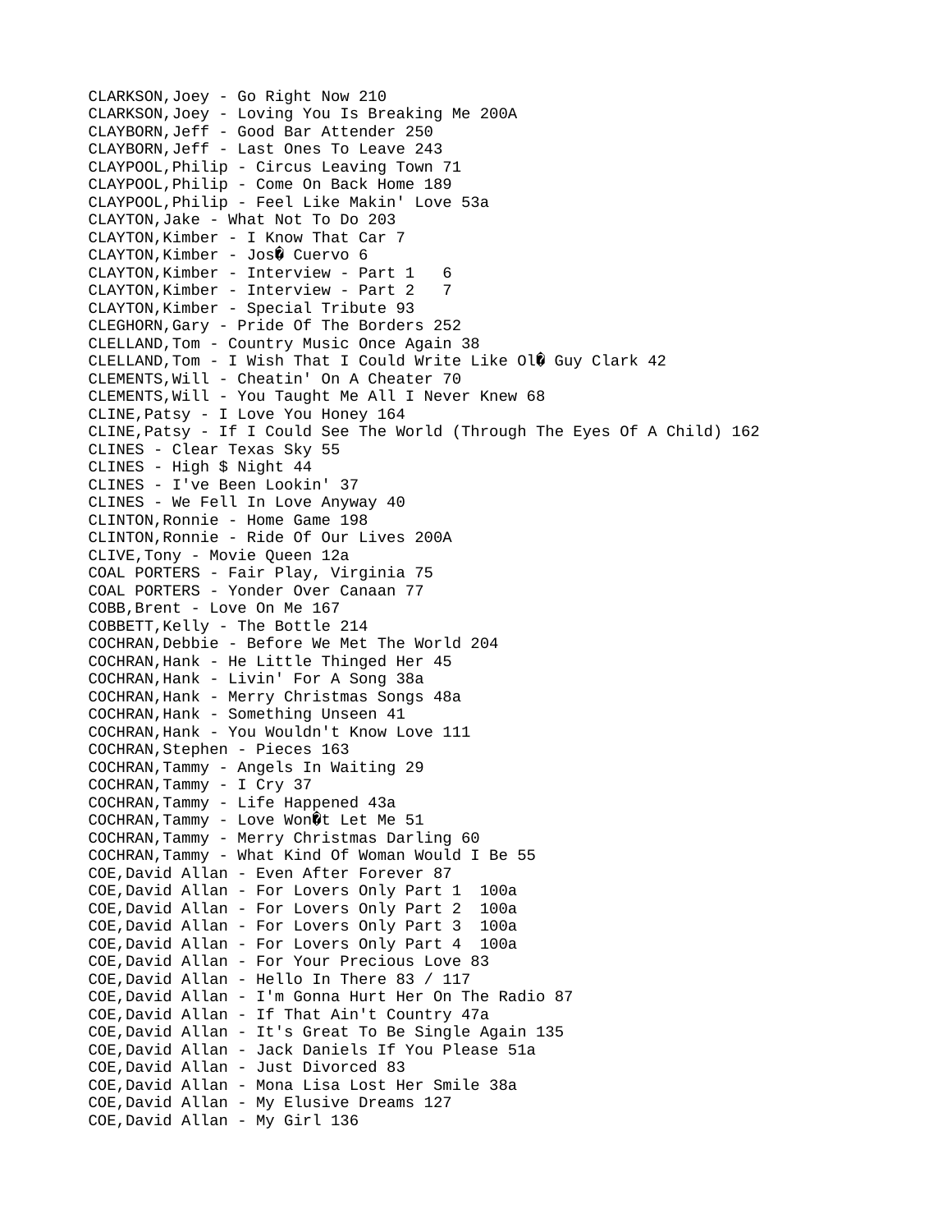CLARKSON,Joey - Go Right Now 210
CLARKSON,Joey - Loving You Is Breaking Me 200A
CLAYBORN,Jeff - Good Bar Attender 250
CLAYBORN,Jeff - Last Ones To Leave 243
CLAYPOOL,Philip - Circus Leaving Town 71
CLAYPOOL,Philip - Come On Back Home 189
CLAYPOOL,Philip - Feel Like Makin' Love 53a
CLAYTON,Jake - What Not To Do 203
CLAYTON,Kimber - I Know That Car 7
CLAYTON,Kimber - Jos� Cuervo 6
CLAYTON,Kimber - Interview - Part 1   6
CLAYTON,Kimber - Interview - Part 2   7
CLAYTON,Kimber - Special Tribute 93
CLEGHORN,Gary - Pride Of The Borders 252
CLELLAND,Tom - Country Music Once Again 38
CLELLAND,Tom - I Wish That I Could Write Like Ol� Guy Clark 42
CLEMENTS,Will - Cheatin' On A Cheater 70
CLEMENTS,Will - You Taught Me All I Never Knew 68
CLINE,Patsy - I Love You Honey 164
CLINE,Patsy - If I Could See The World (Through The Eyes Of A Child) 162
CLINES - Clear Texas Sky 55
CLINES - High $ Night 44
CLINES - I've Been Lookin' 37
CLINES - We Fell In Love Anyway 40
CLINTON,Ronnie - Home Game 198
CLINTON,Ronnie - Ride Of Our Lives 200A
CLIVE,Tony - Movie Queen 12a
COAL PORTERS - Fair Play, Virginia 75
COAL PORTERS - Yonder Over Canaan 77
COBB,Brent - Love On Me 167
COBBETT,Kelly - The Bottle 214
COCHRAN,Debbie - Before We Met The World 204
COCHRAN,Hank - He Little Thinged Her 45
COCHRAN,Hank - Livin' For A Song 38a
COCHRAN,Hank - Merry Christmas Songs 48a
COCHRAN,Hank - Something Unseen 41
COCHRAN,Hank - You Wouldn't Know Love 111
COCHRAN,Stephen - Pieces 163
COCHRAN,Tammy - Angels In Waiting 29
COCHRAN,Tammy - I Cry 37
COCHRAN,Tammy - Life Happened 43a
COCHRAN,Tammy - Love Won�t Let Me 51
COCHRAN,Tammy - Merry Christmas Darling 60
COCHRAN,Tammy - What Kind Of Woman Would I Be 55
COE,David Allan - Even After Forever 87
COE,David Allan - For Lovers Only Part 1  100a
COE,David Allan - For Lovers Only Part 2  100a
COE,David Allan - For Lovers Only Part 3  100a
COE,David Allan - For Lovers Only Part 4  100a
COE,David Allan - For Your Precious Love 83
COE,David Allan - Hello In There 83 / 117
COE,David Allan - I'm Gonna Hurt Her On The Radio 87
COE,David Allan - If That Ain't Country 47a
COE,David Allan - It's Great To Be Single Again 135
COE,David Allan - Jack Daniels If You Please 51a
COE,David Allan - Just Divorced 83
COE,David Allan - Mona Lisa Lost Her Smile 38a
COE,David Allan - My Elusive Dreams 127
COE,David Allan - My Girl 136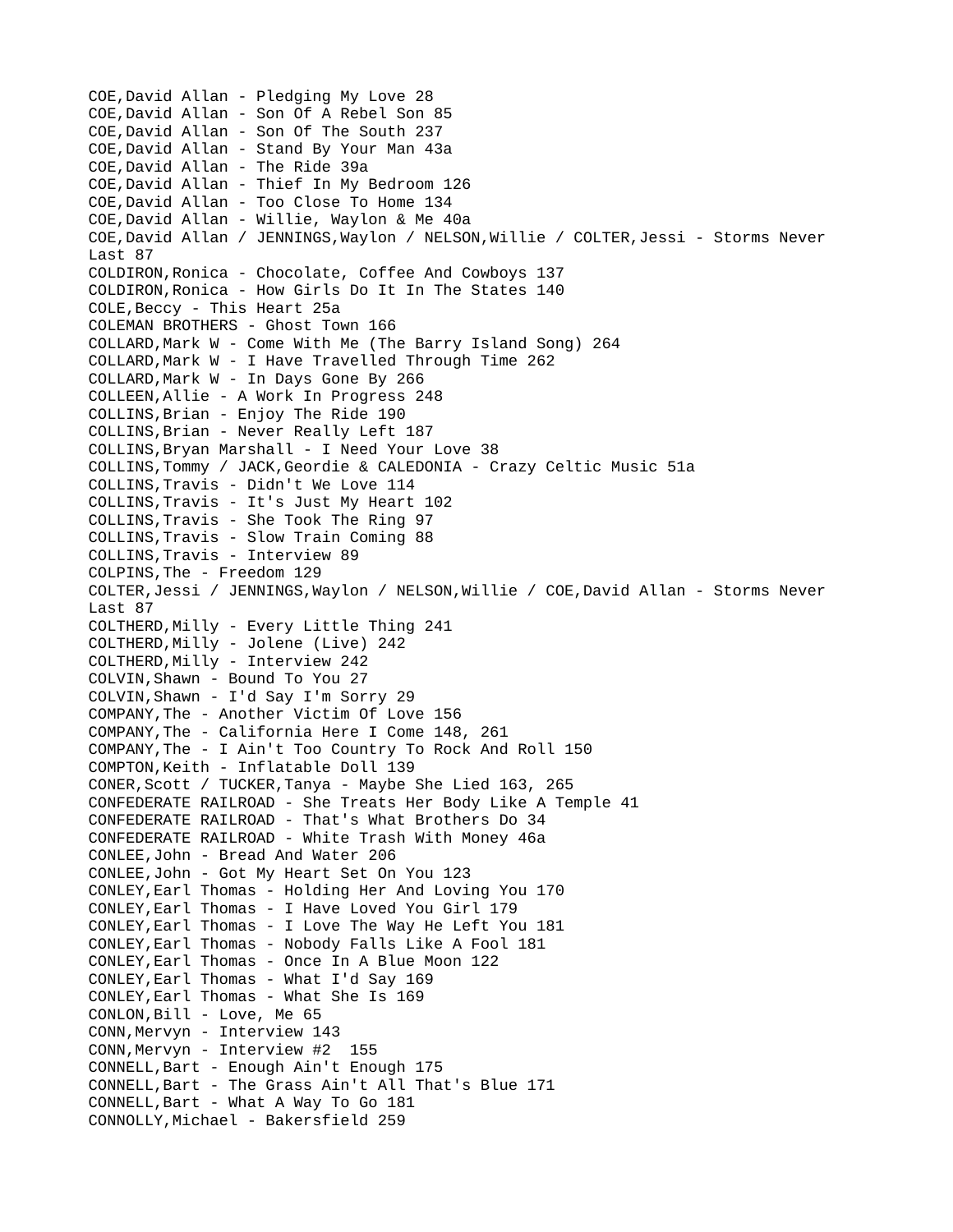COE,David Allan - Pledging My Love 28
COE,David Allan - Son Of A Rebel Son 85
COE,David Allan - Son Of The South 237
COE,David Allan - Stand By Your Man 43a
COE,David Allan - The Ride 39a
COE,David Allan - Thief In My Bedroom 126
COE,David Allan - Too Close To Home 134
COE,David Allan - Willie, Waylon & Me 40a
COE,David Allan / JENNINGS,Waylon / NELSON,Willie / COLTER,Jessi - Storms Never Last 87
COLDIRON,Ronica - Chocolate, Coffee And Cowboys 137
COLDIRON,Ronica - How Girls Do It In The States 140
COLE,Beccy - This Heart 25a
COLEMAN BROTHERS - Ghost Town 166
COLLARD,Mark W - Come With Me (The Barry Island Song) 264
COLLARD,Mark W - I Have Travelled Through Time 262
COLLARD,Mark W - In Days Gone By 266
COLLEEN,Allie - A Work In Progress 248
COLLINS,Brian - Enjoy The Ride 190
COLLINS,Brian - Never Really Left 187
COLLINS,Bryan Marshall - I Need Your Love 38
COLLINS,Tommy / JACK,Geordie & CALEDONIA - Crazy Celtic Music 51a
COLLINS,Travis - Didn't We Love 114
COLLINS,Travis - It's Just My Heart 102
COLLINS,Travis - She Took The Ring 97
COLLINS,Travis - Slow Train Coming 88
COLLINS,Travis - Interview 89
COLPINS,The - Freedom 129
COLTER,Jessi / JENNINGS,Waylon / NELSON,Willie / COE,David Allan - Storms Never Last 87
COLTHERD,Milly - Every Little Thing 241
COLTHERD,Milly - Jolene (Live) 242
COLTHERD,Milly - Interview 242
COLVIN,Shawn - Bound To You 27
COLVIN,Shawn - I'd Say I'm Sorry 29
COMPANY,The - Another Victim Of Love 156
COMPANY,The - California Here I Come 148, 261
COMPANY,The - I Ain't Too Country To Rock And Roll 150
COMPTON,Keith - Inflatable Doll 139
CONER,Scott / TUCKER,Tanya - Maybe She Lied 163, 265
CONFEDERATE RAILROAD - She Treats Her Body Like A Temple 41
CONFEDERATE RAILROAD - That's What Brothers Do 34
CONFEDERATE RAILROAD - White Trash With Money 46a
CONLEE,John - Bread And Water 206
CONLEE,John - Got My Heart Set On You 123
CONLEY,Earl Thomas - Holding Her And Loving You 170
CONLEY,Earl Thomas - I Have Loved You Girl 179
CONLEY,Earl Thomas - I Love The Way He Left You 181
CONLEY,Earl Thomas - Nobody Falls Like A Fool 181
CONLEY,Earl Thomas - Once In A Blue Moon 122
CONLEY,Earl Thomas - What I'd Say 169
CONLEY,Earl Thomas - What She Is 169
CONLON,Bill - Love, Me 65
CONN,Mervyn - Interview 143
CONN,Mervyn - Interview #2 155
CONNELL,Bart - Enough Ain't Enough 175
CONNELL,Bart - The Grass Ain't All That's Blue 171
CONNELL,Bart - What A Way To Go 181
CONNOLLY,Michael - Bakersfield 259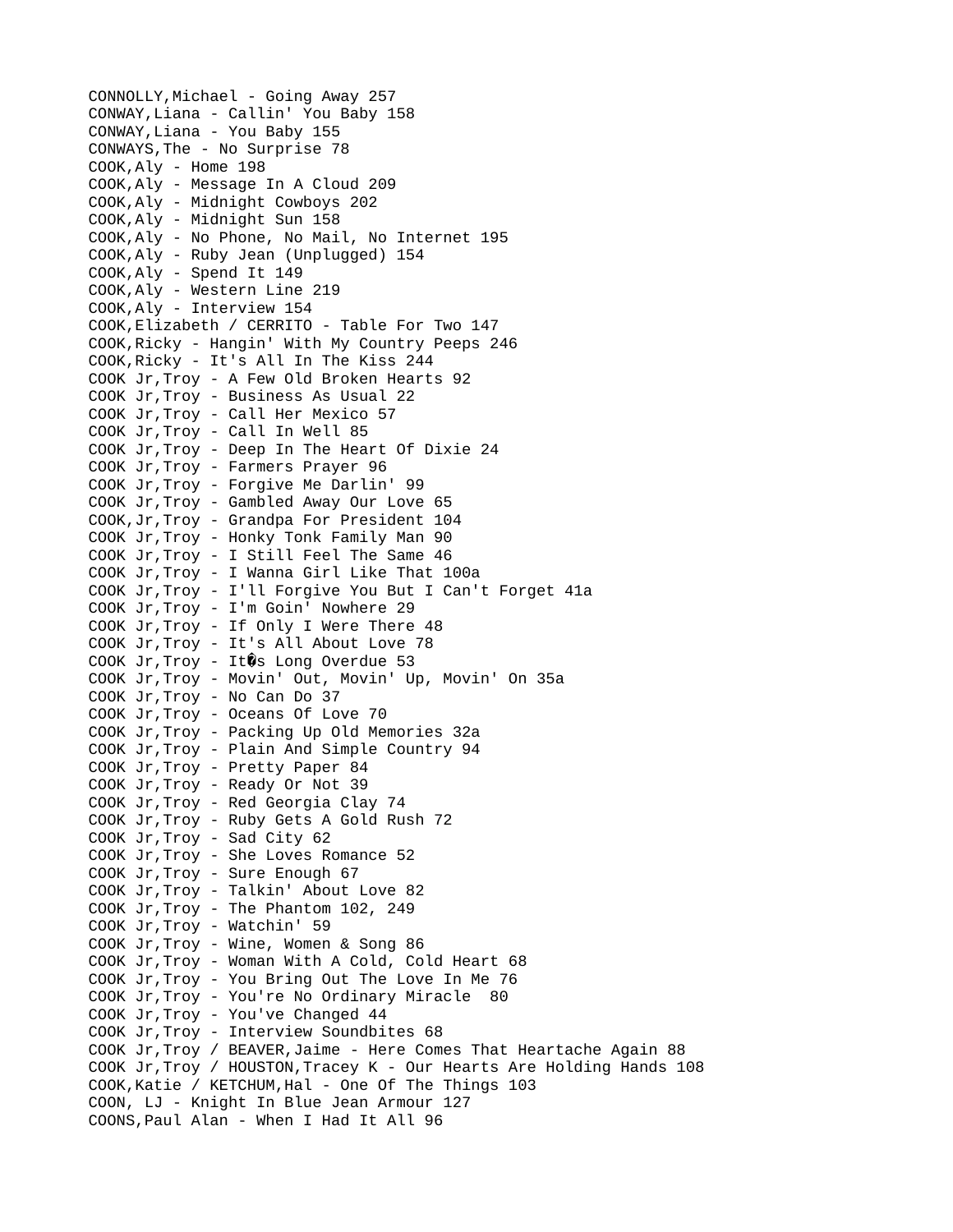CONNOLLY,Michael - Going Away 257
CONWAY,Liana - Callin' You Baby 158
CONWAY,Liana - You Baby 155
CONWAYS,The - No Surprise 78
COOK,Aly - Home 198
COOK,Aly - Message In A Cloud 209
COOK,Aly - Midnight Cowboys 202
COOK,Aly - Midnight Sun 158
COOK,Aly - No Phone, No Mail, No Internet 195
COOK,Aly - Ruby Jean (Unplugged) 154
COOK,Aly - Spend It 149
COOK,Aly - Western Line 219
COOK,Aly - Interview 154
COOK,Elizabeth / CERRITO - Table For Two 147
COOK,Ricky - Hangin' With My Country Peeps 246
COOK,Ricky - It's All In The Kiss 244
COOK Jr,Troy - A Few Old Broken Hearts 92
COOK Jr,Troy - Business As Usual 22
COOK Jr,Troy - Call Her Mexico 57
COOK Jr,Troy - Call In Well 85
COOK Jr,Troy - Deep In The Heart Of Dixie 24
COOK Jr,Troy - Farmers Prayer 96
COOK Jr,Troy - Forgive Me Darlin' 99
COOK Jr,Troy - Gambled Away Our Love 65
COOK,Jr,Troy - Grandpa For President 104
COOK Jr,Troy - Honky Tonk Family Man 90
COOK Jr,Troy - I Still Feel The Same 46
COOK Jr,Troy - I Wanna Girl Like That 100a
COOK Jr,Troy - I'll Forgive You But I Can't Forget 41a
COOK Jr,Troy - I'm Goin' Nowhere 29
COOK Jr,Troy - If Only I Were There 48
COOK Jr,Troy - It's All About Love 78
COOK Jr,Troy - It�s Long Overdue 53
COOK Jr,Troy - Movin' Out, Movin' Up, Movin' On 35a
COOK Jr,Troy - No Can Do 37
COOK Jr,Troy - Oceans Of Love 70
COOK Jr,Troy - Packing Up Old Memories 32a
COOK Jr,Troy - Plain And Simple Country 94
COOK Jr,Troy - Pretty Paper 84
COOK Jr,Troy - Ready Or Not 39
COOK Jr,Troy - Red Georgia Clay 74
COOK Jr,Troy - Ruby Gets A Gold Rush 72
COOK Jr,Troy - Sad City 62
COOK Jr,Troy - She Loves Romance 52
COOK Jr,Troy - Sure Enough 67
COOK Jr,Troy - Talkin' About Love 82
COOK Jr,Troy - The Phantom 102, 249
COOK Jr,Troy - Watchin' 59
COOK Jr,Troy - Wine, Women & Song 86
COOK Jr,Troy - Woman With A Cold, Cold Heart 68
COOK Jr,Troy - You Bring Out The Love In Me 76
COOK Jr,Troy - You're No Ordinary Miracle 80
COOK Jr,Troy - You've Changed 44
COOK Jr,Troy - Interview Soundbites 68
COOK Jr,Troy / BEAVER,Jaime - Here Comes That Heartache Again 88
COOK Jr,Troy / HOUSTON,Tracey K - Our Hearts Are Holding Hands 108
COOK,Katie / KETCHUM,Hal - One Of The Things 103
COON, LJ - Knight In Blue Jean Armour 127
COONS,Paul Alan - When I Had It All 96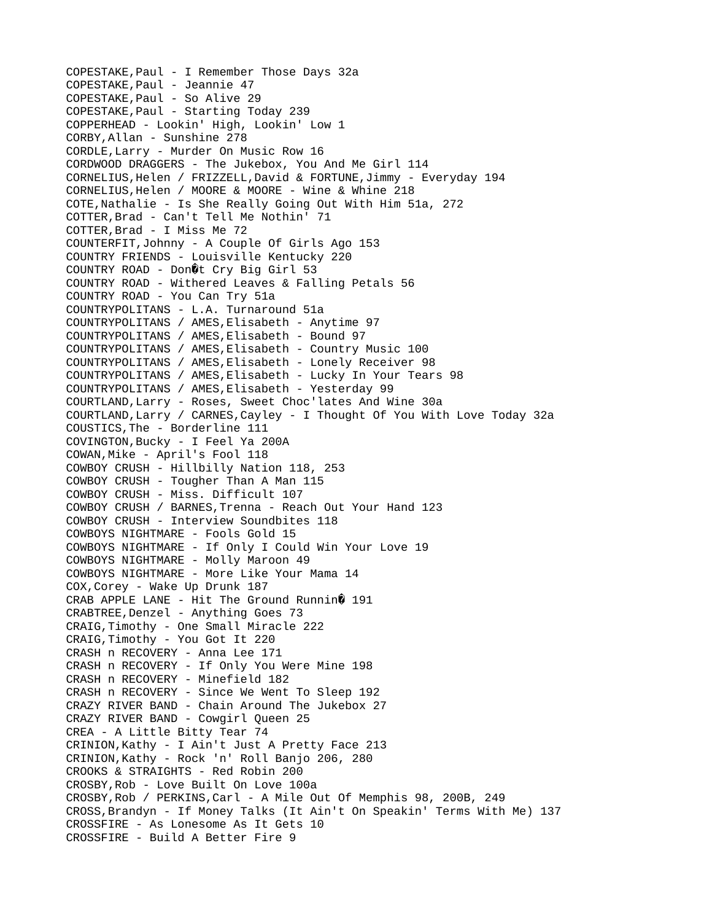COPESTAKE,Paul - I Remember Those Days 32a
COPESTAKE,Paul - Jeannie 47
COPESTAKE,Paul - So Alive 29
COPESTAKE,Paul - Starting Today 239
COPPERHEAD - Lookin' High, Lookin' Low 1
CORBY,Allan - Sunshine 278
CORDLE,Larry - Murder On Music Row 16
CORDWOOD DRAGGERS - The Jukebox, You And Me Girl 114
CORNELIUS,Helen / FRIZZELL,David & FORTUNE,Jimmy - Everyday 194
CORNELIUS,Helen / MOORE & MOORE - Wine & Whine 218
COTE,Nathalie - Is She Really Going Out With Him 51a, 272
COTTER,Brad - Can't Tell Me Nothin' 71
COTTER,Brad - I Miss Me 72
COUNTERFIT,Johnny - A Couple Of Girls Ago 153
COUNTRY FRIENDS - Louisville Kentucky 220
COUNTRY ROAD - Don�t Cry Big Girl 53
COUNTRY ROAD - Withered Leaves & Falling Petals 56
COUNTRY ROAD - You Can Try 51a
COUNTRYPOLITANS - L.A. Turnaround 51a
COUNTRYPOLITANS / AMES,Elisabeth - Anytime 97
COUNTRYPOLITANS / AMES,Elisabeth - Bound 97
COUNTRYPOLITANS / AMES,Elisabeth - Country Music 100
COUNTRYPOLITANS / AMES,Elisabeth - Lonely Receiver 98
COUNTRYPOLITANS / AMES,Elisabeth - Lucky In Your Tears 98
COUNTRYPOLITANS / AMES,Elisabeth - Yesterday 99
COURTLAND,Larry - Roses, Sweet Choc'lates And Wine 30a
COURTLAND,Larry / CARNES,Cayley - I Thought Of You With Love Today 32a
COUSTICS,The - Borderline 111
COVINGTON,Bucky - I Feel Ya 200A
COWAN,Mike - April's Fool 118
COWBOY CRUSH - Hillbilly Nation 118, 253
COWBOY CRUSH - Tougher Than A Man 115
COWBOY CRUSH - Miss. Difficult 107
COWBOY CRUSH / BARNES,Trenna - Reach Out Your Hand 123
COWBOY CRUSH - Interview Soundbites 118
COWBOYS NIGHTMARE - Fools Gold 15
COWBOYS NIGHTMARE - If Only I Could Win Your Love 19
COWBOYS NIGHTMARE - Molly Maroon 49
COWBOYS NIGHTMARE - More Like Your Mama 14
COX,Corey - Wake Up Drunk 187
CRAB APPLE LANE - Hit The Ground Runnin� 191
CRABTREE,Denzel - Anything Goes 73
CRAIG,Timothy - One Small Miracle 222
CRAIG,Timothy - You Got It 220
CRASH n RECOVERY - Anna Lee 171
CRASH n RECOVERY - If Only You Were Mine 198
CRASH n RECOVERY - Minefield 182
CRASH n RECOVERY - Since We Went To Sleep 192
CRAZY RIVER BAND - Chain Around The Jukebox 27
CRAZY RIVER BAND - Cowgirl Queen 25
CREA - A Little Bitty Tear 74
CRINION,Kathy - I Ain't Just A Pretty Face 213
CRINION,Kathy - Rock 'n' Roll Banjo 206, 280
CROOKS & STRAIGHTS - Red Robin 200
CROSBY,Rob - Love Built On Love 100a
CROSBY,Rob / PERKINS,Carl - A Mile Out Of Memphis 98, 200B, 249
CROSS,Brandyn - If Money Talks (It Ain't On Speakin' Terms With Me) 137
CROSSFIRE - As Lonesome As It Gets 10
CROSSFIRE - Build A Better Fire 9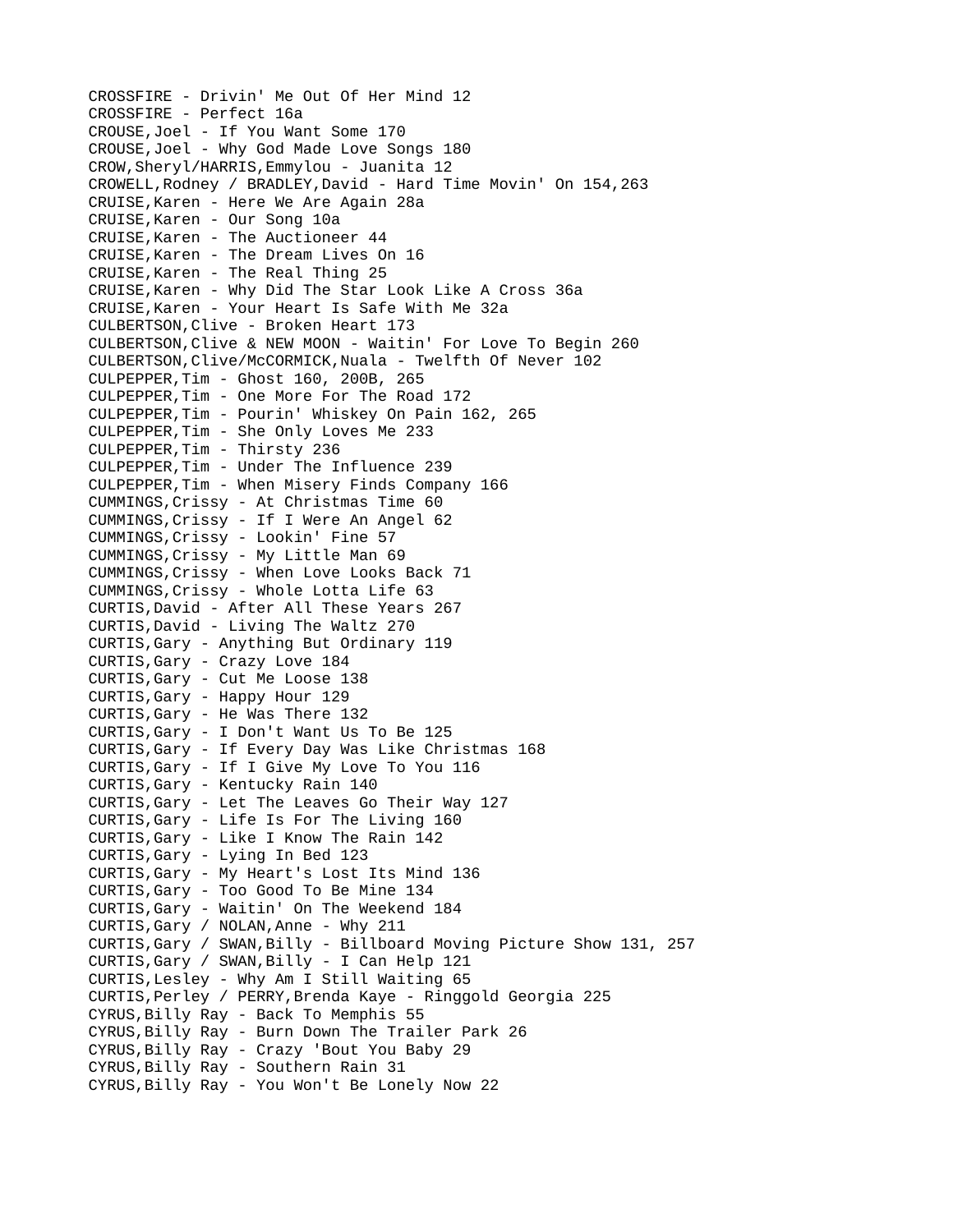CROSSFIRE - Drivin' Me Out Of Her Mind 12
CROSSFIRE - Perfect 16a
CROUSE,Joel - If You Want Some 170
CROUSE,Joel - Why God Made Love Songs 180
CROW,Sheryl/HARRIS,Emmylou - Juanita 12
CROWELL,Rodney / BRADLEY,David - Hard Time Movin' On 154,263
CRUISE,Karen - Here We Are Again 28a
CRUISE,Karen - Our Song 10a
CRUISE,Karen - The Auctioneer 44
CRUISE,Karen - The Dream Lives On 16
CRUISE,Karen - The Real Thing 25
CRUISE,Karen - Why Did The Star Look Like A Cross 36a
CRUISE,Karen - Your Heart Is Safe With Me 32a
CULBERTSON,Clive - Broken Heart 173
CULBERTSON,Clive & NEW MOON - Waitin' For Love To Begin 260
CULBERTSON,Clive/McCORMICK,Nuala - Twelfth Of Never 102
CULPEPPER,Tim - Ghost 160, 200B, 265
CULPEPPER,Tim - One More For The Road 172
CULPEPPER,Tim - Pourin' Whiskey On Pain 162, 265
CULPEPPER,Tim - She Only Loves Me 233
CULPEPPER,Tim - Thirsty 236
CULPEPPER,Tim - Under The Influence 239
CULPEPPER,Tim - When Misery Finds Company 166
CUMMINGS,Crissy - At Christmas Time 60
CUMMINGS,Crissy - If I Were An Angel 62
CUMMINGS,Crissy - Lookin' Fine 57
CUMMINGS,Crissy - My Little Man 69
CUMMINGS,Crissy - When Love Looks Back 71
CUMMINGS,Crissy - Whole Lotta Life 63
CURTIS,David - After All These Years 267
CURTIS,David - Living The Waltz 270
CURTIS,Gary - Anything But Ordinary 119
CURTIS,Gary - Crazy Love 184
CURTIS,Gary - Cut Me Loose 138
CURTIS,Gary - Happy Hour 129
CURTIS,Gary - He Was There 132
CURTIS,Gary - I Don't Want Us To Be 125
CURTIS,Gary - If Every Day Was Like Christmas 168
CURTIS,Gary - If I Give My Love To You 116
CURTIS,Gary - Kentucky Rain 140
CURTIS,Gary - Let The Leaves Go Their Way 127
CURTIS,Gary - Life Is For The Living 160
CURTIS,Gary - Like I Know The Rain 142
CURTIS,Gary - Lying In Bed 123
CURTIS,Gary - My Heart's Lost Its Mind 136
CURTIS,Gary - Too Good To Be Mine 134
CURTIS,Gary - Waitin' On The Weekend 184
CURTIS,Gary / NOLAN,Anne - Why 211
CURTIS,Gary / SWAN,Billy - Billboard Moving Picture Show 131, 257
CURTIS,Gary / SWAN,Billy - I Can Help 121
CURTIS,Lesley - Why Am I Still Waiting 65
CURTIS,Perley / PERRY,Brenda Kaye - Ringgold Georgia 225
CYRUS,Billy Ray - Back To Memphis 55
CYRUS,Billy Ray - Burn Down The Trailer Park 26
CYRUS,Billy Ray - Crazy 'Bout You Baby 29
CYRUS,Billy Ray - Southern Rain 31
CYRUS,Billy Ray - You Won't Be Lonely Now 22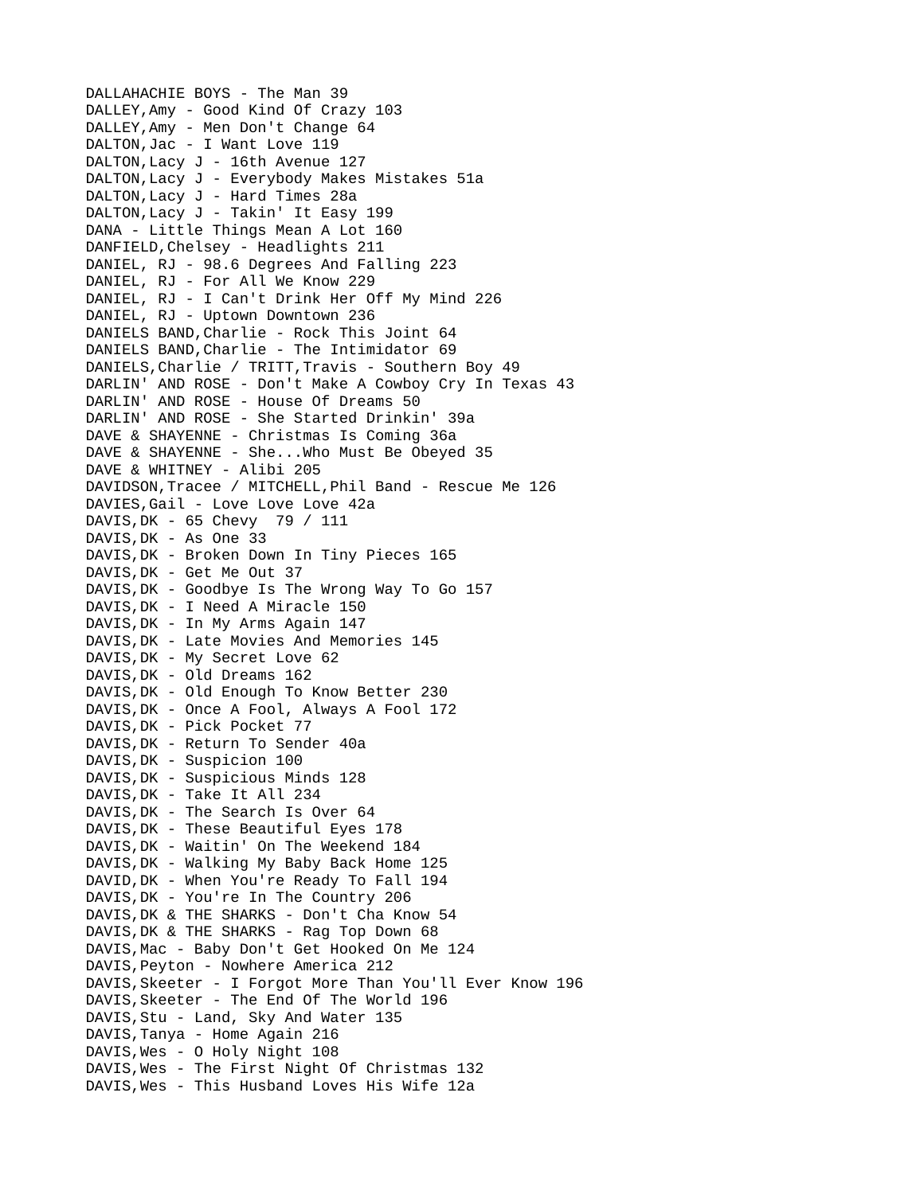DALLAHACHIE BOYS - The Man 39
DALLEY,Amy - Good Kind Of Crazy 103
DALLEY,Amy - Men Don't Change 64
DALTON,Jac - I Want Love 119
DALTON,Lacy J - 16th Avenue 127
DALTON,Lacy J - Everybody Makes Mistakes 51a
DALTON,Lacy J - Hard Times 28a
DALTON,Lacy J - Takin' It Easy 199
DANA - Little Things Mean A Lot 160
DANFIELD,Chelsey - Headlights 211
DANIEL, RJ - 98.6 Degrees And Falling 223
DANIEL, RJ - For All We Know 229
DANIEL, RJ - I Can't Drink Her Off My Mind 226
DANIEL, RJ - Uptown Downtown 236
DANIELS BAND,Charlie - Rock This Joint 64
DANIELS BAND,Charlie - The Intimidator 69
DANIELS,Charlie / TRITT,Travis - Southern Boy 49
DARLIN' AND ROSE - Don't Make A Cowboy Cry In Texas 43
DARLIN' AND ROSE - House Of Dreams 50
DARLIN' AND ROSE - She Started Drinkin' 39a
DAVE & SHAYENNE - Christmas Is Coming 36a
DAVE & SHAYENNE - She...Who Must Be Obeyed 35
DAVE & WHITNEY - Alibi 205
DAVIDSON,Tracee / MITCHELL,Phil Band - Rescue Me 126
DAVIES,Gail - Love Love Love 42a
DAVIS,DK - 65 Chevy 79 / 111
DAVIS,DK - As One 33
DAVIS,DK - Broken Down In Tiny Pieces 165
DAVIS,DK - Get Me Out 37
DAVIS,DK - Goodbye Is The Wrong Way To Go 157
DAVIS,DK - I Need A Miracle 150
DAVIS,DK - In My Arms Again 147
DAVIS,DK - Late Movies And Memories 145
DAVIS,DK - My Secret Love 62
DAVIS,DK - Old Dreams 162
DAVIS,DK - Old Enough To Know Better 230
DAVIS,DK - Once A Fool, Always A Fool 172
DAVIS,DK - Pick Pocket 77
DAVIS,DK - Return To Sender 40a
DAVIS,DK - Suspicion 100
DAVIS,DK - Suspicious Minds 128
DAVIS,DK - Take It All 234
DAVIS,DK - The Search Is Over 64
DAVIS,DK - These Beautiful Eyes 178
DAVIS,DK - Waitin' On The Weekend 184
DAVIS,DK - Walking My Baby Back Home 125
DAVID,DK - When You're Ready To Fall 194
DAVIS,DK - You're In The Country 206
DAVIS,DK & THE SHARKS - Don't Cha Know 54
DAVIS,DK & THE SHARKS - Rag Top Down 68
DAVIS,Mac - Baby Don't Get Hooked On Me 124
DAVIS,Peyton - Nowhere America 212
DAVIS,Skeeter - I Forgot More Than You'll Ever Know 196
DAVIS,Skeeter - The End Of The World 196
DAVIS,Stu - Land, Sky And Water 135
DAVIS,Tanya - Home Again 216
DAVIS,Wes - O Holy Night 108
DAVIS,Wes - The First Night Of Christmas 132
DAVIS,Wes - This Husband Loves His Wife 12a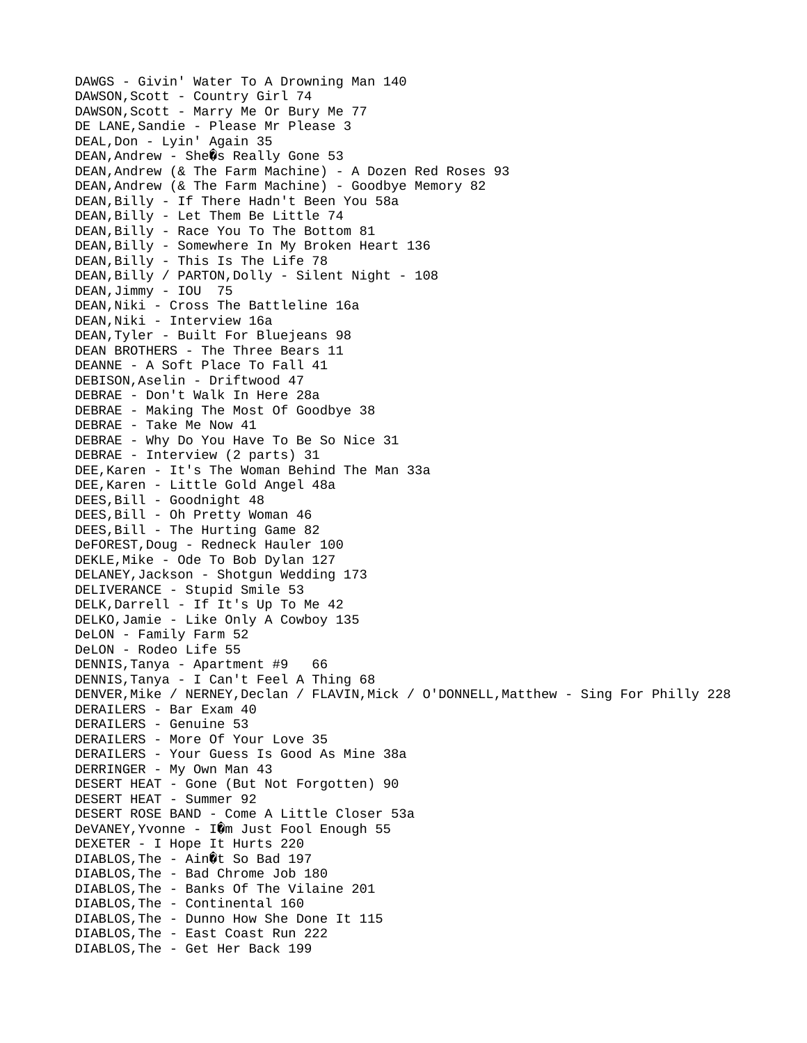DAWGS - Givin' Water To A Drowning Man 140
DAWSON,Scott - Country Girl 74
DAWSON,Scott - Marry Me Or Bury Me 77
DE LANE,Sandie - Please Mr Please 3
DEAL,Don - Lyin' Again 35
DEAN,Andrew - She�s Really Gone 53
DEAN,Andrew (& The Farm Machine) - A Dozen Red Roses 93
DEAN,Andrew (& The Farm Machine) - Goodbye Memory 82
DEAN,Billy - If There Hadn't Been You 58a
DEAN,Billy - Let Them Be Little 74
DEAN,Billy - Race You To The Bottom 81
DEAN,Billy - Somewhere In My Broken Heart 136
DEAN,Billy - This Is The Life 78
DEAN,Billy / PARTON,Dolly - Silent Night - 108
DEAN,Jimmy - IOU  75
DEAN,Niki - Cross The Battleline 16a
DEAN,Niki - Interview 16a
DEAN,Tyler - Built For Bluejeans 98
DEAN BROTHERS - The Three Bears 11
DEANNE - A Soft Place To Fall 41
DEBISON,Aselin - Driftwood 47
DEBRAE - Don't Walk In Here 28a
DEBRAE - Making The Most Of Goodbye 38
DEBRAE - Take Me Now 41
DEBRAE - Why Do You Have To Be So Nice 31
DEBRAE - Interview (2 parts) 31
DEE,Karen - It's The Woman Behind The Man 33a
DEE,Karen - Little Gold Angel 48a
DEES,Bill - Goodnight 48
DEES,Bill - Oh Pretty Woman 46
DEES,Bill - The Hurting Game 82
DeFOREST,Doug - Redneck Hauler 100
DEKLE,Mike - Ode To Bob Dylan 127
DELANEY,Jackson - Shotgun Wedding 173
DELIVERANCE - Stupid Smile 53
DELK,Darrell - If It's Up To Me 42
DELKO,Jamie - Like Only A Cowboy 135
DeLON - Family Farm 52
DeLON - Rodeo Life 55
DENNIS,Tanya - Apartment #9   66
DENNIS,Tanya - I Can't Feel A Thing 68
DENVER,Mike / NERNEY,Declan / FLAVIN,Mick / O'DONNELL,Matthew - Sing For Philly 228
DERAILERS - Bar Exam 40
DERAILERS - Genuine 53
DERAILERS - More Of Your Love 35
DERAILERS - Your Guess Is Good As Mine 38a
DERRINGER - My Own Man 43
DESERT HEAT - Gone (But Not Forgotten) 90
DESERT HEAT - Summer 92
DESERT ROSE BAND - Come A Little Closer 53a
DeVANEY,Yvonne - I�m Just Fool Enough 55
DEXETER - I Hope It Hurts 220
DIABLOS,The - Ain�t So Bad 197
DIABLOS,The - Bad Chrome Job 180
DIABLOS,The - Banks Of The Vilaine 201
DIABLOS,The - Continental 160
DIABLOS,The - Dunno How She Done It 115
DIABLOS,The - East Coast Run 222
DIABLOS,The - Get Her Back 199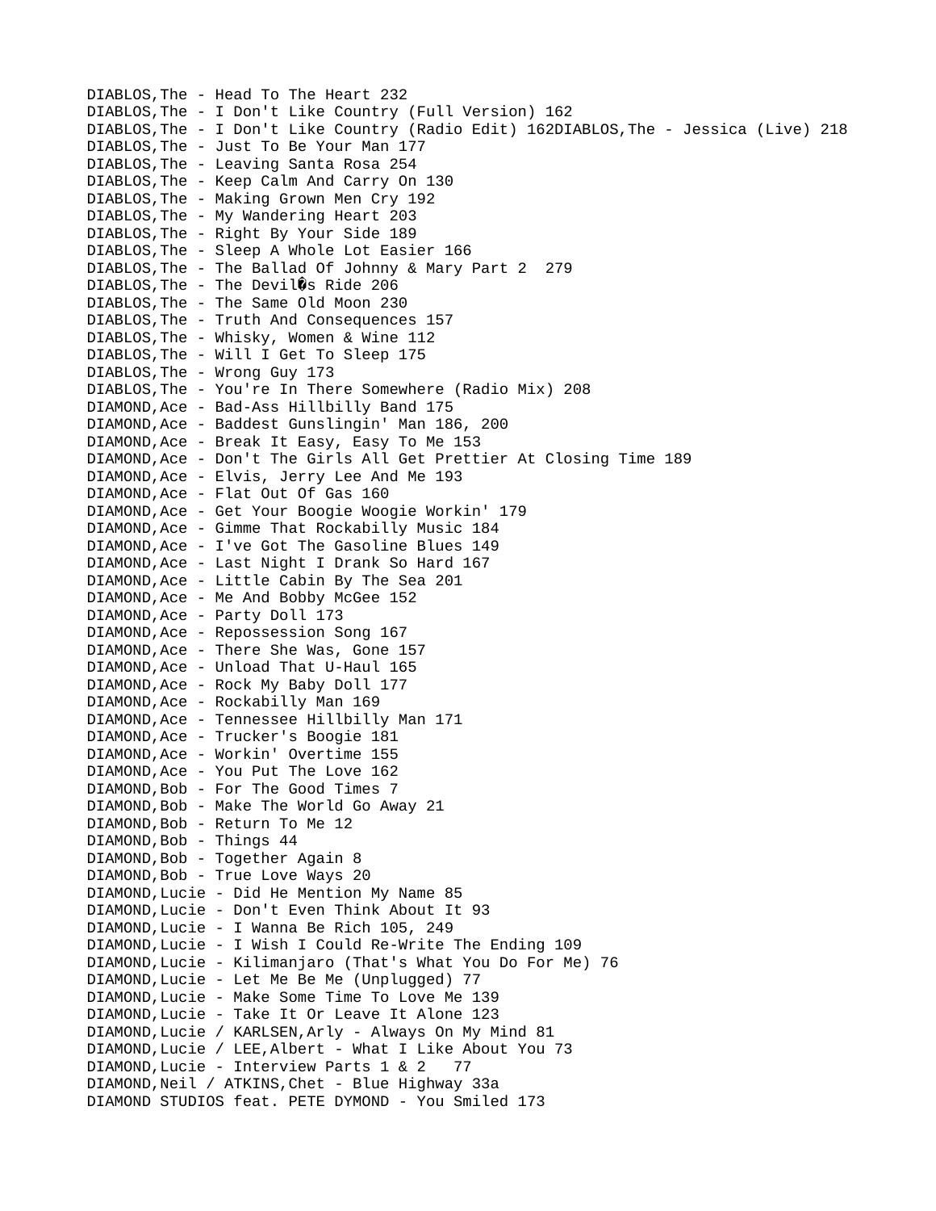DIABLOS,The - Head To The Heart 232
DIABLOS,The - I Don't Like Country (Full Version) 162
DIABLOS,The - I Don't Like Country (Radio Edit) 162DIABLOS,The - Jessica (Live) 218
DIABLOS,The - Just To Be Your Man 177
DIABLOS,The - Leaving Santa Rosa 254
DIABLOS,The - Keep Calm And Carry On 130
DIABLOS,The - Making Grown Men Cry 192
DIABLOS,The - My Wandering Heart 203
DIABLOS,The - Right By Your Side 189
DIABLOS,The - Sleep A Whole Lot Easier 166
DIABLOS,The - The Ballad Of Johnny & Mary Part 2 279
DIABLOS,The - The Devil�s Ride 206
DIABLOS,The - The Same Old Moon 230
DIABLOS,The - Truth And Consequences 157
DIABLOS,The - Whisky, Women & Wine 112
DIABLOS,The - Will I Get To Sleep 175
DIABLOS,The - Wrong Guy 173
DIABLOS,The - You're In There Somewhere (Radio Mix) 208
DIAMOND,Ace - Bad-Ass Hillbilly Band 175
DIAMOND,Ace - Baddest Gunslingin' Man 186, 200
DIAMOND,Ace - Break It Easy, Easy To Me 153
DIAMOND,Ace - Don't The Girls All Get Prettier At Closing Time 189
DIAMOND,Ace - Elvis, Jerry Lee And Me 193
DIAMOND,Ace - Flat Out Of Gas 160
DIAMOND,Ace - Get Your Boogie Woogie Workin' 179
DIAMOND,Ace - Gimme That Rockabilly Music 184
DIAMOND,Ace - I've Got The Gasoline Blues 149
DIAMOND,Ace - Last Night I Drank So Hard 167
DIAMOND,Ace - Little Cabin By The Sea 201
DIAMOND,Ace - Me And Bobby McGee 152
DIAMOND,Ace - Party Doll 173
DIAMOND,Ace - Repossession Song 167
DIAMOND,Ace - There She Was, Gone 157
DIAMOND,Ace - Unload That U-Haul 165
DIAMOND,Ace - Rock My Baby Doll 177
DIAMOND,Ace - Rockabilly Man 169
DIAMOND,Ace - Tennessee Hillbilly Man 171
DIAMOND,Ace - Trucker's Boogie 181
DIAMOND,Ace - Workin' Overtime 155
DIAMOND,Ace - You Put The Love 162
DIAMOND,Bob - For The Good Times 7
DIAMOND,Bob - Make The World Go Away 21
DIAMOND,Bob - Return To Me 12
DIAMOND,Bob - Things 44
DIAMOND,Bob - Together Again 8
DIAMOND,Bob - True Love Ways 20
DIAMOND,Lucie - Did He Mention My Name 85
DIAMOND,Lucie - Don't Even Think About It 93
DIAMOND,Lucie - I Wanna Be Rich 105, 249
DIAMOND,Lucie - I Wish I Could Re-Write The Ending 109
DIAMOND,Lucie - Kilimanjaro (That's What You Do For Me) 76
DIAMOND,Lucie - Let Me Be Me (Unplugged) 77
DIAMOND,Lucie - Make Some Time To Love Me 139
DIAMOND,Lucie - Take It Or Leave It Alone 123
DIAMOND,Lucie / KARLSEN,Arly - Always On My Mind 81
DIAMOND,Lucie / LEE,Albert - What I Like About You 73
DIAMOND,Lucie - Interview Parts 1 & 2 77
DIAMOND,Neil / ATKINS,Chet - Blue Highway 33a
DIAMOND STUDIOS feat. PETE DYMOND - You Smiled 173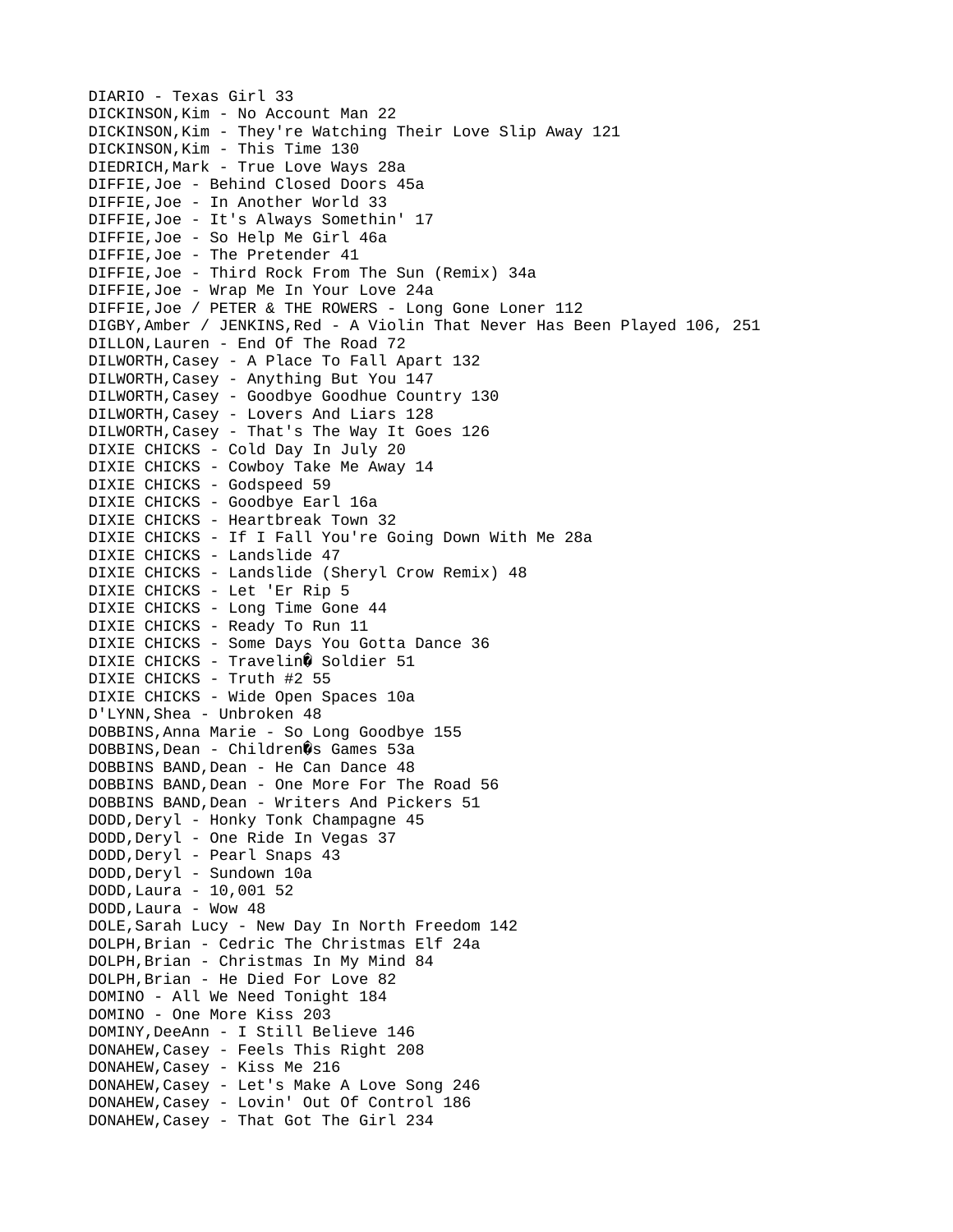DIARIO - Texas Girl 33
DICKINSON,Kim - No Account Man 22
DICKINSON,Kim - They're Watching Their Love Slip Away 121
DICKINSON,Kim - This Time 130
DIEDRICH,Mark - True Love Ways 28a
DIFFIE,Joe - Behind Closed Doors 45a
DIFFIE,Joe - In Another World 33
DIFFIE,Joe - It's Always Somethin' 17
DIFFIE,Joe - So Help Me Girl 46a
DIFFIE,Joe - The Pretender 41
DIFFIE,Joe - Third Rock From The Sun (Remix) 34a
DIFFIE,Joe - Wrap Me In Your Love 24a
DIFFIE,Joe / PETER & THE ROWERS - Long Gone Loner 112
DIGBY,Amber / JENKINS,Red - A Violin That Never Has Been Played 106, 251
DILLON,Lauren - End Of The Road 72
DILWORTH,Casey - A Place To Fall Apart 132
DILWORTH,Casey - Anything But You 147
DILWORTH,Casey - Goodbye Goodhue Country 130
DILWORTH,Casey - Lovers And Liars 128
DILWORTH,Casey - That's The Way It Goes 126
DIXIE CHICKS - Cold Day In July 20
DIXIE CHICKS - Cowboy Take Me Away 14
DIXIE CHICKS - Godspeed 59
DIXIE CHICKS - Goodbye Earl 16a
DIXIE CHICKS - Heartbreak Town 32
DIXIE CHICKS - If I Fall You're Going Down With Me 28a
DIXIE CHICKS - Landslide 47
DIXIE CHICKS - Landslide (Sheryl Crow Remix) 48
DIXIE CHICKS - Let 'Er Rip 5
DIXIE CHICKS - Long Time Gone 44
DIXIE CHICKS - Ready To Run 11
DIXIE CHICKS - Some Days You Gotta Dance 36
DIXIE CHICKS - Travelin� Soldier 51
DIXIE CHICKS - Truth #2 55
DIXIE CHICKS - Wide Open Spaces 10a
D'LYNN,Shea - Unbroken 48
DOBBINS,Anna Marie - So Long Goodbye 155
DOBBINS,Dean - Children�s Games 53a
DOBBINS BAND,Dean - He Can Dance 48
DOBBINS BAND,Dean - One More For The Road 56
DOBBINS BAND,Dean - Writers And Pickers 51
DODD,Deryl - Honky Tonk Champagne 45
DODD,Deryl - One Ride In Vegas 37
DODD,Deryl - Pearl Snaps 43
DODD,Deryl - Sundown 10a
DODD,Laura - 10,001 52
DODD,Laura - Wow 48
DOLE,Sarah Lucy - New Day In North Freedom 142
DOLPH,Brian - Cedric The Christmas Elf 24a
DOLPH,Brian - Christmas In My Mind 84
DOLPH,Brian - He Died For Love 82
DOMINO - All We Need Tonight 184
DOMINO - One More Kiss 203
DOMINY,DeeAnn - I Still Believe 146
DONAHEW,Casey - Feels This Right 208
DONAHEW,Casey - Kiss Me 216
DONAHEW,Casey - Let's Make A Love Song 246
DONAHEW,Casey - Lovin' Out Of Control 186
DONAHEW,Casey - That Got The Girl 234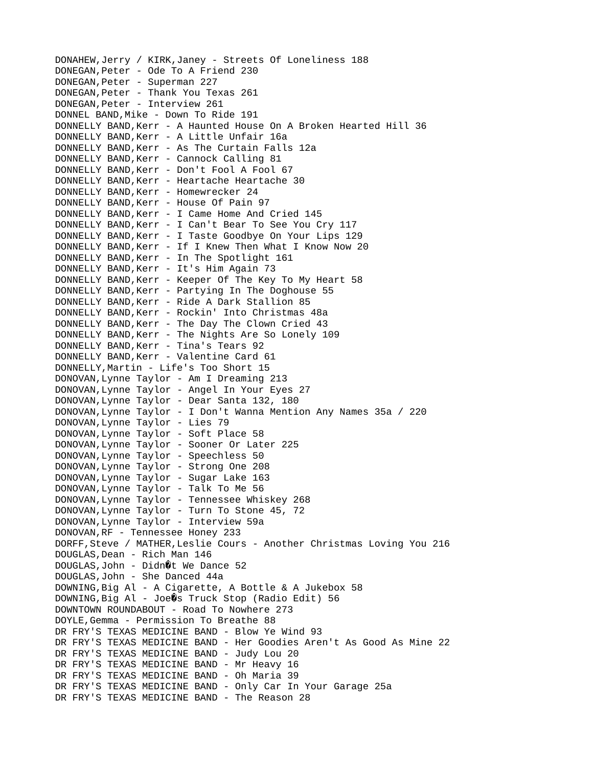DONAHEW,Jerry / KIRK,Janey - Streets Of Loneliness 188
DONEGAN,Peter - Ode To A Friend 230
DONEGAN,Peter - Superman 227
DONEGAN,Peter - Thank You Texas 261
DONEGAN,Peter - Interview 261
DONNEL BAND,Mike - Down To Ride 191
DONNELLY BAND,Kerr - A Haunted House On A Broken Hearted Hill 36
DONNELLY BAND,Kerr - A Little Unfair 16a
DONNELLY BAND,Kerr - As The Curtain Falls 12a
DONNELLY BAND,Kerr - Cannock Calling 81
DONNELLY BAND,Kerr - Don't Fool A Fool 67
DONNELLY BAND,Kerr - Heartache Heartache 30
DONNELLY BAND,Kerr - Homewrecker 24
DONNELLY BAND,Kerr - House Of Pain 97
DONNELLY BAND,Kerr - I Came Home And Cried 145
DONNELLY BAND,Kerr - I Can't Bear To See You Cry 117
DONNELLY BAND,Kerr - I Taste Goodbye On Your Lips 129
DONNELLY BAND,Kerr - If I Knew Then What I Know Now 20
DONNELLY BAND,Kerr - In The Spotlight 161
DONNELLY BAND,Kerr - It's Him Again 73
DONNELLY BAND,Kerr - Keeper Of The Key To My Heart 58
DONNELLY BAND,Kerr - Partying In The Doghouse 55
DONNELLY BAND,Kerr - Ride A Dark Stallion 85
DONNELLY BAND,Kerr - Rockin' Into Christmas 48a
DONNELLY BAND,Kerr - The Day The Clown Cried 43
DONNELLY BAND,Kerr - The Nights Are So Lonely 109
DONNELLY BAND,Kerr - Tina's Tears 92
DONNELLY BAND,Kerr - Valentine Card 61
DONNELLY,Martin - Life's Too Short 15
DONOVAN,Lynne Taylor - Am I Dreaming 213
DONOVAN,Lynne Taylor - Angel In Your Eyes 27
DONOVAN,Lynne Taylor - Dear Santa 132, 180
DONOVAN,Lynne Taylor - I Don't Wanna Mention Any Names 35a / 220
DONOVAN,Lynne Taylor - Lies 79
DONOVAN,Lynne Taylor - Soft Place 58
DONOVAN,Lynne Taylor - Sooner Or Later 225
DONOVAN,Lynne Taylor - Speechless 50
DONOVAN,Lynne Taylor - Strong One 208
DONOVAN,Lynne Taylor - Sugar Lake 163
DONOVAN,Lynne Taylor - Talk To Me 56
DONOVAN,Lynne Taylor - Tennessee Whiskey 268
DONOVAN,Lynne Taylor - Turn To Stone 45, 72
DONOVAN,Lynne Taylor - Interview 59a
DONOVAN,RF - Tennessee Honey 233
DORFF,Steve / MATHER,Leslie Cours - Another Christmas Loving You 216
DOUGLAS,Dean - Rich Man 146
DOUGLAS,John - Didn�t We Dance 52
DOUGLAS,John - She Danced 44a
DOWNING,Big Al - A Cigarette, A Bottle & A Jukebox 58
DOWNING,Big Al - Joe�s Truck Stop (Radio Edit) 56
DOWNTOWN ROUNDABOUT - Road To Nowhere 273
DOYLE,Gemma - Permission To Breathe 88
DR FRY'S TEXAS MEDICINE BAND - Blow Ye Wind 93
DR FRY'S TEXAS MEDICINE BAND - Her Goodies Aren't As Good As Mine 22
DR FRY'S TEXAS MEDICINE BAND - Judy Lou 20
DR FRY'S TEXAS MEDICINE BAND - Mr Heavy 16
DR FRY'S TEXAS MEDICINE BAND - Oh Maria 39
DR FRY'S TEXAS MEDICINE BAND - Only Car In Your Garage 25a
DR FRY'S TEXAS MEDICINE BAND - The Reason 28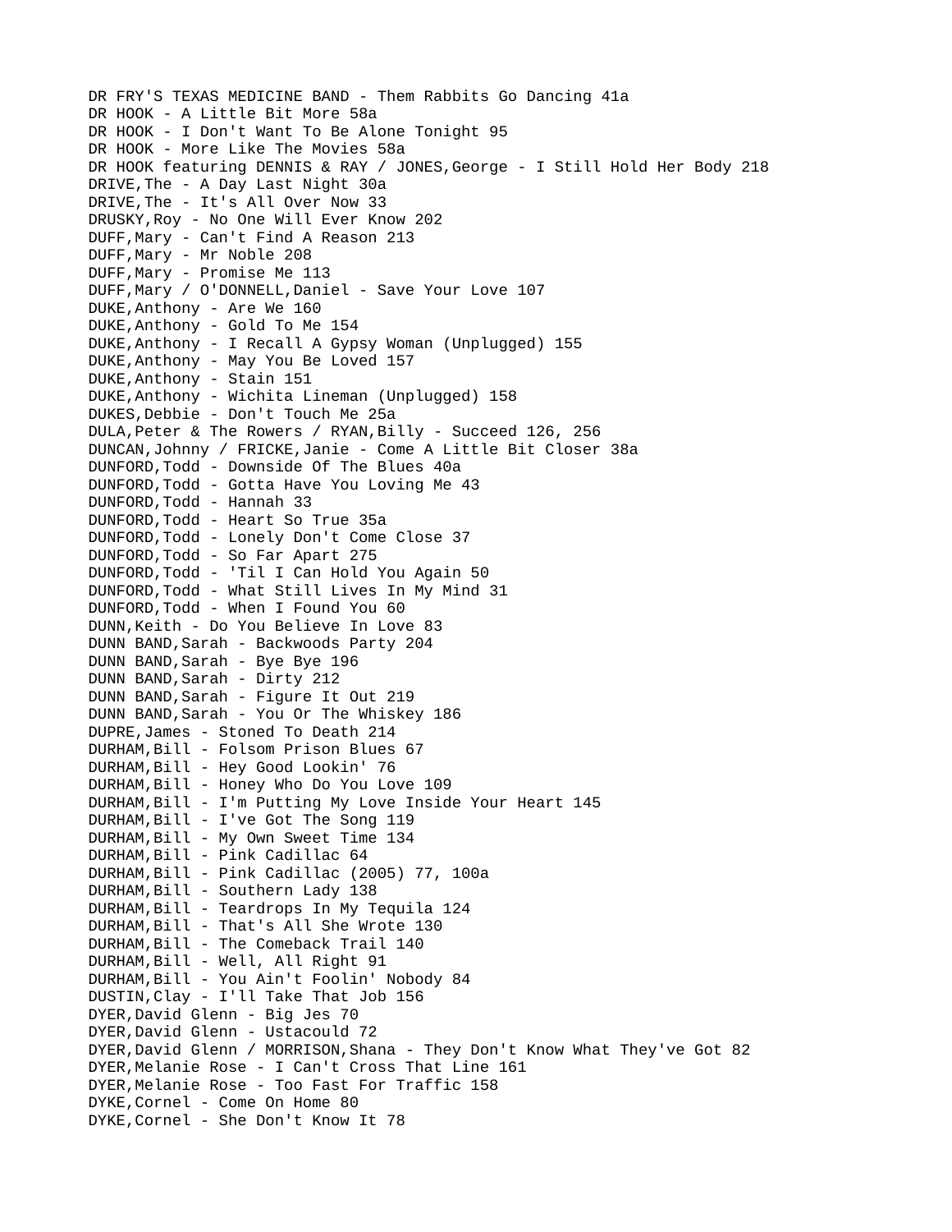DR FRY'S TEXAS MEDICINE BAND - Them Rabbits Go Dancing 41a
DR HOOK - A Little Bit More 58a
DR HOOK - I Don't Want To Be Alone Tonight 95
DR HOOK - More Like The Movies 58a
DR HOOK featuring DENNIS & RAY / JONES,George - I Still Hold Her Body 218
DRIVE,The - A Day Last Night 30a
DRIVE,The - It's All Over Now 33
DRUSKY,Roy - No One Will Ever Know 202
DUFF,Mary - Can't Find A Reason 213
DUFF,Mary - Mr Noble 208
DUFF,Mary - Promise Me 113
DUFF,Mary / O'DONNELL,Daniel - Save Your Love 107
DUKE,Anthony - Are We 160
DUKE,Anthony - Gold To Me 154
DUKE,Anthony - I Recall A Gypsy Woman (Unplugged) 155
DUKE,Anthony - May You Be Loved 157
DUKE,Anthony - Stain 151
DUKE,Anthony - Wichita Lineman (Unplugged) 158
DUKES,Debbie - Don't Touch Me 25a
DULA,Peter & The Rowers / RYAN,Billy - Succeed 126, 256
DUNCAN,Johnny / FRICKE,Janie - Come A Little Bit Closer 38a
DUNFORD,Todd - Downside Of The Blues 40a
DUNFORD,Todd - Gotta Have You Loving Me 43
DUNFORD,Todd - Hannah 33
DUNFORD,Todd - Heart So True 35a
DUNFORD,Todd - Lonely Don't Come Close 37
DUNFORD,Todd - So Far Apart 275
DUNFORD,Todd - 'Til I Can Hold You Again 50
DUNFORD,Todd - What Still Lives In My Mind 31
DUNFORD,Todd - When I Found You 60
DUNN,Keith - Do You Believe In Love 83
DUNN BAND,Sarah - Backwoods Party 204
DUNN BAND,Sarah - Bye Bye 196
DUNN BAND,Sarah - Dirty 212
DUNN BAND,Sarah - Figure It Out 219
DUNN BAND,Sarah - You Or The Whiskey 186
DUPRE,James - Stoned To Death 214
DURHAM,Bill - Folsom Prison Blues 67
DURHAM,Bill - Hey Good Lookin' 76
DURHAM,Bill - Honey Who Do You Love 109
DURHAM,Bill - I'm Putting My Love Inside Your Heart 145
DURHAM,Bill - I've Got The Song 119
DURHAM,Bill - My Own Sweet Time 134
DURHAM,Bill - Pink Cadillac 64
DURHAM,Bill - Pink Cadillac (2005) 77, 100a
DURHAM,Bill - Southern Lady 138
DURHAM,Bill - Teardrops In My Tequila 124
DURHAM,Bill - That's All She Wrote 130
DURHAM,Bill - The Comeback Trail 140
DURHAM,Bill - Well, All Right 91
DURHAM,Bill - You Ain't Foolin' Nobody 84
DUSTIN,Clay - I'll Take That Job 156
DYER,David Glenn - Big Jes 70
DYER,David Glenn - Ustacould 72
DYER,David Glenn / MORRISON,Shana - They Don't Know What They've Got 82
DYER,Melanie Rose - I Can't Cross That Line 161
DYER,Melanie Rose - Too Fast For Traffic 158
DYKE,Cornel - Come On Home 80
DYKE,Cornel - She Don't Know It 78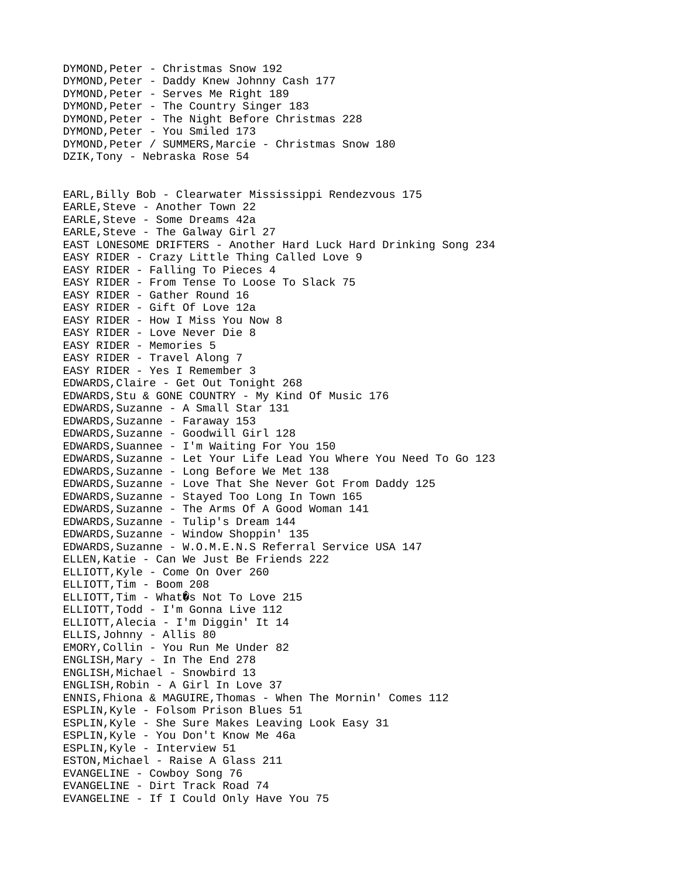DYMOND,Peter - Christmas Snow 192
DYMOND,Peter - Daddy Knew Johnny Cash 177
DYMOND,Peter - Serves Me Right 189
DYMOND,Peter - The Country Singer 183
DYMOND,Peter - The Night Before Christmas 228
DYMOND,Peter - You Smiled 173
DYMOND,Peter / SUMMERS,Marcie - Christmas Snow 180
DZIK,Tony - Nebraska Rose 54

EARL,Billy Bob - Clearwater Mississippi Rendezvous 175
EARLE,Steve - Another Town 22
EARLE,Steve - Some Dreams 42a
EARLE,Steve - The Galway Girl 27
EAST LONESOME DRIFTERS - Another Hard Luck Hard Drinking Song 234
EASY RIDER - Crazy Little Thing Called Love 9
EASY RIDER - Falling To Pieces 4
EASY RIDER - From Tense To Loose To Slack 75
EASY RIDER - Gather Round 16
EASY RIDER - Gift Of Love 12a
EASY RIDER - How I Miss You Now 8
EASY RIDER - Love Never Die 8
EASY RIDER - Memories 5
EASY RIDER - Travel Along 7
EASY RIDER - Yes I Remember 3
EDWARDS,Claire - Get Out Tonight 268
EDWARDS,Stu & GONE COUNTRY - My Kind Of Music 176
EDWARDS,Suzanne - A Small Star 131
EDWARDS,Suzanne - Faraway 153
EDWARDS,Suzanne - Goodwill Girl 128
EDWARDS,Suannee - I'm Waiting For You 150
EDWARDS,Suzanne - Let Your Life Lead You Where You Need To Go 123
EDWARDS,Suzanne - Long Before We Met 138
EDWARDS,Suzanne - Love That She Never Got From Daddy 125
EDWARDS,Suzanne - Stayed Too Long In Town 165
EDWARDS,Suzanne - The Arms Of A Good Woman 141
EDWARDS,Suzanne - Tulip's Dream 144
EDWARDS,Suzanne - Window Shoppin' 135
EDWARDS,Suzanne - W.O.M.E.N.S Referral Service USA 147
ELLEN,Katie - Can We Just Be Friends 222
ELLIOTT,Kyle - Come On Over 260
ELLIOTT,Tim - Boom 208
ELLIOTT,Tim - What�s Not To Love 215
ELLIOTT,Todd - I'm Gonna Live 112
ELLIOTT,Alecia - I'm Diggin' It 14
ELLIS,Johnny - Allis 80
EMORY,Collin - You Run Me Under 82
ENGLISH,Mary - In The End 278
ENGLISH,Michael - Snowbird 13
ENGLISH,Robin - A Girl In Love 37
ENNIS,Fhiona & MAGUIRE,Thomas - When The Mornin' Comes 112
ESPLIN,Kyle - Folsom Prison Blues 51
ESPLIN,Kyle - She Sure Makes Leaving Look Easy 31
ESPLIN,Kyle - You Don't Know Me 46a
ESPLIN,Kyle - Interview 51
ESTON,Michael - Raise A Glass 211
EVANGELINE - Cowboy Song 76
EVANGELINE - Dirt Track Road 74
EVANGELINE - If I Could Only Have You 75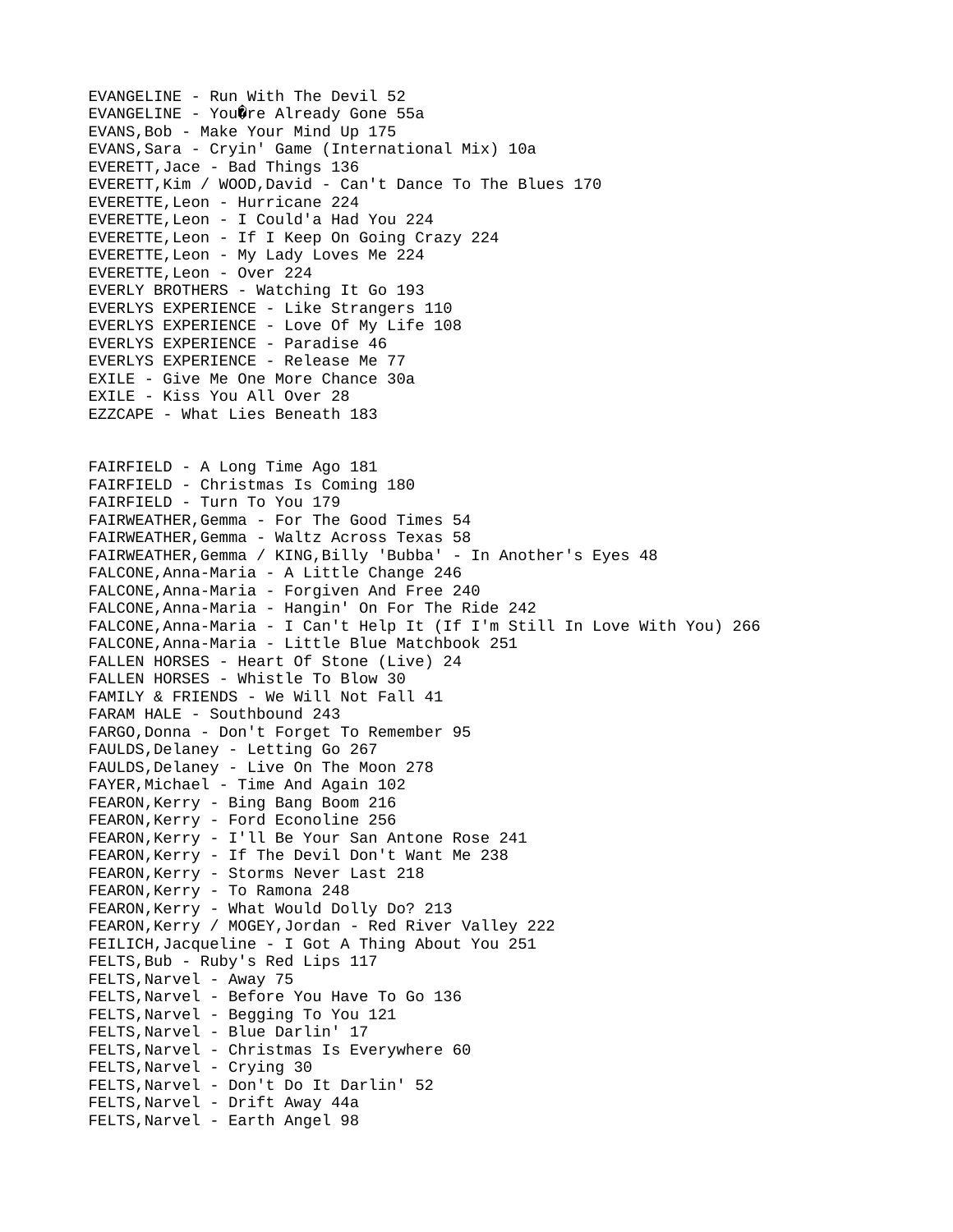EVANGELINE - Run With The Devil 52
EVANGELINE - You�re Already Gone 55a
EVANS,Bob - Make Your Mind Up 175
EVANS,Sara - Cryin' Game (International Mix) 10a
EVERETT,Jace - Bad Things 136
EVERETT,Kim / WOOD,David - Can't Dance To The Blues 170
EVERETTE,Leon - Hurricane 224
EVERETTE,Leon - I Could'a Had You 224
EVERETTE,Leon - If I Keep On Going Crazy 224
EVERETTE,Leon - My Lady Loves Me 224
EVERETTE,Leon - Over 224
EVERLY BROTHERS - Watching It Go 193
EVERLYS EXPERIENCE - Like Strangers 110
EVERLYS EXPERIENCE - Love Of My Life 108
EVERLYS EXPERIENCE - Paradise 46
EVERLYS EXPERIENCE - Release Me 77
EXILE - Give Me One More Chance 30a
EXILE - Kiss You All Over 28
EZZCAPE - What Lies Beneath 183

FAIRFIELD - A Long Time Ago 181
FAIRFIELD - Christmas Is Coming 180
FAIRFIELD - Turn To You 179
FAIRWEATHER,Gemma - For The Good Times 54
FAIRWEATHER,Gemma - Waltz Across Texas 58
FAIRWEATHER,Gemma / KING,Billy 'Bubba' - In Another's Eyes 48
FALCONE,Anna-Maria - A Little Change 246
FALCONE,Anna-Maria - Forgiven And Free 240
FALCONE,Anna-Maria - Hangin' On For The Ride 242
FALCONE,Anna-Maria - I Can't Help It (If I'm Still In Love With You) 266
FALCONE,Anna-Maria - Little Blue Matchbook 251
FALLEN HORSES - Heart Of Stone (Live) 24
FALLEN HORSES - Whistle To Blow 30
FAMILY & FRIENDS - We Will Not Fall 41
FARAM HALE - Southbound 243
FARGO,Donna - Don't Forget To Remember 95
FAULDS,Delaney - Letting Go 267
FAULDS,Delaney - Live On The Moon 278
FAYER,Michael - Time And Again 102
FEARON,Kerry - Bing Bang Boom 216
FEARON,Kerry - Ford Econoline 256
FEARON,Kerry - I'll Be Your San Antone Rose 241
FEARON,Kerry - If The Devil Don't Want Me 238
FEARON,Kerry - Storms Never Last 218
FEARON,Kerry - To Ramona 248
FEARON,Kerry - What Would Dolly Do? 213
FEARON,Kerry / MOGEY,Jordan - Red River Valley 222
FEILICH,Jacqueline - I Got A Thing About You 251
FELTS,Bub - Ruby's Red Lips 117
FELTS,Narvel - Away 75
FELTS,Narvel - Before You Have To Go 136
FELTS,Narvel - Begging To You 121
FELTS,Narvel - Blue Darlin' 17
FELTS,Narvel - Christmas Is Everywhere 60
FELTS,Narvel - Crying 30
FELTS,Narvel - Don't Do It Darlin' 52
FELTS,Narvel - Drift Away 44a
FELTS,Narvel - Earth Angel 98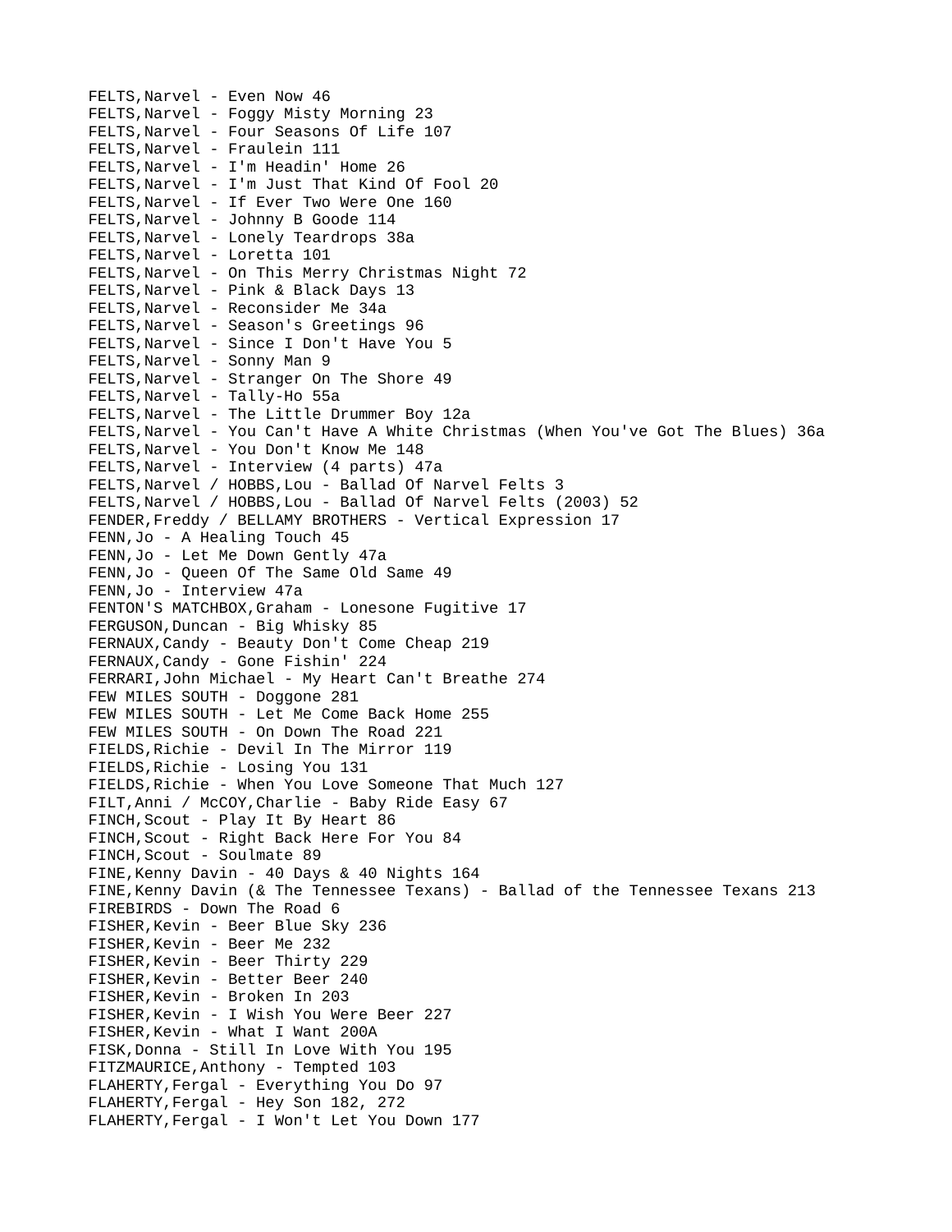FELTS,Narvel - Even Now 46
FELTS,Narvel - Foggy Misty Morning 23
FELTS,Narvel - Four Seasons Of Life 107
FELTS,Narvel - Fraulein 111
FELTS,Narvel - I'm Headin' Home 26
FELTS,Narvel - I'm Just That Kind Of Fool 20
FELTS,Narvel - If Ever Two Were One 160
FELTS,Narvel - Johnny B Goode 114
FELTS,Narvel - Lonely Teardrops 38a
FELTS,Narvel - Loretta 101
FELTS,Narvel - On This Merry Christmas Night 72
FELTS,Narvel - Pink & Black Days 13
FELTS,Narvel - Reconsider Me 34a
FELTS,Narvel - Season's Greetings 96
FELTS,Narvel - Since I Don't Have You 5
FELTS,Narvel - Sonny Man 9
FELTS,Narvel - Stranger On The Shore 49
FELTS,Narvel - Tally-Ho 55a
FELTS,Narvel - The Little Drummer Boy 12a
FELTS,Narvel - You Can't Have A White Christmas (When You've Got The Blues) 36a
FELTS,Narvel - You Don't Know Me 148
FELTS,Narvel - Interview (4 parts) 47a
FELTS,Narvel / HOBBS,Lou - Ballad Of Narvel Felts 3
FELTS,Narvel / HOBBS,Lou - Ballad Of Narvel Felts (2003) 52
FENDER,Freddy / BELLAMY BROTHERS - Vertical Expression 17
FENN,Jo - A Healing Touch 45
FENN,Jo - Let Me Down Gently 47a
FENN,Jo - Queen Of The Same Old Same 49
FENN,Jo - Interview 47a
FENTON'S MATCHBOX,Graham - Lonesone Fugitive 17
FERGUSON,Duncan - Big Whisky 85
FERNAUX,Candy - Beauty Don't Come Cheap 219
FERNAUX,Candy - Gone Fishin' 224
FERRARI,John Michael - My Heart Can't Breathe 274
FEW MILES SOUTH - Doggone 281
FEW MILES SOUTH - Let Me Come Back Home 255
FEW MILES SOUTH - On Down The Road 221
FIELDS,Richie - Devil In The Mirror 119
FIELDS,Richie - Losing You 131
FIELDS,Richie - When You Love Someone That Much 127
FILT,Anni / McCOY,Charlie - Baby Ride Easy 67
FINCH,Scout - Play It By Heart 86
FINCH,Scout - Right Back Here For You 84
FINCH,Scout - Soulmate 89
FINE,Kenny Davin - 40 Days & 40 Nights 164
FINE,Kenny Davin (& The Tennessee Texans) - Ballad of the Tennessee Texans 213
FIREBIRDS - Down The Road 6
FISHER,Kevin - Beer Blue Sky 236
FISHER,Kevin - Beer Me 232
FISHER,Kevin - Beer Thirty 229
FISHER,Kevin - Better Beer 240
FISHER,Kevin - Broken In 203
FISHER,Kevin - I Wish You Were Beer 227
FISHER,Kevin - What I Want 200A
FISK,Donna - Still In Love With You 195
FITZMAURICE,Anthony - Tempted 103
FLAHERTY,Fergal - Everything You Do 97
FLAHERTY,Fergal - Hey Son 182, 272
FLAHERTY,Fergal - I Won't Let You Down 177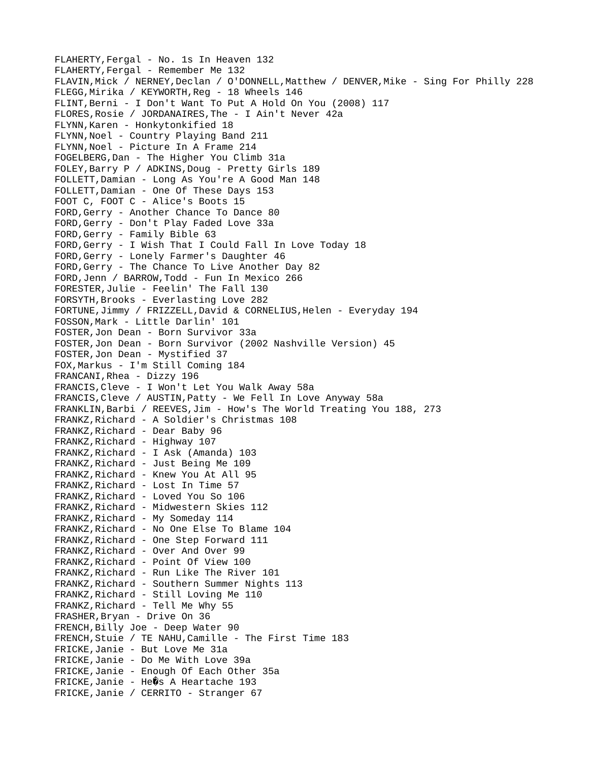FLAHERTY,Fergal - No. 1s In Heaven 132
FLAHERTY,Fergal - Remember Me 132
FLAVIN,Mick / NERNEY,Declan / O'DONNELL,Matthew / DENVER,Mike - Sing For Philly 228
FLEGG,Mirika / KEYWORTH,Reg - 18 Wheels 146
FLINT,Berni - I Don't Want To Put A Hold On You (2008) 117
FLORES,Rosie / JORDANAIRES,The - I Ain't Never 42a
FLYNN,Karen - Honkytonkified 18
FLYNN,Noel - Country Playing Band 211
FLYNN,Noel - Picture In A Frame 214
FOGELBERG,Dan - The Higher You Climb 31a
FOLEY,Barry P / ADKINS,Doug - Pretty Girls 189
FOLLETT,Damian - Long As You're A Good Man 148
FOLLETT,Damian - One Of These Days 153
FOOT C, FOOT C - Alice's Boots 15
FORD,Gerry - Another Chance To Dance 80
FORD,Gerry - Don't Play Faded Love 33a
FORD,Gerry - Family Bible 63
FORD,Gerry - I Wish That I Could Fall In Love Today 18
FORD,Gerry - Lonely Farmer's Daughter 46
FORD,Gerry - The Chance To Live Another Day 82
FORD,Jenn / BARROW,Todd - Fun In Mexico 266
FORESTER,Julie - Feelin' The Fall 130
FORSYTH,Brooks - Everlasting Love 282
FORTUNE,Jimmy / FRIZZELL,David & CORNELIUS,Helen - Everyday 194
FOSSON,Mark - Little Darlin' 101
FOSTER,Jon Dean - Born Survivor 33a
FOSTER,Jon Dean - Born Survivor (2002 Nashville Version) 45
FOSTER,Jon Dean - Mystified 37
FOX,Markus - I'm Still Coming 184
FRANCANI,Rhea - Dizzy 196
FRANCIS,Cleve - I Won't Let You Walk Away 58a
FRANCIS,Cleve / AUSTIN,Patty - We Fell In Love Anyway 58a
FRANKLIN,Barbi / REEVES,Jim - How's The World Treating You 188, 273
FRANKZ,Richard - A Soldier's Christmas 108
FRANKZ,Richard - Dear Baby 96
FRANKZ,Richard - Highway 107
FRANKZ,Richard - I Ask (Amanda) 103
FRANKZ,Richard - Just Being Me 109
FRANKZ,Richard - Knew You At All 95
FRANKZ,Richard - Lost In Time 57
FRANKZ,Richard - Loved You So 106
FRANKZ,Richard - Midwestern Skies 112
FRANKZ,Richard - My Someday 114
FRANKZ,Richard - No One Else To Blame 104
FRANKZ,Richard - One Step Forward 111
FRANKZ,Richard - Over And Over 99
FRANKZ,Richard - Point Of View 100
FRANKZ,Richard - Run Like The River 101
FRANKZ,Richard - Southern Summer Nights 113
FRANKZ,Richard - Still Loving Me 110
FRANKZ,Richard - Tell Me Why 55
FRASHER,Bryan - Drive On 36
FRENCH,Billy Joe - Deep Water 90
FRENCH,Stuie / TE NAHU,Camille - The First Time 183
FRICKE,Janie - But Love Me 31a
FRICKE,Janie - Do Me With Love 39a
FRICKE,Janie - Enough Of Each Other 35a
FRICKE,Janie - He�s A Heartache 193
FRICKE,Janie / CERRITO - Stranger 67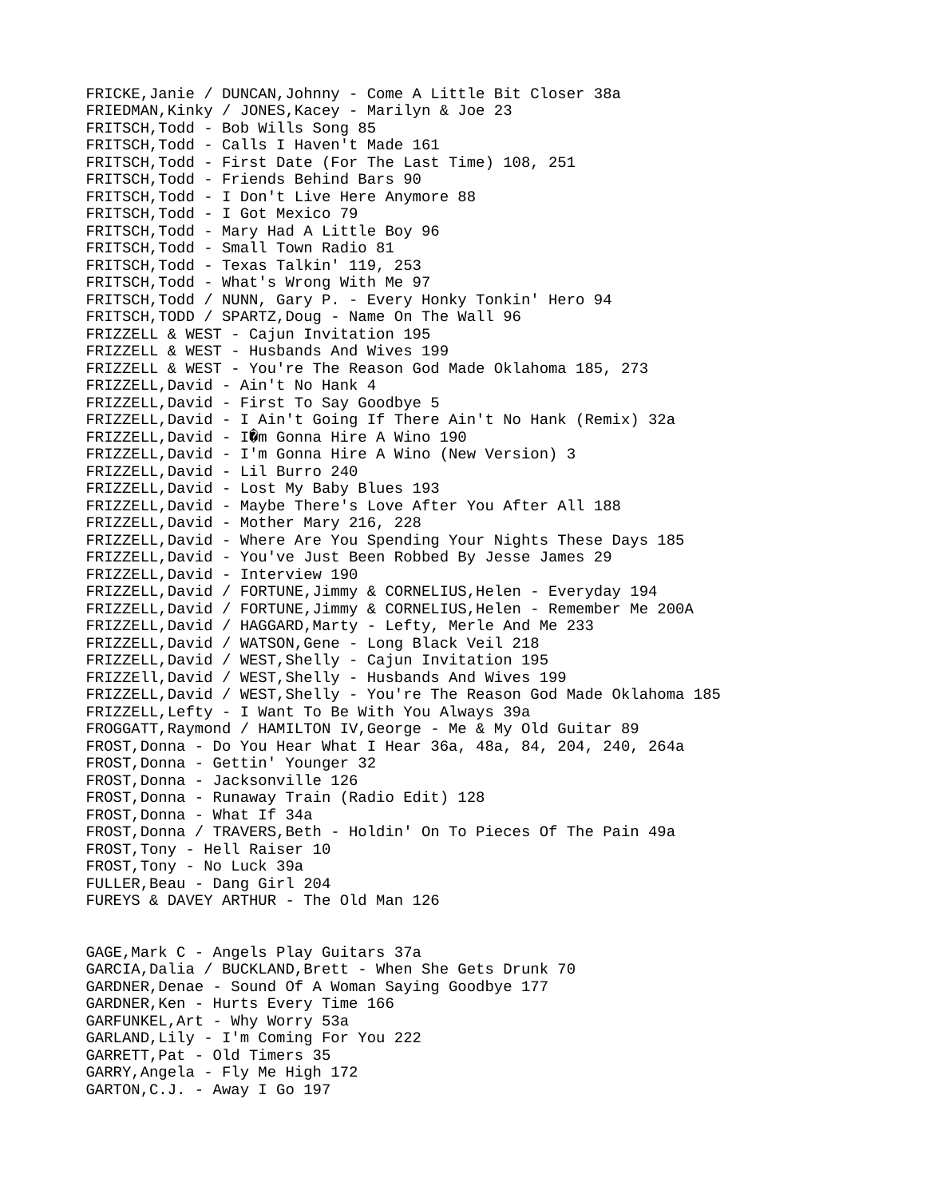FRICKE,Janie / DUNCAN,Johnny - Come A Little Bit Closer 38a
FRIEDMAN,Kinky / JONES,Kacey - Marilyn & Joe 23
FRITSCH,Todd - Bob Wills Song 85
FRITSCH,Todd - Calls I Haven't Made 161
FRITSCH,Todd - First Date (For The Last Time) 108, 251
FRITSCH,Todd - Friends Behind Bars 90
FRITSCH,Todd - I Don't Live Here Anymore 88
FRITSCH,Todd - I Got Mexico 79
FRITSCH,Todd - Mary Had A Little Boy 96
FRITSCH,Todd - Small Town Radio 81
FRITSCH,Todd - Texas Talkin' 119, 253
FRITSCH,Todd - What's Wrong With Me 97
FRITSCH,Todd / NUNN, Gary P. - Every Honky Tonkin' Hero 94
FRITSCH,TODD / SPARTZ,Doug - Name On The Wall 96
FRIZZELL & WEST - Cajun Invitation 195
FRIZZELL & WEST - Husbands And Wives 199
FRIZZELL & WEST - You're The Reason God Made Oklahoma 185, 273
FRIZZELL,David - Ain't No Hank 4
FRIZZELL,David - First To Say Goodbye 5
FRIZZELL,David - I Ain't Going If There Ain't No Hank (Remix) 32a
FRIZZELL,David - I�m Gonna Hire A Wino 190
FRIZZELL,David - I'm Gonna Hire A Wino (New Version) 3
FRIZZELL,David - Lil Burro 240
FRIZZELL,David - Lost My Baby Blues 193
FRIZZELL,David - Maybe There's Love After You After All 188
FRIZZELL,David - Mother Mary 216, 228
FRIZZELL,David - Where Are You Spending Your Nights These Days 185
FRIZZELL,David - You've Just Been Robbed By Jesse James 29
FRIZZELL,David - Interview 190
FRIZZELL,David / FORTUNE,Jimmy & CORNELIUS,Helen - Everyday 194
FRIZZELL,David / FORTUNE,Jimmy & CORNELIUS,Helen - Remember Me 200A
FRIZZELL,David / HAGGARD,Marty - Lefty, Merle And Me 233
FRIZZELL,David / WATSON,Gene - Long Black Veil 218
FRIZZELL,David / WEST,Shelly - Cajun Invitation 195
FRIZZEll,David / WEST,Shelly - Husbands And Wives 199
FRIZZELL,David / WEST,Shelly - You're The Reason God Made Oklahoma 185
FRIZZELL,Lefty - I Want To Be With You Always 39a
FROGGATT,Raymond / HAMILTON IV,George - Me & My Old Guitar 89
FROST,Donna - Do You Hear What I Hear 36a, 48a, 84, 204, 240, 264a
FROST,Donna - Gettin' Younger 32
FROST,Donna - Jacksonville 126
FROST,Donna - Runaway Train (Radio Edit) 128
FROST,Donna - What If 34a
FROST,Donna / TRAVERS,Beth - Holdin' On To Pieces Of The Pain 49a
FROST,Tony - Hell Raiser 10
FROST,Tony - No Luck 39a
FULLER,Beau - Dang Girl 204
FUREYS & DAVEY ARTHUR - The Old Man 126

GAGE,Mark C - Angels Play Guitars 37a
GARCIA,Dalia / BUCKLAND,Brett - When She Gets Drunk 70
GARDNER,Denae - Sound Of A Woman Saying Goodbye 177
GARDNER,Ken - Hurts Every Time 166
GARFUNKEL,Art - Why Worry 53a
GARLAND,Lily - I'm Coming For You 222
GARRETT,Pat - Old Timers 35
GARRY,Angela - Fly Me High 172
GARTON,C.J. - Away I Go 197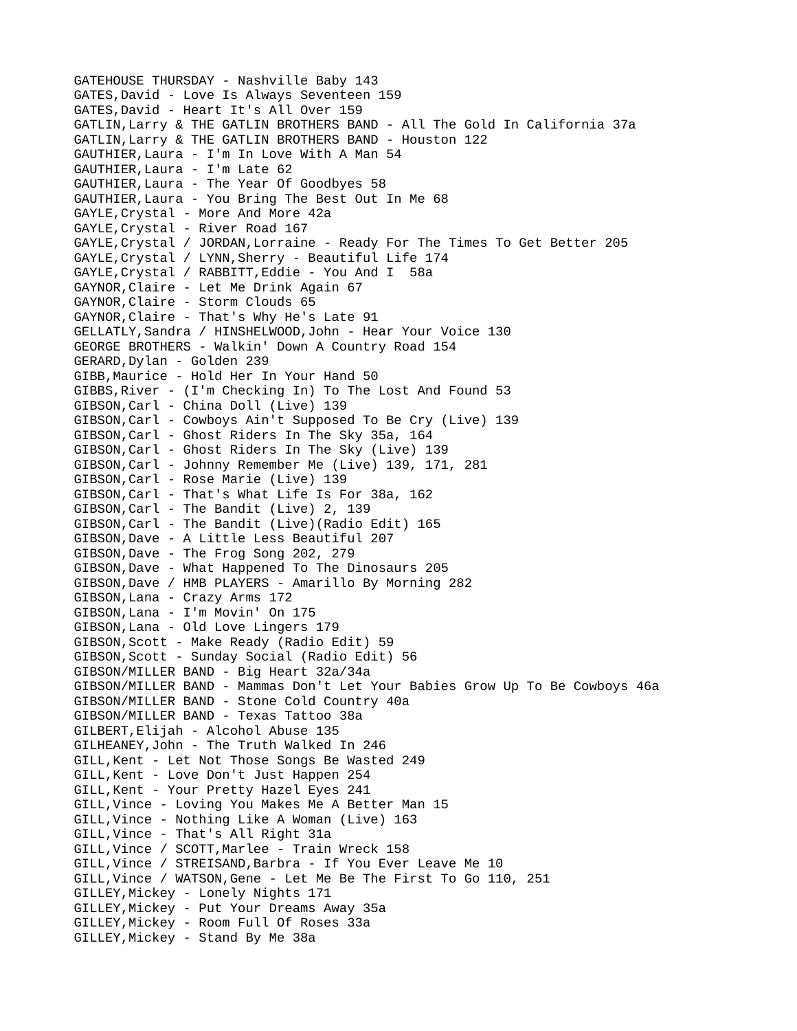GATEHOUSE THURSDAY - Nashville Baby 143
GATES,David - Love Is Always Seventeen 159
GATES,David - Heart It's All Over 159
GATLIN,Larry & THE GATLIN BROTHERS BAND - All The Gold In California 37a
GATLIN,Larry & THE GATLIN BROTHERS BAND - Houston 122
GAUTHIER,Laura - I'm In Love With A Man 54
GAUTHIER,Laura - I'm Late 62
GAUTHIER,Laura - The Year Of Goodbyes 58
GAUTHIER,Laura - You Bring The Best Out In Me 68
GAYLE,Crystal - More And More 42a
GAYLE,Crystal - River Road 167
GAYLE,Crystal / JORDAN,Lorraine - Ready For The Times To Get Better 205
GAYLE,Crystal / LYNN,Sherry - Beautiful Life 174
GAYLE,Crystal / RABBITT,Eddie - You And I  58a
GAYNOR,Claire - Let Me Drink Again 67
GAYNOR,Claire - Storm Clouds 65
GAYNOR,Claire - That's Why He's Late 91
GELLATLY,Sandra / HINSHELWOOD,John - Hear Your Voice 130
GEORGE BROTHERS - Walkin' Down A Country Road 154
GERARD,Dylan - Golden 239
GIBB,Maurice - Hold Her In Your Hand 50
GIBBS,River - (I'm Checking In) To The Lost And Found 53
GIBSON,Carl - China Doll (Live) 139
GIBSON,Carl - Cowboys Ain't Supposed To Be Cry (Live) 139
GIBSON,Carl - Ghost Riders In The Sky 35a, 164
GIBSON,Carl - Ghost Riders In The Sky (Live) 139
GIBSON,Carl - Johnny Remember Me (Live) 139, 171, 281
GIBSON,Carl - Rose Marie (Live) 139
GIBSON,Carl - That's What Life Is For 38a, 162
GIBSON,Carl - The Bandit (Live) 2, 139
GIBSON,Carl - The Bandit (Live)(Radio Edit) 165
GIBSON,Dave - A Little Less Beautiful 207
GIBSON,Dave - The Frog Song 202, 279
GIBSON,Dave - What Happened To The Dinosaurs 205
GIBSON,Dave / HMB PLAYERS - Amarillo By Morning 282
GIBSON,Lana - Crazy Arms 172
GIBSON,Lana - I'm Movin' On 175
GIBSON,Lana - Old Love Lingers 179
GIBSON,Scott - Make Ready (Radio Edit) 59
GIBSON,Scott - Sunday Social (Radio Edit) 56
GIBSON/MILLER BAND - Big Heart 32a/34a
GIBSON/MILLER BAND - Mammas Don't Let Your Babies Grow Up To Be Cowboys 46a
GIBSON/MILLER BAND - Stone Cold Country 40a
GIBSON/MILLER BAND - Texas Tattoo 38a
GILBERT,Elijah - Alcohol Abuse 135
GILHEANEY,John - The Truth Walked In 246
GILL,Kent - Let Not Those Songs Be Wasted 249
GILL,Kent - Love Don't Just Happen 254
GILL,Kent - Your Pretty Hazel Eyes 241
GILL,Vince - Loving You Makes Me A Better Man 15
GILL,Vince - Nothing Like A Woman (Live) 163
GILL,Vince - That's All Right 31a
GILL,Vince / SCOTT,Marlee - Train Wreck 158
GILL,Vince / STREISAND,Barbra - If You Ever Leave Me 10
GILL,Vince / WATSON,Gene - Let Me Be The First To Go 110, 251
GILLEY,Mickey - Lonely Nights 171
GILLEY,Mickey - Put Your Dreams Away 35a
GILLEY,Mickey - Room Full Of Roses 33a
GILLEY,Mickey - Stand By Me 38a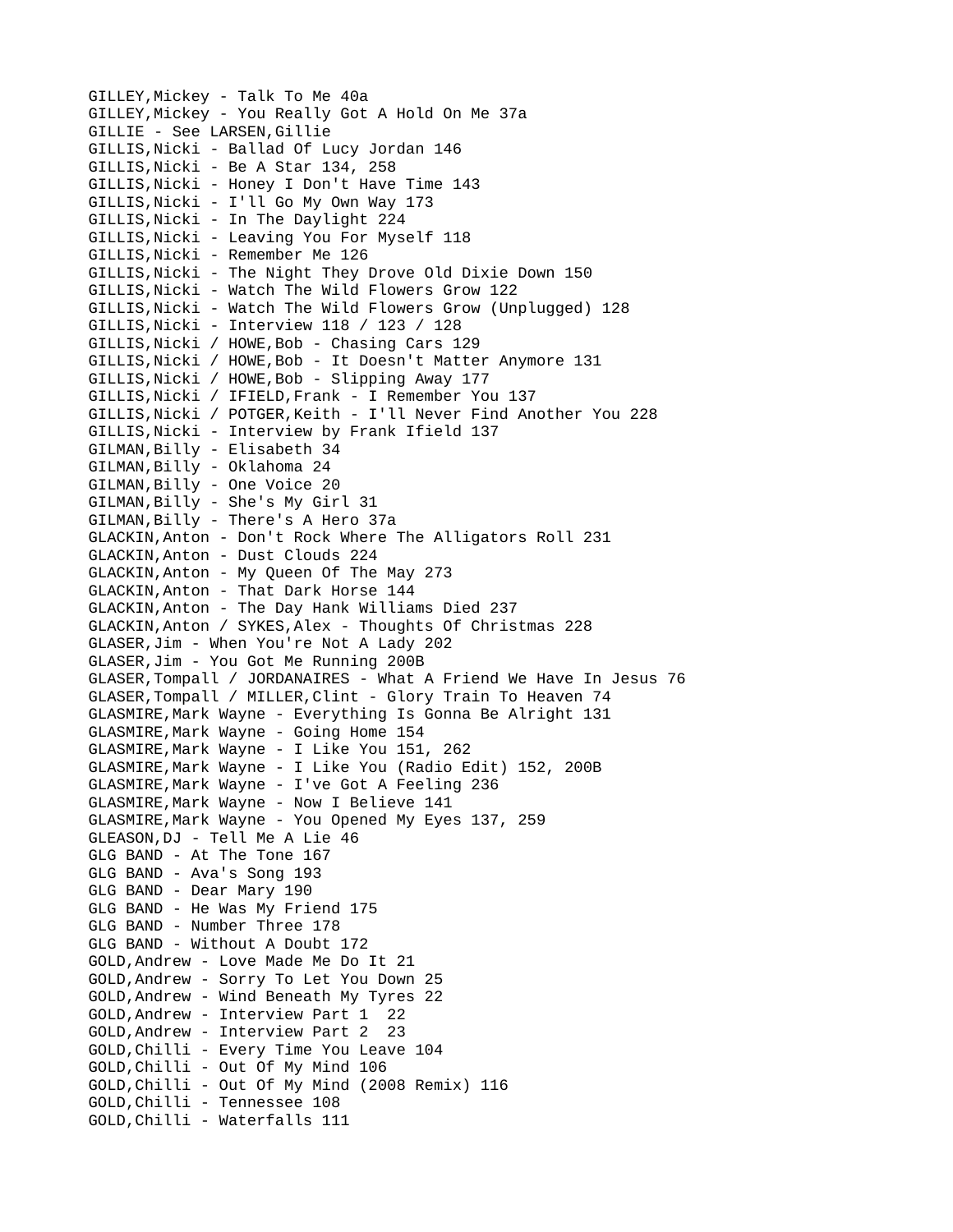GILLEY,Mickey - Talk To Me 40a
GILLEY,Mickey - You Really Got A Hold On Me 37a
GILLIE - See LARSEN,Gillie
GILLIS,Nicki - Ballad Of Lucy Jordan 146
GILLIS,Nicki - Be A Star 134, 258
GILLIS,Nicki - Honey I Don't Have Time 143
GILLIS,Nicki - I'll Go My Own Way 173
GILLIS,Nicki - In The Daylight 224
GILLIS,Nicki - Leaving You For Myself 118
GILLIS,Nicki - Remember Me 126
GILLIS,Nicki - The Night They Drove Old Dixie Down 150
GILLIS,Nicki - Watch The Wild Flowers Grow 122
GILLIS,Nicki - Watch The Wild Flowers Grow (Unplugged) 128
GILLIS,Nicki - Interview 118 / 123 / 128
GILLIS,Nicki / HOWE,Bob - Chasing Cars 129
GILLIS,Nicki / HOWE,Bob - It Doesn't Matter Anymore 131
GILLIS,Nicki / HOWE,Bob - Slipping Away 177
GILLIS,Nicki / IFIELD,Frank - I Remember You 137
GILLIS,Nicki / POTGER,Keith - I'll Never Find Another You 228
GILLIS,Nicki - Interview by Frank Ifield 137
GILMAN,Billy - Elisabeth 34
GILMAN,Billy - Oklahoma 24
GILMAN,Billy - One Voice 20
GILMAN,Billy - She's My Girl 31
GILMAN,Billy - There's A Hero 37a
GLACKIN,Anton - Don't Rock Where The Alligators Roll 231
GLACKIN,Anton - Dust Clouds 224
GLACKIN,Anton - My Queen Of The May 273
GLACKIN,Anton - That Dark Horse 144
GLACKIN,Anton - The Day Hank Williams Died 237
GLACKIN,Anton / SYKES,Alex - Thoughts Of Christmas 228
GLASER,Jim - When You're Not A Lady 202
GLASER,Jim - You Got Me Running 200B
GLASER,Tompall / JORDANAIRES - What A Friend We Have In Jesus 76
GLASER,Tompall / MILLER,Clint - Glory Train To Heaven 74
GLASMIRE,Mark Wayne - Everything Is Gonna Be Alright 131
GLASMIRE,Mark Wayne - Going Home 154
GLASMIRE,Mark Wayne - I Like You 151, 262
GLASMIRE,Mark Wayne - I Like You (Radio Edit) 152, 200B
GLASMIRE,Mark Wayne - I've Got A Feeling 236
GLASMIRE,Mark Wayne - Now I Believe 141
GLASMIRE,Mark Wayne - You Opened My Eyes 137, 259
GLEASON,DJ - Tell Me A Lie 46
GLG BAND - At The Tone 167
GLG BAND - Ava's Song 193
GLG BAND - Dear Mary 190
GLG BAND - He Was My Friend 175
GLG BAND - Number Three 178
GLG BAND - Without A Doubt 172
GOLD,Andrew - Love Made Me Do It 21
GOLD,Andrew - Sorry To Let You Down 25
GOLD,Andrew - Wind Beneath My Tyres 22
GOLD,Andrew - Interview Part 1 22
GOLD,Andrew - Interview Part 2 23
GOLD,Chilli - Every Time You Leave 104
GOLD,Chilli - Out Of My Mind 106
GOLD,Chilli - Out Of My Mind (2008 Remix) 116
GOLD,Chilli - Tennessee 108
GOLD,Chilli - Waterfalls 111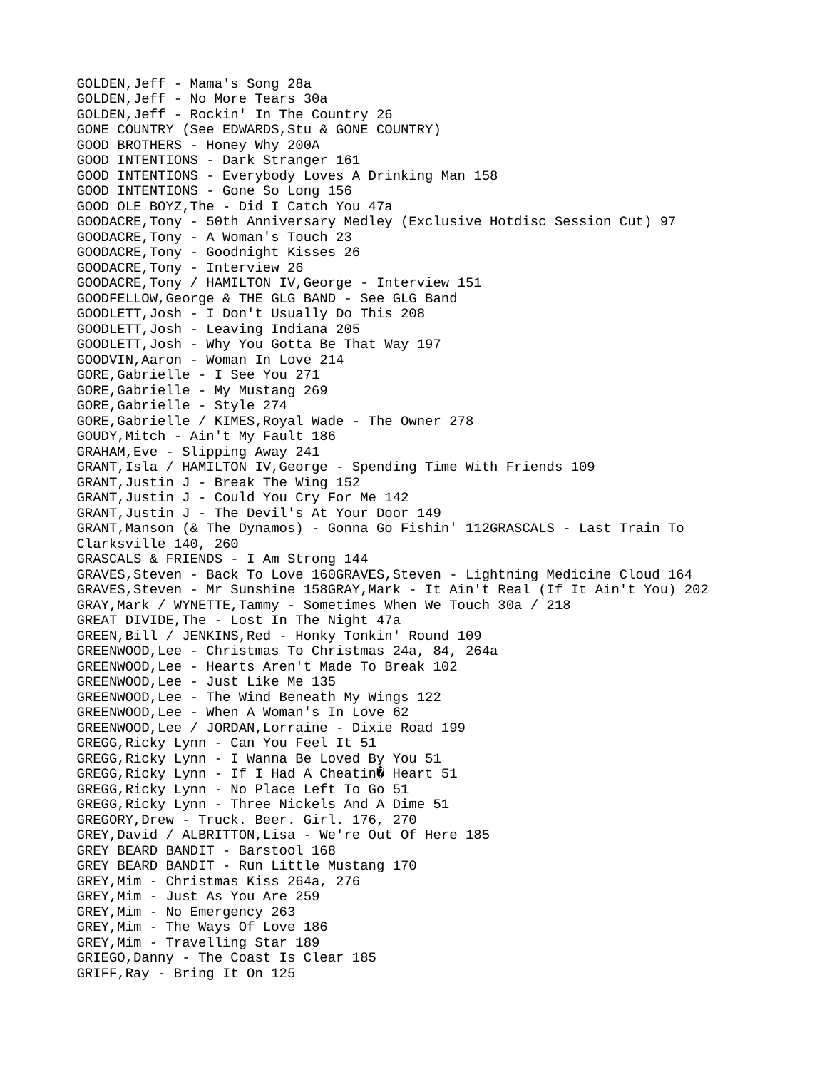GOLDEN,Jeff - Mama's Song 28a
GOLDEN,Jeff - No More Tears 30a
GOLDEN,Jeff - Rockin' In The Country 26
GONE COUNTRY (See EDWARDS,Stu & GONE COUNTRY)
GOOD BROTHERS - Honey Why 200A
GOOD INTENTIONS - Dark Stranger 161
GOOD INTENTIONS - Everybody Loves A Drinking Man 158
GOOD INTENTIONS - Gone So Long 156
GOOD OLE BOYZ,The - Did I Catch You 47a
GOODACRE,Tony - 50th Anniversary Medley (Exclusive Hotdisc Session Cut) 97
GOODACRE,Tony - A Woman's Touch 23
GOODACRE,Tony - Goodnight Kisses 26
GOODACRE,Tony - Interview 26
GOODACRE,Tony / HAMILTON IV,George - Interview 151
GOODFELLOW,George & THE GLG BAND - See GLG Band
GOODLETT,Josh - I Don't Usually Do This 208
GOODLETT,Josh - Leaving Indiana 205
GOODLETT,Josh - Why You Gotta Be That Way 197
GOODVIN,Aaron - Woman In Love 214
GORE,Gabrielle - I See You 271
GORE,Gabrielle - My Mustang 269
GORE,Gabrielle - Style 274
GORE,Gabrielle / KIMES,Royal Wade - The Owner 278
GOUDY,Mitch - Ain't My Fault 186
GRAHAM,Eve - Slipping Away 241
GRANT,Isla / HAMILTON IV,George - Spending Time With Friends 109
GRANT,Justin J - Break The Wing 152
GRANT,Justin J - Could You Cry For Me 142
GRANT,Justin J - The Devil's At Your Door 149
GRANT,Manson (& The Dynamos) - Gonna Go Fishin' 112GRASCALS - Last Train To Clarksville 140, 260
GRASCALS & FRIENDS - I Am Strong 144
GRAVES,Steven - Back To Love 160GRAVES,Steven - Lightning Medicine Cloud 164
GRAVES,Steven - Mr Sunshine 158GRAY,Mark - It Ain't Real (If It Ain't You) 202
GRAY,Mark / WYNETTE,Tammy - Sometimes When We Touch 30a / 218
GREAT DIVIDE,The - Lost In The Night 47a
GREEN,Bill / JENKINS,Red - Honky Tonkin' Round 109
GREENWOOD,Lee - Christmas To Christmas 24a, 84, 264a
GREENWOOD,Lee - Hearts Aren't Made To Break 102
GREENWOOD,Lee - Just Like Me 135
GREENWOOD,Lee - The Wind Beneath My Wings 122
GREENWOOD,Lee - When A Woman's In Love 62
GREENWOOD,Lee / JORDAN,Lorraine - Dixie Road 199
GREGG,Ricky Lynn - Can You Feel It 51
GREGG,Ricky Lynn - I Wanna Be Loved By You 51
GREGG,Ricky Lynn - If I Had A Cheatin� Heart 51
GREGG,Ricky Lynn - No Place Left To Go 51
GREGG,Ricky Lynn - Three Nickels And A Dime 51
GREGORY,Drew - Truck. Beer. Girl. 176, 270
GREY,David / ALBRITTON,Lisa - We're Out Of Here 185
GREY BEARD BANDIT - Barstool 168
GREY BEARD BANDIT - Run Little Mustang 170
GREY,Mim - Christmas Kiss 264a, 276
GREY,Mim - Just As You Are 259
GREY,Mim - No Emergency 263
GREY,Mim - The Ways Of Love 186
GREY,Mim - Travelling Star 189
GRIEGO,Danny - The Coast Is Clear 185
GRIFF,Ray - Bring It On 125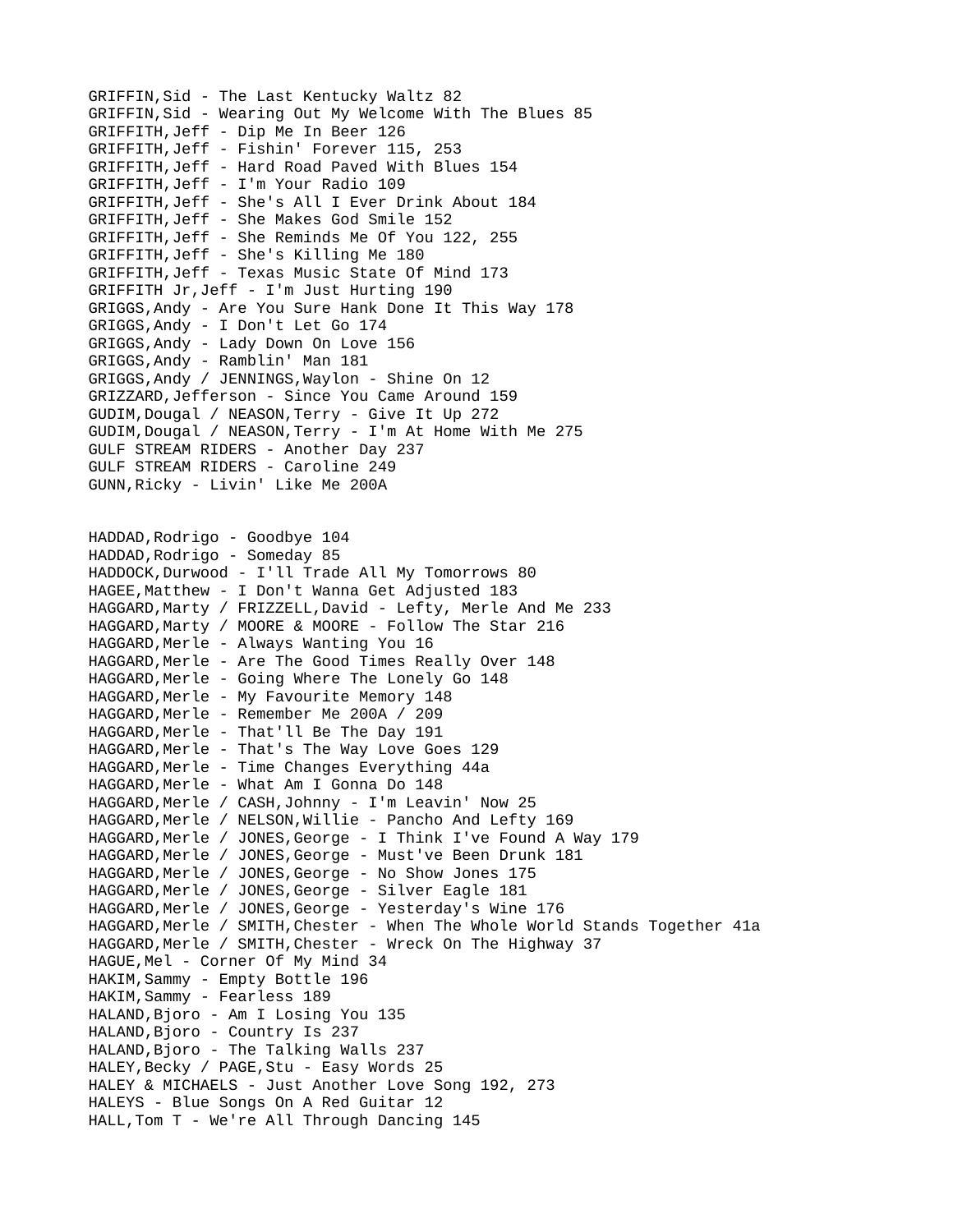GRIFFIN,Sid - The Last Kentucky Waltz 82
GRIFFIN,Sid - Wearing Out My Welcome With The Blues 85
GRIFFITH,Jeff - Dip Me In Beer 126
GRIFFITH,Jeff - Fishin' Forever 115, 253
GRIFFITH,Jeff - Hard Road Paved With Blues 154
GRIFFITH,Jeff - I'm Your Radio 109
GRIFFITH,Jeff - She's All I Ever Drink About 184
GRIFFITH,Jeff - She Makes God Smile 152
GRIFFITH,Jeff - She Reminds Me Of You 122, 255
GRIFFITH,Jeff - She's Killing Me 180
GRIFFITH,Jeff - Texas Music State Of Mind 173
GRIFFITH Jr,Jeff - I'm Just Hurting 190
GRIGGS,Andy - Are You Sure Hank Done It This Way 178
GRIGGS,Andy - I Don't Let Go 174
GRIGGS,Andy - Lady Down On Love 156
GRIGGS,Andy - Ramblin' Man 181
GRIGGS,Andy / JENNINGS,Waylon - Shine On 12
GRIZZARD,Jefferson - Since You Came Around 159
GUDIM,Dougal / NEASON,Terry - Give It Up 272
GUDIM,Dougal / NEASON,Terry - I'm At Home With Me 275
GULF STREAM RIDERS - Another Day 237
GULF STREAM RIDERS - Caroline 249
GUNN,Ricky - Livin' Like Me 200A

HADDAD,Rodrigo - Goodbye 104
HADDAD,Rodrigo - Someday 85
HADDOCK,Durwood - I'll Trade All My Tomorrows 80
HAGEE,Matthew - I Don't Wanna Get Adjusted 183
HAGGARD,Marty / FRIZZELL,David - Lefty, Merle And Me 233
HAGGARD,Marty / MOORE & MOORE - Follow The Star 216
HAGGARD,Merle - Always Wanting You 16
HAGGARD,Merle - Are The Good Times Really Over 148
HAGGARD,Merle - Going Where The Lonely Go 148
HAGGARD,Merle - My Favourite Memory 148
HAGGARD,Merle - Remember Me 200A / 209
HAGGARD,Merle - That'll Be The Day 191
HAGGARD,Merle - That's The Way Love Goes 129
HAGGARD,Merle - Time Changes Everything 44a
HAGGARD,Merle - What Am I Gonna Do 148
HAGGARD,Merle / CASH,Johnny - I'm Leavin' Now 25
HAGGARD,Merle / NELSON,Willie - Pancho And Lefty 169
HAGGARD,Merle / JONES,George - I Think I've Found A Way 179
HAGGARD,Merle / JONES,George - Must've Been Drunk 181
HAGGARD,Merle / JONES,George - No Show Jones 175
HAGGARD,Merle / JONES,George - Silver Eagle 181
HAGGARD,Merle / JONES,George - Yesterday's Wine 176
HAGGARD,Merle / SMITH,Chester - When The Whole World Stands Together 41a
HAGGARD,Merle / SMITH,Chester - Wreck On The Highway 37
HAGUE,Mel - Corner Of My Mind 34
HAKIM,Sammy - Empty Bottle 196
HAKIM,Sammy - Fearless 189
HALAND,Bjoro - Am I Losing You 135
HALAND,Bjoro - Country Is 237
HALAND,Bjoro - The Talking Walls 237
HALEY,Becky / PAGE,Stu - Easy Words 25
HALEY & MICHAELS - Just Another Love Song 192, 273
HALEYS - Blue Songs On A Red Guitar 12
HALL,Tom T - We're All Through Dancing 145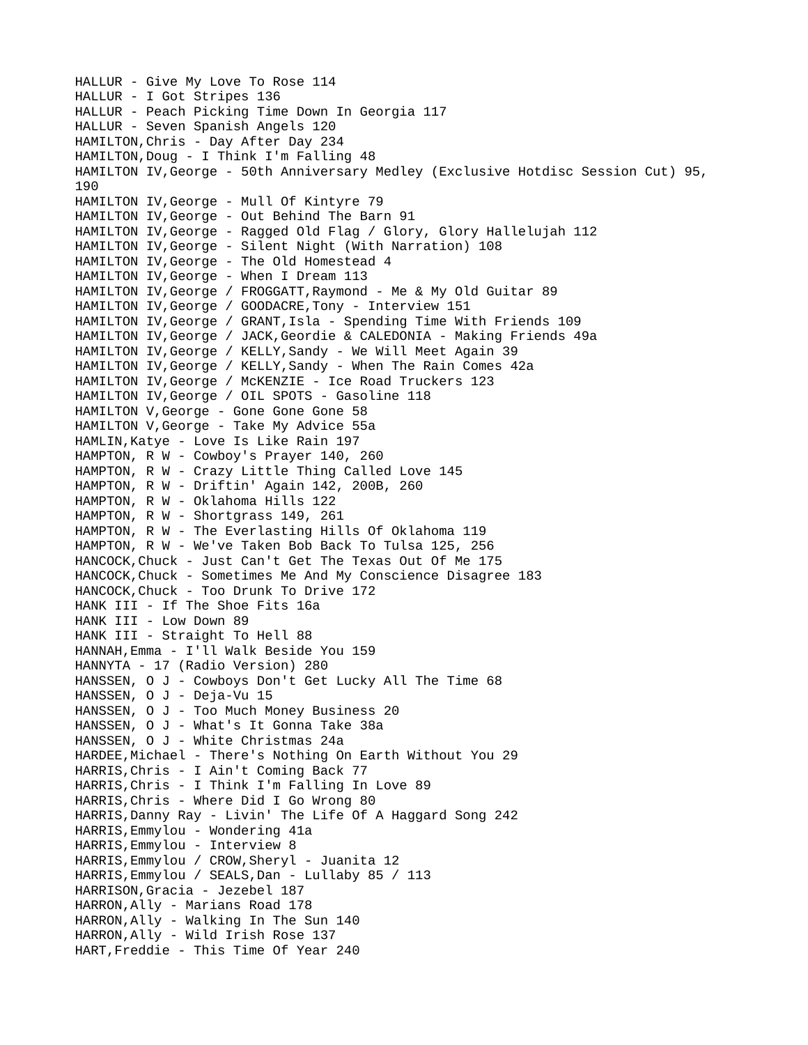HALLUR - Give My Love To Rose 114
HALLUR - I Got Stripes 136
HALLUR - Peach Picking Time Down In Georgia 117
HALLUR - Seven Spanish Angels 120
HAMILTON,Chris - Day After Day 234
HAMILTON,Doug - I Think I'm Falling 48
HAMILTON IV,George - 50th Anniversary Medley (Exclusive Hotdisc Session Cut) 95, 190
HAMILTON IV,George - Mull Of Kintyre 79
HAMILTON IV,George - Out Behind The Barn 91
HAMILTON IV,George - Ragged Old Flag / Glory, Glory Hallelujah 112
HAMILTON IV,George - Silent Night (With Narration) 108
HAMILTON IV,George - The Old Homestead 4
HAMILTON IV,George - When I Dream 113
HAMILTON IV,George / FROGGATT,Raymond - Me & My Old Guitar 89
HAMILTON IV,George / GOODACRE,Tony - Interview 151
HAMILTON IV,George / GRANT,Isla - Spending Time With Friends 109
HAMILTON IV,George / JACK,Geordie & CALEDONIA - Making Friends 49a
HAMILTON IV,George / KELLY,Sandy - We Will Meet Again 39
HAMILTON IV,George / KELLY,Sandy - When The Rain Comes 42a
HAMILTON IV,George / McKENZIE - Ice Road Truckers 123
HAMILTON IV,George / OIL SPOTS - Gasoline 118
HAMILTON V,George - Gone Gone Gone 58
HAMILTON V,George - Take My Advice 55a
HAMLIN,Katye - Love Is Like Rain 197
HAMPTON, R W - Cowboy's Prayer 140, 260
HAMPTON, R W - Crazy Little Thing Called Love 145
HAMPTON, R W - Driftin' Again 142, 200B, 260
HAMPTON, R W - Oklahoma Hills 122
HAMPTON, R W - Shortgrass 149, 261
HAMPTON, R W - The Everlasting Hills Of Oklahoma 119
HAMPTON, R W - We've Taken Bob Back To Tulsa 125, 256
HANCOCK,Chuck - Just Can't Get The Texas Out Of Me 175
HANCOCK,Chuck - Sometimes Me And My Conscience Disagree 183
HANCOCK,Chuck - Too Drunk To Drive 172
HANK III - If The Shoe Fits 16a
HANK III - Low Down 89
HANK III - Straight To Hell 88
HANNAH,Emma - I'll Walk Beside You 159
HANNYTA - 17 (Radio Version) 280
HANSSEN, O J - Cowboys Don't Get Lucky All The Time 68
HANSSEN, O J - Deja-Vu 15
HANSSEN, O J - Too Much Money Business 20
HANSSEN, O J - What's It Gonna Take 38a
HANSSEN, O J - White Christmas 24a
HARDEE,Michael - There's Nothing On Earth Without You 29
HARRIS,Chris - I Ain't Coming Back 77
HARRIS,Chris - I Think I'm Falling In Love 89
HARRIS,Chris - Where Did I Go Wrong 80
HARRIS,Danny Ray - Livin' The Life Of A Haggard Song 242
HARRIS,Emmylou - Wondering 41a
HARRIS,Emmylou - Interview 8
HARRIS,Emmylou / CROW,Sheryl - Juanita 12
HARRIS,Emmylou / SEALS,Dan - Lullaby 85 / 113
HARRISON,Gracia - Jezebel 187
HARRON,Ally - Marians Road 178
HARRON,Ally - Walking In The Sun 140
HARRON,Ally - Wild Irish Rose 137
HART,Freddie - This Time Of Year 240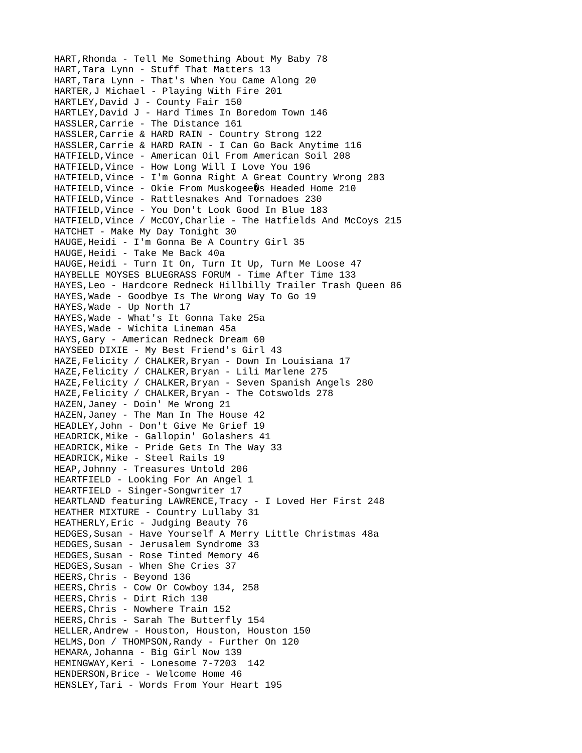HART,Rhonda - Tell Me Something About My Baby 78
HART,Tara Lynn - Stuff That Matters 13
HART,Tara Lynn - That's When You Came Along 20
HARTER,J Michael - Playing With Fire 201
HARTLEY,David J - County Fair 150
HARTLEY,David J - Hard Times In Boredom Town 146
HASSLER,Carrie - The Distance 161
HASSLER,Carrie & HARD RAIN - Country Strong 122
HASSLER,Carrie & HARD RAIN - I Can Go Back Anytime 116
HATFIELD,Vince - American Oil From American Soil 208
HATFIELD,Vince - How Long Will I Love You 196
HATFIELD,Vince - I'm Gonna Right A Great Country Wrong 203
HATFIELD,Vince - Okie From Muskogee�s Headed Home 210
HATFIELD,Vince - Rattlesnakes And Tornadoes 230
HATFIELD,Vince - You Don't Look Good In Blue 183
HATFIELD,Vince / McCOY,Charlie - The Hatfields And McCoys 215
HATCHET - Make My Day Tonight 30
HAUGE,Heidi - I'm Gonna Be A Country Girl 35
HAUGE,Heidi - Take Me Back 40a
HAUGE,Heidi - Turn It On, Turn It Up, Turn Me Loose 47
HAYBELLE MOYSES BLUEGRASS FORUM - Time After Time 133
HAYES,Leo - Hardcore Redneck Hillbilly Trailer Trash Queen 86
HAYES,Wade - Goodbye Is The Wrong Way To Go 19
HAYES,Wade - Up North 17
HAYES,Wade - What's It Gonna Take 25a
HAYES,Wade - Wichita Lineman 45a
HAYS,Gary - American Redneck Dream 60
HAYSEED DIXIE - My Best Friend's Girl 43
HAZE,Felicity / CHALKER,Bryan - Down In Louisiana 17
HAZE,Felicity / CHALKER,Bryan - Lili Marlene 275
HAZE,Felicity / CHALKER,Bryan - Seven Spanish Angels 280
HAZE,Felicity / CHALKER,Bryan - The Cotswolds 278
HAZEN,Janey - Doin' Me Wrong 21
HAZEN,Janey - The Man In The House 42
HEADLEY,John - Don't Give Me Grief 19
HEADRICK,Mike - Gallopin' Golashers 41
HEADRICK,Mike - Pride Gets In The Way 33
HEADRICK,Mike - Steel Rails 19
HEAP,Johnny - Treasures Untold 206
HEARTFIELD - Looking For An Angel 1
HEARTFIELD - Singer-Songwriter 17
HEARTLAND featuring LAWRENCE,Tracy - I Loved Her First 248
HEATHER MIXTURE - Country Lullaby 31
HEATHERLY,Eric - Judging Beauty 76
HEDGES,Susan - Have Yourself A Merry Little Christmas 48a
HEDGES,Susan - Jerusalem Syndrome 33
HEDGES,Susan - Rose Tinted Memory 46
HEDGES,Susan - When She Cries 37
HEERS,Chris - Beyond 136
HEERS,Chris - Cow Or Cowboy 134, 258
HEERS,Chris - Dirt Rich 130
HEERS,Chris - Nowhere Train 152
HEERS,Chris - Sarah The Butterfly 154
HELLER,Andrew - Houston, Houston, Houston 150
HELMS,Don / THOMPSON,Randy - Further On 120
HEMARA,Johanna - Big Girl Now 139
HEMINGWAY,Keri - Lonesome 7-7203 142
HENDERSON,Brice - Welcome Home 46
HENSLEY,Tari - Words From Your Heart 195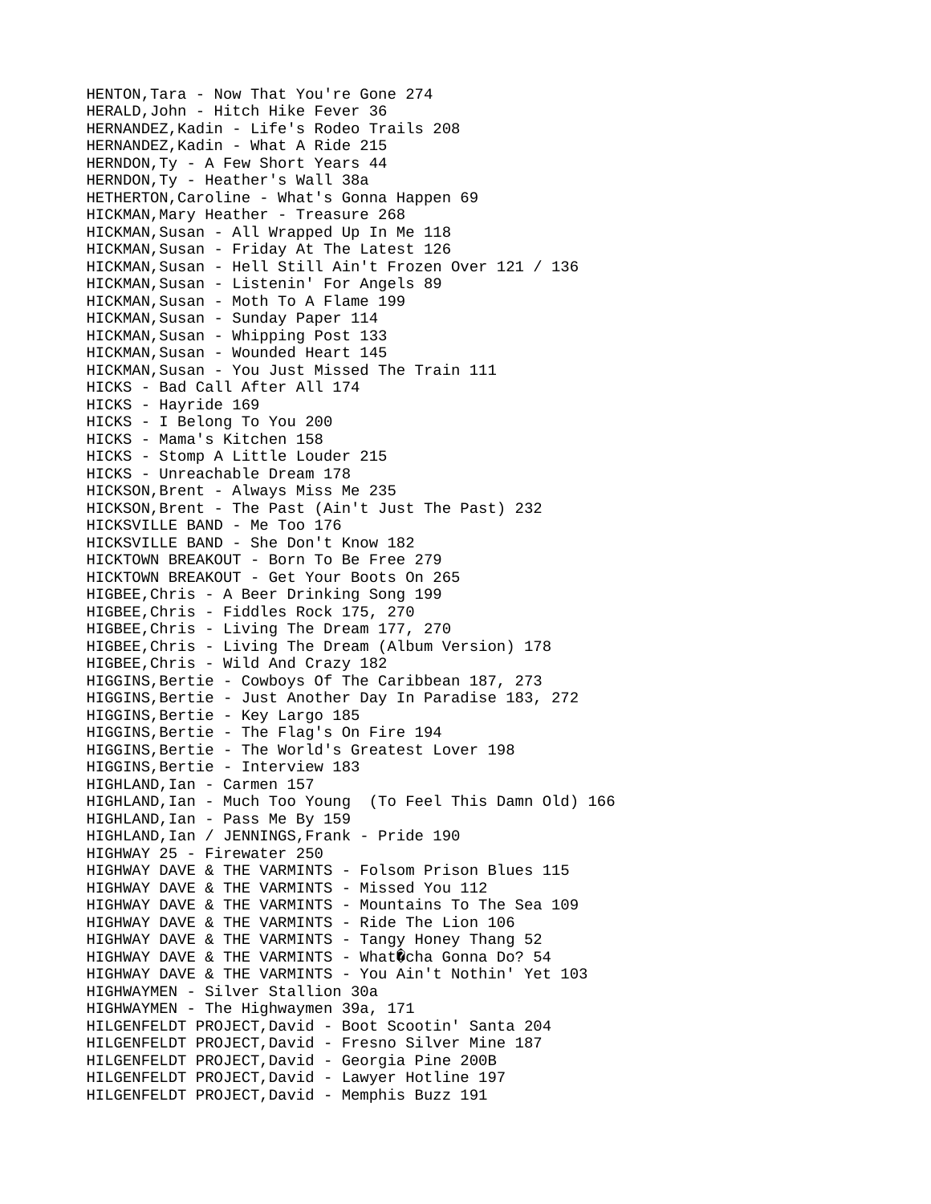HENTON,Tara - Now That You're Gone 274
HERALD,John - Hitch Hike Fever 36
HERNANDEZ,Kadin - Life's Rodeo Trails 208
HERNANDEZ,Kadin - What A Ride 215
HERNDON,Ty - A Few Short Years 44
HERNDON,Ty - Heather's Wall 38a
HETHERTON,Caroline - What's Gonna Happen 69
HICKMAN,Mary Heather - Treasure 268
HICKMAN,Susan - All Wrapped Up In Me 118
HICKMAN,Susan - Friday At The Latest 126
HICKMAN,Susan - Hell Still Ain't Frozen Over 121 / 136
HICKMAN,Susan - Listenin' For Angels 89
HICKMAN,Susan - Moth To A Flame 199
HICKMAN,Susan - Sunday Paper 114
HICKMAN,Susan - Whipping Post 133
HICKMAN,Susan - Wounded Heart 145
HICKMAN,Susan - You Just Missed The Train 111
HICKS - Bad Call After All 174
HICKS - Hayride 169
HICKS - I Belong To You 200
HICKS - Mama's Kitchen 158
HICKS - Stomp A Little Louder 215
HICKS - Unreachable Dream 178
HICKSON,Brent - Always Miss Me 235
HICKSON,Brent - The Past (Ain't Just The Past) 232
HICKSVILLE BAND - Me Too 176
HICKSVILLE BAND - She Don't Know 182
HICKTOWN BREAKOUT - Born To Be Free 279
HICKTOWN BREAKOUT - Get Your Boots On 265
HIGBEE,Chris - A Beer Drinking Song 199
HIGBEE,Chris - Fiddles Rock 175, 270
HIGBEE,Chris - Living The Dream 177, 270
HIGBEE,Chris - Living The Dream (Album Version) 178
HIGBEE,Chris - Wild And Crazy 182
HIGGINS,Bertie - Cowboys Of The Caribbean 187, 273
HIGGINS,Bertie - Just Another Day In Paradise 183, 272
HIGGINS,Bertie - Key Largo 185
HIGGINS,Bertie - The Flag's On Fire 194
HIGGINS,Bertie - The World's Greatest Lover 198
HIGGINS,Bertie - Interview 183
HIGHLAND,Ian - Carmen 157
HIGHLAND,Ian - Much Too Young (To Feel This Damn Old) 166
HIGHLAND,Ian - Pass Me By 159
HIGHLAND,Ian / JENNINGS,Frank - Pride 190
HIGHWAY 25 - Firewater 250
HIGHWAY DAVE & THE VARMINTS - Folsom Prison Blues 115
HIGHWAY DAVE & THE VARMINTS - Missed You 112
HIGHWAY DAVE & THE VARMINTS - Mountains To The Sea 109
HIGHWAY DAVE & THE VARMINTS - Ride The Lion 106
HIGHWAY DAVE & THE VARMINTS - Tangy Honey Thang 52
HIGHWAY DAVE & THE VARMINTS - What�cha Gonna Do? 54
HIGHWAY DAVE & THE VARMINTS - You Ain't Nothin' Yet 103
HIGHWAYMEN - Silver Stallion 30a
HIGHWAYMEN - The Highwaymen 39a, 171
HILGENFELDT PROJECT,David - Boot Scootin' Santa 204
HILGENFELDT PROJECT,David - Fresno Silver Mine 187
HILGENFELDT PROJECT,David - Georgia Pine 200B
HILGENFELDT PROJECT,David - Lawyer Hotline 197
HILGENFELDT PROJECT,David - Memphis Buzz 191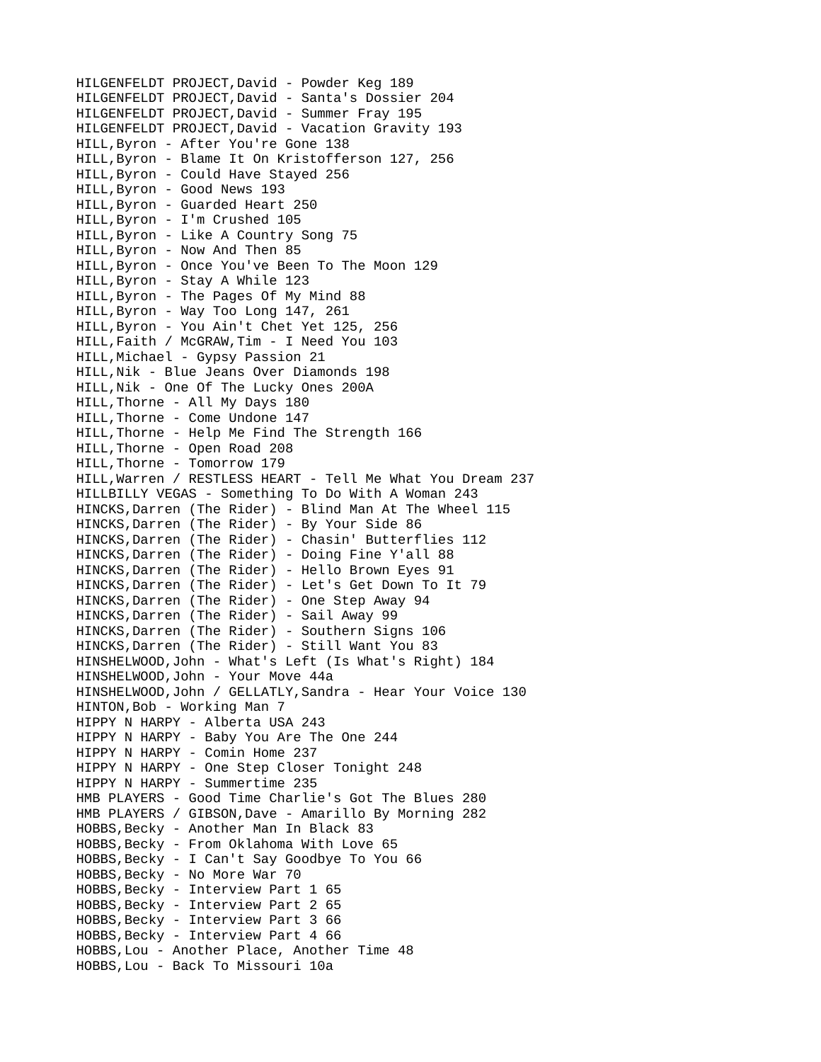HILGENFELDT PROJECT,David - Powder Keg 189
HILGENFELDT PROJECT,David - Santa's Dossier 204
HILGENFELDT PROJECT,David - Summer Fray 195
HILGENFELDT PROJECT,David - Vacation Gravity 193
HILL,Byron - After You're Gone 138
HILL,Byron - Blame It On Kristofferson 127, 256
HILL,Byron - Could Have Stayed 256
HILL,Byron - Good News 193
HILL,Byron - Guarded Heart 250
HILL,Byron - I'm Crushed 105
HILL,Byron - Like A Country Song 75
HILL,Byron - Now And Then 85
HILL,Byron - Once You've Been To The Moon 129
HILL,Byron - Stay A While 123
HILL,Byron - The Pages Of My Mind 88
HILL,Byron - Way Too Long 147, 261
HILL,Byron - You Ain't Chet Yet 125, 256
HILL,Faith / McGRAW,Tim - I Need You 103
HILL,Michael - Gypsy Passion 21
HILL,Nik - Blue Jeans Over Diamonds 198
HILL,Nik - One Of The Lucky Ones 200A
HILL,Thorne - All My Days 180
HILL,Thorne - Come Undone 147
HILL,Thorne - Help Me Find The Strength 166
HILL,Thorne - Open Road 208
HILL,Thorne - Tomorrow 179
HILL,Warren / RESTLESS HEART - Tell Me What You Dream 237
HILLBILLY VEGAS - Something To Do With A Woman 243
HINCKS,Darren (The Rider) - Blind Man At The Wheel 115
HINCKS,Darren (The Rider) - By Your Side 86
HINCKS,Darren (The Rider) - Chasin' Butterflies 112
HINCKS,Darren (The Rider) - Doing Fine Y'all 88
HINCKS,Darren (The Rider) - Hello Brown Eyes 91
HINCKS,Darren (The Rider) - Let's Get Down To It 79
HINCKS,Darren (The Rider) - One Step Away 94
HINCKS,Darren (The Rider) - Sail Away 99
HINCKS,Darren (The Rider) - Southern Signs 106
HINCKS,Darren (The Rider) - Still Want You 83
HINSHELWOOD,John - What's Left (Is What's Right) 184
HINSHELWOOD,John - Your Move 44a
HINSHELWOOD,John / GELLATLY,Sandra - Hear Your Voice 130
HINTON,Bob - Working Man 7
HIPPY N HARPY - Alberta USA 243
HIPPY N HARPY - Baby You Are The One 244
HIPPY N HARPY - Comin Home 237
HIPPY N HARPY - One Step Closer Tonight 248
HIPPY N HARPY - Summertime 235
HMB PLAYERS - Good Time Charlie's Got The Blues 280
HMB PLAYERS / GIBSON,Dave - Amarillo By Morning 282
HOBBS,Becky - Another Man In Black 83
HOBBS,Becky - From Oklahoma With Love 65
HOBBS,Becky - I Can't Say Goodbye To You 66
HOBBS,Becky - No More War 70
HOBBS,Becky - Interview Part 1 65
HOBBS,Becky - Interview Part 2 65
HOBBS,Becky - Interview Part 3 66
HOBBS,Becky - Interview Part 4 66
HOBBS,Lou - Another Place, Another Time 48
HOBBS,Lou - Back To Missouri 10a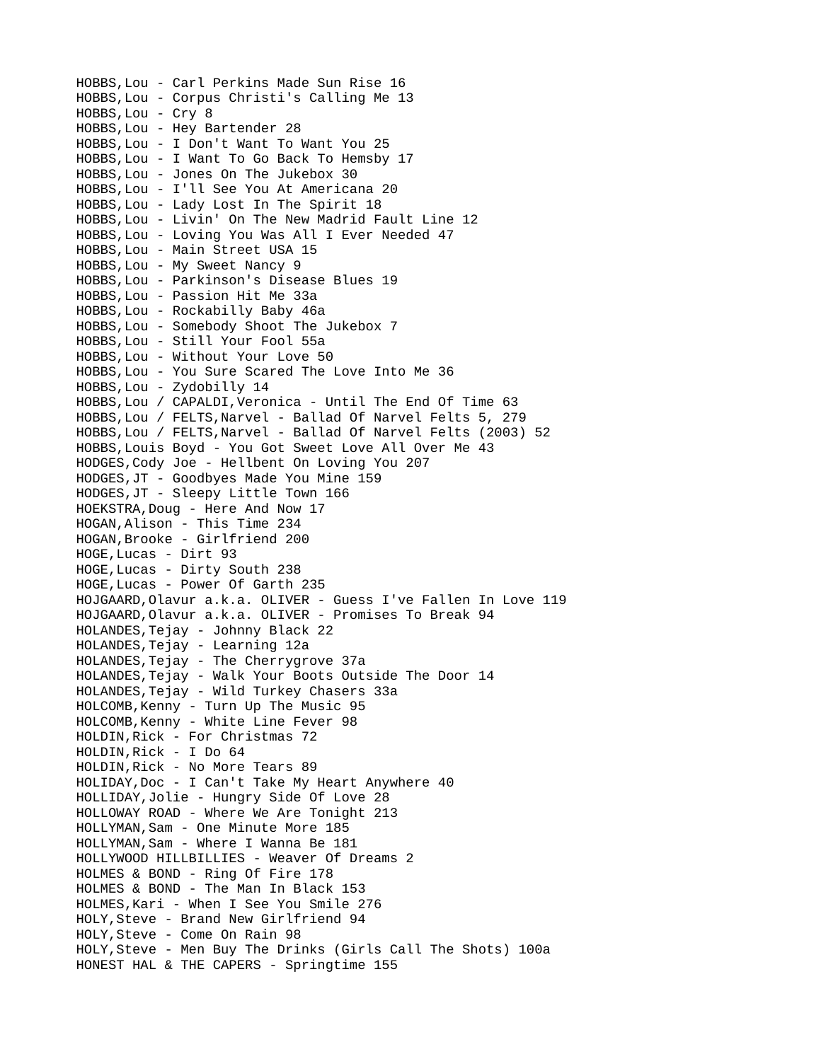HOBBS,Lou - Carl Perkins Made Sun Rise 16
HOBBS,Lou - Corpus Christi's Calling Me 13
HOBBS,Lou - Cry 8
HOBBS,Lou - Hey Bartender 28
HOBBS,Lou - I Don't Want To Want You 25
HOBBS,Lou - I Want To Go Back To Hemsby 17
HOBBS,Lou - Jones On The Jukebox 30
HOBBS,Lou - I'll See You At Americana 20
HOBBS,Lou - Lady Lost In The Spirit 18
HOBBS,Lou - Livin' On The New Madrid Fault Line 12
HOBBS,Lou - Loving You Was All I Ever Needed 47
HOBBS,Lou - Main Street USA 15
HOBBS,Lou - My Sweet Nancy 9
HOBBS,Lou - Parkinson's Disease Blues 19
HOBBS,Lou - Passion Hit Me 33a
HOBBS,Lou - Rockabilly Baby 46a
HOBBS,Lou - Somebody Shoot The Jukebox 7
HOBBS,Lou - Still Your Fool 55a
HOBBS,Lou - Without Your Love 50
HOBBS,Lou - You Sure Scared The Love Into Me 36
HOBBS,Lou - Zydobilly 14
HOBBS,Lou / CAPALDI,Veronica - Until The End Of Time 63
HOBBS,Lou / FELTS,Narvel - Ballad Of Narvel Felts 5, 279
HOBBS,Lou / FELTS,Narvel - Ballad Of Narvel Felts (2003) 52
HOBBS,Louis Boyd - You Got Sweet Love All Over Me 43
HODGES,Cody Joe - Hellbent On Loving You 207
HODGES,JT - Goodbyes Made You Mine 159
HODGES,JT - Sleepy Little Town 166
HOEKSTRA,Doug - Here And Now 17
HOGAN,Alison - This Time 234
HOGAN,Brooke - Girlfriend 200
HOGE,Lucas - Dirt 93
HOGE,Lucas - Dirty South 238
HOGE,Lucas - Power Of Garth 235
HOJGAARD,Olavur a.k.a. OLIVER - Guess I've Fallen In Love 119
HOJGAARD,Olavur a.k.a. OLIVER - Promises To Break 94
HOLANDES,Tejay - Johnny Black 22
HOLANDES,Tejay - Learning 12a
HOLANDES,Tejay - The Cherrygrove 37a
HOLANDES,Tejay - Walk Your Boots Outside The Door 14
HOLANDES,Tejay - Wild Turkey Chasers 33a
HOLCOMB,Kenny - Turn Up The Music 95
HOLCOMB,Kenny - White Line Fever 98
HOLDIN,Rick - For Christmas 72
HOLDIN,Rick - I Do 64
HOLDIN,Rick - No More Tears 89
HOLIDAY,Doc - I Can't Take My Heart Anywhere 40
HOLLIDAY,Jolie - Hungry Side Of Love 28
HOLLOWAY ROAD - Where We Are Tonight 213
HOLLYMAN,Sam - One Minute More 185
HOLLYMAN,Sam - Where I Wanna Be 181
HOLLYWOOD HILLBILLIES - Weaver Of Dreams 2
HOLMES & BOND - Ring Of Fire 178
HOLMES & BOND - The Man In Black 153
HOLMES,Kari - When I See You Smile 276
HOLY,Steve - Brand New Girlfriend 94
HOLY,Steve - Come On Rain 98
HOLY,Steve - Men Buy The Drinks (Girls Call The Shots) 100a
HONEST HAL & THE CAPERS - Springtime 155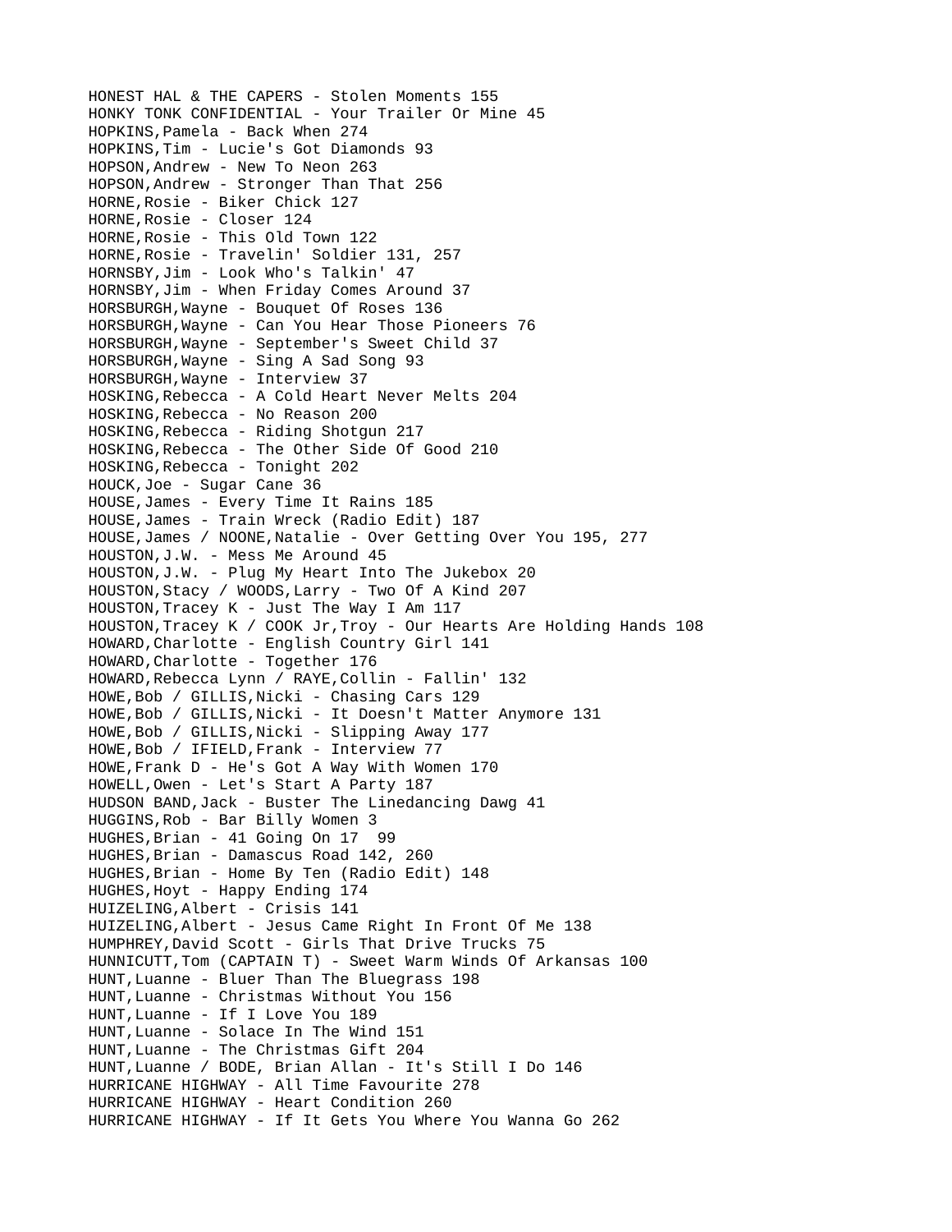HONEST HAL & THE CAPERS - Stolen Moments 155
HONKY TONK CONFIDENTIAL - Your Trailer Or Mine 45
HOPKINS,Pamela - Back When 274
HOPKINS,Tim - Lucie's Got Diamonds 93
HOPSON,Andrew - New To Neon 263
HOPSON,Andrew - Stronger Than That 256
HORNE,Rosie - Biker Chick 127
HORNE,Rosie - Closer 124
HORNE,Rosie - This Old Town 122
HORNE,Rosie - Travelin' Soldier 131, 257
HORNSBY,Jim - Look Who's Talkin' 47
HORNSBY,Jim - When Friday Comes Around 37
HORSBURGH,Wayne - Bouquet Of Roses 136
HORSBURGH,Wayne - Can You Hear Those Pioneers 76
HORSBURGH,Wayne - September's Sweet Child 37
HORSBURGH,Wayne - Sing A Sad Song 93
HORSBURGH,Wayne - Interview 37
HOSKING,Rebecca - A Cold Heart Never Melts 204
HOSKING,Rebecca - No Reason 200
HOSKING,Rebecca - Riding Shotgun 217
HOSKING,Rebecca - The Other Side Of Good 210
HOSKING,Rebecca - Tonight 202
HOUCK,Joe - Sugar Cane 36
HOUSE,James - Every Time It Rains 185
HOUSE,James - Train Wreck (Radio Edit) 187
HOUSE,James / NOONE,Natalie - Over Getting Over You 195, 277
HOUSTON,J.W. - Mess Me Around 45
HOUSTON,J.W. - Plug My Heart Into The Jukebox 20
HOUSTON,Stacy / WOODS,Larry - Two Of A Kind 207
HOUSTON,Tracey K - Just The Way I Am 117
HOUSTON,Tracey K / COOK Jr,Troy - Our Hearts Are Holding Hands 108
HOWARD,Charlotte - English Country Girl 141
HOWARD,Charlotte - Together 176
HOWARD,Rebecca Lynn / RAYE,Collin - Fallin' 132
HOWE,Bob / GILLIS,Nicki - Chasing Cars 129
HOWE,Bob / GILLIS,Nicki - It Doesn't Matter Anymore 131
HOWE,Bob / GILLIS,Nicki - Slipping Away 177
HOWE,Bob / IFIELD,Frank - Interview 77
HOWE,Frank D - He's Got A Way With Women 170
HOWELL,Owen - Let's Start A Party 187
HUDSON BAND,Jack - Buster The Linedancing Dawg 41
HUGGINS,Rob - Bar Billy Women 3
HUGHES,Brian - 41 Going On 17 99
HUGHES,Brian - Damascus Road 142, 260
HUGHES,Brian - Home By Ten (Radio Edit) 148
HUGHES,Hoyt - Happy Ending 174
HUIZELING,Albert - Crisis 141
HUIZELING,Albert - Jesus Came Right In Front Of Me 138
HUMPHREY,David Scott - Girls That Drive Trucks 75
HUNNICUTT,Tom (CAPTAIN T) - Sweet Warm Winds Of Arkansas 100
HUNT,Luanne - Bluer Than The Bluegrass 198
HUNT,Luanne - Christmas Without You 156
HUNT,Luanne - If I Love You 189
HUNT,Luanne - Solace In The Wind 151
HUNT,Luanne - The Christmas Gift 204
HUNT,Luanne / BODE, Brian Allan - It's Still I Do 146
HURRICANE HIGHWAY - All Time Favourite 278
HURRICANE HIGHWAY - Heart Condition 260
HURRICANE HIGHWAY - If It Gets You Where You Wanna Go 262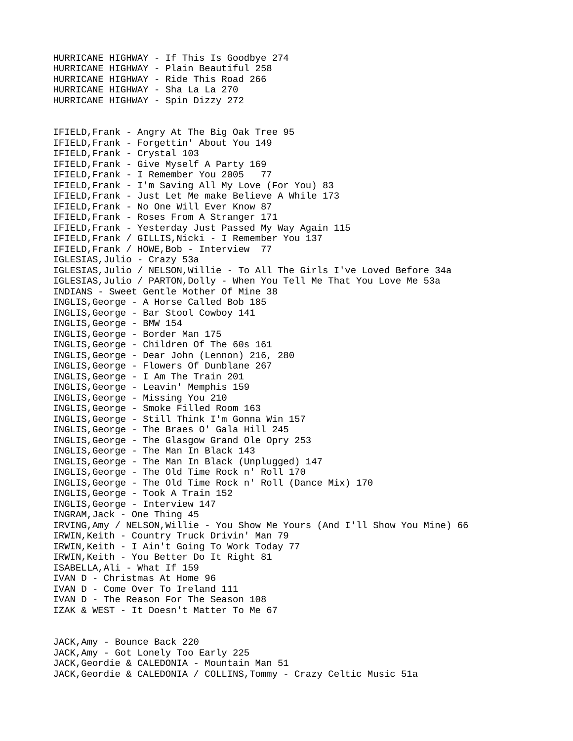HURRICANE HIGHWAY - If This Is Goodbye 274
HURRICANE HIGHWAY - Plain Beautiful 258
HURRICANE HIGHWAY - Ride This Road 266
HURRICANE HIGHWAY - Sha La La 270
HURRICANE HIGHWAY - Spin Dizzy 272

IFIELD,Frank - Angry At The Big Oak Tree 95
IFIELD,Frank - Forgettin' About You 149
IFIELD,Frank - Crystal 103
IFIELD,Frank - Give Myself A Party 169
IFIELD,Frank - I Remember You 2005   77
IFIELD,Frank - I'm Saving All My Love (For You) 83
IFIELD,Frank - Just Let Me make Believe A While 173
IFIELD,Frank - No One Will Ever Know 87
IFIELD,Frank - Roses From A Stranger 171
IFIELD,Frank - Yesterday Just Passed My Way Again 115
IFIELD,Frank / GILLIS,Nicki - I Remember You 137
IFIELD,Frank / HOWE,Bob - Interview  77
IGLESIAS,Julio - Crazy 53a
IGLESIAS,Julio / NELSON,Willie - To All The Girls I've Loved Before 34a
IGLESIAS,Julio / PARTON,Dolly - When You Tell Me That You Love Me 53a
INDIANS - Sweet Gentle Mother Of Mine 38
INGLIS,George - A Horse Called Bob 185
INGLIS,George - Bar Stool Cowboy 141
INGLIS,George - BMW 154
INGLIS,George - Border Man 175
INGLIS,George - Children Of The 60s 161
INGLIS,George - Dear John (Lennon) 216, 280
INGLIS,George - Flowers Of Dunblane 267
INGLIS,George - I Am The Train 201
INGLIS,George - Leavin' Memphis 159
INGLIS,George - Missing You 210
INGLIS,George - Smoke Filled Room 163
INGLIS,George - Still Think I'm Gonna Win 157
INGLIS,George - The Braes O' Gala Hill 245
INGLIS,George - The Glasgow Grand Ole Opry 253
INGLIS,George - The Man In Black 143
INGLIS,George - The Man In Black (Unplugged) 147
INGLIS,George - The Old Time Rock n' Roll 170
INGLIS,George - The Old Time Rock n' Roll (Dance Mix) 170
INGLIS,George - Took A Train 152
INGLIS,George - Interview 147
INGRAM,Jack - One Thing 45
IRVING,Amy / NELSON,Willie - You Show Me Yours (And I'll Show You Mine) 66
IRWIN,Keith - Country Truck Drivin' Man 79
IRWIN,Keith - I Ain't Going To Work Today 77
IRWIN,Keith - You Better Do It Right 81
ISABELLA,Ali - What If 159
IVAN D - Christmas At Home 96
IVAN D - Come Over To Ireland 111
IVAN D - The Reason For The Season 108
IZAK & WEST - It Doesn't Matter To Me 67

JACK,Amy - Bounce Back 220
JACK,Amy - Got Lonely Too Early 225
JACK,Geordie & CALEDONIA - Mountain Man 51
JACK,Geordie & CALEDONIA / COLLINS,Tommy - Crazy Celtic Music 51a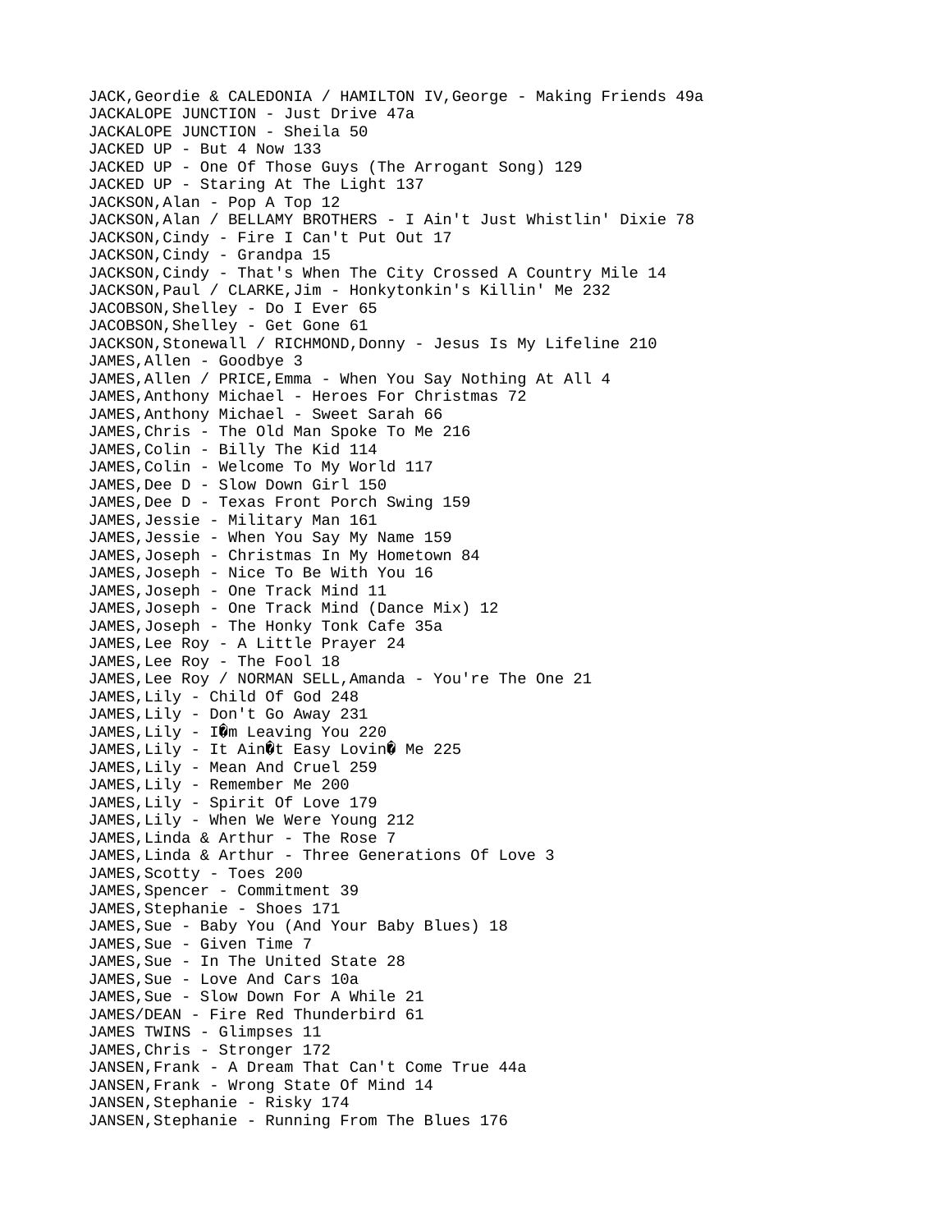JACK,Geordie & CALEDONIA / HAMILTON IV,George - Making Friends 49a
JACKALOPE JUNCTION - Just Drive 47a
JACKALOPE JUNCTION - Sheila 50
JACKED UP - But 4 Now 133
JACKED UP - One Of Those Guys (The Arrogant Song) 129
JACKED UP - Staring At The Light 137
JACKSON,Alan - Pop A Top 12
JACKSON,Alan / BELLAMY BROTHERS - I Ain't Just Whistlin' Dixie 78
JACKSON,Cindy - Fire I Can't Put Out 17
JACKSON,Cindy - Grandpa 15
JACKSON,Cindy - That's When The City Crossed A Country Mile 14
JACKSON,Paul / CLARKE,Jim - Honkytonkin's Killin' Me 232
JACOBSON,Shelley - Do I Ever 65
JACOBSON,Shelley - Get Gone 61
JACKSON,Stonewall / RICHMOND,Donny - Jesus Is My Lifeline 210
JAMES,Allen - Goodbye 3
JAMES,Allen / PRICE,Emma - When You Say Nothing At All 4
JAMES,Anthony Michael - Heroes For Christmas 72
JAMES,Anthony Michael - Sweet Sarah 66
JAMES,Chris - The Old Man Spoke To Me 216
JAMES,Colin - Billy The Kid 114
JAMES,Colin - Welcome To My World 117
JAMES,Dee D - Slow Down Girl 150
JAMES,Dee D - Texas Front Porch Swing 159
JAMES,Jessie - Military Man 161
JAMES,Jessie - When You Say My Name 159
JAMES,Joseph - Christmas In My Hometown 84
JAMES,Joseph - Nice To Be With You 16
JAMES,Joseph - One Track Mind 11
JAMES,Joseph - One Track Mind (Dance Mix) 12
JAMES,Joseph - The Honky Tonk Cafe 35a
JAMES,Lee Roy - A Little Prayer 24
JAMES,Lee Roy - The Fool 18
JAMES,Lee Roy / NORMAN SELL,Amanda - You're The One 21
JAMES,Lily - Child Of God 248
JAMES,Lily - Don't Go Away 231
JAMES,Lily - I�m Leaving You 220
JAMES,Lily - It Ain�t Easy Lovin� Me 225
JAMES,Lily - Mean And Cruel 259
JAMES,Lily - Remember Me 200
JAMES,Lily - Spirit Of Love 179
JAMES,Lily - When We Were Young 212
JAMES,Linda & Arthur - The Rose 7
JAMES,Linda & Arthur - Three Generations Of Love 3
JAMES,Scotty - Toes 200
JAMES,Spencer - Commitment 39
JAMES,Stephanie - Shoes 171
JAMES,Sue - Baby You (And Your Baby Blues) 18
JAMES,Sue - Given Time 7
JAMES,Sue - In The United State 28
JAMES,Sue - Love And Cars 10a
JAMES,Sue - Slow Down For A While 21
JAMES/DEAN - Fire Red Thunderbird 61
JAMES TWINS - Glimpses 11
JAMES,Chris - Stronger 172
JANSEN,Frank - A Dream That Can't Come True 44a
JANSEN,Frank - Wrong State Of Mind 14
JANSEN,Stephanie - Risky 174
JANSEN,Stephanie - Running From The Blues 176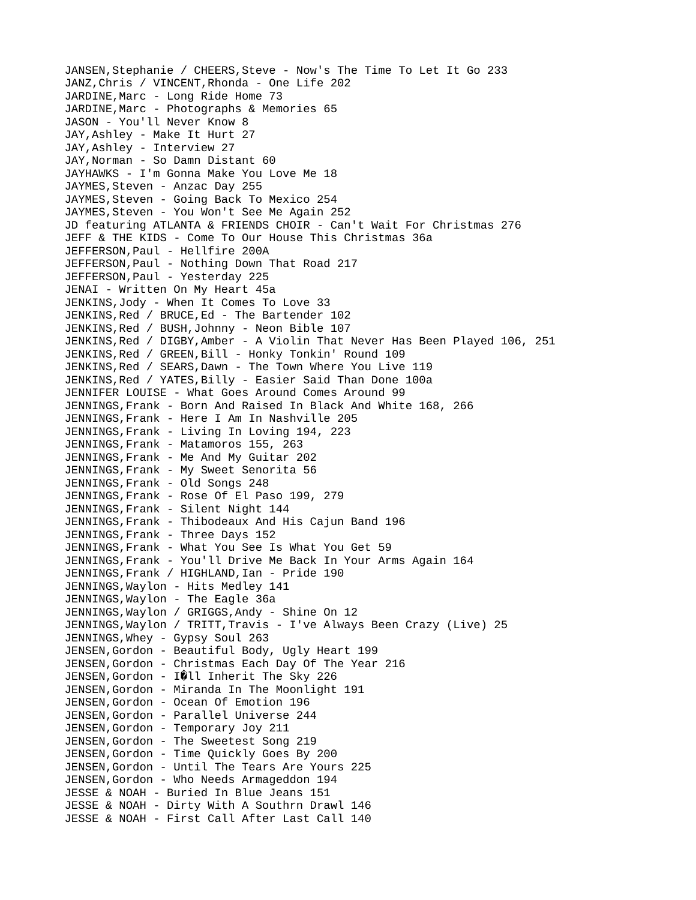JANSEN,Stephanie / CHEERS,Steve - Now's The Time To Let It Go 233
JANZ,Chris / VINCENT,Rhonda - One Life 202
JARDINE,Marc - Long Ride Home 73
JARDINE,Marc - Photographs & Memories 65
JASON - You'll Never Know 8
JAY,Ashley - Make It Hurt 27
JAY,Ashley - Interview 27
JAY,Norman - So Damn Distant 60
JAYHAWKS - I'm Gonna Make You Love Me 18
JAYMES,Steven - Anzac Day 255
JAYMES,Steven - Going Back To Mexico 254
JAYMES,Steven - You Won't See Me Again 252
JD featuring ATLANTA & FRIENDS CHOIR - Can't Wait For Christmas 276
JEFF & THE KIDS - Come To Our House This Christmas 36a
JEFFERSON,Paul - Hellfire 200A
JEFFERSON,Paul - Nothing Down That Road 217
JEFFERSON,Paul - Yesterday 225
JENAI - Written On My Heart 45a
JENKINS,Jody - When It Comes To Love 33
JENKINS,Red / BRUCE,Ed - The Bartender 102
JENKINS,Red / BUSH,Johnny - Neon Bible 107
JENKINS,Red / DIGBY,Amber - A Violin That Never Has Been Played 106, 251
JENKINS,Red / GREEN,Bill - Honky Tonkin' Round 109
JENKINS,Red / SEARS,Dawn - The Town Where You Live 119
JENKINS,Red / YATES,Billy - Easier Said Than Done 100a
JENNIFER LOUISE - What Goes Around Comes Around 99
JENNINGS,Frank - Born And Raised In Black And White 168, 266
JENNINGS,Frank - Here I Am In Nashville 205
JENNINGS,Frank - Living In Loving 194, 223
JENNINGS,Frank - Matamoros 155, 263
JENNINGS,Frank - Me And My Guitar 202
JENNINGS,Frank - My Sweet Senorita 56
JENNINGS,Frank - Old Songs 248
JENNINGS,Frank - Rose Of El Paso 199, 279
JENNINGS,Frank - Silent Night 144
JENNINGS,Frank - Thibodeaux And His Cajun Band 196
JENNINGS,Frank - Three Days 152
JENNINGS,Frank - What You See Is What You Get 59
JENNINGS,Frank - You'll Drive Me Back In Your Arms Again 164
JENNINGS,Frank / HIGHLAND,Ian - Pride 190
JENNINGS,Waylon - Hits Medley 141
JENNINGS,Waylon - The Eagle 36a
JENNINGS,Waylon / GRIGGS,Andy - Shine On 12
JENNINGS,Waylon / TRITT,Travis - I've Always Been Crazy (Live) 25
JENNINGS,Whey - Gypsy Soul 263
JENSEN,Gordon - Beautiful Body, Ugly Heart 199
JENSEN,Gordon - Christmas Each Day Of The Year 216
JENSEN,Gordon - I�ll Inherit The Sky 226
JENSEN,Gordon - Miranda In The Moonlight 191
JENSEN,Gordon - Ocean Of Emotion 196
JENSEN,Gordon - Parallel Universe 244
JENSEN,Gordon - Temporary Joy 211
JENSEN,Gordon - The Sweetest Song 219
JENSEN,Gordon - Time Quickly Goes By 200
JENSEN,Gordon - Until The Tears Are Yours 225
JENSEN,Gordon - Who Needs Armageddon 194
JESSE & NOAH - Buried In Blue Jeans 151
JESSE & NOAH - Dirty With A Southrn Drawl 146
JESSE & NOAH - First Call After Last Call 140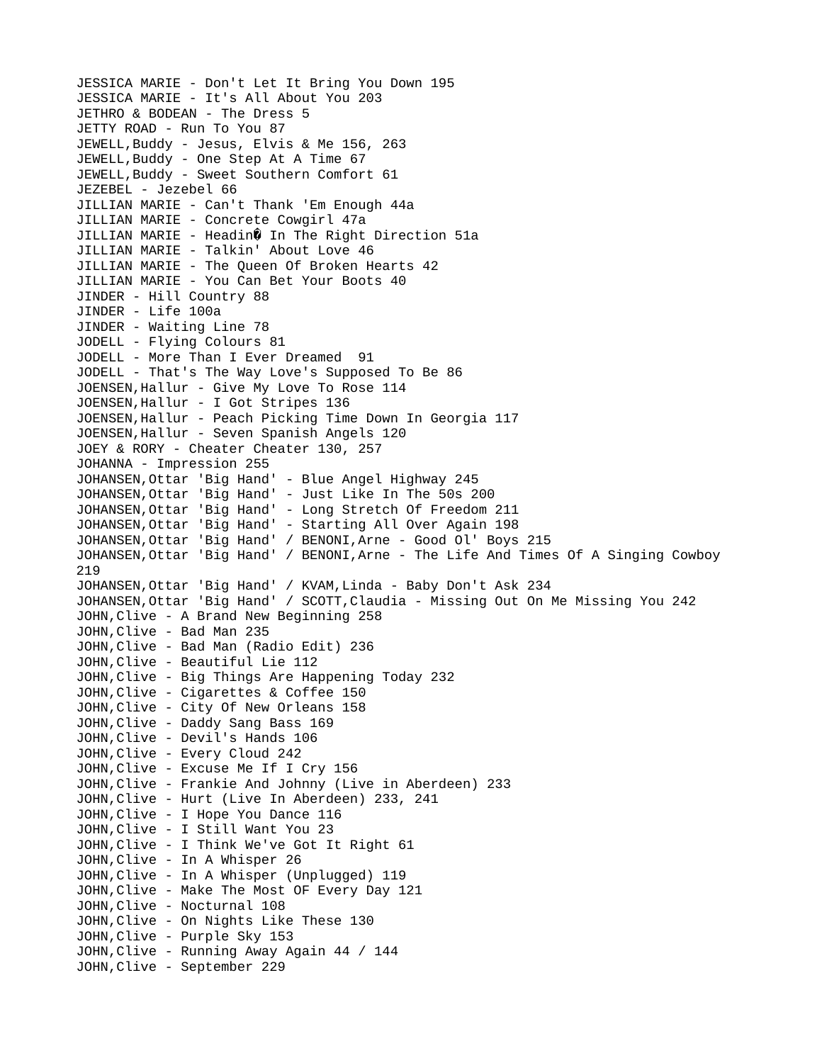JESSICA MARIE - Don't Let It Bring You Down 195
JESSICA MARIE - It's All About You 203
JETHRO & BODEAN - The Dress 5
JETTY ROAD - Run To You 87
JEWELL,Buddy - Jesus, Elvis & Me 156, 263
JEWELL,Buddy - One Step At A Time 67
JEWELL,Buddy - Sweet Southern Comfort 61
JEZEBEL - Jezebel 66
JILLIAN MARIE - Can't Thank 'Em Enough 44a
JILLIAN MARIE - Concrete Cowgirl 47a
JILLIAN MARIE - Headin� In The Right Direction 51a
JILLIAN MARIE - Talkin' About Love 46
JILLIAN MARIE - The Queen Of Broken Hearts 42
JILLIAN MARIE - You Can Bet Your Boots 40
JINDER - Hill Country 88
JINDER - Life 100a
JINDER - Waiting Line 78
JODELL - Flying Colours 81
JODELL - More Than I Ever Dreamed 91
JODELL - That's The Way Love's Supposed To Be 86
JOENSEN,Hallur - Give My Love To Rose 114
JOENSEN,Hallur - I Got Stripes 136
JOENSEN,Hallur - Peach Picking Time Down In Georgia 117
JOENSEN,Hallur - Seven Spanish Angels 120
JOEY & RORY - Cheater Cheater 130, 257
JOHANNA - Impression 255
JOHANSEN,Ottar 'Big Hand' - Blue Angel Highway 245
JOHANSEN,Ottar 'Big Hand' - Just Like In The 50s 200
JOHANSEN,Ottar 'Big Hand' - Long Stretch Of Freedom 211
JOHANSEN,Ottar 'Big Hand' - Starting All Over Again 198
JOHANSEN,Ottar 'Big Hand' / BENONI,Arne - Good Ol' Boys 215
JOHANSEN,Ottar 'Big Hand' / BENONI,Arne - The Life And Times Of A Singing Cowboy 219
JOHANSEN,Ottar 'Big Hand' / KVAM,Linda - Baby Don't Ask 234
JOHANSEN,Ottar 'Big Hand' / SCOTT,Claudia - Missing Out On Me Missing You 242
JOHN,Clive - A Brand New Beginning 258
JOHN,Clive - Bad Man 235
JOHN,Clive - Bad Man (Radio Edit) 236
JOHN,Clive - Beautiful Lie 112
JOHN,Clive - Big Things Are Happening Today 232
JOHN,Clive - Cigarettes & Coffee 150
JOHN,Clive - City Of New Orleans 158
JOHN,Clive - Daddy Sang Bass 169
JOHN,Clive - Devil's Hands 106
JOHN,Clive - Every Cloud 242
JOHN,Clive - Excuse Me If I Cry 156
JOHN,Clive - Frankie And Johnny (Live in Aberdeen) 233
JOHN,Clive - Hurt (Live In Aberdeen) 233, 241
JOHN,Clive - I Hope You Dance 116
JOHN,Clive - I Still Want You 23
JOHN,Clive - I Think We've Got It Right 61
JOHN,Clive - In A Whisper 26
JOHN,Clive - In A Whisper (Unplugged) 119
JOHN,Clive - Make The Most OF Every Day 121
JOHN,Clive - Nocturnal 108
JOHN,Clive - On Nights Like These 130
JOHN,Clive - Purple Sky 153
JOHN,Clive - Running Away Again 44 / 144
JOHN,Clive - September 229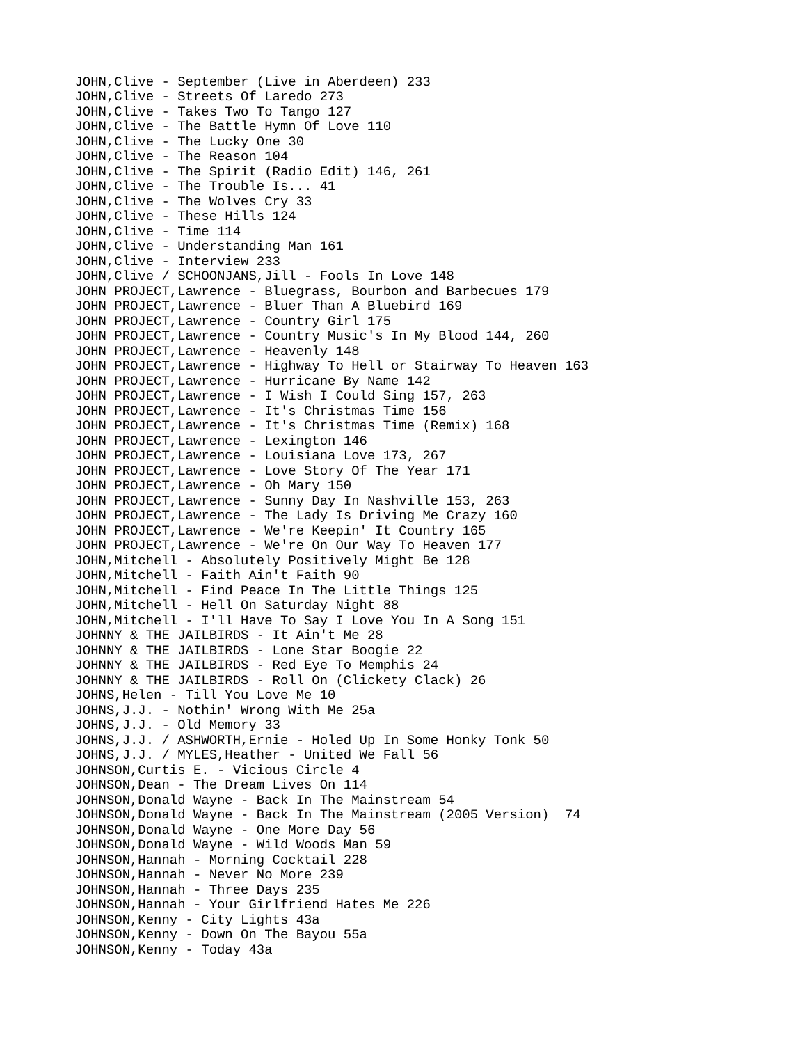JOHN,Clive - September (Live in Aberdeen) 233
JOHN,Clive - Streets Of Laredo 273
JOHN,Clive - Takes Two To Tango 127
JOHN,Clive - The Battle Hymn Of Love 110
JOHN,Clive - The Lucky One 30
JOHN,Clive - The Reason 104
JOHN,Clive - The Spirit (Radio Edit) 146, 261
JOHN,Clive - The Trouble Is... 41
JOHN,Clive - The Wolves Cry 33
JOHN,Clive - These Hills 124
JOHN,Clive - Time 114
JOHN,Clive - Understanding Man 161
JOHN,Clive - Interview 233
JOHN,Clive / SCHOONJANS,Jill - Fools In Love 148
JOHN PROJECT,Lawrence - Bluegrass, Bourbon and Barbecues 179
JOHN PROJECT,Lawrence - Bluer Than A Bluebird 169
JOHN PROJECT,Lawrence - Country Girl 175
JOHN PROJECT,Lawrence - Country Music's In My Blood 144, 260
JOHN PROJECT,Lawrence - Heavenly 148
JOHN PROJECT,Lawrence - Highway To Hell or Stairway To Heaven 163
JOHN PROJECT,Lawrence - Hurricane By Name 142
JOHN PROJECT,Lawrence - I Wish I Could Sing 157, 263
JOHN PROJECT,Lawrence - It's Christmas Time 156
JOHN PROJECT,Lawrence - It's Christmas Time (Remix) 168
JOHN PROJECT,Lawrence - Lexington 146
JOHN PROJECT,Lawrence - Louisiana Love 173, 267
JOHN PROJECT,Lawrence - Love Story Of The Year 171
JOHN PROJECT,Lawrence - Oh Mary 150
JOHN PROJECT,Lawrence - Sunny Day In Nashville 153, 263
JOHN PROJECT,Lawrence - The Lady Is Driving Me Crazy 160
JOHN PROJECT,Lawrence - We're Keepin' It Country 165
JOHN PROJECT,Lawrence - We're On Our Way To Heaven 177
JOHN,Mitchell - Absolutely Positively Might Be 128
JOHN,Mitchell - Faith Ain't Faith 90
JOHN,Mitchell - Find Peace In The Little Things 125
JOHN,Mitchell - Hell On Saturday Night 88
JOHN,Mitchell - I'll Have To Say I Love You In A Song 151
JOHNNY & THE JAILBIRDS - It Ain't Me 28
JOHNNY & THE JAILBIRDS - Lone Star Boogie 22
JOHNNY & THE JAILBIRDS - Red Eye To Memphis 24
JOHNNY & THE JAILBIRDS - Roll On (Clickety Clack) 26
JOHNS,Helen - Till You Love Me 10
JOHNS,J.J. - Nothin' Wrong With Me 25a
JOHNS,J.J. - Old Memory 33
JOHNS,J.J. / ASHWORTH,Ernie - Holed Up In Some Honky Tonk 50
JOHNS,J.J. / MYLES,Heather - United We Fall 56
JOHNSON,Curtis E. - Vicious Circle 4
JOHNSON,Dean - The Dream Lives On 114
JOHNSON,Donald Wayne - Back In The Mainstream 54
JOHNSON,Donald Wayne - Back In The Mainstream (2005 Version) 74
JOHNSON,Donald Wayne - One More Day 56
JOHNSON,Donald Wayne - Wild Woods Man 59
JOHNSON,Hannah - Morning Cocktail 228
JOHNSON,Hannah - Never No More 239
JOHNSON,Hannah - Three Days 235
JOHNSON,Hannah - Your Girlfriend Hates Me 226
JOHNSON,Kenny - City Lights 43a
JOHNSON,Kenny - Down On The Bayou 55a
JOHNSON,Kenny - Today 43a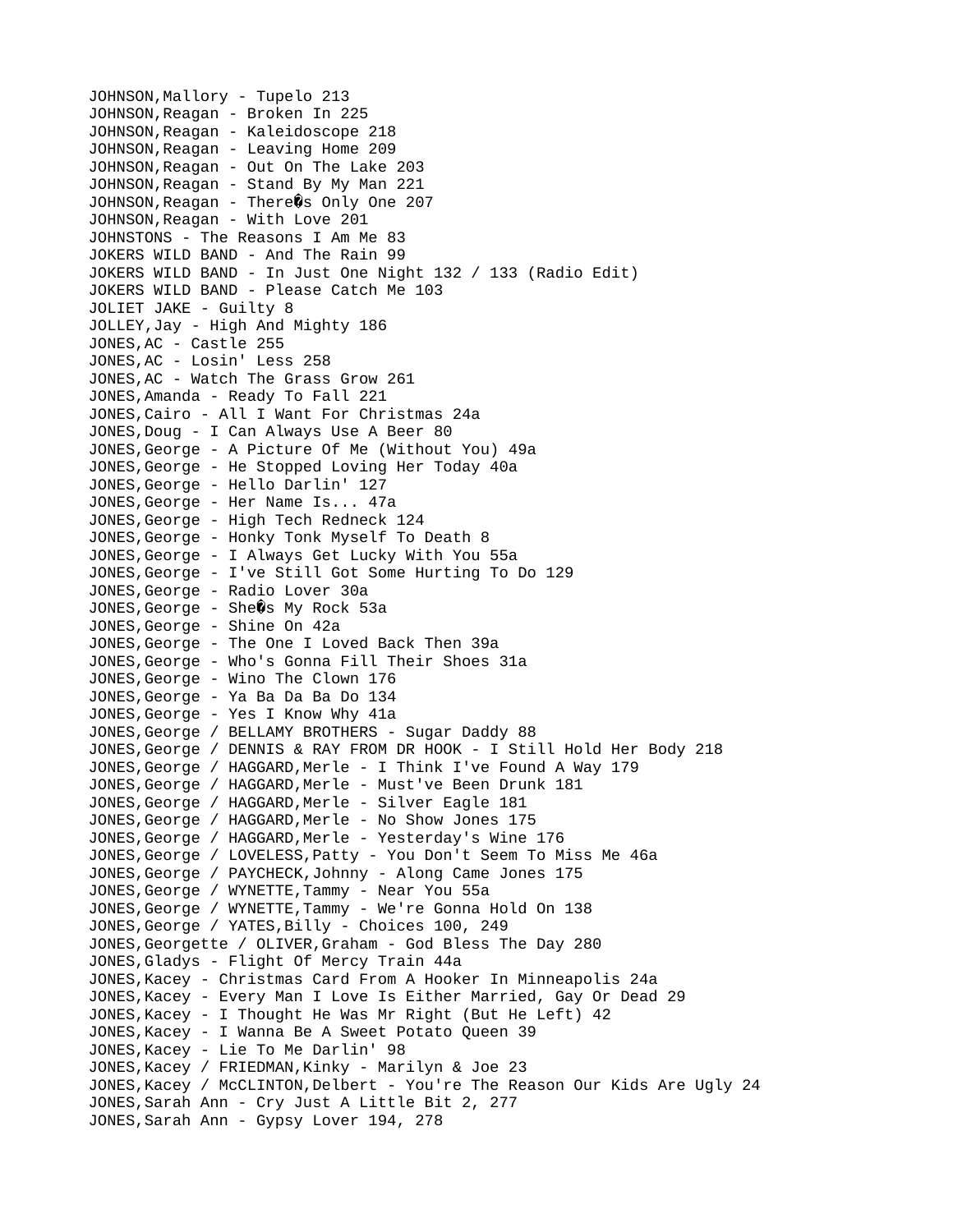JOHNSON,Mallory - Tupelo 213
JOHNSON,Reagan - Broken In 225
JOHNSON,Reagan - Kaleidoscope 218
JOHNSON,Reagan - Leaving Home 209
JOHNSON,Reagan - Out On The Lake 203
JOHNSON,Reagan - Stand By My Man 221
JOHNSON,Reagan - There�s Only One 207
JOHNSON,Reagan - With Love 201
JOHNSTONS - The Reasons I Am Me 83
JOKERS WILD BAND - And The Rain 99
JOKERS WILD BAND - In Just One Night 132 / 133 (Radio Edit)
JOKERS WILD BAND - Please Catch Me 103
JOLIET JAKE - Guilty 8
JOLLEY,Jay - High And Mighty 186
JONES,AC - Castle 255
JONES,AC - Losin' Less 258
JONES,AC - Watch The Grass Grow 261
JONES,Amanda - Ready To Fall 221
JONES,Cairo - All I Want For Christmas 24a
JONES,Doug - I Can Always Use A Beer 80
JONES,George - A Picture Of Me (Without You) 49a
JONES,George - He Stopped Loving Her Today 40a
JONES,George - Hello Darlin' 127
JONES,George - Her Name Is... 47a
JONES,George - High Tech Redneck 124
JONES,George - Honky Tonk Myself To Death 8
JONES,George - I Always Get Lucky With You 55a
JONES,George - I've Still Got Some Hurting To Do 129
JONES,George - Radio Lover 30a
JONES,George - She�s My Rock 53a
JONES,George - Shine On 42a
JONES,George - The One I Loved Back Then 39a
JONES,George - Who's Gonna Fill Their Shoes 31a
JONES,George - Wino The Clown 176
JONES,George - Ya Ba Da Ba Do 134
JONES,George - Yes I Know Why 41a
JONES,George / BELLAMY BROTHERS - Sugar Daddy 88
JONES,George / DENNIS & RAY FROM DR HOOK - I Still Hold Her Body 218
JONES,George / HAGGARD,Merle - I Think I've Found A Way 179
JONES,George / HAGGARD,Merle - Must've Been Drunk 181
JONES,George / HAGGARD,Merle - Silver Eagle 181
JONES,George / HAGGARD,Merle - No Show Jones 175
JONES,George / HAGGARD,Merle - Yesterday's Wine 176
JONES,George / LOVELESS,Patty - You Don't Seem To Miss Me 46a
JONES,George / PAYCHECK,Johnny - Along Came Jones 175
JONES,George / WYNETTE,Tammy - Near You 55a
JONES,George / WYNETTE,Tammy - We're Gonna Hold On 138
JONES,George / YATES,Billy - Choices 100, 249
JONES,Georgette / OLIVER,Graham - God Bless The Day 280
JONES,Gladys - Flight Of Mercy Train 44a
JONES,Kacey - Christmas Card From A Hooker In Minneapolis 24a
JONES,Kacey - Every Man I Love Is Either Married, Gay Or Dead 29
JONES,Kacey - I Thought He Was Mr Right (But He Left) 42
JONES,Kacey - I Wanna Be A Sweet Potato Queen 39
JONES,Kacey - Lie To Me Darlin' 98
JONES,Kacey / FRIEDMAN,Kinky - Marilyn & Joe 23
JONES,Kacey / McCLINTON,Delbert - You're The Reason Our Kids Are Ugly 24
JONES,Sarah Ann - Cry Just A Little Bit 2, 277
JONES,Sarah Ann - Gypsy Lover 194, 278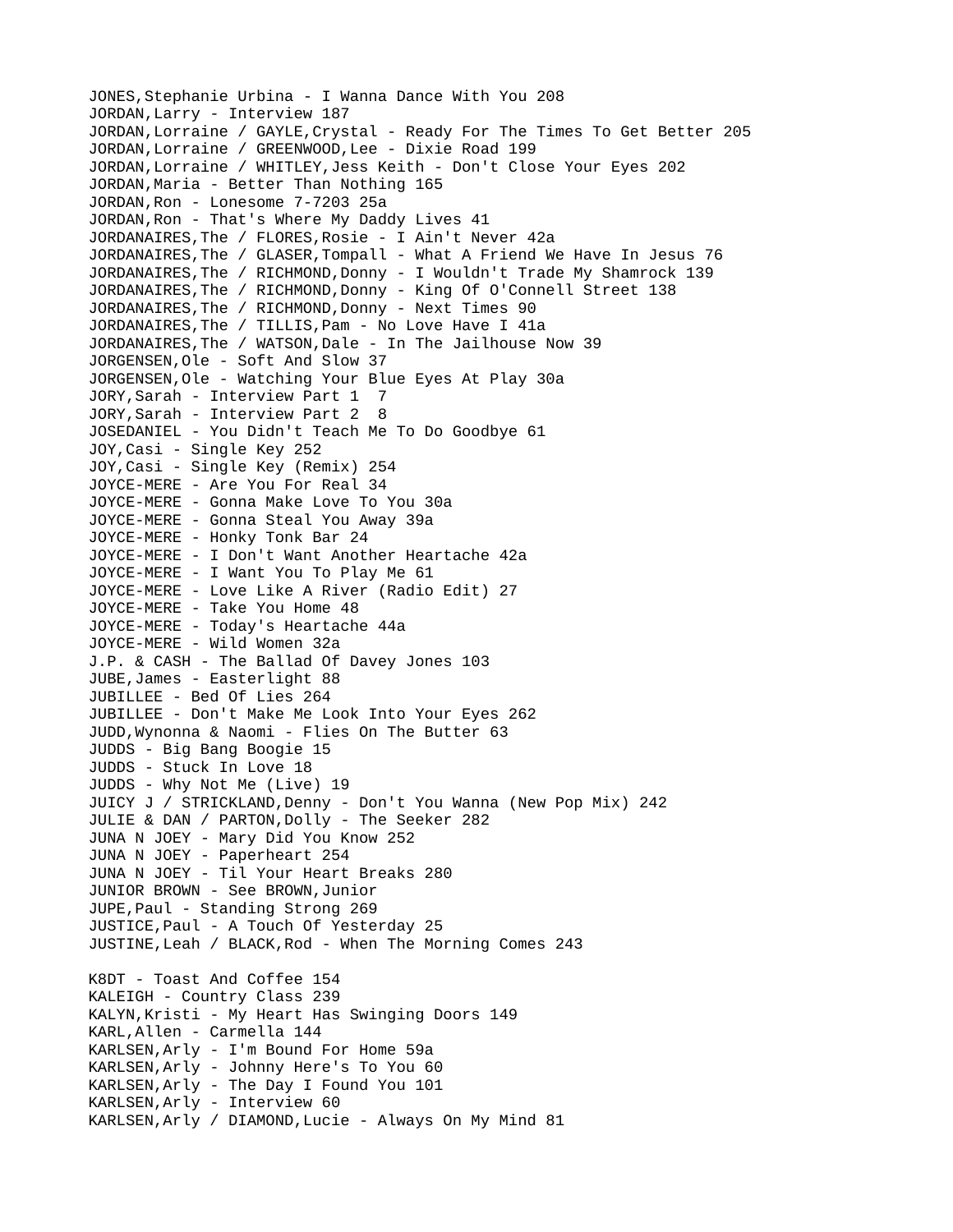JONES,Stephanie Urbina - I Wanna Dance With You 208
JORDAN,Larry - Interview 187
JORDAN,Lorraine / GAYLE,Crystal - Ready For The Times To Get Better 205
JORDAN,Lorraine / GREENWOOD,Lee - Dixie Road 199
JORDAN,Lorraine / WHITLEY,Jess Keith - Don't Close Your Eyes 202
JORDAN,Maria - Better Than Nothing 165
JORDAN,Ron - Lonesome 7-7203 25a
JORDAN,Ron - That's Where My Daddy Lives 41
JORDANAIRES,The / FLORES,Rosie - I Ain't Never 42a
JORDANAIRES,The / GLASER,Tompall - What A Friend We Have In Jesus 76
JORDANAIRES,The / RICHMOND,Donny - I Wouldn't Trade My Shamrock 139
JORDANAIRES,The / RICHMOND,Donny - King Of O'Connell Street 138
JORDANAIRES,The / RICHMOND,Donny - Next Times 90
JORDANAIRES,The / TILLIS,Pam - No Love Have I 41a
JORDANAIRES,The / WATSON,Dale - In The Jailhouse Now 39
JORGENSEN,Ole - Soft And Slow 37
JORGENSEN,Ole - Watching Your Blue Eyes At Play 30a
JORY,Sarah - Interview Part 1 7
JORY,Sarah - Interview Part 2 8
JOSEDANIEL - You Didn't Teach Me To Do Goodbye 61
JOY,Casi - Single Key 252
JOY,Casi - Single Key (Remix) 254
JOYCE-MERE - Are You For Real 34
JOYCE-MERE - Gonna Make Love To You 30a
JOYCE-MERE - Gonna Steal You Away 39a
JOYCE-MERE - Honky Tonk Bar 24
JOYCE-MERE - I Don't Want Another Heartache 42a
JOYCE-MERE - I Want You To Play Me 61
JOYCE-MERE - Love Like A River (Radio Edit) 27
JOYCE-MERE - Take You Home 48
JOYCE-MERE - Today's Heartache 44a
JOYCE-MERE - Wild Women 32a
J.P. & CASH - The Ballad Of Davey Jones 103
JUBE,James - Easterlight 88
JUBILLEE - Bed Of Lies 264
JUBILLEE - Don't Make Me Look Into Your Eyes 262
JUDD,Wynonna & Naomi - Flies On The Butter 63
JUDDS - Big Bang Boogie 15
JUDDS - Stuck In Love 18
JUDDS - Why Not Me (Live) 19
JUICY J / STRICKLAND,Denny - Don't You Wanna (New Pop Mix) 242
JULIE & DAN / PARTON,Dolly - The Seeker 282
JUNA N JOEY - Mary Did You Know 252
JUNA N JOEY - Paperheart 254
JUNA N JOEY - Til Your Heart Breaks 280
JUNIOR BROWN - See BROWN,Junior
JUPE,Paul - Standing Strong 269
JUSTICE,Paul - A Touch Of Yesterday 25
JUSTINE,Leah / BLACK,Rod - When The Morning Comes 243

K8DT - Toast And Coffee 154
KALEIGH - Country Class 239
KALYN,Kristi - My Heart Has Swinging Doors 149
KARL,Allen - Carmella 144
KARLSEN,Arly - I'm Bound For Home 59a
KARLSEN,Arly - Johnny Here's To You 60
KARLSEN,Arly - The Day I Found You 101
KARLSEN,Arly - Interview 60
KARLSEN,Arly / DIAMOND,Lucie - Always On My Mind 81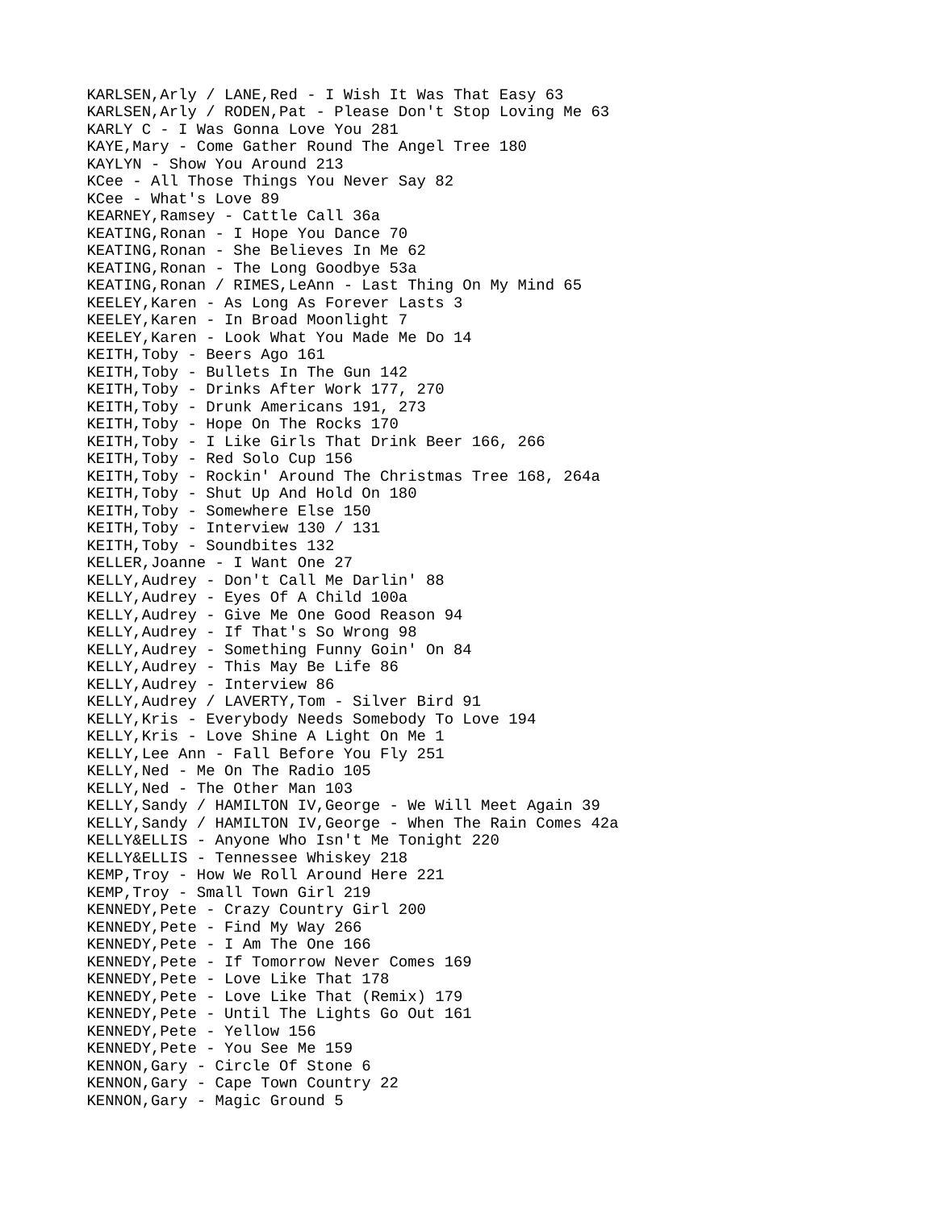KARLSEN,Arly / LANE,Red - I Wish It Was That Easy 63
KARLSEN,Arly / RODEN,Pat - Please Don't Stop Loving Me 63
KARLY C - I Was Gonna Love You 281
KAYE,Mary - Come Gather Round The Angel Tree 180
KAYLYN - Show You Around 213
KCee - All Those Things You Never Say 82
KCee - What's Love 89
KEARNEY,Ramsey - Cattle Call 36a
KEATING,Ronan - I Hope You Dance 70
KEATING,Ronan - She Believes In Me 62
KEATING,Ronan - The Long Goodbye 53a
KEATING,Ronan / RIMES,LeAnn - Last Thing On My Mind 65
KEELEY,Karen - As Long As Forever Lasts 3
KEELEY,Karen - In Broad Moonlight 7
KEELEY,Karen - Look What You Made Me Do 14
KEITH,Toby - Beers Ago 161
KEITH,Toby - Bullets In The Gun 142
KEITH,Toby - Drinks After Work 177, 270
KEITH,Toby - Drunk Americans 191, 273
KEITH,Toby - Hope On The Rocks 170
KEITH,Toby - I Like Girls That Drink Beer 166, 266
KEITH,Toby - Red Solo Cup 156
KEITH,Toby - Rockin' Around The Christmas Tree 168, 264a
KEITH,Toby - Shut Up And Hold On 180
KEITH,Toby - Somewhere Else 150
KEITH,Toby - Interview 130 / 131
KEITH,Toby - Soundbites 132
KELLER,Joanne - I Want One 27
KELLY,Audrey - Don't Call Me Darlin' 88
KELLY,Audrey - Eyes Of A Child 100a
KELLY,Audrey - Give Me One Good Reason 94
KELLY,Audrey - If That's So Wrong 98
KELLY,Audrey - Something Funny Goin' On 84
KELLY,Audrey - This May Be Life 86
KELLY,Audrey - Interview 86
KELLY,Audrey / LAVERTY,Tom - Silver Bird 91
KELLY,Kris - Everybody Needs Somebody To Love 194
KELLY,Kris - Love Shine A Light On Me 1
KELLY,Lee Ann - Fall Before You Fly 251
KELLY,Ned - Me On The Radio 105
KELLY,Ned - The Other Man 103
KELLY,Sandy / HAMILTON IV,George - We Will Meet Again 39
KELLY,Sandy / HAMILTON IV,George - When The Rain Comes 42a
KELLY&ELLIS - Anyone Who Isn't Me Tonight 220
KELLY&ELLIS - Tennessee Whiskey 218
KEMP,Troy - How We Roll Around Here 221
KEMP,Troy - Small Town Girl 219
KENNEDY,Pete - Crazy Country Girl 200
KENNEDY,Pete - Find My Way 266
KENNEDY,Pete - I Am The One 166
KENNEDY,Pete - If Tomorrow Never Comes 169
KENNEDY,Pete - Love Like That 178
KENNEDY,Pete - Love Like That (Remix) 179
KENNEDY,Pete - Until The Lights Go Out 161
KENNEDY,Pete - Yellow 156
KENNEDY,Pete - You See Me 159
KENNON,Gary - Circle Of Stone 6
KENNON,Gary - Cape Town Country 22
KENNON,Gary - Magic Ground 5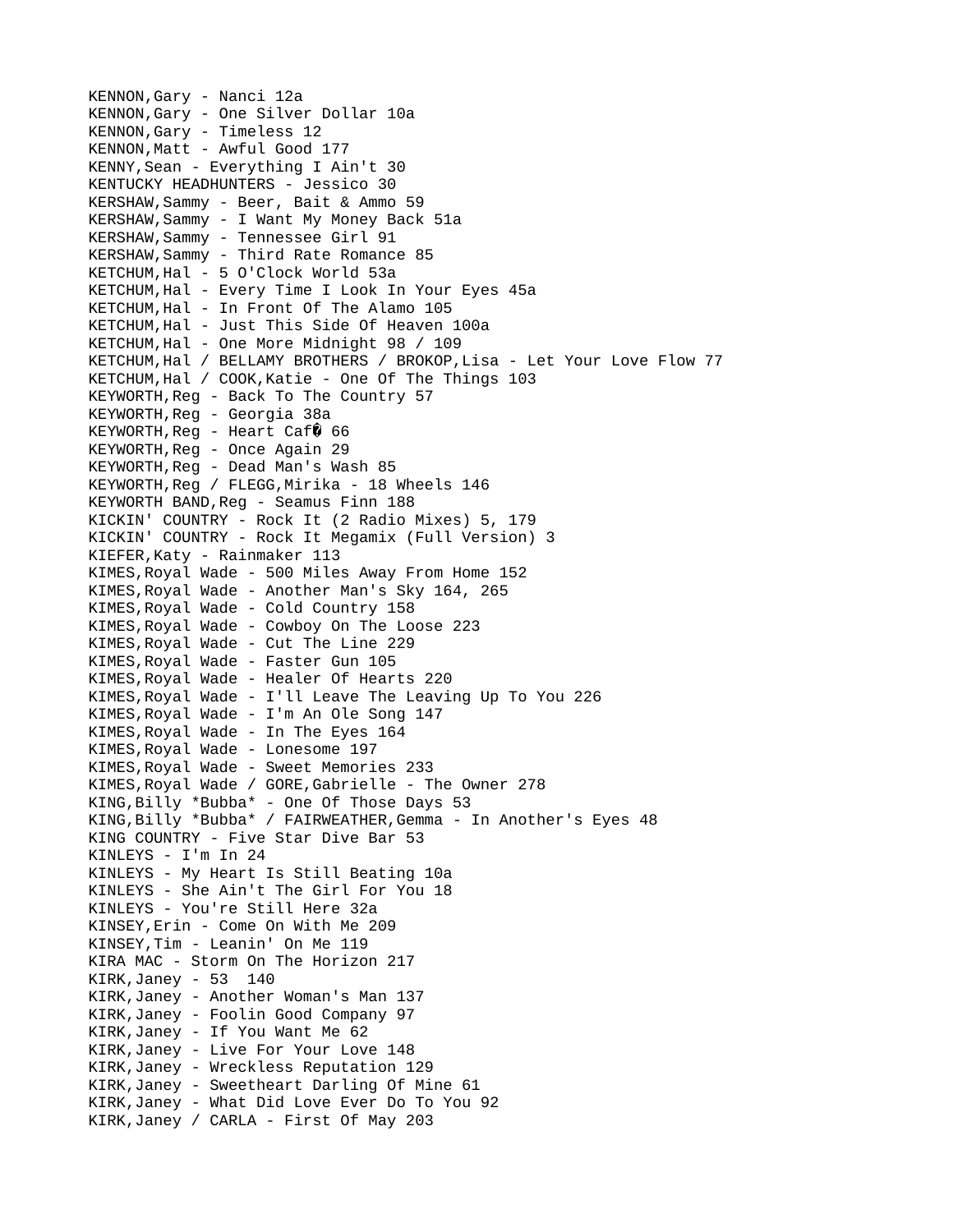KENNON,Gary - Nanci 12a
KENNON,Gary - One Silver Dollar 10a
KENNON,Gary - Timeless 12
KENNON,Matt - Awful Good 177
KENNY,Sean - Everything I Ain't 30
KENTUCKY HEADHUNTERS - Jessico 30
KERSHAW,Sammy - Beer, Bait & Ammo 59
KERSHAW,Sammy - I Want My Money Back 51a
KERSHAW,Sammy - Tennessee Girl 91
KERSHAW,Sammy - Third Rate Romance 85
KETCHUM,Hal - 5 O'Clock World 53a
KETCHUM,Hal - Every Time I Look In Your Eyes 45a
KETCHUM,Hal - In Front Of The Alamo 105
KETCHUM,Hal - Just This Side Of Heaven 100a
KETCHUM,Hal - One More Midnight 98 / 109
KETCHUM,Hal / BELLAMY BROTHERS / BROKOP,Lisa - Let Your Love Flow 77
KETCHUM,Hal / COOK,Katie - One Of The Things 103
KEYWORTH,Reg - Back To The Country 57
KEYWORTH,Reg - Georgia 38a
KEYWORTH,Reg - Heart Caf� 66
KEYWORTH,Reg - Once Again 29
KEYWORTH,Reg - Dead Man's Wash 85
KEYWORTH,Reg / FLEGG,Mirika - 18 Wheels 146
KEYWORTH BAND,Reg - Seamus Finn 188
KICKIN' COUNTRY - Rock It (2 Radio Mixes) 5, 179
KICKIN' COUNTRY - Rock It Megamix (Full Version) 3
KIEFER,Katy - Rainmaker 113
KIMES,Royal Wade - 500 Miles Away From Home 152
KIMES,Royal Wade - Another Man's Sky 164, 265
KIMES,Royal Wade - Cold Country 158
KIMES,Royal Wade - Cowboy On The Loose 223
KIMES,Royal Wade - Cut The Line 229
KIMES,Royal Wade - Faster Gun 105
KIMES,Royal Wade - Healer Of Hearts 220
KIMES,Royal Wade - I'll Leave The Leaving Up To You 226
KIMES,Royal Wade - I'm An Ole Song 147
KIMES,Royal Wade - In The Eyes 164
KIMES,Royal Wade - Lonesome 197
KIMES,Royal Wade - Sweet Memories 233
KIMES,Royal Wade / GORE,Gabrielle - The Owner 278
KING,Billy *Bubba* - One Of Those Days 53
KING,Billy *Bubba* / FAIRWEATHER,Gemma - In Another's Eyes 48
KING COUNTRY - Five Star Dive Bar 53
KINLEYS - I'm In 24
KINLEYS - My Heart Is Still Beating 10a
KINLEYS - She Ain't The Girl For You 18
KINLEYS - You're Still Here 32a
KINSEY,Erin - Come On With Me 209
KINSEY,Tim - Leanin' On Me 119
KIRA MAC - Storm On The Horizon 217
KIRK,Janey - 53 140
KIRK,Janey - Another Woman's Man 137
KIRK,Janey - Foolin Good Company 97
KIRK,Janey - If You Want Me 62
KIRK,Janey - Live For Your Love 148
KIRK,Janey - Wreckless Reputation 129
KIRK,Janey - Sweetheart Darling Of Mine 61
KIRK,Janey - What Did Love Ever Do To You 92
KIRK,Janey / CARLA - First Of May 203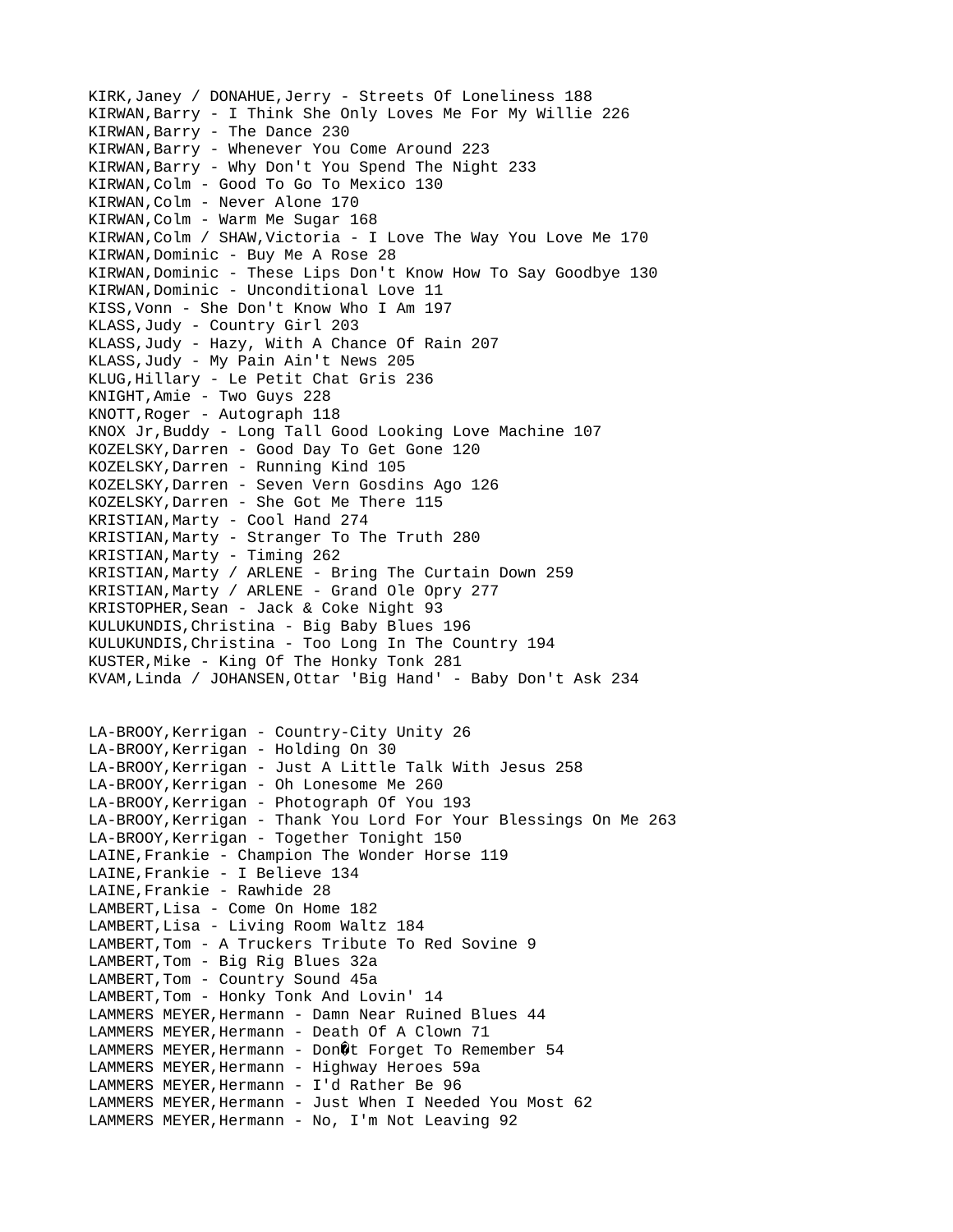KIRK,Janey / DONAHUE,Jerry - Streets Of Loneliness 188
KIRWAN,Barry - I Think She Only Loves Me For My Willie 226
KIRWAN,Barry - The Dance 230
KIRWAN,Barry - Whenever You Come Around 223
KIRWAN,Barry - Why Don't You Spend The Night 233
KIRWAN,Colm - Good To Go To Mexico 130
KIRWAN,Colm - Never Alone 170
KIRWAN,Colm - Warm Me Sugar 168
KIRWAN,Colm / SHAW,Victoria - I Love The Way You Love Me 170
KIRWAN,Dominic - Buy Me A Rose 28
KIRWAN,Dominic - These Lips Don't Know How To Say Goodbye 130
KIRWAN,Dominic - Unconditional Love 11
KISS,Vonn - She Don't Know Who I Am 197
KLASS,Judy - Country Girl 203
KLASS,Judy - Hazy, With A Chance Of Rain 207
KLASS,Judy - My Pain Ain't News 205
KLUG,Hillary - Le Petit Chat Gris 236
KNIGHT,Amie - Two Guys 228
KNOTT,Roger - Autograph 118
KNOX Jr,Buddy - Long Tall Good Looking Love Machine 107
KOZELSKY,Darren - Good Day To Get Gone 120
KOZELSKY,Darren - Running Kind 105
KOZELSKY,Darren - Seven Vern Gosdins Ago 126
KOZELSKY,Darren - She Got Me There 115
KRISTIAN,Marty - Cool Hand 274
KRISTIAN,Marty - Stranger To The Truth 280
KRISTIAN,Marty - Timing 262
KRISTIAN,Marty / ARLENE - Bring The Curtain Down 259
KRISTIAN,Marty / ARLENE - Grand Ole Opry 277
KRISTOPHER,Sean - Jack & Coke Night 93
KULUKUNDIS,Christina - Big Baby Blues 196
KULUKUNDIS,Christina - Too Long In The Country 194
KUSTER,Mike - King Of The Honky Tonk 281
KVAM,Linda / JOHANSEN,Ottar 'Big Hand' - Baby Don't Ask 234

LA-BROOY,Kerrigan - Country-City Unity 26
LA-BROOY,Kerrigan - Holding On 30
LA-BROOY,Kerrigan - Just A Little Talk With Jesus 258
LA-BROOY,Kerrigan - Oh Lonesome Me 260
LA-BROOY,Kerrigan - Photograph Of You 193
LA-BROOY,Kerrigan - Thank You Lord For Your Blessings On Me 263
LA-BROOY,Kerrigan - Together Tonight 150
LAINE,Frankie - Champion The Wonder Horse 119
LAINE,Frankie - I Believe 134
LAINE,Frankie - Rawhide 28
LAMBERT,Lisa - Come On Home 182
LAMBERT,Lisa - Living Room Waltz 184
LAMBERT,Tom - A Truckers Tribute To Red Sovine 9
LAMBERT,Tom - Big Rig Blues 32a
LAMBERT,Tom - Country Sound 45a
LAMBERT,Tom - Honky Tonk And Lovin' 14
LAMMERS MEYER,Hermann - Damn Near Ruined Blues 44
LAMMERS MEYER,Hermann - Death Of A Clown 71
LAMMERS MEYER,Hermann - Don�t Forget To Remember 54
LAMMERS MEYER,Hermann - Highway Heroes 59a
LAMMERS MEYER,Hermann - I'd Rather Be 96
LAMMERS MEYER,Hermann - Just When I Needed You Most 62
LAMMERS MEYER,Hermann - No, I'm Not Leaving 92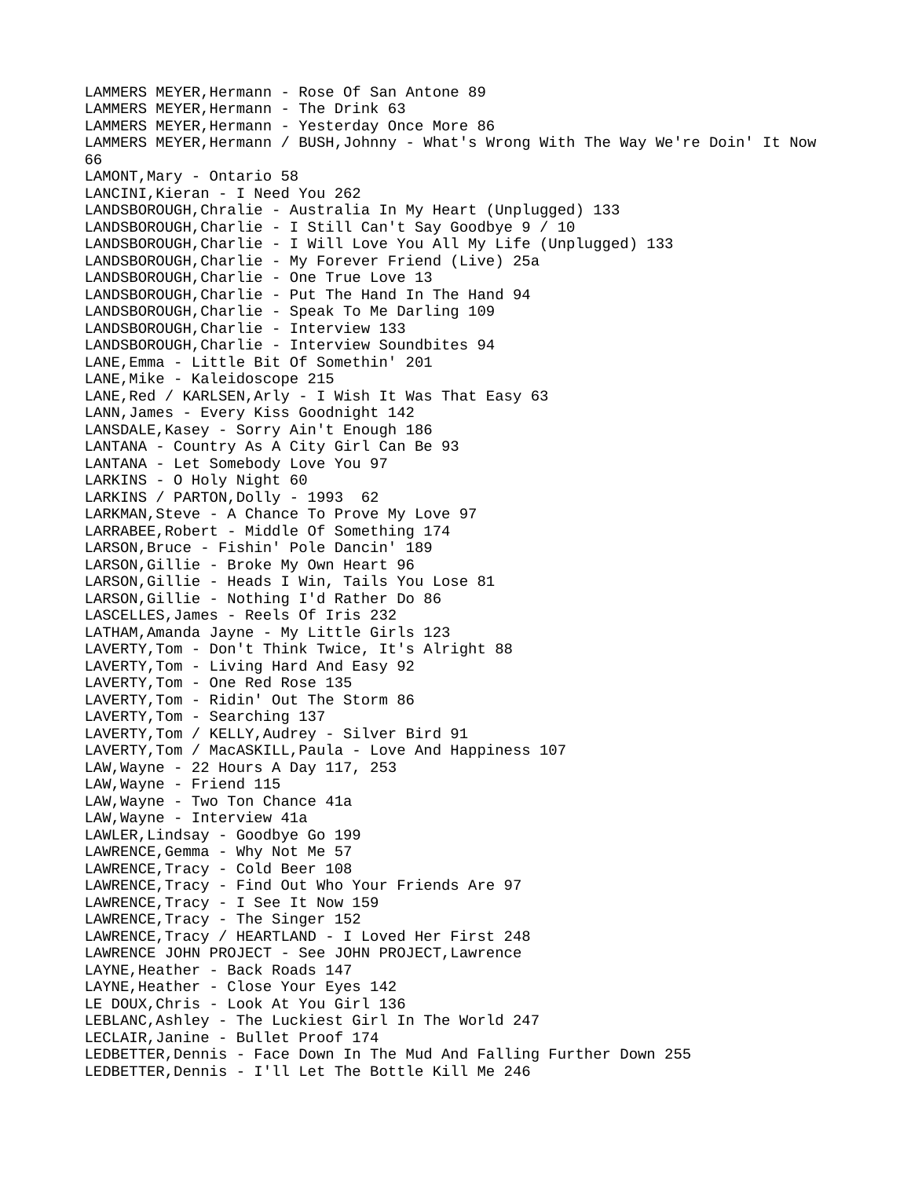LAMMERS MEYER,Hermann - Rose Of San Antone 89
LAMMERS MEYER,Hermann - The Drink 63
LAMMERS MEYER,Hermann - Yesterday Once More 86
LAMMERS MEYER,Hermann / BUSH,Johnny - What's Wrong With The Way We're Doin' It Now 66
LAMONT,Mary - Ontario 58
LANCINI,Kieran - I Need You 262
LANDSBOROUGH,Chralie - Australia In My Heart (Unplugged) 133
LANDSBOROUGH,Charlie - I Still Can't Say Goodbye 9 / 10
LANDSBOROUGH,Charlie - I Will Love You All My Life (Unplugged) 133
LANDSBOROUGH,Charlie - My Forever Friend (Live) 25a
LANDSBOROUGH,Charlie - One True Love 13
LANDSBOROUGH,Charlie - Put The Hand In The Hand 94
LANDSBOROUGH,Charlie - Speak To Me Darling 109
LANDSBOROUGH,Charlie - Interview 133
LANDSBOROUGH,Charlie - Interview Soundbites 94
LANE,Emma - Little Bit Of Somethin' 201
LANE,Mike - Kaleidoscope 215
LANE,Red / KARLSEN,Arly - I Wish It Was That Easy 63
LANN,James - Every Kiss Goodnight 142
LANSDALE,Kasey - Sorry Ain't Enough 186
LANTANA - Country As A City Girl Can Be 93
LANTANA - Let Somebody Love You 97
LARKINS - O Holy Night 60
LARKINS / PARTON,Dolly - 1993 62
LARKMAN,Steve - A Chance To Prove My Love 97
LARRABEE,Robert - Middle Of Something 174
LARSON,Bruce - Fishin' Pole Dancin' 189
LARSON,Gillie - Broke My Own Heart 96
LARSON,Gillie - Heads I Win, Tails You Lose 81
LARSON,Gillie - Nothing I'd Rather Do 86
LASCELLES,James - Reels Of Iris 232
LATHAM,Amanda Jayne - My Little Girls 123
LAVERTY,Tom - Don't Think Twice, It's Alright 88
LAVERTY,Tom - Living Hard And Easy 92
LAVERTY,Tom - One Red Rose 135
LAVERTY,Tom - Ridin' Out The Storm 86
LAVERTY,Tom - Searching 137
LAVERTY,Tom / KELLY,Audrey - Silver Bird 91
LAVERTY,Tom / MacASKILL,Paula - Love And Happiness 107
LAW,Wayne - 22 Hours A Day 117, 253
LAW,Wayne - Friend 115
LAW,Wayne - Two Ton Chance 41a
LAW,Wayne - Interview 41a
LAWLER,Lindsay - Goodbye Go 199
LAWRENCE,Gemma - Why Not Me 57
LAWRENCE,Tracy - Cold Beer 108
LAWRENCE,Tracy - Find Out Who Your Friends Are 97
LAWRENCE,Tracy - I See It Now 159
LAWRENCE,Tracy - The Singer 152
LAWRENCE,Tracy / HEARTLAND - I Loved Her First 248
LAWRENCE JOHN PROJECT - See JOHN PROJECT,Lawrence
LAYNE,Heather - Back Roads 147
LAYNE,Heather - Close Your Eyes 142
LE DOUX,Chris - Look At You Girl 136
LEBLANC,Ashley - The Luckiest Girl In The World 247
LECLAIR,Janine - Bullet Proof 174
LEDBETTER,Dennis - Face Down In The Mud And Falling Further Down 255
LEDBETTER,Dennis - I'll Let The Bottle Kill Me 246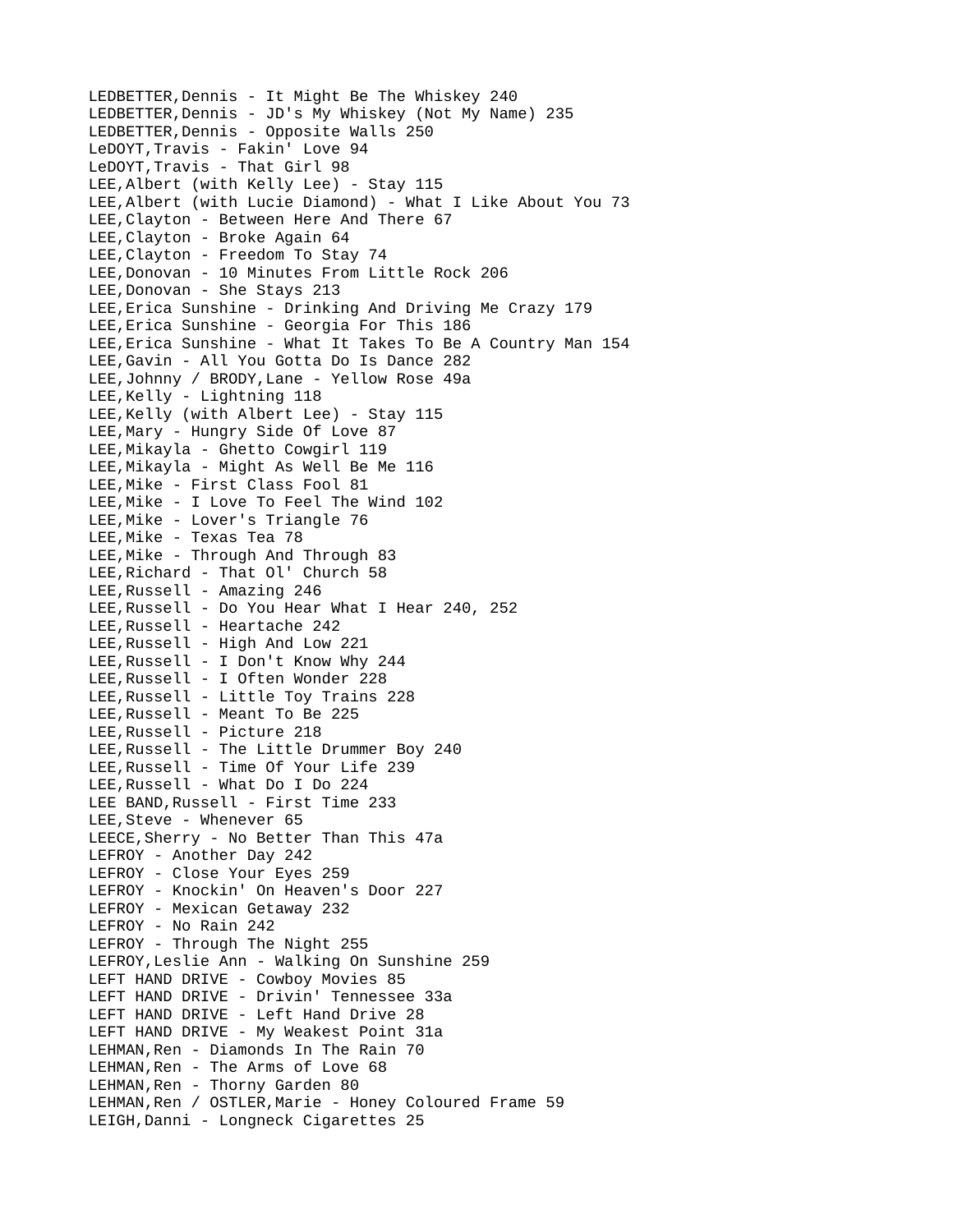LEDBETTER,Dennis - It Might Be The Whiskey 240
LEDBETTER,Dennis - JD's My Whiskey (Not My Name) 235
LEDBETTER,Dennis - Opposite Walls 250
LeDOYT,Travis - Fakin' Love 94
LeDOYT,Travis - That Girl 98
LEE,Albert (with Kelly Lee) - Stay 115
LEE,Albert (with Lucie Diamond) - What I Like About You 73
LEE,Clayton - Between Here And There 67
LEE,Clayton - Broke Again 64
LEE,Clayton - Freedom To Stay 74
LEE,Donovan - 10 Minutes From Little Rock 206
LEE,Donovan - She Stays 213
LEE,Erica Sunshine - Drinking And Driving Me Crazy 179
LEE,Erica Sunshine - Georgia For This 186
LEE,Erica Sunshine - What It Takes To Be A Country Man 154
LEE,Gavin - All You Gotta Do Is Dance 282
LEE,Johnny / BRODY,Lane - Yellow Rose 49a
LEE,Kelly - Lightning 118
LEE,Kelly (with Albert Lee) - Stay 115
LEE,Mary - Hungry Side Of Love 87
LEE,Mikayla - Ghetto Cowgirl 119
LEE,Mikayla - Might As Well Be Me 116
LEE,Mike - First Class Fool 81
LEE,Mike - I Love To Feel The Wind 102
LEE,Mike - Lover's Triangle 76
LEE,Mike - Texas Tea 78
LEE,Mike - Through And Through 83
LEE,Richard - That Ol' Church 58
LEE,Russell - Amazing 246
LEE,Russell - Do You Hear What I Hear 240, 252
LEE,Russell - Heartache 242
LEE,Russell - High And Low 221
LEE,Russell - I Don't Know Why 244
LEE,Russell - I Often Wonder 228
LEE,Russell - Little Toy Trains 228
LEE,Russell - Meant To Be 225
LEE,Russell - Picture 218
LEE,Russell - The Little Drummer Boy 240
LEE,Russell - Time Of Your Life 239
LEE,Russell - What Do I Do 224
LEE BAND,Russell - First Time 233
LEE,Steve - Whenever 65
LEECE,Sherry - No Better Than This 47a
LEFROY - Another Day 242
LEFROY - Close Your Eyes 259
LEFROY - Knockin' On Heaven's Door 227
LEFROY - Mexican Getaway 232
LEFROY - No Rain 242
LEFROY - Through The Night 255
LEFROY,Leslie Ann - Walking On Sunshine 259
LEFT HAND DRIVE - Cowboy Movies 85
LEFT HAND DRIVE - Drivin' Tennessee 33a
LEFT HAND DRIVE - Left Hand Drive 28
LEFT HAND DRIVE - My Weakest Point 31a
LEHMAN,Ren - Diamonds In The Rain 70
LEHMAN,Ren - The Arms of Love 68
LEHMAN,Ren - Thorny Garden 80
LEHMAN,Ren / OSTLER,Marie - Honey Coloured Frame 59
LEIGH,Danni - Longneck Cigarettes 25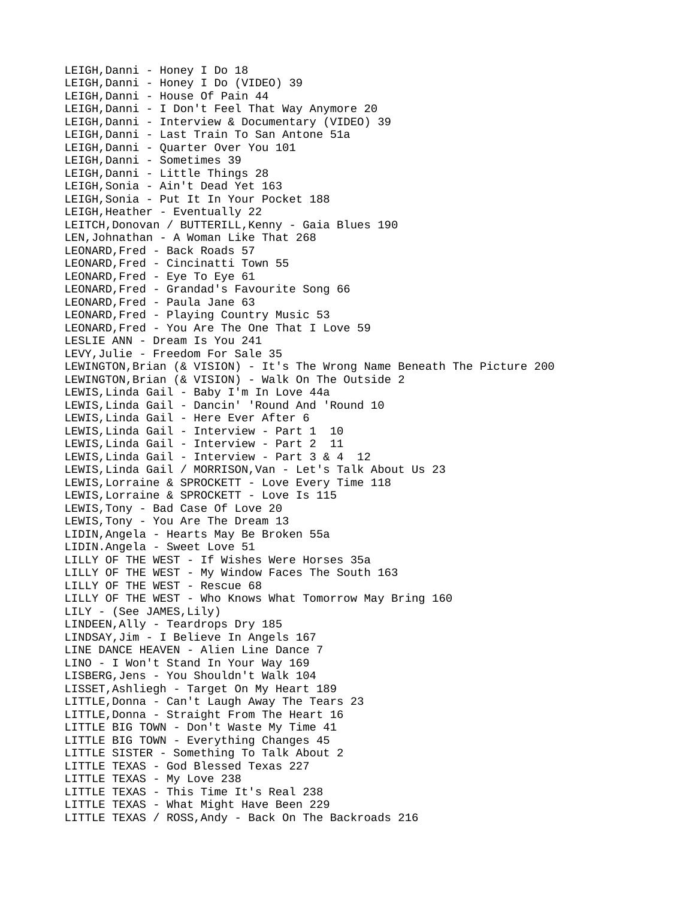LEIGH,Danni - Honey I Do 18
LEIGH,Danni - Honey I Do (VIDEO) 39
LEIGH,Danni - House Of Pain 44
LEIGH,Danni - I Don't Feel That Way Anymore 20
LEIGH,Danni - Interview & Documentary (VIDEO) 39
LEIGH,Danni - Last Train To San Antone 51a
LEIGH,Danni - Quarter Over You 101
LEIGH,Danni - Sometimes 39
LEIGH,Danni - Little Things 28
LEIGH,Sonia - Ain't Dead Yet 163
LEIGH,Sonia - Put It In Your Pocket 188
LEIGH,Heather - Eventually 22
LEITCH,Donovan / BUTTERILL,Kenny - Gaia Blues 190
LEN,Johnathan - A Woman Like That 268
LEONARD,Fred - Back Roads 57
LEONARD,Fred - Cincinatti Town 55
LEONARD,Fred - Eye To Eye 61
LEONARD,Fred - Grandad's Favourite Song 66
LEONARD,Fred - Paula Jane 63
LEONARD,Fred - Playing Country Music 53
LEONARD,Fred - You Are The One That I Love 59
LESLIE ANN - Dream Is You 241
LEVY,Julie - Freedom For Sale 35
LEWINGTON,Brian (& VISION) - It's The Wrong Name Beneath The Picture 200
LEWINGTON,Brian (& VISION) - Walk On The Outside 2
LEWIS,Linda Gail - Baby I'm In Love 44a
LEWIS,Linda Gail - Dancin' 'Round And 'Round 10
LEWIS,Linda Gail - Here Ever After 6
LEWIS,Linda Gail - Interview - Part 1 10
LEWIS,Linda Gail - Interview - Part 2 11
LEWIS,Linda Gail - Interview - Part 3 & 4 12
LEWIS,Linda Gail / MORRISON,Van - Let's Talk About Us 23
LEWIS,Lorraine & SPROCKETT - Love Every Time 118
LEWIS,Lorraine & SPROCKETT - Love Is 115
LEWIS,Tony - Bad Case Of Love 20
LEWIS,Tony - You Are The Dream 13
LIDIN,Angela - Hearts May Be Broken 55a
LIDIN.Angela - Sweet Love 51
LILLY OF THE WEST - If Wishes Were Horses 35a
LILLY OF THE WEST - My Window Faces The South 163
LILLY OF THE WEST - Rescue 68
LILLY OF THE WEST - Who Knows What Tomorrow May Bring 160
LILY - (See JAMES,Lily)
LINDEEN,Ally - Teardrops Dry 185
LINDSAY,Jim - I Believe In Angels 167
LINE DANCE HEAVEN - Alien Line Dance 7
LINO - I Won't Stand In Your Way 169
LISBERG,Jens - You Shouldn't Walk 104
LISSET,Ashliegh - Target On My Heart 189
LITTLE,Donna - Can't Laugh Away The Tears 23
LITTLE,Donna - Straight From The Heart 16
LITTLE BIG TOWN - Don't Waste My Time 41
LITTLE BIG TOWN - Everything Changes 45
LITTLE SISTER - Something To Talk About 2
LITTLE TEXAS - God Blessed Texas 227
LITTLE TEXAS - My Love 238
LITTLE TEXAS - This Time It's Real 238
LITTLE TEXAS - What Might Have Been 229
LITTLE TEXAS / ROSS,Andy - Back On The Backroads 216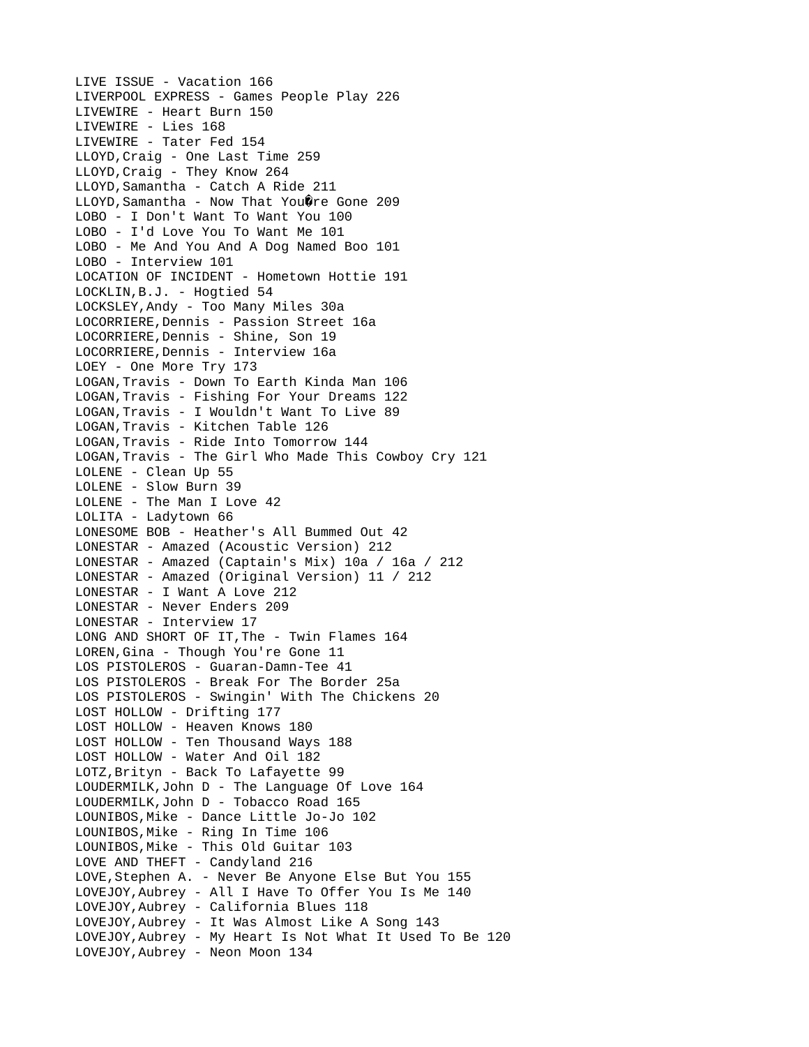LIVE ISSUE - Vacation 166
LIVERPOOL EXPRESS - Games People Play 226
LIVEWIRE - Heart Burn 150
LIVEWIRE - Lies 168
LIVEWIRE - Tater Fed 154
LLOYD,Craig - One Last Time 259
LLOYD,Craig - They Know 264
LLOYD,Samantha - Catch A Ride 211
LLOYD,Samantha - Now That You�re Gone 209
LOBO - I Don't Want To Want You 100
LOBO - I'd Love You To Want Me 101
LOBO - Me And You And A Dog Named Boo 101
LOBO - Interview 101
LOCATION OF INCIDENT - Hometown Hottie 191
LOCKLIN,B.J. - Hogtied 54
LOCKSLEY,Andy - Too Many Miles 30a
LOCORRIERE,Dennis - Passion Street 16a
LOCORRIERE,Dennis - Shine, Son 19
LOCORRIERE,Dennis - Interview 16a
LOEY - One More Try 173
LOGAN,Travis - Down To Earth Kinda Man 106
LOGAN,Travis - Fishing For Your Dreams 122
LOGAN,Travis - I Wouldn't Want To Live 89
LOGAN,Travis - Kitchen Table 126
LOGAN,Travis - Ride Into Tomorrow 144
LOGAN,Travis - The Girl Who Made This Cowboy Cry 121
LOLENE - Clean Up 55
LOLENE - Slow Burn 39
LOLENE - The Man I Love 42
LOLITA - Ladytown 66
LONESOME BOB - Heather's All Bummed Out 42
LONESTAR - Amazed (Acoustic Version) 212
LONESTAR - Amazed (Captain's Mix) 10a / 16a / 212
LONESTAR - Amazed (Original Version) 11 / 212
LONESTAR - I Want A Love 212
LONESTAR - Never Enders 209
LONESTAR - Interview 17
LONG AND SHORT OF IT,The - Twin Flames 164
LOREN,Gina - Though You're Gone 11
LOS PISTOLEROS - Guaran-Damn-Tee 41
LOS PISTOLEROS - Break For The Border 25a
LOS PISTOLEROS - Swingin' With The Chickens 20
LOST HOLLOW - Drifting 177
LOST HOLLOW - Heaven Knows 180
LOST HOLLOW - Ten Thousand Ways 188
LOST HOLLOW - Water And Oil 182
LOTZ,Brityn - Back To Lafayette 99
LOUDERMILK,John D - The Language Of Love 164
LOUDERMILK,John D - Tobacco Road 165
LOUNIBOS,Mike - Dance Little Jo-Jo 102
LOUNIBOS,Mike - Ring In Time 106
LOUNIBOS,Mike - This Old Guitar 103
LOVE AND THEFT - Candyland 216
LOVE,Stephen A. - Never Be Anyone Else But You 155
LOVEJOY,Aubrey - All I Have To Offer You Is Me 140
LOVEJOY,Aubrey - California Blues 118
LOVEJOY,Aubrey - It Was Almost Like A Song 143
LOVEJOY,Aubrey - My Heart Is Not What It Used To Be 120
LOVEJOY,Aubrey - Neon Moon 134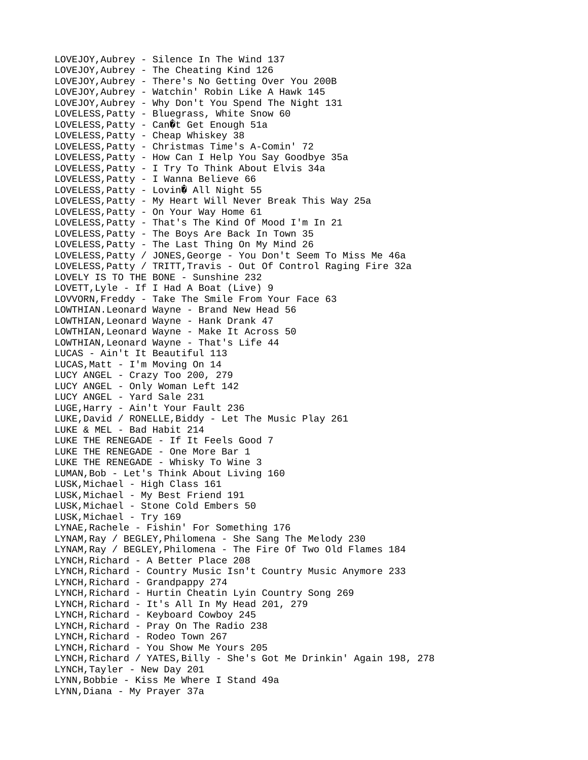LOVEJOY,Aubrey - Silence In The Wind 137
LOVEJOY,Aubrey - The Cheating Kind 126
LOVEJOY,Aubrey - There's No Getting Over You 200B
LOVEJOY,Aubrey - Watchin' Robin Like A Hawk 145
LOVEJOY,Aubrey - Why Don't You Spend The Night 131
LOVELESS,Patty - Bluegrass, White Snow 60
LOVELESS,Patty - Can�t Get Enough 51a
LOVELESS,Patty - Cheap Whiskey 38
LOVELESS,Patty - Christmas Time's A-Comin' 72
LOVELESS,Patty - How Can I Help You Say Goodbye 35a
LOVELESS,Patty - I Try To Think About Elvis 34a
LOVELESS,Patty - I Wanna Believe 66
LOVELESS,Patty - Lovin� All Night 55
LOVELESS,Patty - My Heart Will Never Break This Way 25a
LOVELESS,Patty - On Your Way Home 61
LOVELESS,Patty - That's The Kind Of Mood I'm In 21
LOVELESS,Patty - The Boys Are Back In Town 35
LOVELESS,Patty - The Last Thing On My Mind 26
LOVELESS,Patty / JONES,George - You Don't Seem To Miss Me 46a
LOVELESS,Patty / TRITT,Travis - Out Of Control Raging Fire 32a
LOVELY IS TO THE BONE - Sunshine 232
LOVETT,Lyle - If I Had A Boat (Live) 9
LOVVORN,Freddy - Take The Smile From Your Face 63
LOWTHIAN.Leonard Wayne - Brand New Head 56
LOWTHIAN,Leonard Wayne - Hank Drank 47
LOWTHIAN,Leonard Wayne - Make It Across 50
LOWTHIAN,Leonard Wayne - That's Life 44
LUCAS - Ain't It Beautiful 113
LUCAS,Matt - I'm Moving On 14
LUCY ANGEL - Crazy Too 200, 279
LUCY ANGEL - Only Woman Left 142
LUCY ANGEL - Yard Sale 231
LUGE,Harry - Ain't Your Fault 236
LUKE,David / RONELLE,Biddy - Let The Music Play 261
LUKE & MEL - Bad Habit 214
LUKE THE RENEGADE - If It Feels Good 7
LUKE THE RENEGADE - One More Bar 1
LUKE THE RENEGADE - Whisky To Wine 3
LUMAN,Bob - Let's Think About Living 160
LUSK,Michael - High Class 161
LUSK,Michael - My Best Friend 191
LUSK,Michael - Stone Cold Embers 50
LUSK,Michael - Try 169
LYNAE,Rachele - Fishin' For Something 176
LYNAM,Ray / BEGLEY,Philomena - She Sang The Melody 230
LYNAM,Ray / BEGLEY,Philomena - The Fire Of Two Old Flames 184
LYNCH,Richard - A Better Place 208
LYNCH,Richard - Country Music Isn't Country Music Anymore 233
LYNCH,Richard - Grandpappy 274
LYNCH,Richard - Hurtin Cheatin Lyin Country Song 269
LYNCH,Richard - It's All In My Head 201, 279
LYNCH,Richard - Keyboard Cowboy 245
LYNCH,Richard - Pray On The Radio 238
LYNCH,Richard - Rodeo Town 267
LYNCH,Richard - You Show Me Yours 205
LYNCH,Richard / YATES,Billy - She's Got Me Drinkin' Again 198, 278
LYNCH,Tayler - New Day 201
LYNN,Bobbie - Kiss Me Where I Stand 49a
LYNN,Diana - My Prayer 37a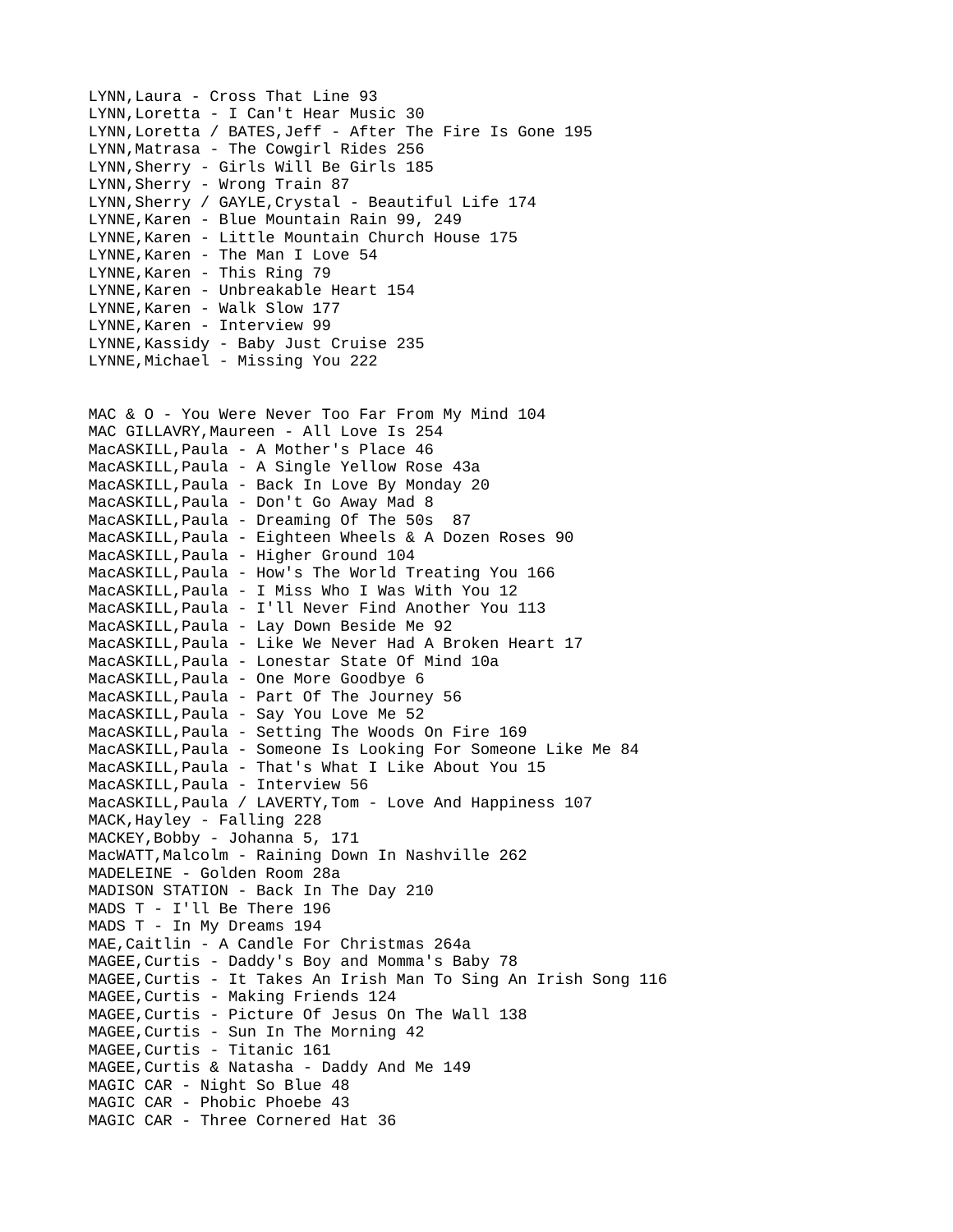LYNN,Laura - Cross That Line 93
LYNN,Loretta - I Can't Hear Music 30
LYNN,Loretta / BATES,Jeff - After The Fire Is Gone 195
LYNN,Matrasa - The Cowgirl Rides 256
LYNN,Sherry - Girls Will Be Girls 185
LYNN,Sherry - Wrong Train 87
LYNN,Sherry / GAYLE,Crystal - Beautiful Life 174
LYNNE,Karen - Blue Mountain Rain 99, 249
LYNNE,Karen - Little Mountain Church House 175
LYNNE,Karen - The Man I Love 54
LYNNE,Karen - This Ring 79
LYNNE,Karen - Unbreakable Heart 154
LYNNE,Karen - Walk Slow 177
LYNNE,Karen - Interview 99
LYNNE,Kassidy - Baby Just Cruise 235
LYNNE,Michael - Missing You 222

MAC & O - You Were Never Too Far From My Mind 104
MAC GILLAVRY,Maureen - All Love Is 254
MacASKILL,Paula - A Mother's Place 46
MacASKILL,Paula - A Single Yellow Rose 43a
MacASKILL,Paula - Back In Love By Monday 20
MacASKILL,Paula - Don't Go Away Mad 8
MacASKILL,Paula - Dreaming Of The 50s 87
MacASKILL,Paula - Eighteen Wheels & A Dozen Roses 90
MacASKILL,Paula - Higher Ground 104
MacASKILL,Paula - How's The World Treating You 166
MacASKILL,Paula - I Miss Who I Was With You 12
MacASKILL,Paula - I'll Never Find Another You 113
MacASKILL,Paula - Lay Down Beside Me 92
MacASKILL,Paula - Like We Never Had A Broken Heart 17
MacASKILL,Paula - Lonestar State Of Mind 10a
MacASKILL,Paula - One More Goodbye 6
MacASKILL,Paula - Part Of The Journey 56
MacASKILL,Paula - Say You Love Me 52
MacASKILL,Paula - Setting The Woods On Fire 169
MacASKILL,Paula - Someone Is Looking For Someone Like Me 84
MacASKILL,Paula - That's What I Like About You 15
MacASKILL,Paula - Interview 56
MacASKILL,Paula / LAVERTY,Tom - Love And Happiness 107
MACK,Hayley - Falling 228
MACKEY,Bobby - Johanna 5, 171
MacWATT,Malcolm - Raining Down In Nashville 262
MADELEINE - Golden Room 28a
MADISON STATION - Back In The Day 210
MADS T - I'll Be There 196
MADS T - In My Dreams 194
MAE,Caitlin - A Candle For Christmas 264a
MAGEE,Curtis - Daddy's Boy and Momma's Baby 78
MAGEE,Curtis - It Takes An Irish Man To Sing An Irish Song 116
MAGEE,Curtis - Making Friends 124
MAGEE,Curtis - Picture Of Jesus On The Wall 138
MAGEE,Curtis - Sun In The Morning 42
MAGEE,Curtis - Titanic 161
MAGEE,Curtis & Natasha - Daddy And Me 149
MAGIC CAR - Night So Blue 48
MAGIC CAR - Phobic Phoebe 43
MAGIC CAR - Three Cornered Hat 36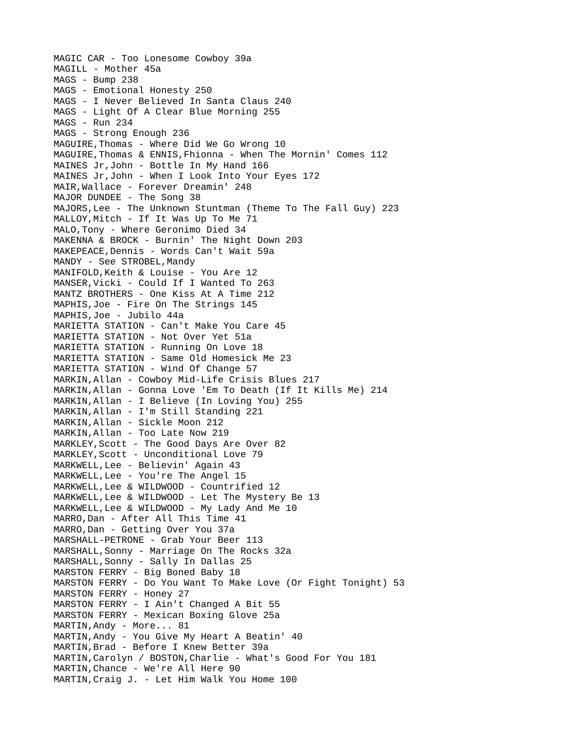MAGIC CAR - Too Lonesome Cowboy 39a
MAGILL - Mother 45a
MAGS - Bump 238
MAGS - Emotional Honesty 250
MAGS - I Never Believed In Santa Claus 240
MAGS - Light Of A Clear Blue Morning 255
MAGS - Run 234
MAGS - Strong Enough 236
MAGUIRE,Thomas - Where Did We Go Wrong 10
MAGUIRE,Thomas & ENNIS,Fhionna - When The Mornin' Comes 112
MAINES Jr,John - Bottle In My Hand 166
MAINES Jr,John - When I Look Into Your Eyes 172
MAIR,Wallace - Forever Dreamin' 248
MAJOR DUNDEE - The Song 38
MAJORS,Lee - The Unknown Stuntman (Theme To The Fall Guy) 223
MALLOY,Mitch - If It Was Up To Me 71
MALO,Tony - Where Geronimo Died 34
MAKENNA & BROCK - Burnin' The Night Down 203
MAKEPEACE,Dennis - Words Can't Wait 59a
MANDY - See STROBEL,Mandy
MANIFOLD,Keith & Louise - You Are 12
MANSER,Vicki - Could If I Wanted To 263
MANTZ BROTHERS - One Kiss At A Time 212
MAPHIS,Joe - Fire On The Strings 145
MAPHIS,Joe - Jubilo 44a
MARIETTA STATION - Can't Make You Care 45
MARIETTA STATION - Not Over Yet 51a
MARIETTA STATION - Running On Love 18
MARIETTA STATION - Same Old Homesick Me 23
MARIETTA STATION - Wind Of Change 57
MARKIN,Allan - Cowboy Mid-Life Crisis Blues 217
MARKIN,Allan - Gonna Love 'Em To Death (If It Kills Me) 214
MARKIN,Allan - I Believe (In Loving You) 255
MARKIN,Allan - I'm Still Standing 221
MARKIN,Allan - Sickle Moon 212
MARKIN,Allan - Too Late Now 219
MARKLEY,Scott - The Good Days Are Over 82
MARKLEY,Scott - Unconditional Love 79
MARKWELL,Lee - Believin' Again 43
MARKWELL,Lee - You're The Angel 15
MARKWELL,Lee & WILDWOOD - Countrified 12
MARKWELL,Lee & WILDWOOD - Let The Mystery Be 13
MARKWELL,Lee & WILDWOOD - My Lady And Me 10
MARRO,Dan - After All This Time 41
MARRO,Dan - Getting Over You 37a
MARSHALL-PETRONE - Grab Your Beer 113
MARSHALL,Sonny - Marriage On The Rocks 32a
MARSHALL,Sonny - Sally In Dallas 25
MARSTON FERRY - Big Boned Baby 18
MARSTON FERRY - Do You Want To Make Love (Or Fight Tonight) 53
MARSTON FERRY - Honey 27
MARSTON FERRY - I Ain't Changed A Bit 55
MARSTON FERRY - Mexican Boxing Glove 25a
MARTIN,Andy - More... 81
MARTIN,Andy - You Give My Heart A Beatin' 40
MARTIN,Brad - Before I Knew Better 39a
MARTIN,Carolyn / BOSTON,Charlie - What's Good For You 181
MARTIN,Chance - We're All Here 90
MARTIN,Craig J. - Let Him Walk You Home 100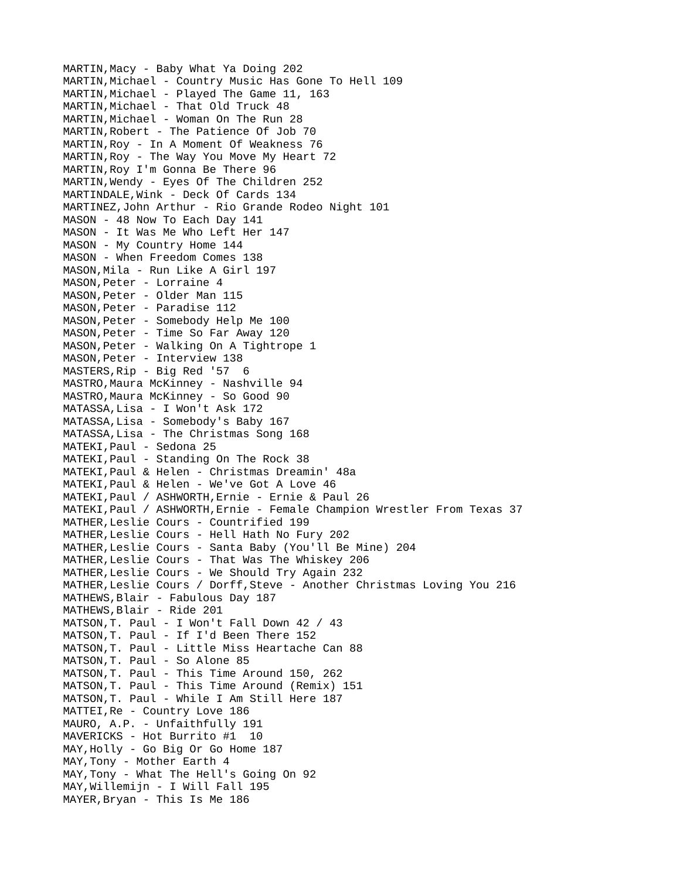MARTIN,Macy - Baby What Ya Doing 202
MARTIN,Michael - Country Music Has Gone To Hell 109
MARTIN,Michael - Played The Game 11, 163
MARTIN,Michael - That Old Truck 48
MARTIN,Michael - Woman On The Run 28
MARTIN,Robert - The Patience Of Job 70
MARTIN,Roy - In A Moment Of Weakness 76
MARTIN,Roy - The Way You Move My Heart 72
MARTIN,Roy I'm Gonna Be There 96
MARTIN,Wendy - Eyes Of The Children 252
MARTINDALE,Wink - Deck Of Cards 134
MARTINEZ,John Arthur - Rio Grande Rodeo Night 101
MASON - 48 Now To Each Day 141
MASON - It Was Me Who Left Her 147
MASON - My Country Home 144
MASON - When Freedom Comes 138
MASON,Mila - Run Like A Girl 197
MASON,Peter - Lorraine 4
MASON,Peter - Older Man 115
MASON,Peter - Paradise 112
MASON,Peter - Somebody Help Me 100
MASON,Peter - Time So Far Away 120
MASON,Peter - Walking On A Tightrope 1
MASON,Peter - Interview 138
MASTERS,Rip - Big Red '57 6
MASTRO,Maura McKinney - Nashville 94
MASTRO,Maura McKinney - So Good 90
MATASSA,Lisa - I Won't Ask 172
MATASSA,Lisa - Somebody's Baby 167
MATASSA,Lisa - The Christmas Song 168
MATEKI,Paul - Sedona 25
MATEKI,Paul - Standing On The Rock 38
MATEKI,Paul & Helen - Christmas Dreamin' 48a
MATEKI,Paul & Helen - We've Got A Love 46
MATEKI,Paul / ASHWORTH,Ernie - Ernie & Paul 26
MATEKI,Paul / ASHWORTH,Ernie - Female Champion Wrestler From Texas 37
MATHER,Leslie Cours - Countrified 199
MATHER,Leslie Cours - Hell Hath No Fury 202
MATHER,Leslie Cours - Santa Baby (You'll Be Mine) 204
MATHER,Leslie Cours - That Was The Whiskey 206
MATHER,Leslie Cours - We Should Try Again 232
MATHER,Leslie Cours / Dorff,Steve - Another Christmas Loving You 216
MATHEWS,Blair - Fabulous Day 187
MATHEWS,Blair - Ride 201
MATSON,T. Paul - I Won't Fall Down 42 / 43
MATSON,T. Paul - If I'd Been There 152
MATSON,T. Paul - Little Miss Heartache Can 88
MATSON,T. Paul - So Alone 85
MATSON,T. Paul - This Time Around 150, 262
MATSON,T. Paul - This Time Around (Remix) 151
MATSON,T. Paul - While I Am Still Here 187
MATTEI,Re - Country Love 186
MAURO, A.P. - Unfaithfully 191
MAVERICKS - Hot Burrito #1 10
MAY,Holly - Go Big Or Go Home 187
MAY,Tony - Mother Earth 4
MAY,Tony - What The Hell's Going On 92
MAY,Willemijn - I Will Fall 195
MAYER,Bryan - This Is Me 186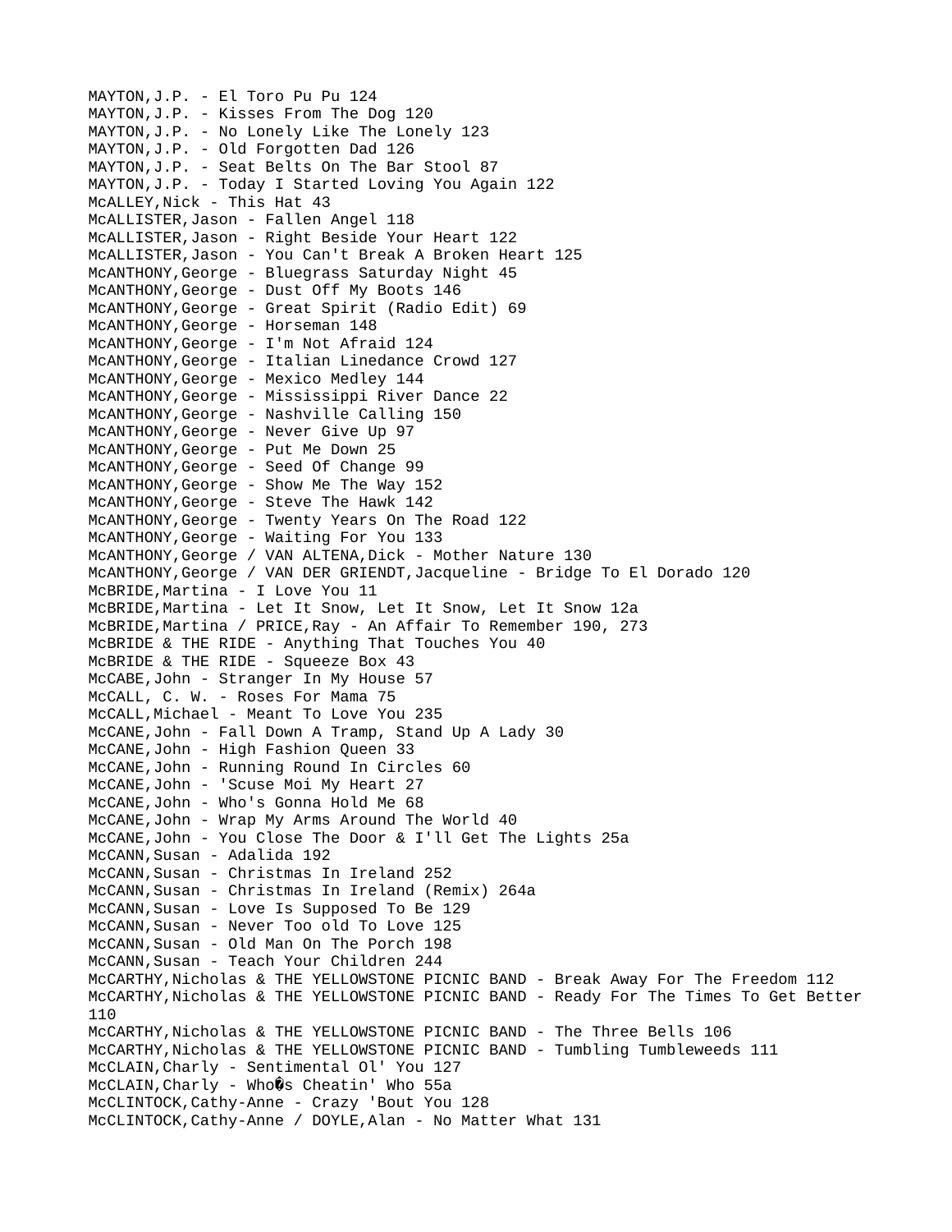MAYTON,J.P. - El Toro Pu Pu 124
MAYTON,J.P. - Kisses From The Dog 120
MAYTON,J.P. - No Lonely Like The Lonely 123
MAYTON,J.P. - Old Forgotten Dad 126
MAYTON,J.P. - Seat Belts On The Bar Stool 87
MAYTON,J.P. - Today I Started Loving You Again 122
McALLEY,Nick - This Hat 43
McALLISTER,Jason - Fallen Angel 118
McALLISTER,Jason - Right Beside Your Heart 122
McALLISTER,Jason - You Can't Break A Broken Heart 125
McANTHONY,George - Bluegrass Saturday Night 45
McANTHONY,George - Dust Off My Boots 146
McANTHONY,George - Great Spirit (Radio Edit) 69
McANTHONY,George - Horseman 148
McANTHONY,George - I'm Not Afraid 124
McANTHONY,George - Italian Linedance Crowd 127
McANTHONY,George - Mexico Medley 144
McANTHONY,George - Mississippi River Dance 22
McANTHONY,George - Nashville Calling 150
McANTHONY,George - Never Give Up 97
McANTHONY,George - Put Me Down 25
McANTHONY,George - Seed Of Change 99
McANTHONY,George - Show Me The Way 152
McANTHONY,George - Steve The Hawk 142
McANTHONY,George - Twenty Years On The Road 122
McANTHONY,George - Waiting For You 133
McANTHONY,George / VAN ALTENA,Dick - Mother Nature 130
McANTHONY,George / VAN DER GRIENDT,Jacqueline - Bridge To El Dorado 120
McBRIDE,Martina - I Love You 11
McBRIDE,Martina - Let It Snow, Let It Snow, Let It Snow 12a
McBRIDE,Martina / PRICE,Ray - An Affair To Remember 190, 273
McBRIDE & THE RIDE - Anything That Touches You 40
McBRIDE & THE RIDE - Squeeze Box 43
McCABE,John - Stranger In My House 57
McCALL, C. W. - Roses For Mama 75
McCALL,Michael - Meant To Love You 235
McCANE,John - Fall Down A Tramp, Stand Up A Lady 30
McCANE,John - High Fashion Queen 33
McCANE,John - Running Round In Circles 60
McCANE,John - 'Scuse Moi My Heart 27
McCANE,John - Who's Gonna Hold Me 68
McCANE,John - Wrap My Arms Around The World 40
McCANE,John - You Close The Door & I'll Get The Lights 25a
McCANN,Susan - Adalida 192
McCANN,Susan - Christmas In Ireland 252
McCANN,Susan - Christmas In Ireland (Remix) 264a
McCANN,Susan - Love Is Supposed To Be 129
McCANN,Susan - Never Too old To Love 125
McCANN,Susan - Old Man On The Porch 198
McCANN,Susan - Teach Your Children 244
McCARTHY,Nicholas & THE YELLOWSTONE PICNIC BAND - Break Away For The Freedom 112
McCARTHY,Nicholas & THE YELLOWSTONE PICNIC BAND - Ready For The Times To Get Better 110
McCARTHY,Nicholas & THE YELLOWSTONE PICNIC BAND - The Three Bells 106
McCARTHY,Nicholas & THE YELLOWSTONE PICNIC BAND - Tumbling Tumbleweeds 111
McCLAIN,Charly - Sentimental Ol' You 127
McCLAIN,Charly - Who�s Cheatin' Who 55a
McCLINTOCK,Cathy-Anne - Crazy 'Bout You 128
McCLINTOCK,Cathy-Anne / DOYLE,Alan - No Matter What 131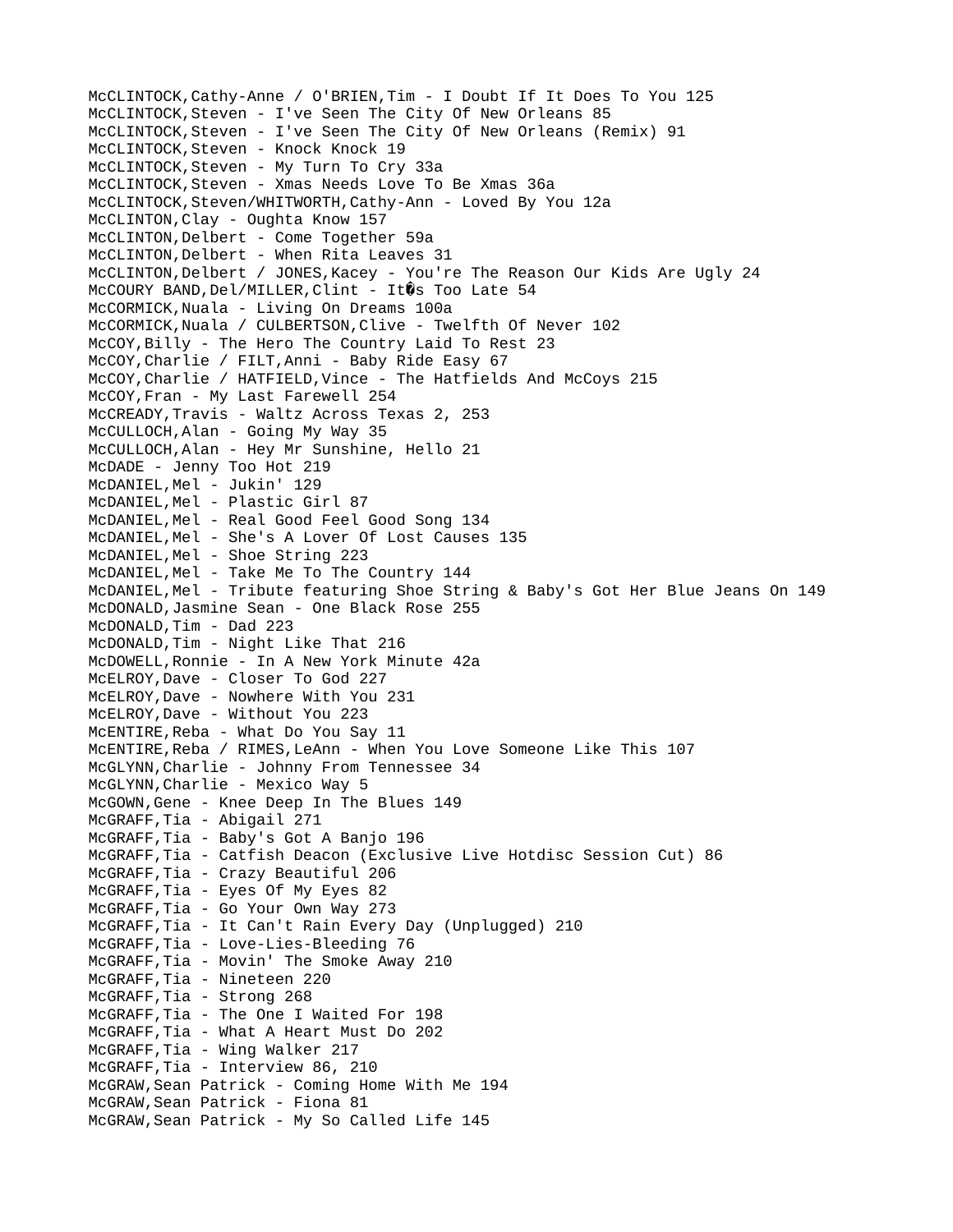McCLINTOCK,Cathy-Anne / O'BRIEN,Tim - I Doubt If It Does To You 125
McCLINTOCK,Steven - I've Seen The City Of New Orleans 85
McCLINTOCK,Steven - I've Seen The City Of New Orleans (Remix) 91
McCLINTOCK,Steven - Knock Knock 19
McCLINTOCK,Steven - My Turn To Cry 33a
McCLINTOCK,Steven - Xmas Needs Love To Be Xmas 36a
McCLINTOCK,Steven/WHITWORTH,Cathy-Ann - Loved By You 12a
McCLINTON,Clay - Oughta Know 157
McCLINTON,Delbert - Come Together 59a
McCLINTON,Delbert - When Rita Leaves 31
McCLINTON,Delbert / JONES,Kacey - You're The Reason Our Kids Are Ugly 24
McCOURY BAND,Del/MILLER,Clint - It�s Too Late 54
McCORMICK,Nuala - Living On Dreams 100a
McCORMICK,Nuala / CULBERTSON,Clive - Twelfth Of Never 102
McCOY,Billy - The Hero The Country Laid To Rest 23
McCOY,Charlie / FILT,Anni - Baby Ride Easy 67
McCOY,Charlie / HATFIELD,Vince - The Hatfields And McCoys 215
McCOY,Fran - My Last Farewell 254
McCREADY,Travis - Waltz Across Texas 2, 253
McCULLOCH,Alan - Going My Way 35
McCULLOCH,Alan - Hey Mr Sunshine, Hello 21
McDADE - Jenny Too Hot 219
McDANIEL,Mel - Jukin' 129
McDANIEL,Mel - Plastic Girl 87
McDANIEL,Mel - Real Good Feel Good Song 134
McDANIEL,Mel - She's A Lover Of Lost Causes 135
McDANIEL,Mel - Shoe String 223
McDANIEL,Mel - Take Me To The Country 144
McDANIEL,Mel - Tribute featuring Shoe String & Baby's Got Her Blue Jeans On 149
McDONALD,Jasmine Sean - One Black Rose 255
McDONALD,Tim - Dad 223
McDONALD,Tim - Night Like That 216
McDOWELL,Ronnie - In A New York Minute 42a
McELROY,Dave - Closer To God 227
McELROY,Dave - Nowhere With You 231
McELROY,Dave - Without You 223
McENTIRE,Reba - What Do You Say 11
McENTIRE,Reba / RIMES,LeAnn - When You Love Someone Like This 107
McGLYNN,Charlie - Johnny From Tennessee 34
McGLYNN,Charlie - Mexico Way 5
McGOWN,Gene - Knee Deep In The Blues 149
McGRAFF,Tia - Abigail 271
McGRAFF,Tia - Baby's Got A Banjo 196
McGRAFF,Tia - Catfish Deacon (Exclusive Live Hotdisc Session Cut) 86
McGRAFF,Tia - Crazy Beautiful 206
McGRAFF,Tia - Eyes Of My Eyes 82
McGRAFF,Tia - Go Your Own Way 273
McGRAFF,Tia - It Can't Rain Every Day (Unplugged) 210
McGRAFF,Tia - Love-Lies-Bleeding 76
McGRAFF,Tia - Movin' The Smoke Away 210
McGRAFF,Tia - Nineteen 220
McGRAFF,Tia - Strong 268
McGRAFF,Tia - The One I Waited For 198
McGRAFF,Tia - What A Heart Must Do 202
McGRAFF,Tia - Wing Walker 217
McGRAFF,Tia - Interview 86, 210
McGRAW,Sean Patrick - Coming Home With Me 194
McGRAW,Sean Patrick - Fiona 81
McGRAW,Sean Patrick - My So Called Life 145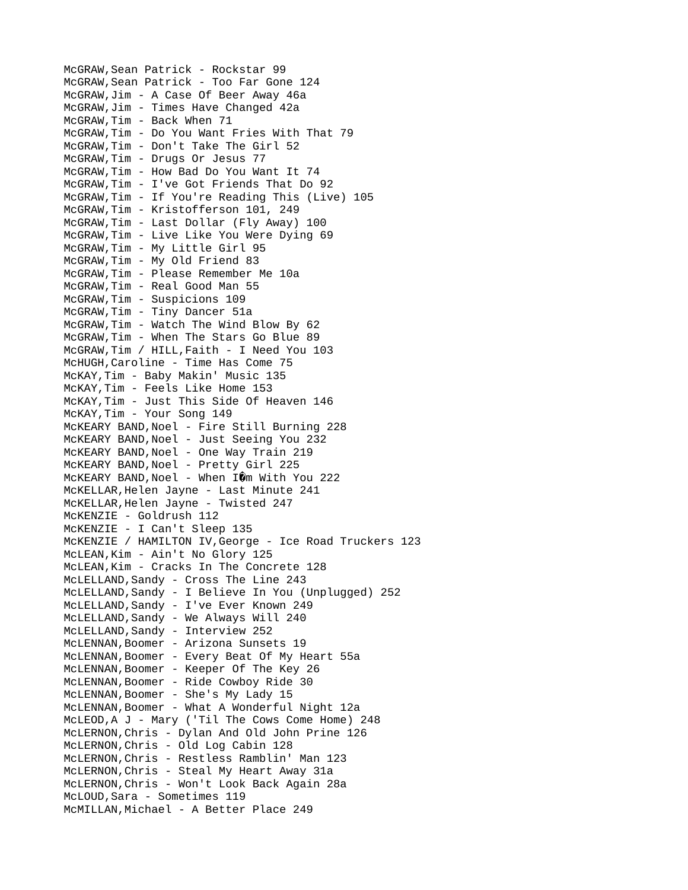McGRAW,Sean Patrick - Rockstar 99
McGRAW,Sean Patrick - Too Far Gone 124
McGRAW,Jim - A Case Of Beer Away 46a
McGRAW,Jim - Times Have Changed 42a
McGRAW,Tim - Back When 71
McGRAW,Tim - Do You Want Fries With That 79
McGRAW,Tim - Don't Take The Girl 52
McGRAW,Tim - Drugs Or Jesus 77
McGRAW,Tim - How Bad Do You Want It 74
McGRAW,Tim - I've Got Friends That Do 92
McGRAW,Tim - If You're Reading This (Live) 105
McGRAW,Tim - Kristofferson 101, 249
McGRAW,Tim - Last Dollar (Fly Away) 100
McGRAW,Tim - Live Like You Were Dying 69
McGRAW,Tim - My Little Girl 95
McGRAW,Tim - My Old Friend 83
McGRAW,Tim - Please Remember Me 10a
McGRAW,Tim - Real Good Man 55
McGRAW,Tim - Suspicions 109
McGRAW,Tim - Tiny Dancer 51a
McGRAW,Tim - Watch The Wind Blow By 62
McGRAW,Tim - When The Stars Go Blue 89
McGRAW,Tim / HILL,Faith - I Need You 103
McHUGH,Caroline - Time Has Come 75
McKAY,Tim - Baby Makin' Music 135
McKAY,Tim - Feels Like Home 153
McKAY,Tim - Just This Side Of Heaven 146
McKAY,Tim - Your Song 149
McKEARY BAND,Noel - Fire Still Burning 228
McKEARY BAND,Noel - Just Seeing You 232
McKEARY BAND,Noel - One Way Train 219
McKEARY BAND,Noel - Pretty Girl 225
McKEARY BAND,Noel - When I�m With You 222
McKELLAR,Helen Jayne - Last Minute 241
McKELLAR,Helen Jayne - Twisted 247
McKENZIE - Goldrush 112
McKENZIE - I Can't Sleep 135
McKENZIE / HAMILTON IV,George - Ice Road Truckers 123
McLEAN,Kim - Ain't No Glory 125
McLEAN,Kim - Cracks In The Concrete 128
McLELLAND,Sandy - Cross The Line 243
McLELLAND,Sandy - I Believe In You (Unplugged) 252
McLELLAND,Sandy - I've Ever Known 249
McLELLAND,Sandy - We Always Will 240
McLELLAND,Sandy - Interview 252
McLENNAN,Boomer - Arizona Sunsets 19
McLENNAN,Boomer - Every Beat Of My Heart 55a
McLENNAN,Boomer - Keeper Of The Key 26
McLENNAN,Boomer - Ride Cowboy Ride 30
McLENNAN,Boomer - She's My Lady 15
McLENNAN,Boomer - What A Wonderful Night 12a
McLEOD,A J - Mary ('Til The Cows Come Home) 248
McLERNON,Chris - Dylan And Old John Prine 126
McLERNON,Chris - Old Log Cabin 128
McLERNON,Chris - Restless Ramblin' Man 123
McLERNON,Chris - Steal My Heart Away 31a
McLERNON,Chris - Won't Look Back Again 28a
McLOUD,Sara - Sometimes 119
McMILLAN,Michael - A Better Place 249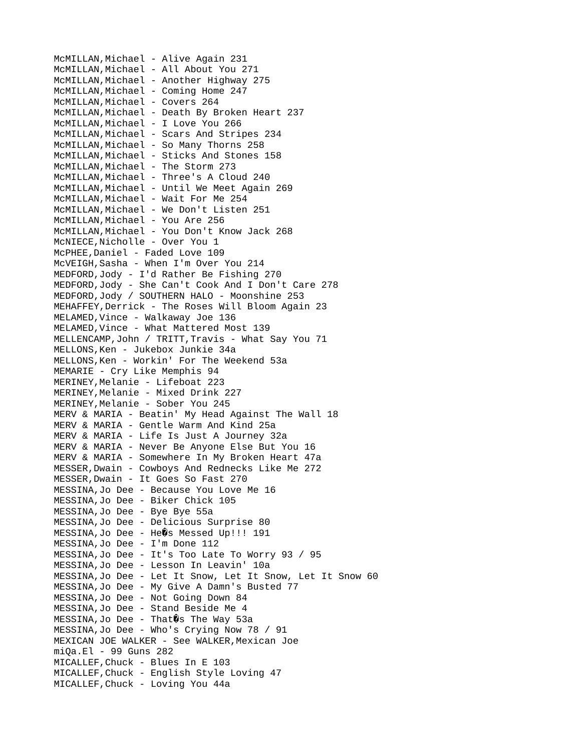McMILLAN,Michael - Alive Again 231
McMILLAN,Michael - All About You 271
McMILLAN,Michael - Another Highway 275
McMILLAN,Michael - Coming Home 247
McMILLAN,Michael - Covers 264
McMILLAN,Michael - Death By Broken Heart 237
McMILLAN,Michael - I Love You 266
McMILLAN,Michael - Scars And Stripes 234
McMILLAN,Michael - So Many Thorns 258
McMILLAN,Michael - Sticks And Stones 158
McMILLAN,Michael - The Storm 273
McMILLAN,Michael - Three's A Cloud 240
McMILLAN,Michael - Until We Meet Again 269
McMILLAN,Michael - Wait For Me 254
McMILLAN,Michael - We Don't Listen 251
McMILLAN,Michael - You Are 256
McMILLAN,Michael - You Don't Know Jack 268
McNIECE,Nicholle - Over You 1
McPHEE,Daniel - Faded Love 109
McVEIGH,Sasha - When I'm Over You 214
MEDFORD,Jody - I'd Rather Be Fishing 270
MEDFORD,Jody - She Can't Cook And I Don't Care 278
MEDFORD,Jody / SOUTHERN HALO - Moonshine 253
MEHAFFEY,Derrick - The Roses Will Bloom Again 23
MELAMED,Vince - Walkaway Joe 136
MELAMED,Vince - What Mattered Most 139
MELLENCAMP,John / TRITT,Travis - What Say You 71
MELLONS,Ken - Jukebox Junkie 34a
MELLONS,Ken - Workin' For The Weekend 53a
MEMARIE - Cry Like Memphis 94
MERINEY,Melanie - Lifeboat 223
MERINEY,Melanie - Mixed Drink 227
MERINEY,Melanie - Sober You 245
MERV & MARIA - Beatin' My Head Against The Wall 18
MERV & MARIA - Gentle Warm And Kind 25a
MERV & MARIA - Life Is Just A Journey 32a
MERV & MARIA - Never Be Anyone Else But You 16
MERV & MARIA - Somewhere In My Broken Heart 47a
MESSER,Dwain - Cowboys And Rednecks Like Me 272
MESSER,Dwain - It Goes So Fast 270
MESSINA,Jo Dee - Because You Love Me 16
MESSINA,Jo Dee - Biker Chick 105
MESSINA,Jo Dee - Bye Bye 55a
MESSINA,Jo Dee - Delicious Surprise 80
MESSINA,Jo Dee - He�s Messed Up!!! 191
MESSINA,Jo Dee - I'm Done 112
MESSINA,Jo Dee - It's Too Late To Worry 93 / 95
MESSINA,Jo Dee - Lesson In Leavin' 10a
MESSINA,Jo Dee - Let It Snow, Let It Snow, Let It Snow 60
MESSINA,Jo Dee - My Give A Damn's Busted 77
MESSINA,Jo Dee - Not Going Down 84
MESSINA,Jo Dee - Stand Beside Me 4
MESSINA,Jo Dee - That�s The Way 53a
MESSINA,Jo Dee - Who's Crying Now 78 / 91
MEXICAN JOE WALKER - See WALKER,Mexican Joe
miQa.El - 99 Guns 282
MICALLEF,Chuck - Blues In E 103
MICALLEF,Chuck - English Style Loving 47
MICALLEF,Chuck - Loving You 44a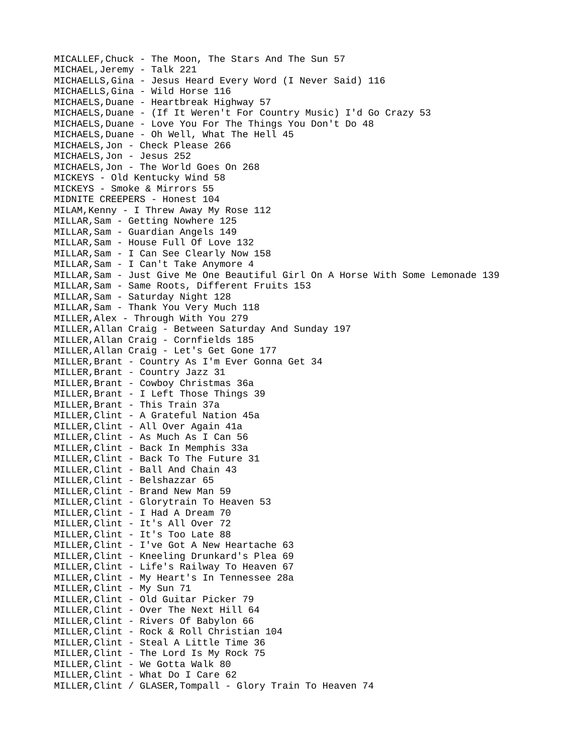MICALLEF,Chuck - The Moon, The Stars And The Sun 57
MICHAEL,Jeremy - Talk 221
MICHAELLS,Gina - Jesus Heard Every Word (I Never Said) 116
MICHAELLS,Gina - Wild Horse 116
MICHAELS,Duane - Heartbreak Highway 57
MICHAELS,Duane - (If It Weren't For Country Music) I'd Go Crazy 53
MICHAELS,Duane - Love You For The Things You Don't Do 48
MICHAELS,Duane - Oh Well, What The Hell 45
MICHAELS,Jon - Check Please 266
MICHAELS,Jon - Jesus 252
MICHAELS,Jon - The World Goes On 268
MICKEYS - Old Kentucky Wind 58
MICKEYS - Smoke & Mirrors 55
MIDNITE CREEPERS - Honest 104
MILAM,Kenny - I Threw Away My Rose 112
MILLAR,Sam - Getting Nowhere 125
MILLAR,Sam - Guardian Angels 149
MILLAR,Sam - House Full Of Love 132
MILLAR,Sam - I Can See Clearly Now 158
MILLAR,Sam - I Can't Take Anymore 4
MILLAR,Sam - Just Give Me One Beautiful Girl On A Horse With Some Lemonade 139
MILLAR,Sam - Same Roots, Different Fruits 153
MILLAR,Sam - Saturday Night 128
MILLAR,Sam - Thank You Very Much 118
MILLER,Alex - Through With You 279
MILLER,Allan Craig - Between Saturday And Sunday 197
MILLER,Allan Craig - Cornfields 185
MILLER,Allan Craig - Let's Get Gone 177
MILLER,Brant - Country As I'm Ever Gonna Get 34
MILLER,Brant - Country Jazz 31
MILLER,Brant - Cowboy Christmas 36a
MILLER,Brant - I Left Those Things 39
MILLER,Brant - This Train 37a
MILLER,Clint - A Grateful Nation 45a
MILLER,Clint - All Over Again 41a
MILLER,Clint - As Much As I Can 56
MILLER,Clint - Back In Memphis 33a
MILLER,Clint - Back To The Future 31
MILLER,Clint - Ball And Chain 43
MILLER,Clint - Belshazzar 65
MILLER,Clint - Brand New Man 59
MILLER,Clint - Glorytrain To Heaven 53
MILLER,Clint - I Had A Dream 70
MILLER,Clint - It's All Over 72
MILLER,Clint - It's Too Late 88
MILLER,Clint - I've Got A New Heartache 63
MILLER,Clint - Kneeling Drunkard's Plea 69
MILLER,Clint - Life's Railway To Heaven 67
MILLER,Clint - My Heart's In Tennessee 28a
MILLER,Clint - My Sun 71
MILLER,Clint - Old Guitar Picker 79
MILLER,Clint - Over The Next Hill 64
MILLER,Clint - Rivers Of Babylon 66
MILLER,Clint - Rock & Roll Christian 104
MILLER,Clint - Steal A Little Time 36
MILLER,Clint - The Lord Is My Rock 75
MILLER,Clint - We Gotta Walk 80
MILLER,Clint - What Do I Care 62
MILLER,Clint / GLASER,Tompall - Glory Train To Heaven 74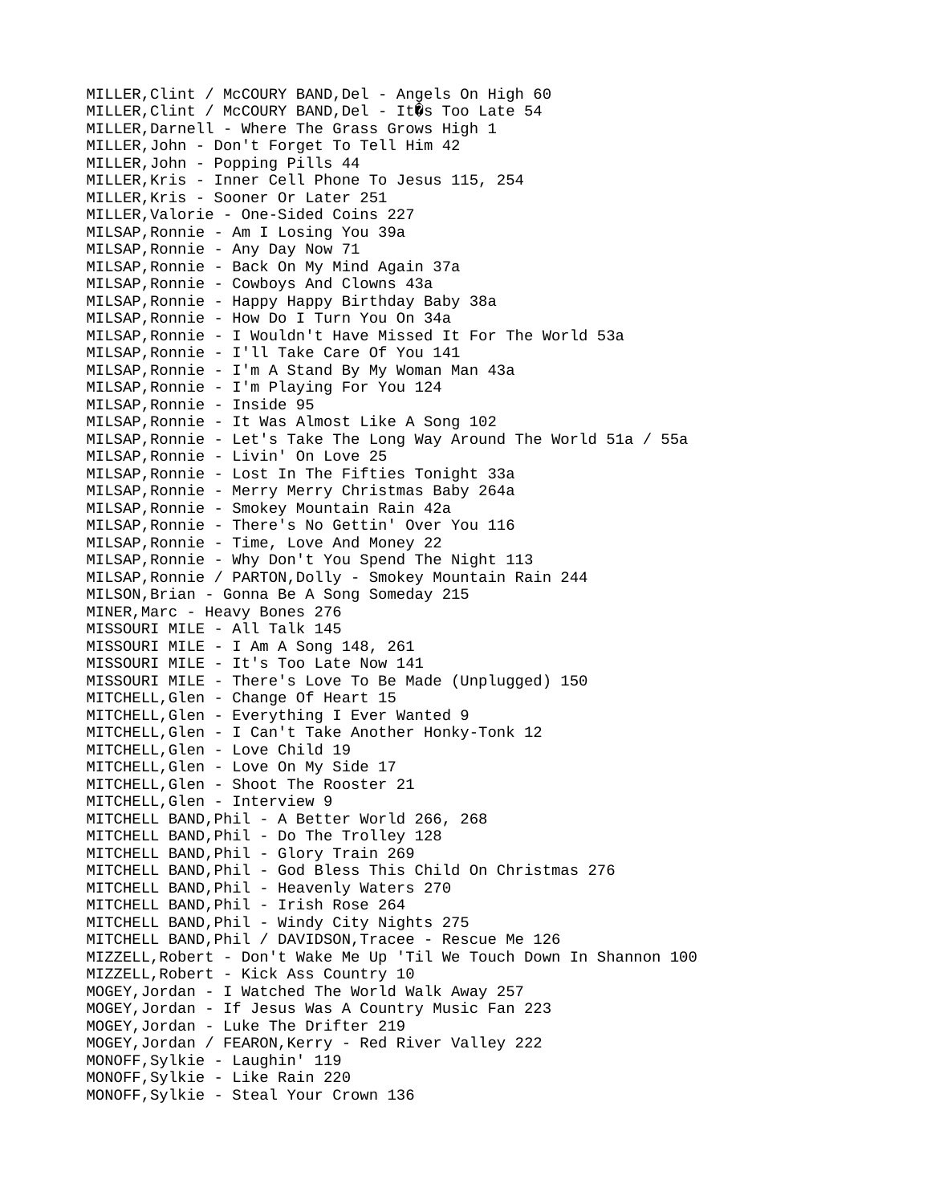MILLER,Clint / McCOURY BAND,Del - Angels On High 60
MILLER,Clint / McCOURY BAND,Del - It�s Too Late 54
MILLER,Darnell - Where The Grass Grows High 1
MILLER,John - Don't Forget To Tell Him 42
MILLER,John - Popping Pills 44
MILLER,Kris - Inner Cell Phone To Jesus 115, 254
MILLER,Kris - Sooner Or Later 251
MILLER,Valorie - One-Sided Coins 227
MILSAP,Ronnie - Am I Losing You 39a
MILSAP,Ronnie - Any Day Now 71
MILSAP,Ronnie - Back On My Mind Again 37a
MILSAP,Ronnie - Cowboys And Clowns 43a
MILSAP,Ronnie - Happy Happy Birthday Baby 38a
MILSAP,Ronnie - How Do I Turn You On 34a
MILSAP,Ronnie - I Wouldn't Have Missed It For The World 53a
MILSAP,Ronnie - I'll Take Care Of You 141
MILSAP,Ronnie - I'm A Stand By My Woman Man 43a
MILSAP,Ronnie - I'm Playing For You 124
MILSAP,Ronnie - Inside 95
MILSAP,Ronnie - It Was Almost Like A Song 102
MILSAP,Ronnie - Let's Take The Long Way Around The World 51a / 55a
MILSAP,Ronnie - Livin' On Love 25
MILSAP,Ronnie - Lost In The Fifties Tonight 33a
MILSAP,Ronnie - Merry Merry Christmas Baby 264a
MILSAP,Ronnie - Smokey Mountain Rain 42a
MILSAP,Ronnie - There's No Gettin' Over You 116
MILSAP,Ronnie - Time, Love And Money 22
MILSAP,Ronnie - Why Don't You Spend The Night 113
MILSAP,Ronnie / PARTON,Dolly - Smokey Mountain Rain 244
MILSON,Brian - Gonna Be A Song Someday 215
MINER,Marc - Heavy Bones 276
MISSOURI MILE - All Talk 145
MISSOURI MILE - I Am A Song 148, 261
MISSOURI MILE - It's Too Late Now 141
MISSOURI MILE - There's Love To Be Made (Unplugged) 150
MITCHELL,Glen - Change Of Heart 15
MITCHELL,Glen - Everything I Ever Wanted 9
MITCHELL,Glen - I Can't Take Another Honky-Tonk 12
MITCHELL,Glen - Love Child 19
MITCHELL,Glen - Love On My Side 17
MITCHELL,Glen - Shoot The Rooster 21
MITCHELL,Glen - Interview 9
MITCHELL BAND,Phil - A Better World 266, 268
MITCHELL BAND,Phil - Do The Trolley 128
MITCHELL BAND,Phil - Glory Train 269
MITCHELL BAND,Phil - God Bless This Child On Christmas 276
MITCHELL BAND,Phil - Heavenly Waters 270
MITCHELL BAND,Phil - Irish Rose 264
MITCHELL BAND,Phil - Windy City Nights 275
MITCHELL BAND,Phil / DAVIDSON,Tracee - Rescue Me 126
MIZZELL,Robert - Don't Wake Me Up 'Til We Touch Down In Shannon 100
MIZZELL,Robert - Kick Ass Country 10
MOGEY,Jordan - I Watched The World Walk Away 257
MOGEY,Jordan - If Jesus Was A Country Music Fan 223
MOGEY,Jordan - Luke The Drifter 219
MOGEY,Jordan / FEARON,Kerry - Red River Valley 222
MONOFF,Sylkie - Laughin' 119
MONOFF,Sylkie - Like Rain 220
MONOFF,Sylkie - Steal Your Crown 136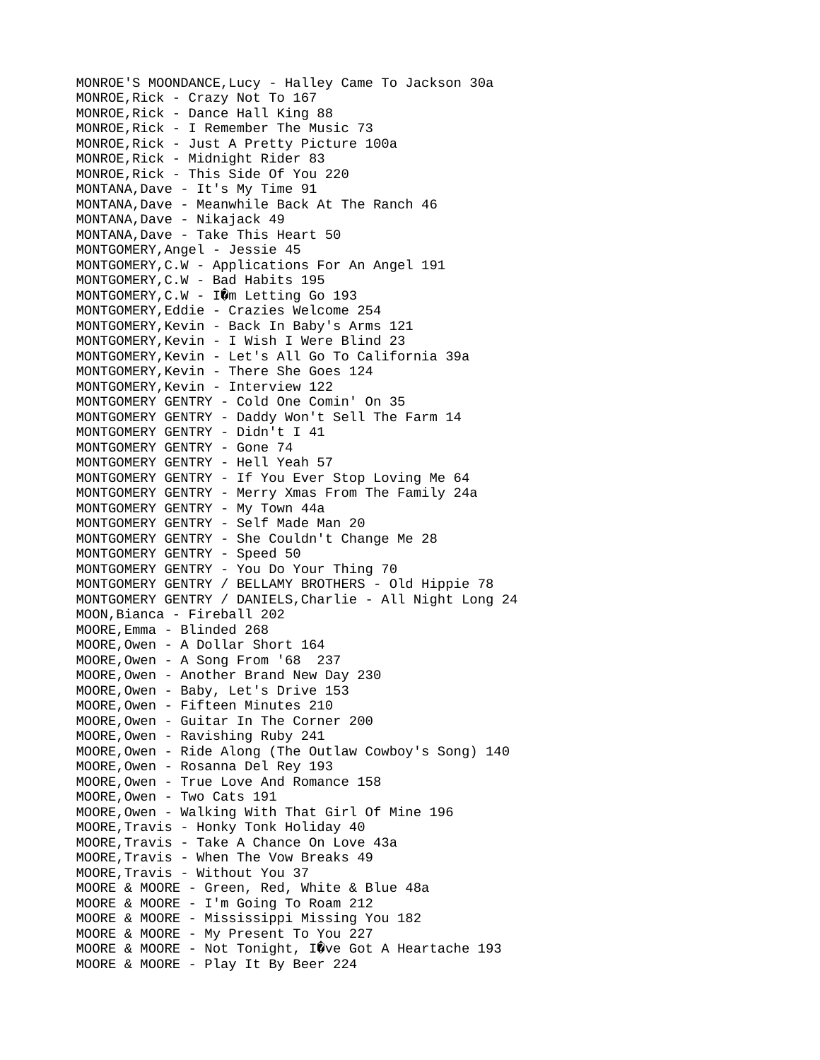MONROE'S MOONDANCE,Lucy - Halley Came To Jackson 30a
MONROE,Rick - Crazy Not To 167
MONROE,Rick - Dance Hall King 88
MONROE,Rick - I Remember The Music 73
MONROE,Rick - Just A Pretty Picture 100a
MONROE,Rick - Midnight Rider 83
MONROE,Rick - This Side Of You 220
MONTANA,Dave - It's My Time 91
MONTANA,Dave - Meanwhile Back At The Ranch 46
MONTANA,Dave - Nikajack 49
MONTANA,Dave - Take This Heart 50
MONTGOMERY,Angel - Jessie 45
MONTGOMERY,C.W - Applications For An Angel 191
MONTGOMERY,C.W - Bad Habits 195
MONTGOMERY,C.W - I�m Letting Go 193
MONTGOMERY,Eddie - Crazies Welcome 254
MONTGOMERY,Kevin - Back In Baby's Arms 121
MONTGOMERY,Kevin - I Wish I Were Blind 23
MONTGOMERY,Kevin - Let's All Go To California 39a
MONTGOMERY,Kevin - There She Goes 124
MONTGOMERY,Kevin - Interview 122
MONTGOMERY GENTRY - Cold One Comin' On 35
MONTGOMERY GENTRY - Daddy Won't Sell The Farm 14
MONTGOMERY GENTRY - Didn't I 41
MONTGOMERY GENTRY - Gone 74
MONTGOMERY GENTRY - Hell Yeah 57
MONTGOMERY GENTRY - If You Ever Stop Loving Me 64
MONTGOMERY GENTRY - Merry Xmas From The Family 24a
MONTGOMERY GENTRY - My Town 44a
MONTGOMERY GENTRY - Self Made Man 20
MONTGOMERY GENTRY - She Couldn't Change Me 28
MONTGOMERY GENTRY - Speed 50
MONTGOMERY GENTRY - You Do Your Thing 70
MONTGOMERY GENTRY / BELLAMY BROTHERS - Old Hippie 78
MONTGOMERY GENTRY / DANIELS,Charlie - All Night Long 24
MOON,Bianca - Fireball 202
MOORE,Emma - Blinded 268
MOORE,Owen - A Dollar Short 164
MOORE,Owen - A Song From '68 237
MOORE,Owen - Another Brand New Day 230
MOORE,Owen - Baby, Let's Drive 153
MOORE,Owen - Fifteen Minutes 210
MOORE,Owen - Guitar In The Corner 200
MOORE,Owen - Ravishing Ruby 241
MOORE,Owen - Ride Along (The Outlaw Cowboy's Song) 140
MOORE,Owen - Rosanna Del Rey 193
MOORE,Owen - True Love And Romance 158
MOORE,Owen - Two Cats 191
MOORE,Owen - Walking With That Girl Of Mine 196
MOORE,Travis - Honky Tonk Holiday 40
MOORE,Travis - Take A Chance On Love 43a
MOORE,Travis - When The Vow Breaks 49
MOORE,Travis - Without You 37
MOORE & MOORE - Green, Red, White & Blue 48a
MOORE & MOORE - I'm Going To Roam 212
MOORE & MOORE - Mississippi Missing You 182
MOORE & MOORE - My Present To You 227
MOORE & MOORE - Not Tonight, I�ve Got A Heartache 193
MOORE & MOORE - Play It By Beer 224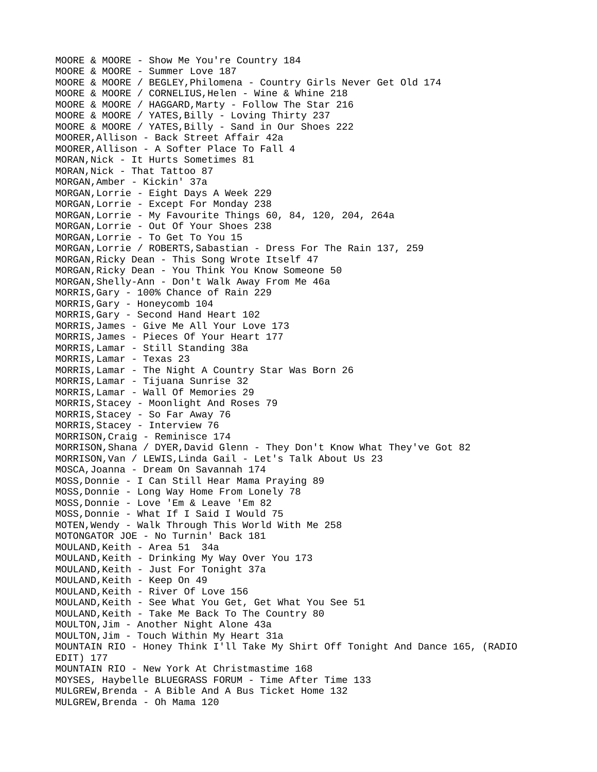MOORE & MOORE - Show Me You're Country 184
MOORE & MOORE - Summer Love 187
MOORE & MOORE / BEGLEY,Philomena - Country Girls Never Get Old 174
MOORE & MOORE / CORNELIUS,Helen - Wine & Whine 218
MOORE & MOORE / HAGGARD,Marty - Follow The Star 216
MOORE & MOORE / YATES,Billy - Loving Thirty 237
MOORE & MOORE / YATES,Billy - Sand in Our Shoes 222
MOORER,Allison - Back Street Affair 42a
MOORER,Allison - A Softer Place To Fall 4
MORAN,Nick - It Hurts Sometimes 81
MORAN,Nick - That Tattoo 87
MORGAN,Amber - Kickin' 37a
MORGAN,Lorrie - Eight Days A Week 229
MORGAN,Lorrie - Except For Monday 238
MORGAN,Lorrie - My Favourite Things 60, 84, 120, 204, 264a
MORGAN,Lorrie - Out Of Your Shoes 238
MORGAN,Lorrie - To Get To You 15
MORGAN,Lorrie / ROBERTS,Sabastian - Dress For The Rain 137, 259
MORGAN,Ricky Dean - This Song Wrote Itself 47
MORGAN,Ricky Dean - You Think You Know Someone 50
MORGAN,Shelly-Ann - Don't Walk Away From Me 46a
MORRIS,Gary - 100% Chance of Rain 229
MORRIS,Gary - Honeycomb 104
MORRIS,Gary - Second Hand Heart 102
MORRIS,James - Give Me All Your Love 173
MORRIS,James - Pieces Of Your Heart 177
MORRIS,Lamar - Still Standing 38a
MORRIS,Lamar - Texas 23
MORRIS,Lamar - The Night A Country Star Was Born 26
MORRIS,Lamar - Tijuana Sunrise 32
MORRIS,Lamar - Wall Of Memories 29
MORRIS,Stacey - Moonlight And Roses 79
MORRIS,Stacey - So Far Away 76
MORRIS,Stacey - Interview 76
MORRISON,Craig - Reminisce 174
MORRISON,Shana / DYER,David Glenn - They Don't Know What They've Got 82
MORRISON,Van / LEWIS,Linda Gail - Let's Talk About Us 23
MOSCA,Joanna - Dream On Savannah 174
MOSS,Donnie - I Can Still Hear Mama Praying 89
MOSS,Donnie - Long Way Home From Lonely 78
MOSS,Donnie - Love 'Em & Leave 'Em 82
MOSS,Donnie - What If I Said I Would 75
MOTEN,Wendy - Walk Through This World With Me 258
MOTONGATOR JOE - No Turnin' Back 181
MOULAND,Keith - Area 51 34a
MOULAND,Keith - Drinking My Way Over You 173
MOULAND,Keith - Just For Tonight 37a
MOULAND,Keith - Keep On 49
MOULAND,Keith - River Of Love 156
MOULAND,Keith - See What You Get, Get What You See 51
MOULAND,Keith - Take Me Back To The Country 80
MOULTON,Jim - Another Night Alone 43a
MOULTON,Jim - Touch Within My Heart 31a
MOUNTAIN RIO - Honey Think I'll Take My Shirt Off Tonight And Dance 165, (RADIO EDIT) 177
MOUNTAIN RIO - New York At Christmastime 168
MOYSES, Haybelle BLUEGRASS FORUM - Time After Time 133
MULGREW,Brenda - A Bible And A Bus Ticket Home 132
MULGREW,Brenda - Oh Mama 120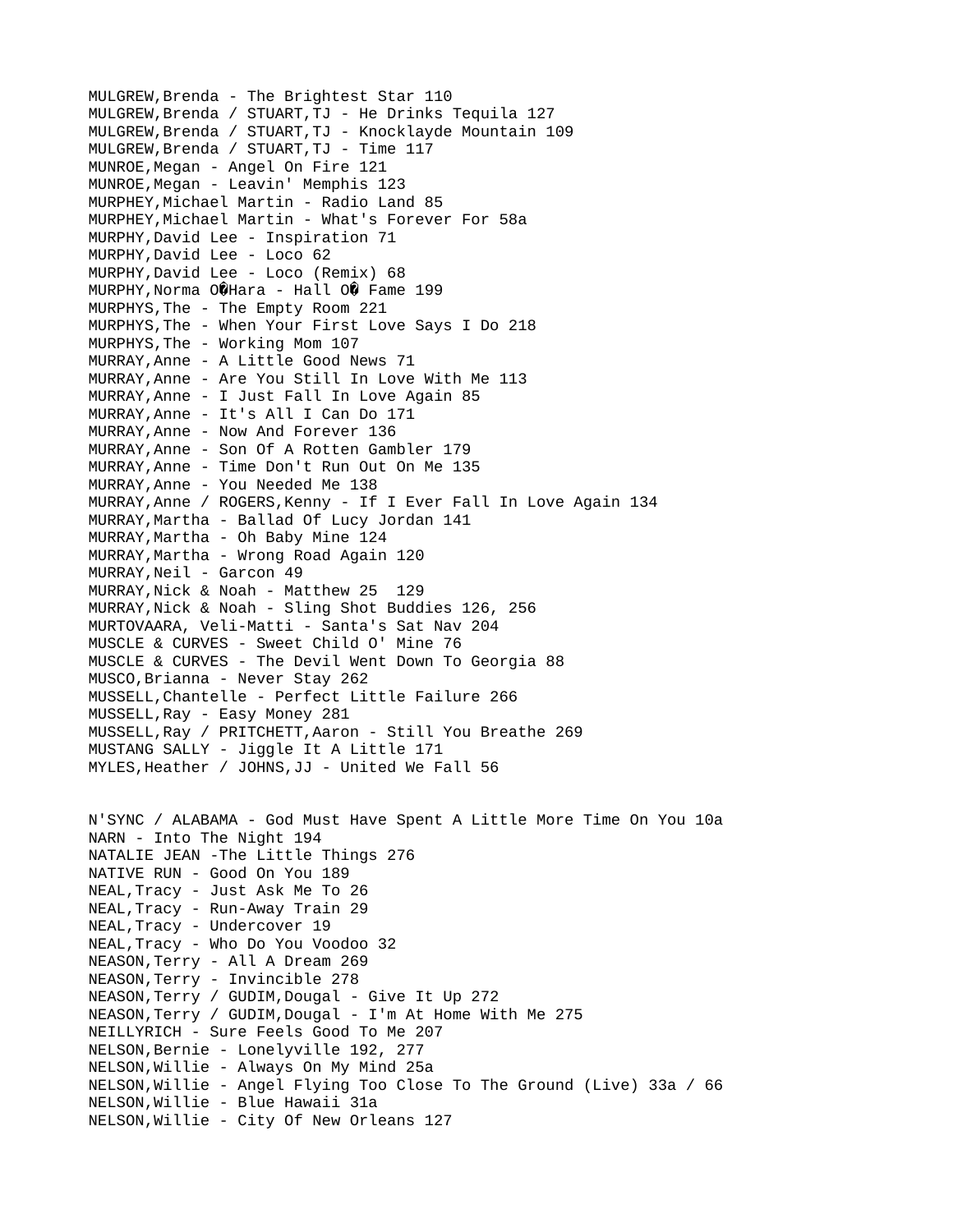MULGREW,Brenda - The Brightest Star 110
MULGREW,Brenda / STUART,TJ - He Drinks Tequila 127
MULGREW,Brenda / STUART,TJ - Knocklayde Mountain 109
MULGREW,Brenda / STUART,TJ - Time 117
MUNROE,Megan - Angel On Fire 121
MUNROE,Megan - Leavin' Memphis 123
MURPHEY,Michael Martin - Radio Land 85
MURPHEY,Michael Martin - What's Forever For 58a
MURPHY,David Lee - Inspiration 71
MURPHY,David Lee - Loco 62
MURPHY,David Lee - Loco (Remix) 68
MURPHY,Norma O�Hara - Hall O� Fame 199
MURPHYS,The - The Empty Room 221
MURPHYS,The - When Your First Love Says I Do 218
MURPHYS,The - Working Mom 107
MURRAY,Anne - A Little Good News 71
MURRAY,Anne - Are You Still In Love With Me 113
MURRAY,Anne - I Just Fall In Love Again 85
MURRAY,Anne - It's All I Can Do 171
MURRAY,Anne - Now And Forever 136
MURRAY,Anne - Son Of A Rotten Gambler 179
MURRAY,Anne - Time Don't Run Out On Me 135
MURRAY,Anne - You Needed Me 138
MURRAY,Anne / ROGERS,Kenny - If I Ever Fall In Love Again 134
MURRAY,Martha - Ballad Of Lucy Jordan 141
MURRAY,Martha - Oh Baby Mine 124
MURRAY,Martha - Wrong Road Again 120
MURRAY,Neil - Garcon 49
MURRAY,Nick & Noah - Matthew 25  129
MURRAY,Nick & Noah - Sling Shot Buddies 126, 256
MURTOVAARA, Veli-Matti - Santa's Sat Nav 204
MUSCLE & CURVES - Sweet Child O' Mine 76
MUSCLE & CURVES - The Devil Went Down To Georgia 88
MUSCO,Brianna - Never Stay 262
MUSSELL,Chantelle - Perfect Little Failure 266
MUSSELL,Ray - Easy Money 281
MUSSELL,Ray / PRITCHETT,Aaron - Still You Breathe 269
MUSTANG SALLY - Jiggle It A Little 171
MYLES,Heather / JOHNS,JJ - United We Fall 56

N'SYNC / ALABAMA - God Must Have Spent A Little More Time On You 10a
NARN - Into The Night 194
NATALIE JEAN -The Little Things 276
NATIVE RUN - Good On You 189
NEAL,Tracy - Just Ask Me To 26
NEAL,Tracy - Run-Away Train 29
NEAL,Tracy - Undercover 19
NEAL,Tracy - Who Do You Voodoo 32
NEASON,Terry - All A Dream 269
NEASON,Terry - Invincible 278
NEASON,Terry / GUDIM,Dougal - Give It Up 272
NEASON,Terry / GUDIM,Dougal - I'm At Home With Me 275
NEILLYRICH - Sure Feels Good To Me 207
NELSON,Bernie - Lonelyville 192, 277
NELSON,Willie - Always On My Mind 25a
NELSON,Willie - Angel Flying Too Close To The Ground (Live) 33a / 66
NELSON,Willie - Blue Hawaii 31a
NELSON,Willie - City Of New Orleans 127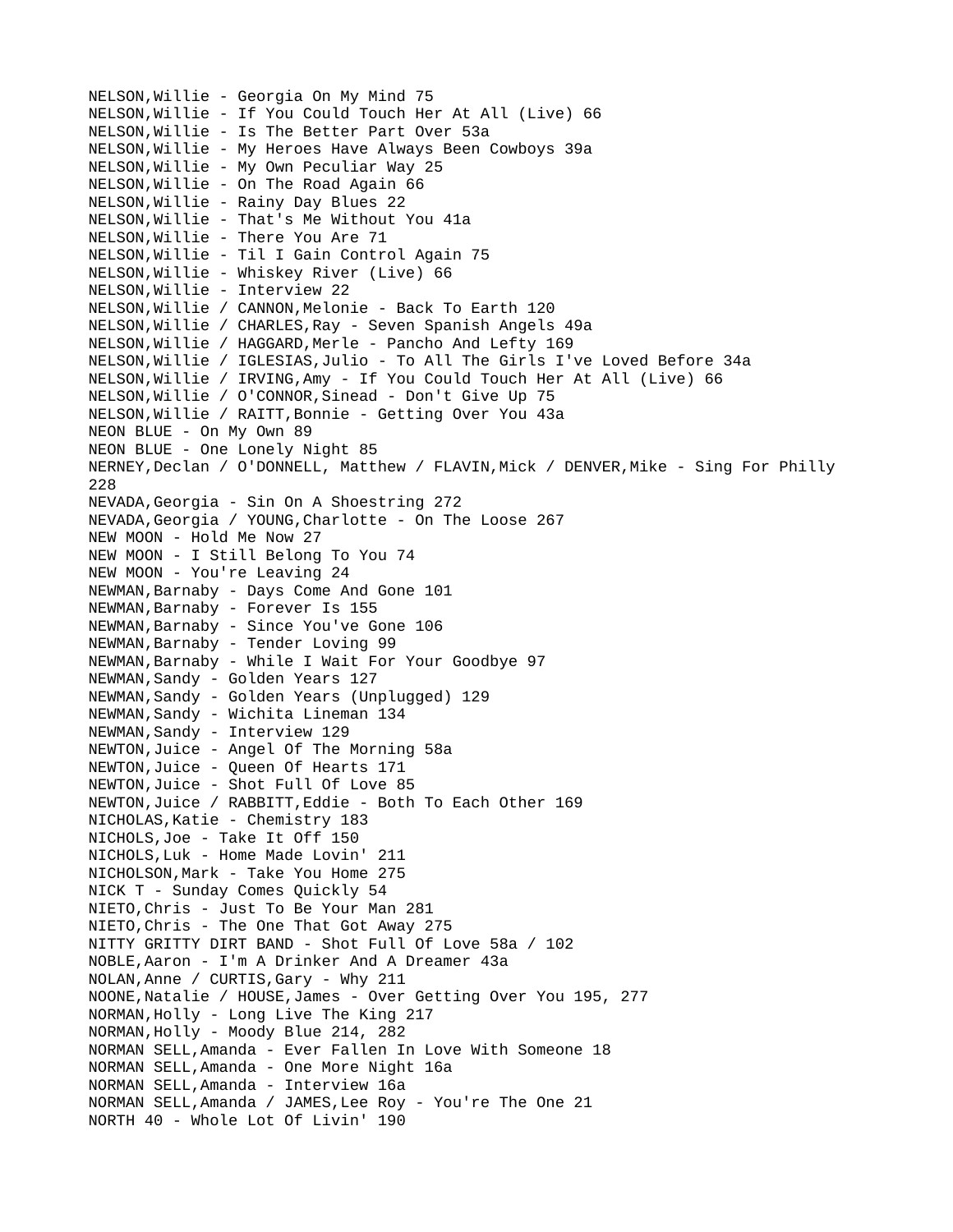NELSON,Willie - Georgia On My Mind 75
NELSON,Willie - If You Could Touch Her At All (Live) 66
NELSON,Willie - Is The Better Part Over 53a
NELSON,Willie - My Heroes Have Always Been Cowboys 39a
NELSON,Willie - My Own Peculiar Way 25
NELSON,Willie - On The Road Again 66
NELSON,Willie - Rainy Day Blues 22
NELSON,Willie - That's Me Without You 41a
NELSON,Willie - There You Are 71
NELSON,Willie - Til I Gain Control Again 75
NELSON,Willie - Whiskey River (Live) 66
NELSON,Willie - Interview 22
NELSON,Willie / CANNON,Melonie - Back To Earth 120
NELSON,Willie / CHARLES,Ray - Seven Spanish Angels 49a
NELSON,Willie / HAGGARD,Merle - Pancho And Lefty 169
NELSON,Willie / IGLESIAS,Julio - To All The Girls I've Loved Before 34a
NELSON,Willie / IRVING,Amy - If You Could Touch Her At All (Live) 66
NELSON,Willie / O'CONNOR,Sinead - Don't Give Up 75
NELSON,Willie / RAITT,Bonnie - Getting Over You 43a
NEON BLUE - On My Own 89
NEON BLUE - One Lonely Night 85
NERNEY,Declan / O'DONNELL, Matthew / FLAVIN,Mick / DENVER,Mike - Sing For Philly 228
NEVADA,Georgia - Sin On A Shoestring 272
NEVADA,Georgia / YOUNG,Charlotte - On The Loose 267
NEW MOON - Hold Me Now 27
NEW MOON - I Still Belong To You 74
NEW MOON - You're Leaving 24
NEWMAN,Barnaby - Days Come And Gone 101
NEWMAN,Barnaby - Forever Is 155
NEWMAN,Barnaby - Since You've Gone 106
NEWMAN,Barnaby - Tender Loving 99
NEWMAN,Barnaby - While I Wait For Your Goodbye 97
NEWMAN,Sandy - Golden Years 127
NEWMAN,Sandy - Golden Years (Unplugged) 129
NEWMAN,Sandy - Wichita Lineman 134
NEWMAN,Sandy - Interview 129
NEWTON,Juice - Angel Of The Morning 58a
NEWTON,Juice - Queen Of Hearts 171
NEWTON,Juice - Shot Full Of Love 85
NEWTON,Juice / RABBITT,Eddie - Both To Each Other 169
NICHOLAS,Katie - Chemistry 183
NICHOLS,Joe - Take It Off 150
NICHOLS,Luk - Home Made Lovin' 211
NICHOLSON,Mark - Take You Home 275
NICK T - Sunday Comes Quickly 54
NIETO,Chris - Just To Be Your Man 281
NIETO,Chris - The One That Got Away 275
NITTY GRITTY DIRT BAND - Shot Full Of Love 58a / 102
NOBLE,Aaron - I'm A Drinker And A Dreamer 43a
NOLAN,Anne / CURTIS,Gary - Why 211
NOONE,Natalie / HOUSE,James - Over Getting Over You 195, 277
NORMAN,Holly - Long Live The King 217
NORMAN,Holly - Moody Blue 214, 282
NORMAN SELL,Amanda - Ever Fallen In Love With Someone 18
NORMAN SELL,Amanda - One More Night 16a
NORMAN SELL,Amanda - Interview 16a
NORMAN SELL,Amanda / JAMES,Lee Roy - You're The One 21
NORTH 40 - Whole Lot Of Livin' 190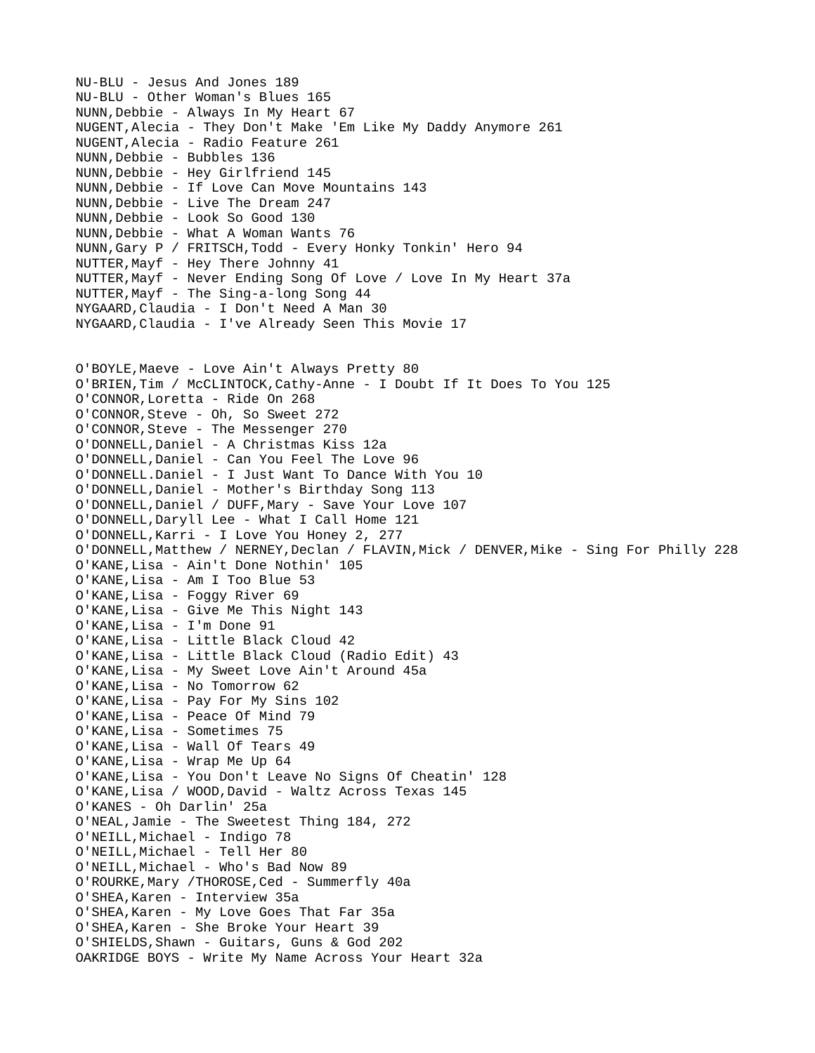NU-BLU - Jesus And Jones 189
NU-BLU - Other Woman's Blues 165
NUNN,Debbie - Always In My Heart 67
NUGENT,Alecia - They Don't Make 'Em Like My Daddy Anymore 261
NUGENT,Alecia - Radio Feature 261
NUNN,Debbie - Bubbles 136
NUNN,Debbie - Hey Girlfriend 145
NUNN,Debbie - If Love Can Move Mountains 143
NUNN,Debbie - Live The Dream 247
NUNN,Debbie - Look So Good 130
NUNN,Debbie - What A Woman Wants 76
NUNN,Gary P / FRITSCH,Todd - Every Honky Tonkin' Hero 94
NUTTER,Mayf - Hey There Johnny 41
NUTTER,Mayf - Never Ending Song Of Love / Love In My Heart 37a
NUTTER,Mayf - The Sing-a-long Song 44
NYGAARD,Claudia - I Don't Need A Man 30
NYGAARD,Claudia - I've Already Seen This Movie 17

O'BOYLE,Maeve - Love Ain't Always Pretty 80
O'BRIEN,Tim / McCLINTOCK,Cathy-Anne - I Doubt If It Does To You 125
O'CONNOR,Loretta - Ride On 268
O'CONNOR,Steve - Oh, So Sweet 272
O'CONNOR,Steve - The Messenger 270
O'DONNELL,Daniel - A Christmas Kiss 12a
O'DONNELL,Daniel - Can You Feel The Love 96
O'DONNELL.Daniel - I Just Want To Dance With You 10
O'DONNELL,Daniel - Mother's Birthday Song 113
O'DONNELL,Daniel / DUFF,Mary - Save Your Love 107
O'DONNELL,Daryll Lee - What I Call Home 121
O'DONNELL,Karri - I Love You Honey 2, 277
O'DONNELL,Matthew / NERNEY,Declan / FLAVIN,Mick / DENVER,Mike - Sing For Philly 228
O'KANE,Lisa - Ain't Done Nothin' 105
O'KANE,Lisa - Am I Too Blue 53
O'KANE,Lisa - Foggy River 69
O'KANE,Lisa - Give Me This Night 143
O'KANE,Lisa - I'm Done 91
O'KANE,Lisa - Little Black Cloud 42
O'KANE,Lisa - Little Black Cloud (Radio Edit) 43
O'KANE,Lisa - My Sweet Love Ain't Around 45a
O'KANE,Lisa - No Tomorrow 62
O'KANE,Lisa - Pay For My Sins 102
O'KANE,Lisa - Peace Of Mind 79
O'KANE,Lisa - Sometimes 75
O'KANE,Lisa - Wall Of Tears 49
O'KANE,Lisa - Wrap Me Up 64
O'KANE,Lisa - You Don't Leave No Signs Of Cheatin' 128
O'KANE,Lisa / WOOD,David - Waltz Across Texas 145
O'KANES - Oh Darlin' 25a
O'NEAL,Jamie - The Sweetest Thing 184, 272
O'NEILL,Michael - Indigo 78
O'NEILL,Michael - Tell Her 80
O'NEILL,Michael - Who's Bad Now 89
O'ROURKE,Mary /THOROSE,Ced - Summerfly 40a
O'SHEA,Karen - Interview 35a
O'SHEA,Karen - My Love Goes That Far 35a
O'SHEA,Karen - She Broke Your Heart 39
O'SHIELDS,Shawn - Guitars, Guns & God 202
OAKRIDGE BOYS - Write My Name Across Your Heart 32a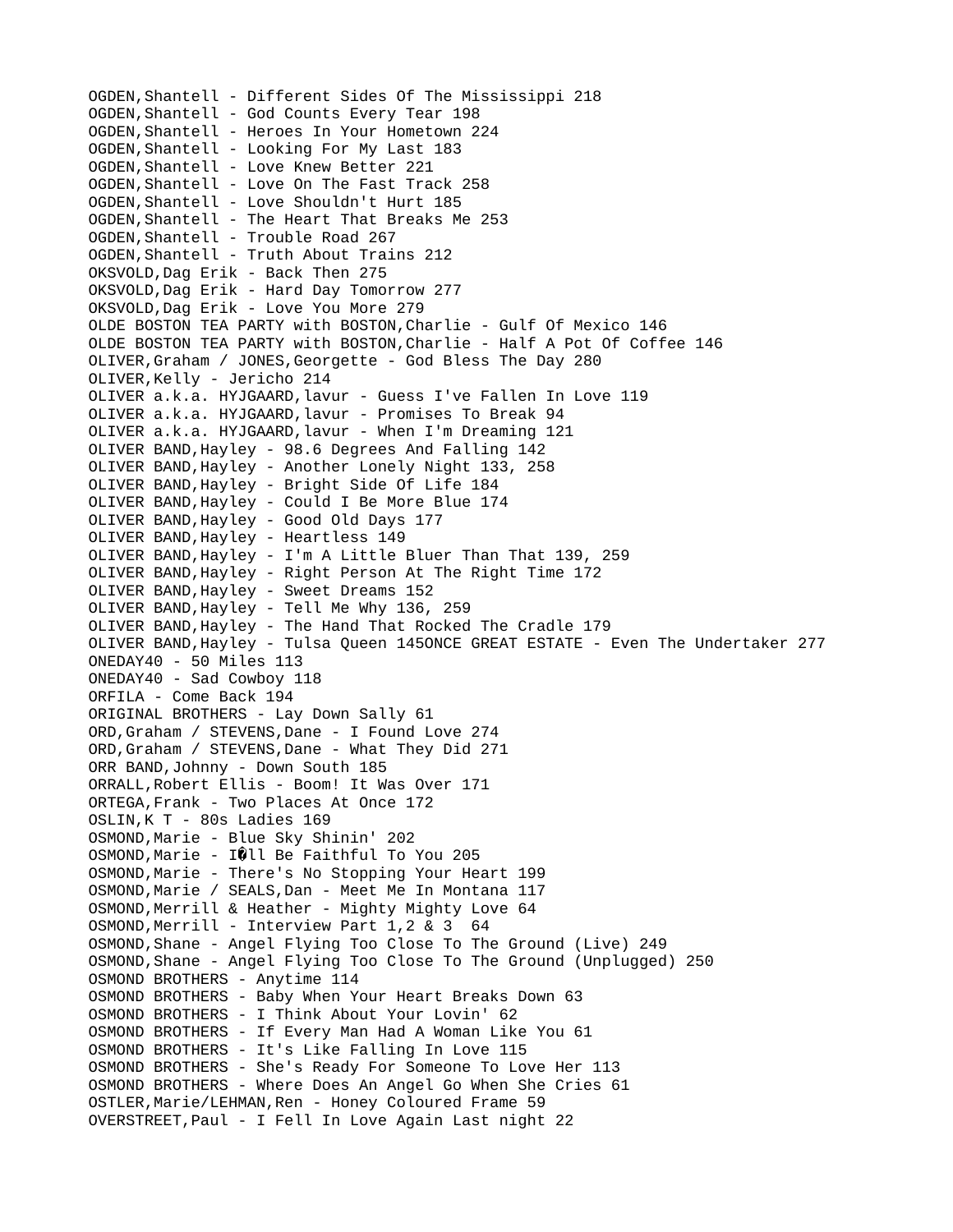OGDEN,Shantell - Different Sides Of The Mississippi 218
OGDEN,Shantell - God Counts Every Tear 198
OGDEN,Shantell - Heroes In Your Hometown 224
OGDEN,Shantell - Looking For My Last 183
OGDEN,Shantell - Love Knew Better 221
OGDEN,Shantell - Love On The Fast Track 258
OGDEN,Shantell - Love Shouldn't Hurt 185
OGDEN,Shantell - The Heart That Breaks Me 253
OGDEN,Shantell - Trouble Road 267
OGDEN,Shantell - Truth About Trains 212
OKSVOLD,Dag Erik - Back Then 275
OKSVOLD,Dag Erik - Hard Day Tomorrow 277
OKSVOLD,Dag Erik - Love You More 279
OLDE BOSTON TEA PARTY with BOSTON,Charlie - Gulf Of Mexico 146
OLDE BOSTON TEA PARTY with BOSTON,Charlie - Half A Pot Of Coffee 146
OLIVER,Graham / JONES,Georgette - God Bless The Day 280
OLIVER,Kelly - Jericho 214
OLIVER a.k.a. HYJGAARD,lavur - Guess I've Fallen In Love 119
OLIVER a.k.a. HYJGAARD,lavur - Promises To Break 94
OLIVER a.k.a. HYJGAARD,lavur - When I'm Dreaming 121
OLIVER BAND,Hayley - 98.6 Degrees And Falling 142
OLIVER BAND,Hayley - Another Lonely Night 133, 258
OLIVER BAND,Hayley - Bright Side Of Life 184
OLIVER BAND,Hayley - Could I Be More Blue 174
OLIVER BAND,Hayley - Good Old Days 177
OLIVER BAND,Hayley - Heartless 149
OLIVER BAND,Hayley - I'm A Little Bluer Than That 139, 259
OLIVER BAND,Hayley - Right Person At The Right Time 172
OLIVER BAND,Hayley - Sweet Dreams 152
OLIVER BAND,Hayley - Tell Me Why 136, 259
OLIVER BAND,Hayley - The Hand That Rocked The Cradle 179
OLIVER BAND,Hayley - Tulsa Queen 145ONCE GREAT ESTATE - Even The Undertaker 277
ONEDAY40 - 50 Miles 113
ONEDAY40 - Sad Cowboy 118
ORFILA - Come Back 194
ORIGINAL BROTHERS - Lay Down Sally 61
ORD,Graham / STEVENS,Dane - I Found Love 274
ORD,Graham / STEVENS,Dane - What They Did 271
ORR BAND,Johnny - Down South 185
ORRALL,Robert Ellis - Boom! It Was Over 171
ORTEGA,Frank - Two Places At Once 172
OSLIN,K T - 80s Ladies 169
OSMOND,Marie - Blue Sky Shinin' 202
OSMOND,Marie - I�ll Be Faithful To You 205
OSMOND,Marie - There's No Stopping Your Heart 199
OSMOND,Marie / SEALS,Dan - Meet Me In Montana 117
OSMOND,Merrill & Heather - Mighty Mighty Love 64
OSMOND,Merrill - Interview Part 1,2 & 3 64
OSMOND,Shane - Angel Flying Too Close To The Ground (Live) 249
OSMOND,Shane - Angel Flying Too Close To The Ground (Unplugged) 250
OSMOND BROTHERS - Anytime 114
OSMOND BROTHERS - Baby When Your Heart Breaks Down 63
OSMOND BROTHERS - I Think About Your Lovin' 62
OSMOND BROTHERS - If Every Man Had A Woman Like You 61
OSMOND BROTHERS - It's Like Falling In Love 115
OSMOND BROTHERS - She's Ready For Someone To Love Her 113
OSMOND BROTHERS - Where Does An Angel Go When She Cries 61
OSTLER,Marie/LEHMAN,Ren - Honey Coloured Frame 59
OVERSTREET,Paul - I Fell In Love Again Last night 22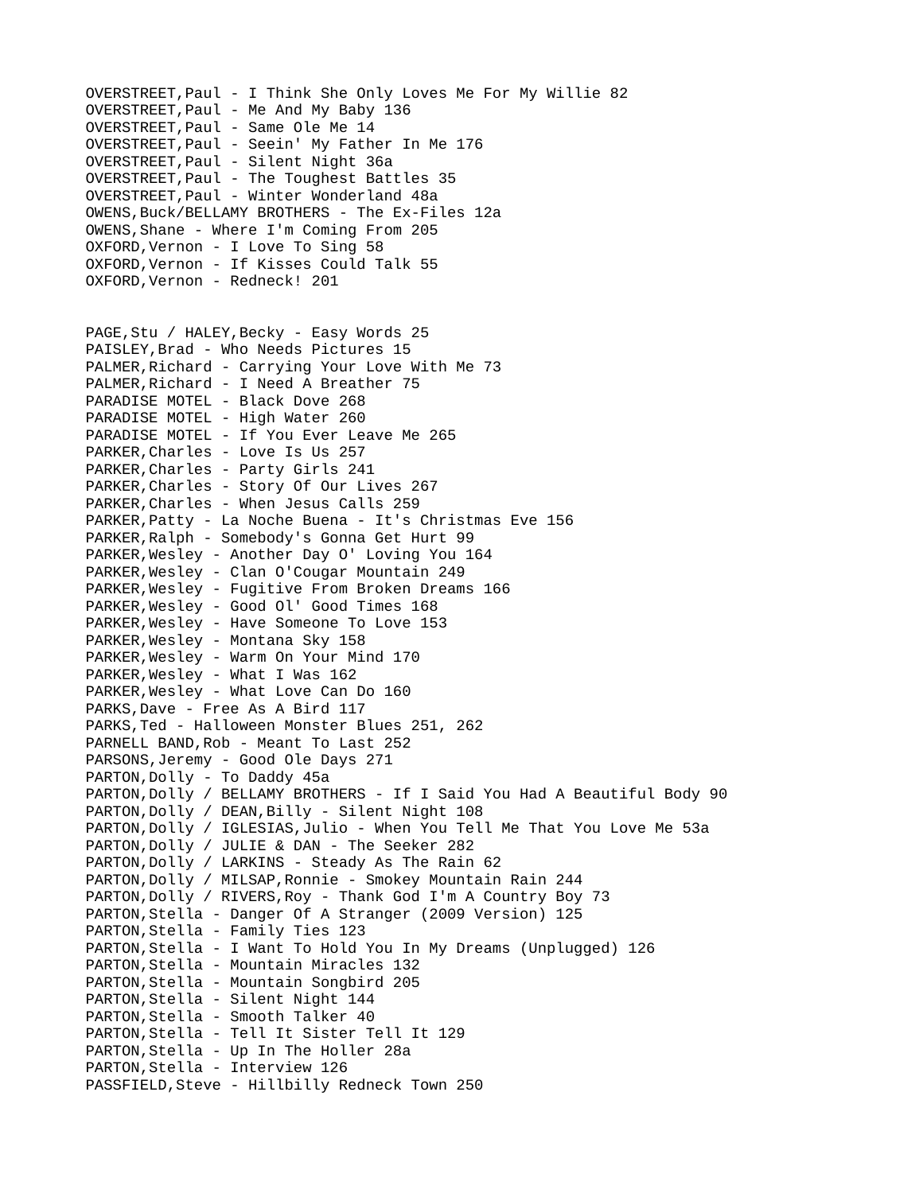OVERSTREET,Paul - I Think She Only Loves Me For My Willie 82
OVERSTREET,Paul - Me And My Baby 136
OVERSTREET,Paul - Same Ole Me 14
OVERSTREET,Paul - Seein' My Father In Me 176
OVERSTREET,Paul - Silent Night 36a
OVERSTREET,Paul - The Toughest Battles 35
OVERSTREET,Paul - Winter Wonderland 48a
OWENS,Buck/BELLAMY BROTHERS - The Ex-Files 12a
OWENS,Shane - Where I'm Coming From 205
OXFORD,Vernon - I Love To Sing 58
OXFORD,Vernon - If Kisses Could Talk 55
OXFORD,Vernon - Redneck! 201

PAGE,Stu / HALEY,Becky - Easy Words 25
PAISLEY,Brad - Who Needs Pictures 15
PALMER,Richard - Carrying Your Love With Me 73
PALMER,Richard - I Need A Breather 75
PARADISE MOTEL - Black Dove 268
PARADISE MOTEL - High Water 260
PARADISE MOTEL - If You Ever Leave Me 265
PARKER,Charles - Love Is Us 257
PARKER,Charles - Party Girls 241
PARKER,Charles - Story Of Our Lives 267
PARKER,Charles - When Jesus Calls 259
PARKER,Patty - La Noche Buena - It's Christmas Eve 156
PARKER,Ralph - Somebody's Gonna Get Hurt 99
PARKER,Wesley - Another Day O' Loving You 164
PARKER,Wesley - Clan O'Cougar Mountain 249
PARKER,Wesley - Fugitive From Broken Dreams 166
PARKER,Wesley - Good Ol' Good Times 168
PARKER,Wesley - Have Someone To Love 153
PARKER,Wesley - Montana Sky 158
PARKER,Wesley - Warm On Your Mind 170
PARKER,Wesley - What I Was 162
PARKER,Wesley - What Love Can Do 160
PARKS,Dave - Free As A Bird 117
PARKS,Ted - Halloween Monster Blues 251, 262
PARNELL BAND,Rob - Meant To Last 252
PARSONS,Jeremy - Good Ole Days 271
PARTON,Dolly - To Daddy 45a
PARTON,Dolly / BELLAMY BROTHERS - If I Said You Had A Beautiful Body 90
PARTON,Dolly / DEAN,Billy - Silent Night 108
PARTON,Dolly / IGLESIAS,Julio - When You Tell Me That You Love Me 53a
PARTON,Dolly / JULIE & DAN - The Seeker 282
PARTON,Dolly / LARKINS - Steady As The Rain 62
PARTON,Dolly / MILSAP,Ronnie - Smokey Mountain Rain 244
PARTON,Dolly / RIVERS,Roy - Thank God I'm A Country Boy 73
PARTON,Stella - Danger Of A Stranger (2009 Version) 125
PARTON,Stella - Family Ties 123
PARTON,Stella - I Want To Hold You In My Dreams (Unplugged) 126
PARTON,Stella - Mountain Miracles 132
PARTON,Stella - Mountain Songbird 205
PARTON,Stella - Silent Night 144
PARTON,Stella - Smooth Talker 40
PARTON,Stella - Tell It Sister Tell It 129
PARTON,Stella - Up In The Holler 28a
PARTON,Stella - Interview 126
PASSFIELD,Steve - Hillbilly Redneck Town 250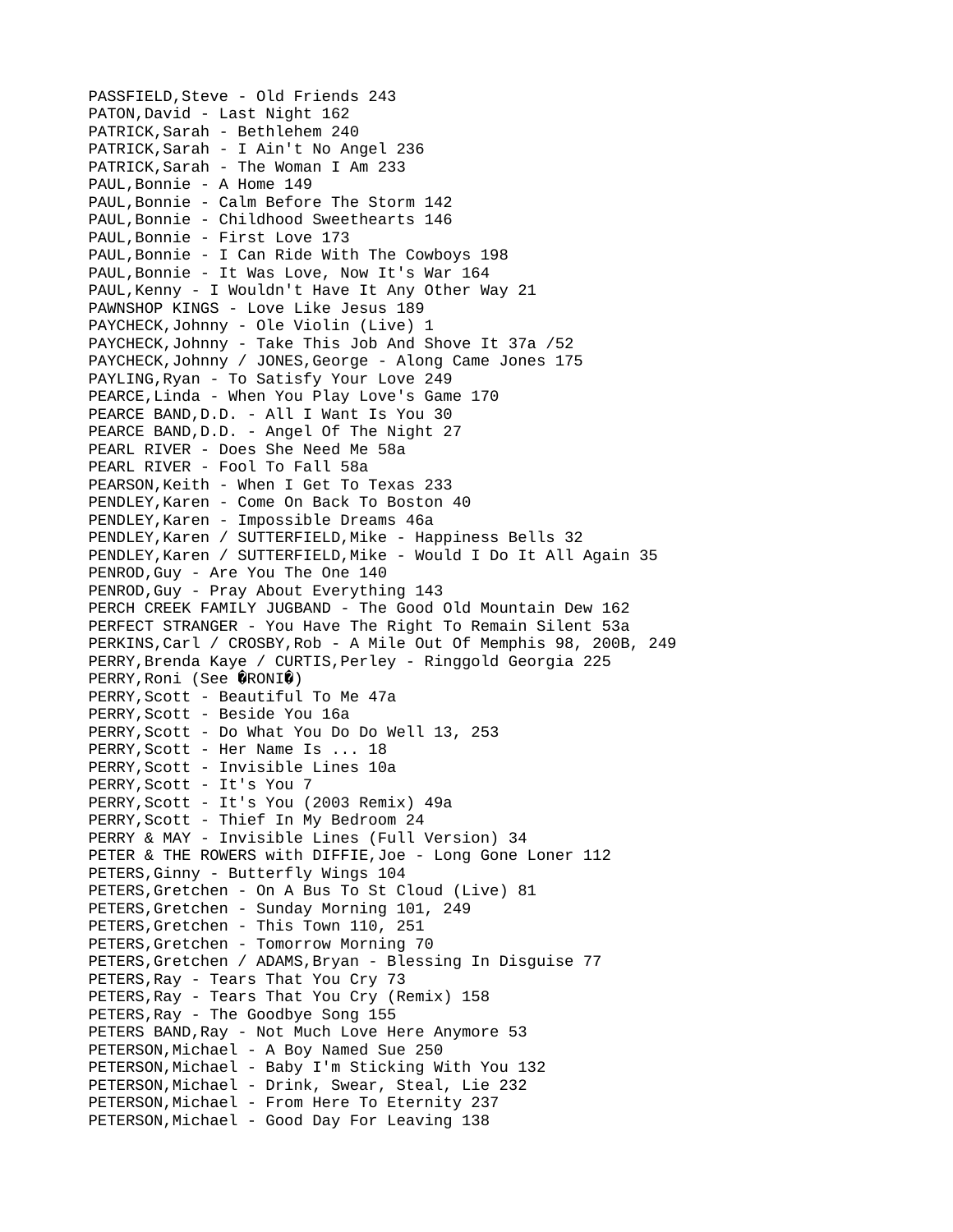PASSFIELD,Steve - Old Friends 243
PATON,David - Last Night 162
PATRICK,Sarah - Bethlehem 240
PATRICK,Sarah - I Ain't No Angel 236
PATRICK,Sarah - The Woman I Am 233
PAUL,Bonnie - A Home 149
PAUL,Bonnie - Calm Before The Storm 142
PAUL,Bonnie - Childhood Sweethearts 146
PAUL,Bonnie - First Love 173
PAUL,Bonnie - I Can Ride With The Cowboys 198
PAUL,Bonnie - It Was Love, Now It's War 164
PAUL,Kenny - I Wouldn't Have It Any Other Way 21
PAWNSHOP KINGS - Love Like Jesus 189
PAYCHECK,Johnny - Ole Violin (Live) 1
PAYCHECK,Johnny - Take This Job And Shove It 37a /52
PAYCHECK,Johnny / JONES,George - Along Came Jones 175
PAYLING,Ryan - To Satisfy Your Love 249
PEARCE,Linda - When You Play Love's Game 170
PEARCE BAND,D.D. - All I Want Is You 30
PEARCE BAND,D.D. - Angel Of The Night 27
PEARL RIVER - Does She Need Me 58a
PEARL RIVER - Fool To Fall 58a
PEARSON,Keith - When I Get To Texas 233
PENDLEY,Karen - Come On Back To Boston 40
PENDLEY,Karen - Impossible Dreams 46a
PENDLEY,Karen / SUTTERFIELD,Mike - Happiness Bells 32
PENDLEY,Karen / SUTTERFIELD,Mike - Would I Do It All Again 35
PENROD,Guy - Are You The One 140
PENROD,Guy - Pray About Everything 143
PERCH CREEK FAMILY JUGBAND - The Good Old Mountain Dew 162
PERFECT STRANGER - You Have The Right To Remain Silent 53a
PERKINS,Carl / CROSBY,Rob - A Mile Out Of Memphis 98, 200B, 249
PERRY,Brenda Kaye / CURTIS,Perley - Ringgold Georgia 225
PERRY,Roni (See �RONI�)
PERRY,Scott - Beautiful To Me 47a
PERRY,Scott - Beside You 16a
PERRY,Scott - Do What You Do Do Well 13, 253
PERRY,Scott - Her Name Is ... 18
PERRY,Scott - Invisible Lines 10a
PERRY,Scott - It's You 7
PERRY,Scott - It's You (2003 Remix) 49a
PERRY,Scott - Thief In My Bedroom 24
PERRY & MAY - Invisible Lines (Full Version) 34
PETER & THE ROWERS with DIFFIE,Joe - Long Gone Loner 112
PETERS,Ginny - Butterfly Wings 104
PETERS,Gretchen - On A Bus To St Cloud (Live) 81
PETERS,Gretchen - Sunday Morning 101, 249
PETERS,Gretchen - This Town 110, 251
PETERS,Gretchen - Tomorrow Morning 70
PETERS,Gretchen / ADAMS,Bryan - Blessing In Disguise 77
PETERS,Ray - Tears That You Cry 73
PETERS,Ray - Tears That You Cry (Remix) 158
PETERS,Ray - The Goodbye Song 155
PETERS BAND,Ray - Not Much Love Here Anymore 53
PETERSON,Michael - A Boy Named Sue 250
PETERSON,Michael - Baby I'm Sticking With You 132
PETERSON,Michael - Drink, Swear, Steal, Lie 232
PETERSON,Michael - From Here To Eternity 237
PETERSON,Michael - Good Day For Leaving 138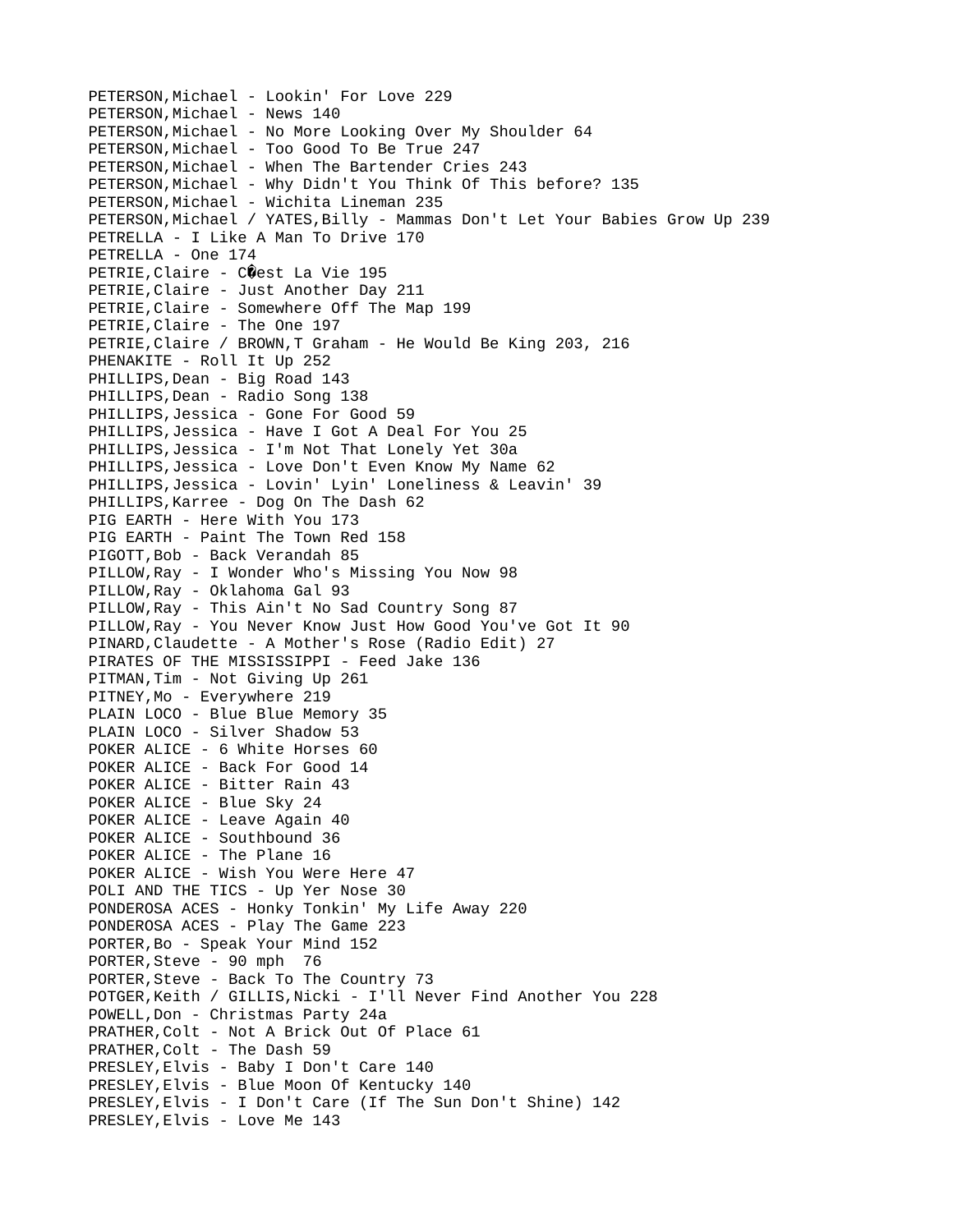PETERSON,Michael - Lookin' For Love 229
PETERSON,Michael - News 140
PETERSON,Michael - No More Looking Over My Shoulder 64
PETERSON,Michael - Too Good To Be True 247
PETERSON,Michael - When The Bartender Cries 243
PETERSON,Michael - Why Didn't You Think Of This before? 135
PETERSON,Michael - Wichita Lineman 235
PETERSON,Michael / YATES,Billy - Mammas Don't Let Your Babies Grow Up 239
PETRELLA - I Like A Man To Drive 170
PETRELLA - One 174
PETRIE,Claire - C�est La Vie 195
PETRIE,Claire - Just Another Day 211
PETRIE,Claire - Somewhere Off The Map 199
PETRIE,Claire - The One 197
PETRIE,Claire / BROWN,T Graham - He Would Be King 203, 216
PHENAKITE - Roll It Up 252
PHILLIPS,Dean - Big Road 143
PHILLIPS,Dean - Radio Song 138
PHILLIPS,Jessica - Gone For Good 59
PHILLIPS,Jessica - Have I Got A Deal For You 25
PHILLIPS,Jessica - I'm Not That Lonely Yet 30a
PHILLIPS,Jessica - Love Don't Even Know My Name 62
PHILLIPS,Jessica - Lovin' Lyin' Loneliness & Leavin' 39
PHILLIPS,Karree - Dog On The Dash 62
PIG EARTH - Here With You 173
PIG EARTH - Paint The Town Red 158
PIGOTT,Bob - Back Verandah 85
PILLOW,Ray - I Wonder Who's Missing You Now 98
PILLOW,Ray - Oklahoma Gal 93
PILLOW,Ray - This Ain't No Sad Country Song 87
PILLOW,Ray - You Never Know Just How Good You've Got It 90
PINARD,Claudette - A Mother's Rose (Radio Edit) 27
PIRATES OF THE MISSISSIPPI - Feed Jake 136
PITMAN,Tim - Not Giving Up 261
PITNEY,Mo - Everywhere 219
PLAIN LOCO - Blue Blue Memory 35
PLAIN LOCO - Silver Shadow 53
POKER ALICE - 6 White Horses 60
POKER ALICE - Back For Good 14
POKER ALICE - Bitter Rain 43
POKER ALICE - Blue Sky 24
POKER ALICE - Leave Again 40
POKER ALICE - Southbound 36
POKER ALICE - The Plane 16
POKER ALICE - Wish You Were Here 47
POLI AND THE TICS - Up Yer Nose 30
PONDEROSA ACES - Honky Tonkin' My Life Away 220
PONDEROSA ACES - Play The Game 223
PORTER,Bo - Speak Your Mind 152
PORTER,Steve - 90 mph 76
PORTER,Steve - Back To The Country 73
POTGER,Keith / GILLIS,Nicki - I'll Never Find Another You 228
POWELL,Don - Christmas Party 24a
PRATHER,Colt - Not A Brick Out Of Place 61
PRATHER,Colt - The Dash 59
PRESLEY,Elvis - Baby I Don't Care 140
PRESLEY,Elvis - Blue Moon Of Kentucky 140
PRESLEY,Elvis - I Don't Care (If The Sun Don't Shine) 142
PRESLEY,Elvis - Love Me 143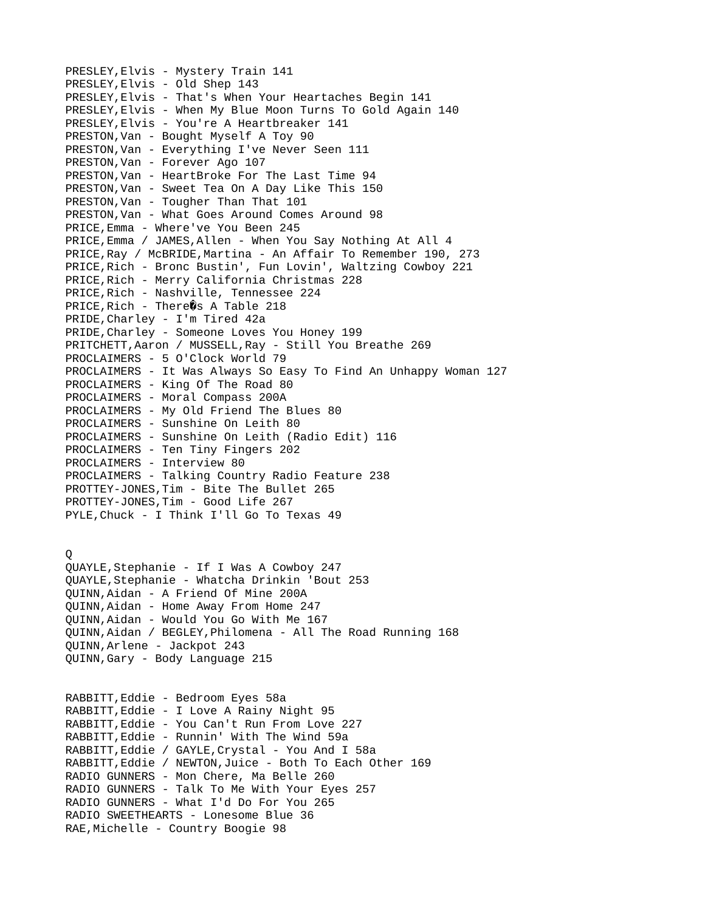PRESLEY,Elvis - Mystery Train 141
PRESLEY,Elvis - Old Shep 143
PRESLEY,Elvis - That's When Your Heartaches Begin 141
PRESLEY,Elvis - When My Blue Moon Turns To Gold Again 140
PRESLEY,Elvis - You're A Heartbreaker 141
PRESTON,Van - Bought Myself A Toy 90
PRESTON,Van - Everything I've Never Seen 111
PRESTON,Van - Forever Ago 107
PRESTON,Van - HeartBroke For The Last Time 94
PRESTON,Van - Sweet Tea On A Day Like This 150
PRESTON,Van - Tougher Than That 101
PRESTON,Van - What Goes Around Comes Around 98
PRICE,Emma - Where've You Been 245
PRICE,Emma / JAMES,Allen - When You Say Nothing At All 4
PRICE,Ray / McBRIDE,Martina - An Affair To Remember 190, 273
PRICE,Rich - Bronc Bustin', Fun Lovin', Waltzing Cowboy 221
PRICE,Rich - Merry California Christmas 228
PRICE,Rich - Nashville, Tennessee 224
PRICE,Rich - There�s A Table 218
PRIDE,Charley - I'm Tired 42a
PRIDE,Charley - Someone Loves You Honey 199
PRITCHETT,Aaron / MUSSELL,Ray - Still You Breathe 269
PROCLAIMERS - 5 O'Clock World 79
PROCLAIMERS - It Was Always So Easy To Find An Unhappy Woman 127
PROCLAIMERS - King Of The Road 80
PROCLAIMERS - Moral Compass 200A
PROCLAIMERS - My Old Friend The Blues 80
PROCLAIMERS - Sunshine On Leith 80
PROCLAIMERS - Sunshine On Leith (Radio Edit) 116
PROCLAIMERS - Ten Tiny Fingers 202
PROCLAIMERS - Interview 80
PROCLAIMERS - Talking Country Radio Feature 238
PROTTEY-JONES,Tim - Bite The Bullet 265
PROTTEY-JONES,Tim - Good Life 267
PYLE,Chuck - I Think I'll Go To Texas 49

Q
QUAYLE,Stephanie - If I Was A Cowboy 247
QUAYLE,Stephanie - Whatcha Drinkin 'Bout 253
QUINN,Aidan - A Friend Of Mine 200A
QUINN,Aidan - Home Away From Home 247
QUINN,Aidan - Would You Go With Me 167
QUINN,Aidan / BEGLEY,Philomena - All The Road Running 168
QUINN,Arlene - Jackpot 243
QUINN,Gary - Body Language 215

RABBITT,Eddie - Bedroom Eyes 58a
RABBITT,Eddie - I Love A Rainy Night 95
RABBITT,Eddie - You Can't Run From Love 227
RABBITT,Eddie - Runnin' With The Wind 59a
RABBITT,Eddie / GAYLE,Crystal - You And I 58a
RABBITT,Eddie / NEWTON,Juice - Both To Each Other 169
RADIO GUNNERS - Mon Chere, Ma Belle 260
RADIO GUNNERS - Talk To Me With Your Eyes 257
RADIO GUNNERS - What I'd Do For You 265
RADIO SWEETHEARTS - Lonesome Blue 36
RAE,Michelle - Country Boogie 98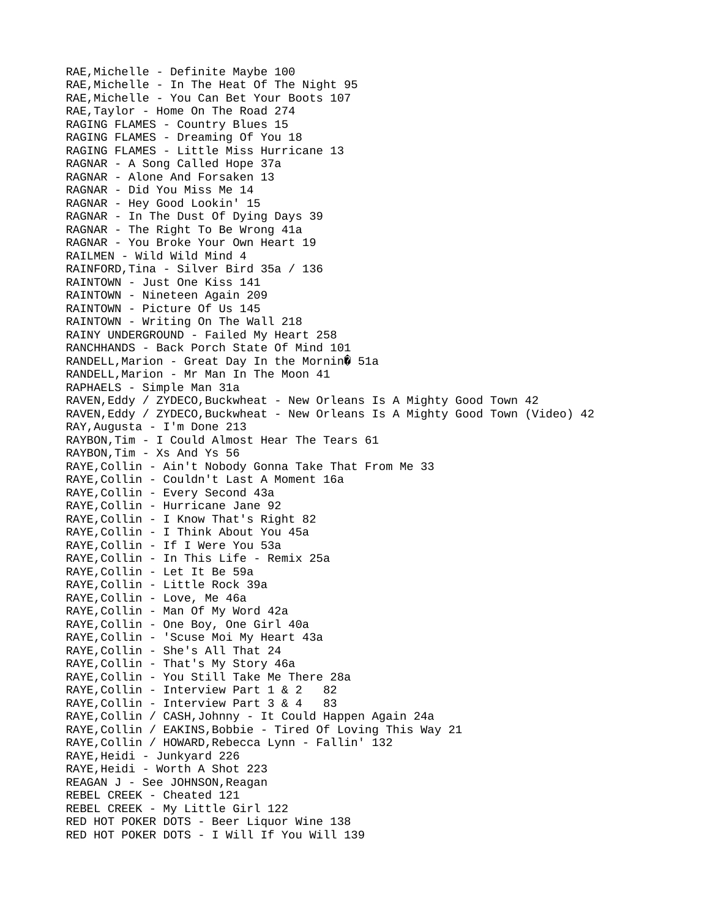RAE,Michelle - Definite Maybe 100
RAE,Michelle - In The Heat Of The Night 95
RAE,Michelle - You Can Bet Your Boots 107
RAE,Taylor - Home On The Road 274
RAGING FLAMES - Country Blues 15
RAGING FLAMES - Dreaming Of You 18
RAGING FLAMES - Little Miss Hurricane 13
RAGNAR - A Song Called Hope 37a
RAGNAR - Alone And Forsaken 13
RAGNAR - Did You Miss Me 14
RAGNAR - Hey Good Lookin' 15
RAGNAR - In The Dust Of Dying Days 39
RAGNAR - The Right To Be Wrong 41a
RAGNAR - You Broke Your Own Heart 19
RAILMEN - Wild Wild Mind 4
RAINFORD,Tina - Silver Bird 35a / 136
RAINTOWN - Just One Kiss 141
RAINTOWN - Nineteen Again 209
RAINTOWN - Picture Of Us 145
RAINTOWN - Writing On The Wall 218
RAINY UNDERGROUND - Failed My Heart 258
RANCHHANDS - Back Porch State Of Mind 101
RANDELL,Marion - Great Day In the Mornin� 51a
RANDELL,Marion - Mr Man In The Moon 41
RAPHAELS - Simple Man 31a
RAVEN,Eddy / ZYDECO,Buckwheat - New Orleans Is A Mighty Good Town 42
RAVEN,Eddy / ZYDECO,Buckwheat - New Orleans Is A Mighty Good Town (Video) 42
RAY,Augusta - I'm Done 213
RAYBON,Tim - I Could Almost Hear The Tears 61
RAYBON,Tim - Xs And Ys 56
RAYE,Collin - Ain't Nobody Gonna Take That From Me 33
RAYE,Collin - Couldn't Last A Moment 16a
RAYE,Collin - Every Second 43a
RAYE,Collin - Hurricane Jane 92
RAYE,Collin - I Know That's Right 82
RAYE,Collin - I Think About You 45a
RAYE,Collin - If I Were You 53a
RAYE,Collin - In This Life - Remix 25a
RAYE,Collin - Let It Be 59a
RAYE,Collin - Little Rock 39a
RAYE,Collin - Love, Me 46a
RAYE,Collin - Man Of My Word 42a
RAYE,Collin - One Boy, One Girl 40a
RAYE,Collin - 'Scuse Moi My Heart 43a
RAYE,Collin - She's All That 24
RAYE,Collin - That's My Story 46a
RAYE,Collin - You Still Take Me There 28a
RAYE,Collin - Interview Part 1 & 2 82
RAYE,Collin - Interview Part 3 & 4 83
RAYE,Collin / CASH,Johnny - It Could Happen Again 24a
RAYE,Collin / EAKINS,Bobbie - Tired Of Loving This Way 21
RAYE,Collin / HOWARD,Rebecca Lynn - Fallin' 132
RAYE,Heidi - Junkyard 226
RAYE,Heidi - Worth A Shot 223
REAGAN J - See JOHNSON,Reagan
REBEL CREEK - Cheated 121
REBEL CREEK - My Little Girl 122
RED HOT POKER DOTS - Beer Liquor Wine 138
RED HOT POKER DOTS - I Will If You Will 139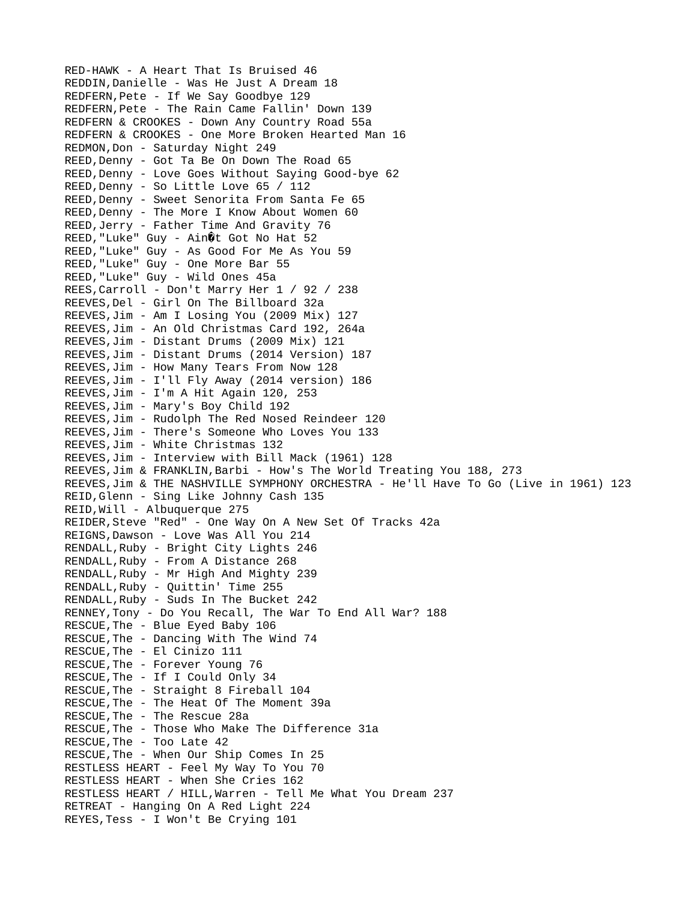RED-HAWK - A Heart That Is Bruised 46
REDDIN,Danielle - Was He Just A Dream 18
REDFERN,Pete - If We Say Goodbye 129
REDFERN,Pete - The Rain Came Fallin' Down 139
REDFERN & CROOKES - Down Any Country Road 55a
REDFERN & CROOKES - One More Broken Hearted Man 16
REDMON,Don - Saturday Night 249
REED,Denny - Got Ta Be On Down The Road 65
REED,Denny - Love Goes Without Saying Good-bye 62
REED,Denny - So Little Love 65 / 112
REED,Denny - Sweet Senorita From Santa Fe 65
REED,Denny - The More I Know About Women 60
REED,Jerry - Father Time And Gravity 76
REED,"Luke" Guy - Ain�t Got No Hat 52
REED,"Luke" Guy - As Good For Me As You 59
REED,"Luke" Guy - One More Bar 55
REED,"Luke" Guy - Wild Ones 45a
REES,Carroll - Don't Marry Her 1 / 92 / 238
REEVES,Del - Girl On The Billboard 32a
REEVES,Jim - Am I Losing You (2009 Mix) 127
REEVES,Jim - An Old Christmas Card 192, 264a
REEVES,Jim - Distant Drums (2009 Mix) 121
REEVES,Jim - Distant Drums (2014 Version) 187
REEVES,Jim - How Many Tears From Now 128
REEVES,Jim - I'll Fly Away (2014 version) 186
REEVES,Jim - I'm A Hit Again 120, 253
REEVES,Jim - Mary's Boy Child 192
REEVES,Jim - Rudolph The Red Nosed Reindeer 120
REEVES,Jim - There's Someone Who Loves You 133
REEVES,Jim - White Christmas 132
REEVES,Jim - Interview with Bill Mack (1961) 128
REEVES,Jim & FRANKLIN,Barbi - How's The World Treating You 188, 273
REEVES,Jim & THE NASHVILLE SYMPHONY ORCHESTRA - He'll Have To Go (Live in 1961) 123
REID,Glenn - Sing Like Johnny Cash 135
REID,Will - Albuquerque 275
REIDER,Steve "Red" - One Way On A New Set Of Tracks 42a
REIGNS,Dawson - Love Was All You 214
RENDALL,Ruby - Bright City Lights 246
RENDALL,Ruby - From A Distance 268
RENDALL,Ruby - Mr High And Mighty 239
RENDALL,Ruby - Quittin' Time 255
RENDALL,Ruby - Suds In The Bucket 242
RENNEY,Tony - Do You Recall, The War To End All War? 188
RESCUE,The - Blue Eyed Baby 106
RESCUE,The - Dancing With The Wind 74
RESCUE,The - El Cinizo 111
RESCUE,The - Forever Young 76
RESCUE,The - If I Could Only 34
RESCUE,The - Straight 8 Fireball 104
RESCUE,The - The Heat Of The Moment 39a
RESCUE,The - The Rescue 28a
RESCUE,The - Those Who Make The Difference 31a
RESCUE,The - Too Late 42
RESCUE,The - When Our Ship Comes In 25
RESTLESS HEART - Feel My Way To You 70
RESTLESS HEART - When She Cries 162
RESTLESS HEART / HILL,Warren - Tell Me What You Dream 237
RETREAT - Hanging On A Red Light 224
REYES,Tess - I Won't Be Crying 101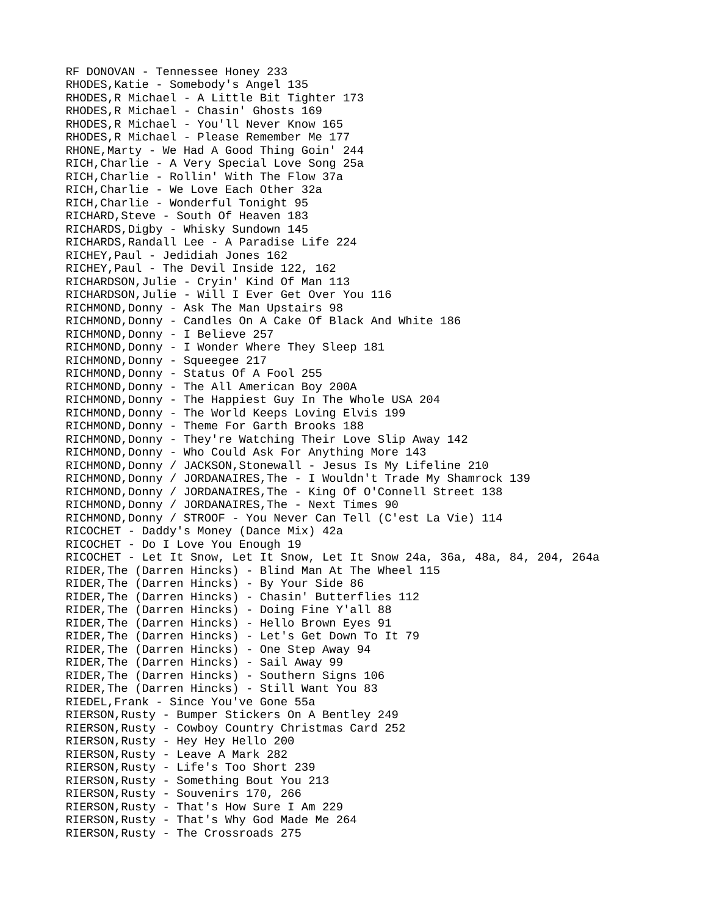RF DONOVAN - Tennessee Honey 233
RHODES,Katie - Somebody's Angel 135
RHODES,R Michael - A Little Bit Tighter 173
RHODES,R Michael - Chasin' Ghosts 169
RHODES,R Michael - You'll Never Know 165
RHODES,R Michael - Please Remember Me 177
RHONE,Marty - We Had A Good Thing Goin' 244
RICH,Charlie - A Very Special Love Song 25a
RICH,Charlie - Rollin' With The Flow 37a
RICH,Charlie - We Love Each Other 32a
RICH,Charlie - Wonderful Tonight 95
RICHARD,Steve - South Of Heaven 183
RICHARDS,Digby - Whisky Sundown 145
RICHARDS,Randall Lee - A Paradise Life 224
RICHEY,Paul - Jedidiah Jones 162
RICHEY,Paul - The Devil Inside 122, 162
RICHARDSON,Julie - Cryin' Kind Of Man 113
RICHARDSON,Julie - Will I Ever Get Over You 116
RICHMOND,Donny - Ask The Man Upstairs 98
RICHMOND,Donny - Candles On A Cake Of Black And White 186
RICHMOND,Donny - I Believe 257
RICHMOND,Donny - I Wonder Where They Sleep 181
RICHMOND,Donny - Squeegee 217
RICHMOND,Donny - Status Of A Fool 255
RICHMOND,Donny - The All American Boy 200A
RICHMOND,Donny - The Happiest Guy In The Whole USA 204
RICHMOND,Donny - The World Keeps Loving Elvis 199
RICHMOND,Donny - Theme For Garth Brooks 188
RICHMOND,Donny - They're Watching Their Love Slip Away 142
RICHMOND,Donny - Who Could Ask For Anything More 143
RICHMOND,Donny / JACKSON,Stonewall - Jesus Is My Lifeline 210
RICHMOND,Donny / JORDANAIRES,The - I Wouldn't Trade My Shamrock 139
RICHMOND,Donny / JORDANAIRES,The - King Of O'Connell Street 138
RICHMOND,Donny / JORDANAIRES,The - Next Times 90
RICHMOND,Donny / STROOF - You Never Can Tell (C'est La Vie) 114
RICOCHET - Daddy's Money (Dance Mix) 42a
RICOCHET - Do I Love You Enough 19
RICOCHET - Let It Snow, Let It Snow, Let It Snow 24a, 36a, 48a, 84, 204, 264a
RIDER,The (Darren Hincks) - Blind Man At The Wheel 115
RIDER,The (Darren Hincks) - By Your Side 86
RIDER,The (Darren Hincks) - Chasin' Butterflies 112
RIDER,The (Darren Hincks) - Doing Fine Y'all 88
RIDER,The (Darren Hincks) - Hello Brown Eyes 91
RIDER,The (Darren Hincks) - Let's Get Down To It 79
RIDER,The (Darren Hincks) - One Step Away 94
RIDER,The (Darren Hincks) - Sail Away 99
RIDER,The (Darren Hincks) - Southern Signs 106
RIDER,The (Darren Hincks) - Still Want You 83
RIEDEL,Frank - Since You've Gone 55a
RIERSON,Rusty - Bumper Stickers On A Bentley 249
RIERSON,Rusty - Cowboy Country Christmas Card 252
RIERSON,Rusty - Hey Hey Hello 200
RIERSON,Rusty - Leave A Mark 282
RIERSON,Rusty - Life's Too Short 239
RIERSON,Rusty - Something Bout You 213
RIERSON,Rusty - Souvenirs 170, 266
RIERSON,Rusty - That's How Sure I Am 229
RIERSON,Rusty - That's Why God Made Me 264
RIERSON,Rusty - The Crossroads 275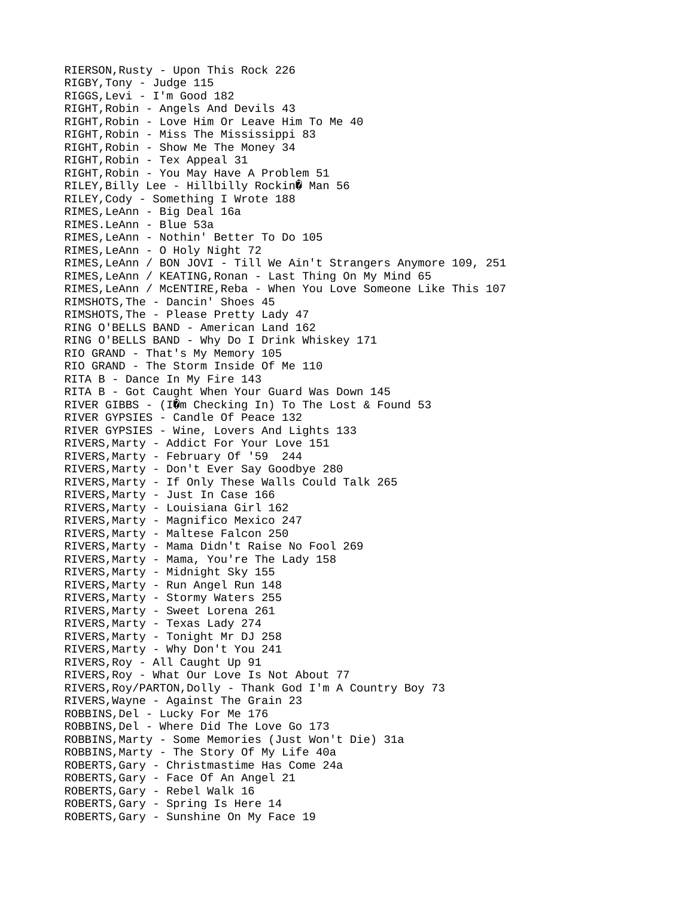RIERSON,Rusty - Upon This Rock 226
RIGBY,Tony - Judge 115
RIGGS,Levi - I'm Good 182
RIGHT,Robin - Angels And Devils 43
RIGHT,Robin - Love Him Or Leave Him To Me 40
RIGHT,Robin - Miss The Mississippi 83
RIGHT,Robin - Show Me The Money 34
RIGHT,Robin - Tex Appeal 31
RIGHT,Robin - You May Have A Problem 51
RILEY,Billy Lee - Hillbilly Rockin� Man 56
RILEY,Cody - Something I Wrote 188
RIMES,LeAnn - Big Deal 16a
RIMES.LeAnn - Blue 53a
RIMES,LeAnn - Nothin' Better To Do 105
RIMES,LeAnn - O Holy Night 72
RIMES,LeAnn / BON JOVI - Till We Ain't Strangers Anymore 109, 251
RIMES,LeAnn / KEATING,Ronan - Last Thing On My Mind 65
RIMES,LeAnn / McENTIRE,Reba - When You Love Someone Like This 107
RIMSHOTS,The - Dancin' Shoes 45
RIMSHOTS,The - Please Pretty Lady 47
RING O'BELLS BAND - American Land 162
RING O'BELLS BAND - Why Do I Drink Whiskey 171
RIO GRAND - That's My Memory 105
RIO GRAND - The Storm Inside Of Me 110
RITA B - Dance In My Fire 143
RITA B - Got Caught When Your Guard Was Down 145
RIVER GIBBS - (I�m Checking In) To The Lost & Found 53
RIVER GYPSIES - Candle Of Peace 132
RIVER GYPSIES - Wine, Lovers And Lights 133
RIVERS,Marty - Addict For Your Love 151
RIVERS,Marty - February Of '59  244
RIVERS,Marty - Don't Ever Say Goodbye 280
RIVERS,Marty - If Only These Walls Could Talk 265
RIVERS,Marty - Just In Case 166
RIVERS,Marty - Louisiana Girl 162
RIVERS,Marty - Magnifico Mexico 247
RIVERS,Marty - Maltese Falcon 250
RIVERS,Marty - Mama Didn't Raise No Fool 269
RIVERS,Marty - Mama, You're The Lady 158
RIVERS,Marty - Midnight Sky 155
RIVERS,Marty - Run Angel Run 148
RIVERS,Marty - Stormy Waters 255
RIVERS,Marty - Sweet Lorena 261
RIVERS,Marty - Texas Lady 274
RIVERS,Marty - Tonight Mr DJ 258
RIVERS,Marty - Why Don't You 241
RIVERS,Roy - All Caught Up 91
RIVERS,Roy - What Our Love Is Not About 77
RIVERS,Roy/PARTON,Dolly - Thank God I'm A Country Boy 73
RIVERS,Wayne - Against The Grain 23
ROBBINS,Del - Lucky For Me 176
ROBBINS,Del - Where Did The Love Go 173
ROBBINS,Marty - Some Memories (Just Won't Die) 31a
ROBBINS,Marty - The Story Of My Life 40a
ROBERTS,Gary - Christmastime Has Come 24a
ROBERTS,Gary - Face Of An Angel 21
ROBERTS,Gary - Rebel Walk 16
ROBERTS,Gary - Spring Is Here 14
ROBERTS,Gary - Sunshine On My Face 19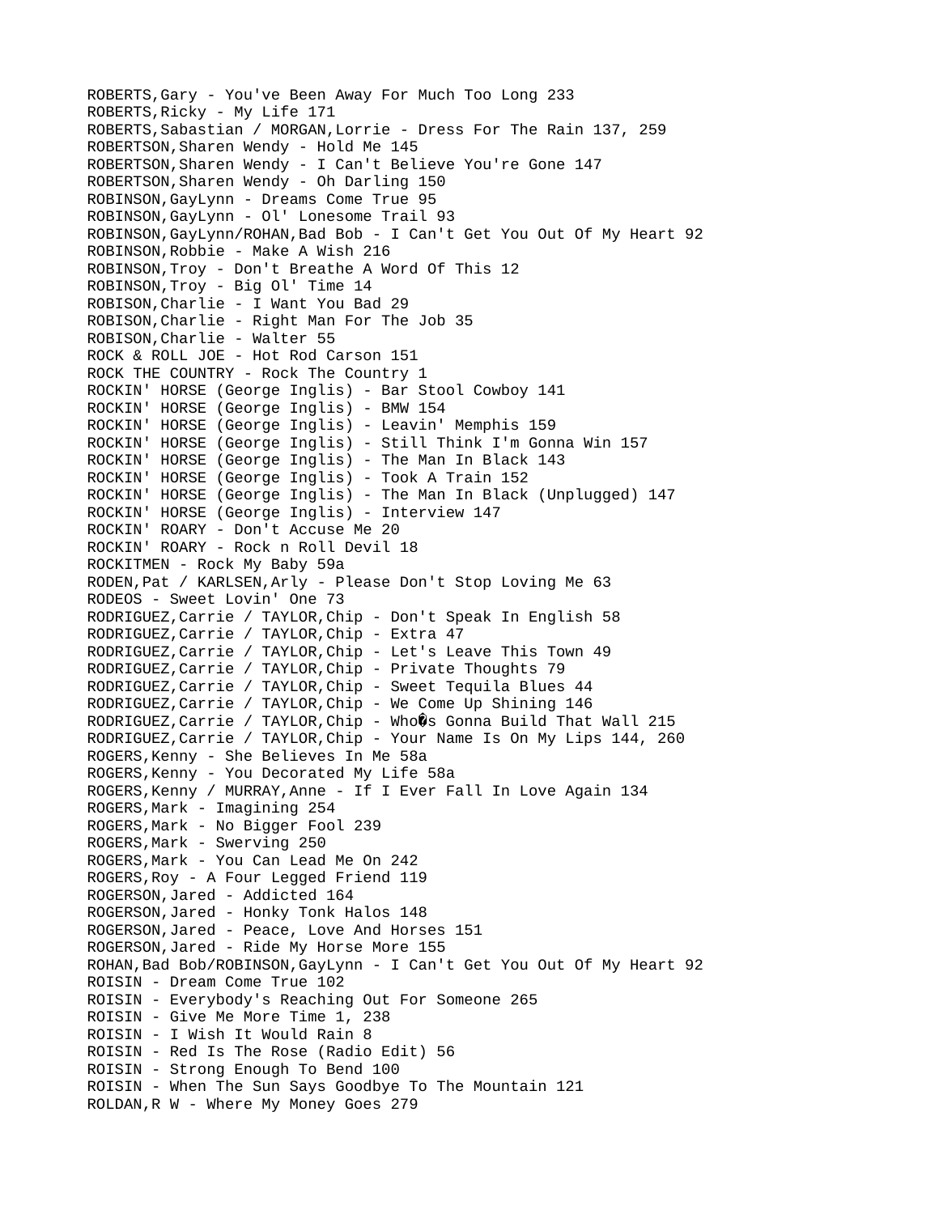ROBERTS,Gary - You've Been Away For Much Too Long 233
ROBERTS,Ricky - My Life 171
ROBERTS,Sabastian / MORGAN,Lorrie - Dress For The Rain 137, 259
ROBERTSON,Sharen Wendy - Hold Me 145
ROBERTSON,Sharen Wendy - I Can't Believe You're Gone 147
ROBERTSON,Sharen Wendy - Oh Darling 150
ROBINSON,GayLynn - Dreams Come True 95
ROBINSON,GayLynn - Ol' Lonesome Trail 93
ROBINSON,GayLynn/ROHAN,Bad Bob - I Can't Get You Out Of My Heart 92
ROBINSON,Robbie - Make A Wish 216
ROBINSON,Troy - Don't Breathe A Word Of This 12
ROBINSON,Troy - Big Ol' Time 14
ROBISON,Charlie - I Want You Bad 29
ROBISON,Charlie - Right Man For The Job 35
ROBISON,Charlie - Walter 55
ROCK & ROLL JOE - Hot Rod Carson 151
ROCK THE COUNTRY - Rock The Country 1
ROCKIN' HORSE (George Inglis) - Bar Stool Cowboy 141
ROCKIN' HORSE (George Inglis) - BMW 154
ROCKIN' HORSE (George Inglis) - Leavin' Memphis 159
ROCKIN' HORSE (George Inglis) - Still Think I'm Gonna Win 157
ROCKIN' HORSE (George Inglis) - The Man In Black 143
ROCKIN' HORSE (George Inglis) - Took A Train 152
ROCKIN' HORSE (George Inglis) - The Man In Black (Unplugged) 147
ROCKIN' HORSE (George Inglis) - Interview 147
ROCKIN' ROARY - Don't Accuse Me 20
ROCKIN' ROARY - Rock n Roll Devil 18
ROCKITMEN - Rock My Baby 59a
RODEN,Pat / KARLSEN,Arly - Please Don't Stop Loving Me 63
RODEOS - Sweet Lovin' One 73
RODRIGUEZ,Carrie / TAYLOR,Chip - Don't Speak In English 58
RODRIGUEZ,Carrie / TAYLOR,Chip - Extra 47
RODRIGUEZ,Carrie / TAYLOR,Chip - Let's Leave This Town 49
RODRIGUEZ,Carrie / TAYLOR,Chip - Private Thoughts 79
RODRIGUEZ,Carrie / TAYLOR,Chip - Sweet Tequila Blues 44
RODRIGUEZ,Carrie / TAYLOR,Chip - We Come Up Shining 146
RODRIGUEZ,Carrie / TAYLOR,Chip - Who�s Gonna Build That Wall 215
RODRIGUEZ,Carrie / TAYLOR,Chip - Your Name Is On My Lips 144, 260
ROGERS,Kenny - She Believes In Me 58a
ROGERS,Kenny - You Decorated My Life 58a
ROGERS,Kenny / MURRAY,Anne - If I Ever Fall In Love Again 134
ROGERS,Mark - Imagining 254
ROGERS,Mark - No Bigger Fool 239
ROGERS,Mark - Swerving 250
ROGERS,Mark - You Can Lead Me On 242
ROGERS,Roy - A Four Legged Friend 119
ROGERSON,Jared - Addicted 164
ROGERSON,Jared - Honky Tonk Halos 148
ROGERSON,Jared - Peace, Love And Horses 151
ROGERSON,Jared - Ride My Horse More 155
ROHAN,Bad Bob/ROBINSON,GayLynn - I Can't Get You Out Of My Heart 92
ROISIN - Dream Come True 102
ROISIN - Everybody's Reaching Out For Someone 265
ROISIN - Give Me More Time 1, 238
ROISIN - I Wish It Would Rain 8
ROISIN - Red Is The Rose (Radio Edit) 56
ROISIN - Strong Enough To Bend 100
ROISIN - When The Sun Says Goodbye To The Mountain 121
ROLDAN,R W - Where My Money Goes 279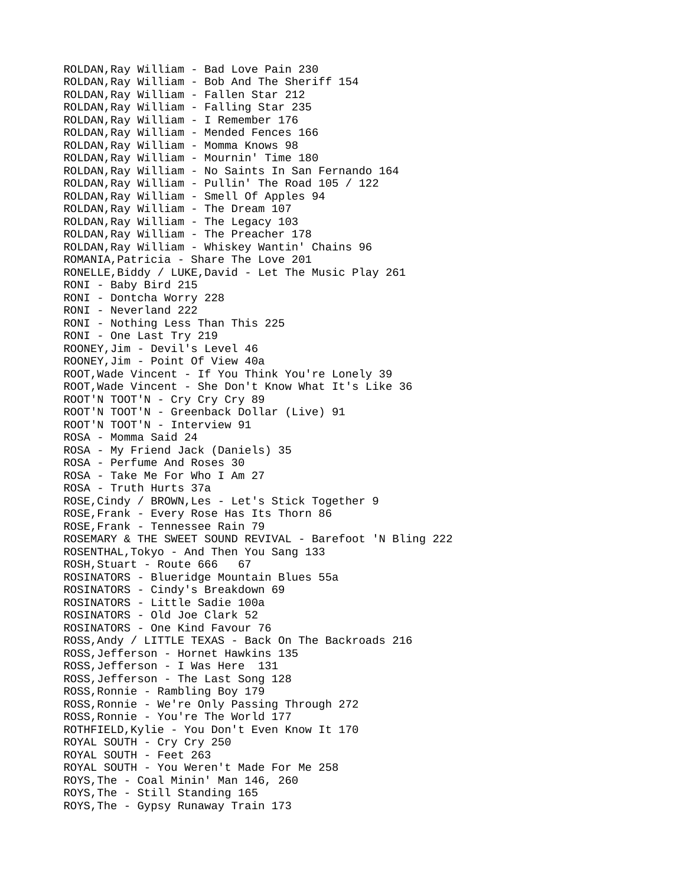ROLDAN,Ray William - Bad Love Pain 230
ROLDAN,Ray William - Bob And The Sheriff 154
ROLDAN,Ray William - Fallen Star 212
ROLDAN,Ray William - Falling Star 235
ROLDAN,Ray William - I Remember 176
ROLDAN,Ray William - Mended Fences 166
ROLDAN,Ray William - Momma Knows 98
ROLDAN,Ray William - Mournin' Time 180
ROLDAN,Ray William - No Saints In San Fernando 164
ROLDAN,Ray William - Pullin' The Road 105 / 122
ROLDAN,Ray William - Smell Of Apples 94
ROLDAN,Ray William - The Dream 107
ROLDAN,Ray William - The Legacy 103
ROLDAN,Ray William - The Preacher 178
ROLDAN,Ray William - Whiskey Wantin' Chains 96
ROMANIA,Patricia - Share The Love 201
RONELLE,Biddy / LUKE,David - Let The Music Play 261
RONI - Baby Bird 215
RONI - Dontcha Worry 228
RONI - Neverland 222
RONI - Nothing Less Than This 225
RONI - One Last Try 219
ROONEY,Jim - Devil's Level 46
ROONEY,Jim - Point Of View 40a
ROOT,Wade Vincent - If You Think You're Lonely 39
ROOT,Wade Vincent - She Don't Know What It's Like 36
ROOT'N TOOT'N - Cry Cry Cry 89
ROOT'N TOOT'N - Greenback Dollar (Live) 91
ROOT'N TOOT'N - Interview 91
ROSA - Momma Said 24
ROSA - My Friend Jack (Daniels) 35
ROSA - Perfume And Roses 30
ROSA - Take Me For Who I Am 27
ROSA - Truth Hurts 37a
ROSE,Cindy / BROWN,Les - Let's Stick Together 9
ROSE,Frank - Every Rose Has Its Thorn 86
ROSE,Frank - Tennessee Rain 79
ROSEMARY & THE SWEET SOUND REVIVAL - Barefoot 'N Bling 222
ROSENTHAL,Tokyo - And Then You Sang 133
ROSH,Stuart - Route 666 67
ROSINATORS - Blueridge Mountain Blues 55a
ROSINATORS - Cindy's Breakdown 69
ROSINATORS - Little Sadie 100a
ROSINATORS - Old Joe Clark 52
ROSINATORS - One Kind Favour 76
ROSS,Andy / LITTLE TEXAS - Back On The Backroads 216
ROSS,Jefferson - Hornet Hawkins 135
ROSS,Jefferson - I Was Here 131
ROSS,Jefferson - The Last Song 128
ROSS,Ronnie - Rambling Boy 179
ROSS,Ronnie - We're Only Passing Through 272
ROSS,Ronnie - You're The World 177
ROTHFIELD,Kylie - You Don't Even Know It 170
ROYAL SOUTH - Cry Cry 250
ROYAL SOUTH - Feet 263
ROYAL SOUTH - You Weren't Made For Me 258
ROYS,The - Coal Minin' Man 146, 260
ROYS,The - Still Standing 165
ROYS,The - Gypsy Runaway Train 173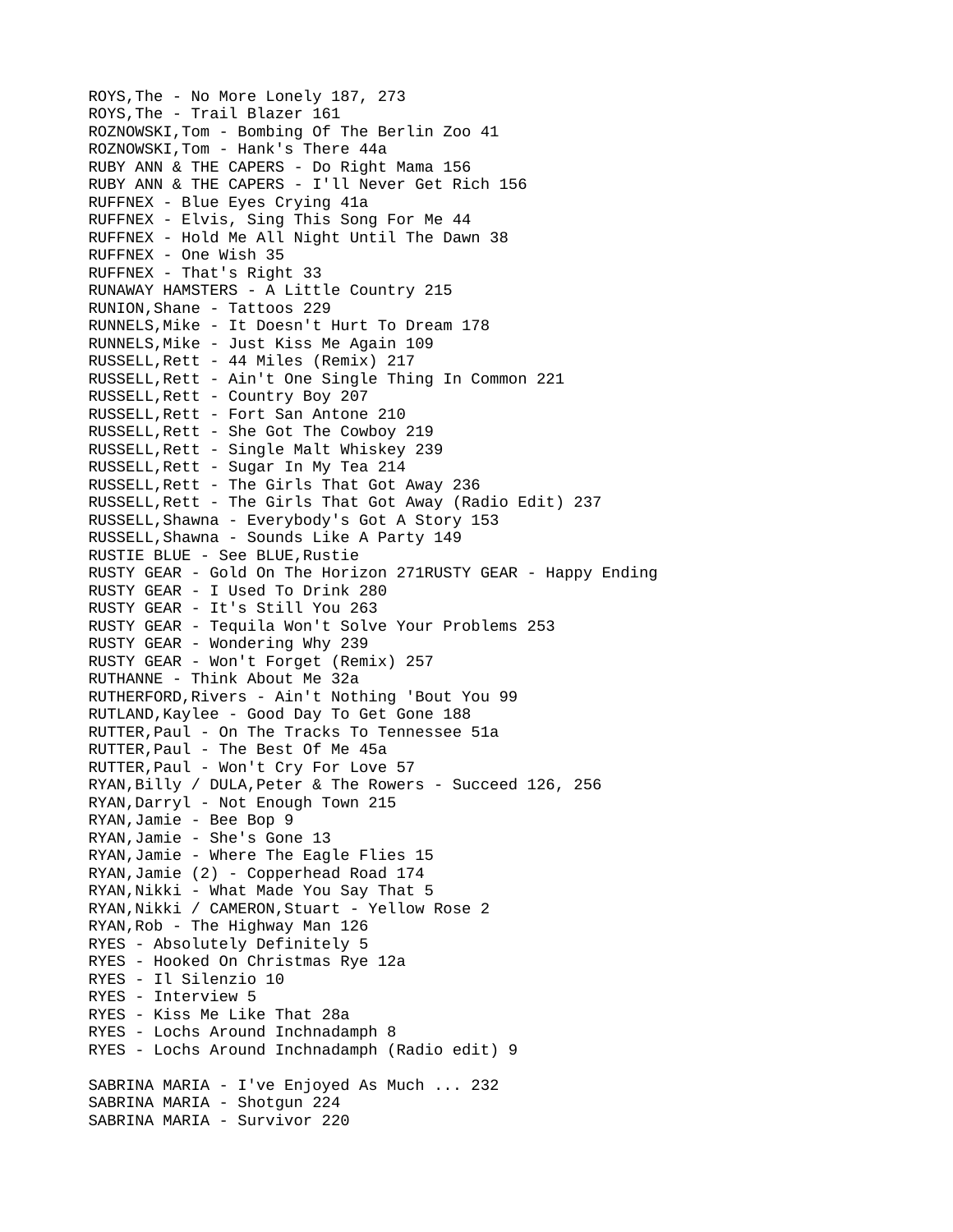ROYS,The - No More Lonely 187, 273
ROYS,The - Trail Blazer 161
ROZNOWSKI,Tom - Bombing Of The Berlin Zoo 41
ROZNOWSKI,Tom - Hank's There 44a
RUBY ANN & THE CAPERS - Do Right Mama 156
RUBY ANN & THE CAPERS - I'll Never Get Rich 156
RUFFNEX - Blue Eyes Crying 41a
RUFFNEX - Elvis, Sing This Song For Me 44
RUFFNEX - Hold Me All Night Until The Dawn 38
RUFFNEX - One Wish 35
RUFFNEX - That's Right 33
RUNAWAY HAMSTERS - A Little Country 215
RUNION,Shane - Tattoos 229
RUNNELS,Mike - It Doesn't Hurt To Dream 178
RUNNELS,Mike - Just Kiss Me Again 109
RUSSELL,Rett - 44 Miles (Remix) 217
RUSSELL,Rett - Ain't One Single Thing In Common 221
RUSSELL,Rett - Country Boy 207
RUSSELL,Rett - Fort San Antone 210
RUSSELL,Rett - She Got The Cowboy 219
RUSSELL,Rett - Single Malt Whiskey 239
RUSSELL,Rett - Sugar In My Tea 214
RUSSELL,Rett - The Girls That Got Away 236
RUSSELL,Rett - The Girls That Got Away (Radio Edit) 237
RUSSELL,Shawna - Everybody's Got A Story 153
RUSSELL,Shawna - Sounds Like A Party 149
RUSTIE BLUE - See BLUE,Rustie
RUSTY GEAR - Gold On The Horizon 271RUSTY GEAR - Happy Ending
RUSTY GEAR - I Used To Drink 280
RUSTY GEAR - It's Still You 263
RUSTY GEAR - Tequila Won't Solve Your Problems 253
RUSTY GEAR - Wondering Why 239
RUSTY GEAR - Won't Forget (Remix) 257
RUTHANNE - Think About Me 32a
RUTHERFORD,Rivers - Ain't Nothing 'Bout You 99
RUTLAND,Kaylee - Good Day To Get Gone 188
RUTTER,Paul - On The Tracks To Tennessee 51a
RUTTER,Paul - The Best Of Me 45a
RUTTER,Paul - Won't Cry For Love 57
RYAN,Billy / DULA,Peter & The Rowers - Succeed 126, 256
RYAN,Darryl - Not Enough Town 215
RYAN,Jamie - Bee Bop 9
RYAN,Jamie - She's Gone 13
RYAN,Jamie - Where The Eagle Flies 15
RYAN,Jamie (2) - Copperhead Road 174
RYAN,Nikki - What Made You Say That 5
RYAN,Nikki / CAMERON,Stuart - Yellow Rose 2
RYAN,Rob - The Highway Man 126
RYES - Absolutely Definitely 5
RYES - Hooked On Christmas Rye 12a
RYES - Il Silenzio 10
RYES - Interview 5
RYES - Kiss Me Like That 28a
RYES - Lochs Around Inchnadamph 8
RYES - Lochs Around Inchnadamph (Radio edit) 9

SABRINA MARIA - I've Enjoyed As Much ... 232
SABRINA MARIA - Shotgun 224
SABRINA MARIA - Survivor 220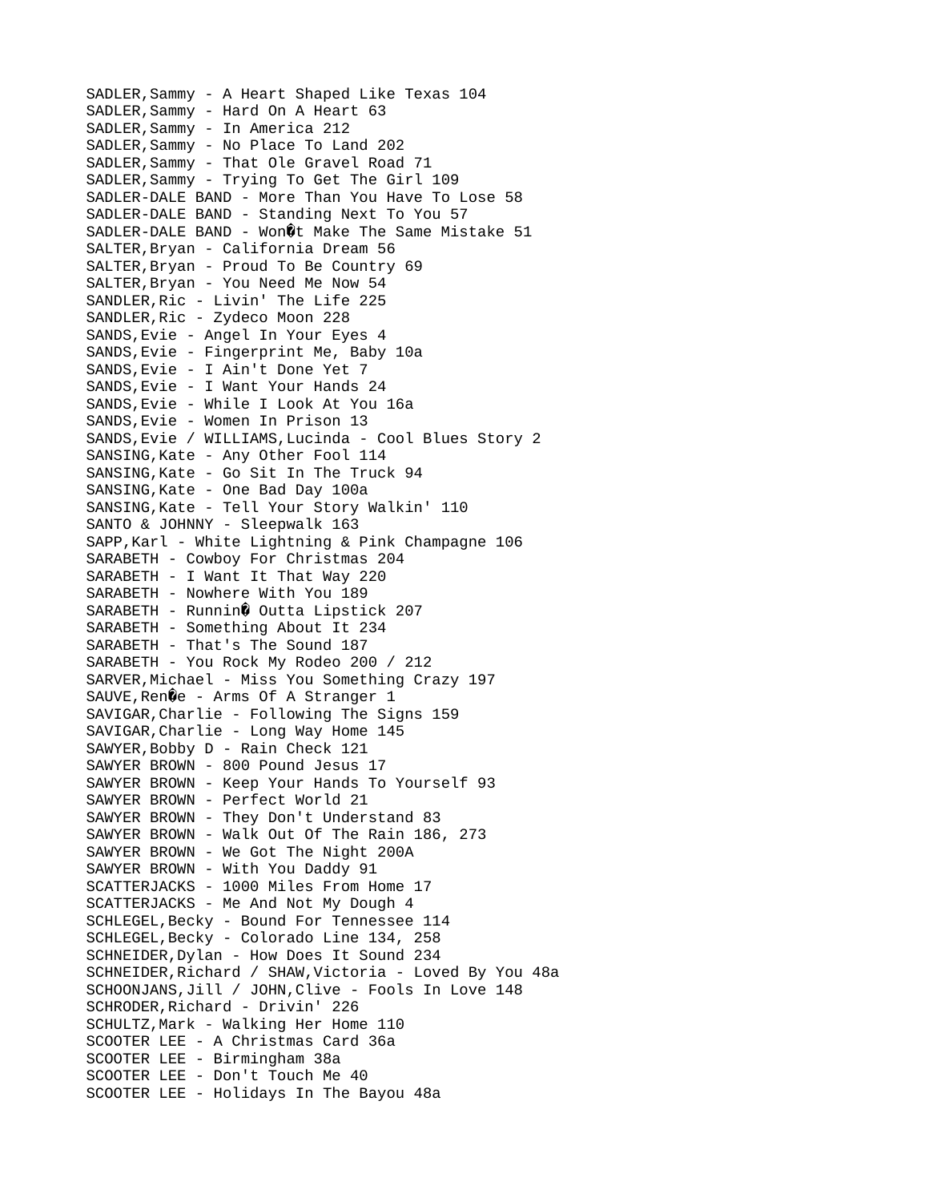SADLER,Sammy - A Heart Shaped Like Texas 104
SADLER,Sammy - Hard On A Heart 63
SADLER,Sammy - In America 212
SADLER,Sammy - No Place To Land 202
SADLER,Sammy - That Ole Gravel Road 71
SADLER,Sammy - Trying To Get The Girl 109
SADLER-DALE BAND - More Than You Have To Lose 58
SADLER-DALE BAND - Standing Next To You 57
SADLER-DALE BAND - Won�t Make The Same Mistake 51
SALTER,Bryan - California Dream 56
SALTER,Bryan - Proud To Be Country 69
SALTER,Bryan - You Need Me Now 54
SANDLER,Ric - Livin' The Life 225
SANDLER,Ric - Zydeco Moon 228
SANDS,Evie - Angel In Your Eyes 4
SANDS,Evie - Fingerprint Me, Baby 10a
SANDS,Evie - I Ain't Done Yet 7
SANDS,Evie - I Want Your Hands 24
SANDS,Evie - While I Look At You 16a
SANDS,Evie - Women In Prison 13
SANDS,Evie / WILLIAMS,Lucinda - Cool Blues Story 2
SANSING,Kate - Any Other Fool 114
SANSING,Kate - Go Sit In The Truck 94
SANSING,Kate - One Bad Day 100a
SANSING,Kate - Tell Your Story Walkin' 110
SANTO & JOHNNY - Sleepwalk 163
SAPP,Karl - White Lightning & Pink Champagne 106
SARABETH - Cowboy For Christmas 204
SARABETH - I Want It That Way 220
SARABETH - Nowhere With You 189
SARABETH - Runnin� Outta Lipstick 207
SARABETH - Something About It 234
SARABETH - That's The Sound 187
SARABETH - You Rock My Rodeo 200 / 212
SARVER,Michael - Miss You Something Crazy 197
SAUVE,Ren�e - Arms Of A Stranger 1
SAVIGAR,Charlie - Following The Signs 159
SAVIGAR,Charlie - Long Way Home 145
SAWYER,Bobby D - Rain Check 121
SAWYER BROWN - 800 Pound Jesus 17
SAWYER BROWN - Keep Your Hands To Yourself 93
SAWYER BROWN - Perfect World 21
SAWYER BROWN - They Don't Understand 83
SAWYER BROWN - Walk Out Of The Rain 186, 273
SAWYER BROWN - We Got The Night 200A
SAWYER BROWN - With You Daddy 91
SCATTERJACKS - 1000 Miles From Home 17
SCATTERJACKS - Me And Not My Dough 4
SCHLEGEL,Becky - Bound For Tennessee 114
SCHLEGEL,Becky - Colorado Line 134, 258
SCHNEIDER,Dylan - How Does It Sound 234
SCHNEIDER,Richard / SHAW,Victoria - Loved By You 48a
SCHOONJANS,Jill / JOHN,Clive - Fools In Love 148
SCHRODER,Richard - Drivin' 226
SCHULTZ,Mark - Walking Her Home 110
SCOOTER LEE - A Christmas Card 36a
SCOOTER LEE - Birmingham 38a
SCOOTER LEE - Don't Touch Me 40
SCOOTER LEE - Holidays In The Bayou 48a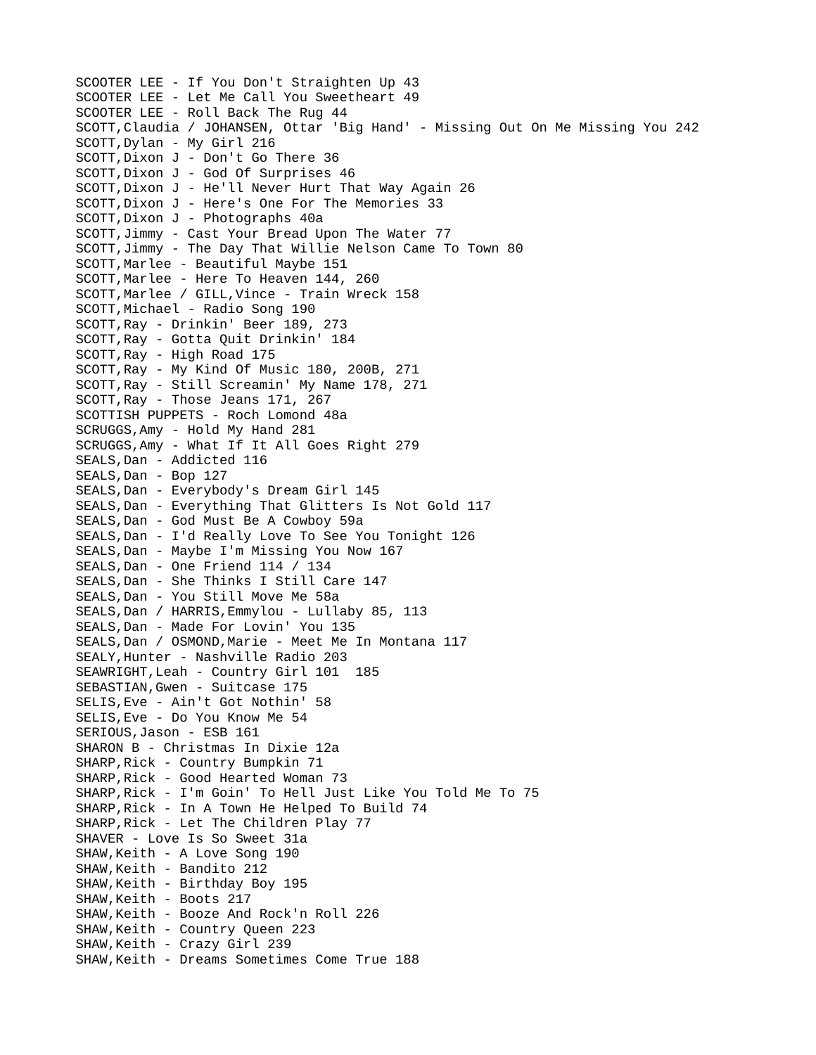SCOOTER LEE - If You Don't Straighten Up 43
SCOOTER LEE - Let Me Call You Sweetheart 49
SCOOTER LEE - Roll Back The Rug 44
SCOTT,Claudia / JOHANSEN, Ottar 'Big Hand' - Missing Out On Me Missing You 242
SCOTT,Dylan - My Girl 216
SCOTT,Dixon J - Don't Go There 36
SCOTT,Dixon J - God Of Surprises 46
SCOTT,Dixon J - He'll Never Hurt That Way Again 26
SCOTT,Dixon J - Here's One For The Memories 33
SCOTT,Dixon J - Photographs 40a
SCOTT,Jimmy - Cast Your Bread Upon The Water 77
SCOTT,Jimmy - The Day That Willie Nelson Came To Town 80
SCOTT,Marlee - Beautiful Maybe 151
SCOTT,Marlee - Here To Heaven 144, 260
SCOTT,Marlee / GILL,Vince - Train Wreck 158
SCOTT,Michael - Radio Song 190
SCOTT,Ray - Drinkin' Beer 189, 273
SCOTT,Ray - Gotta Quit Drinkin' 184
SCOTT,Ray - High Road 175
SCOTT,Ray - My Kind Of Music 180, 200B, 271
SCOTT,Ray - Still Screamin' My Name 178, 271
SCOTT,Ray - Those Jeans 171, 267
SCOTTISH PUPPETS - Roch Lomond 48a
SCRUGGS,Amy - Hold My Hand 281
SCRUGGS,Amy - What If It All Goes Right 279
SEALS,Dan - Addicted 116
SEALS,Dan - Bop 127
SEALS,Dan - Everybody's Dream Girl 145
SEALS,Dan - Everything That Glitters Is Not Gold 117
SEALS,Dan - God Must Be A Cowboy 59a
SEALS,Dan - I'd Really Love To See You Tonight 126
SEALS,Dan - Maybe I'm Missing You Now 167
SEALS,Dan - One Friend 114 / 134
SEALS,Dan - She Thinks I Still Care 147
SEALS,Dan - You Still Move Me 58a
SEALS,Dan / HARRIS,Emmylou - Lullaby 85, 113
SEALS,Dan - Made For Lovin' You 135
SEALS,Dan / OSMOND,Marie - Meet Me In Montana 117
SEALY,Hunter - Nashville Radio 203
SEAWRIGHT,Leah - Country Girl 101 185
SEBASTIAN,Gwen - Suitcase 175
SELIS,Eve - Ain't Got Nothin' 58
SELIS,Eve - Do You Know Me 54
SERIOUS,Jason - ESB 161
SHARON B - Christmas In Dixie 12a
SHARP,Rick - Country Bumpkin 71
SHARP,Rick - Good Hearted Woman 73
SHARP,Rick - I'm Goin' To Hell Just Like You Told Me To 75
SHARP,Rick - In A Town He Helped To Build 74
SHARP,Rick - Let The Children Play 77
SHAVER - Love Is So Sweet 31a
SHAW,Keith - A Love Song 190
SHAW,Keith - Bandito 212
SHAW,Keith - Birthday Boy 195
SHAW,Keith - Boots 217
SHAW,Keith - Booze And Rock'n Roll 226
SHAW,Keith - Country Queen 223
SHAW,Keith - Crazy Girl 239
SHAW,Keith - Dreams Sometimes Come True 188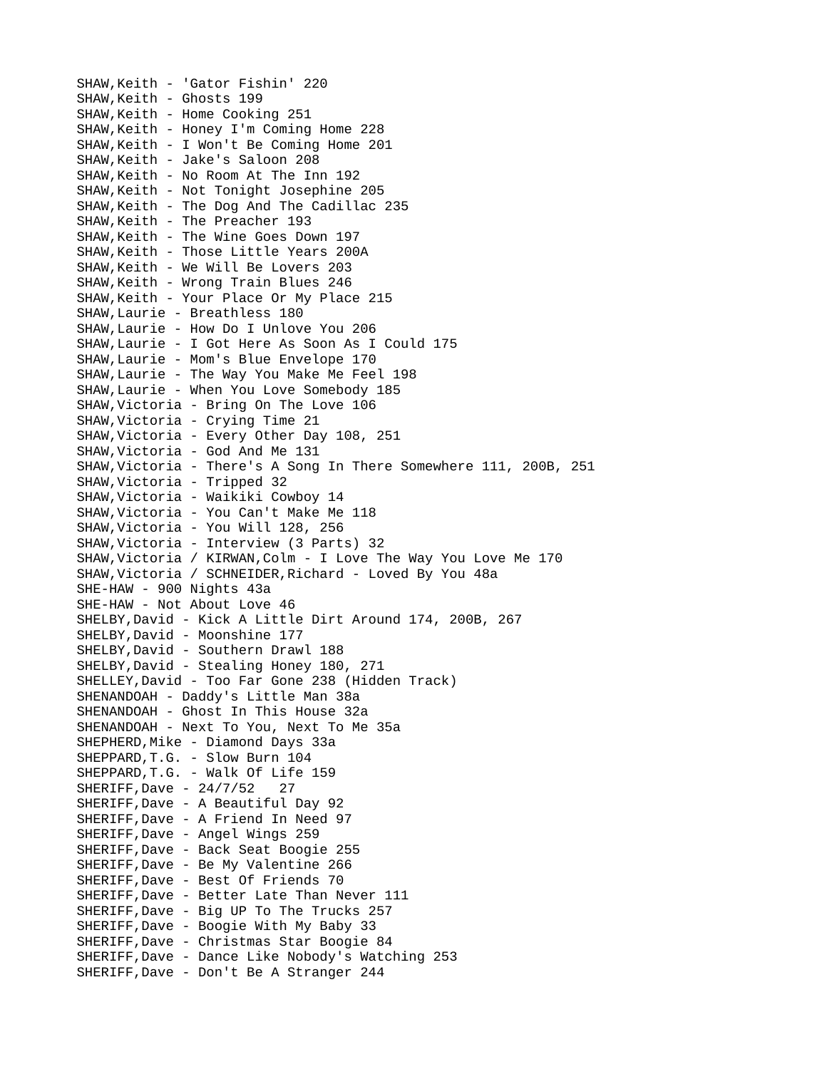SHAW,Keith - 'Gator Fishin' 220
SHAW,Keith - Ghosts 199
SHAW,Keith - Home Cooking 251
SHAW,Keith - Honey I'm Coming Home 228
SHAW,Keith - I Won't Be Coming Home 201
SHAW,Keith - Jake's Saloon 208
SHAW,Keith - No Room At The Inn 192
SHAW,Keith - Not Tonight Josephine 205
SHAW,Keith - The Dog And The Cadillac 235
SHAW,Keith - The Preacher 193
SHAW,Keith - The Wine Goes Down 197
SHAW,Keith - Those Little Years 200A
SHAW,Keith - We Will Be Lovers 203
SHAW,Keith - Wrong Train Blues 246
SHAW,Keith - Your Place Or My Place 215
SHAW,Laurie - Breathless 180
SHAW,Laurie - How Do I Unlove You 206
SHAW,Laurie - I Got Here As Soon As I Could 175
SHAW,Laurie - Mom's Blue Envelope 170
SHAW,Laurie - The Way You Make Me Feel 198
SHAW,Laurie - When You Love Somebody 185
SHAW,Victoria - Bring On The Love 106
SHAW,Victoria - Crying Time 21
SHAW,Victoria - Every Other Day 108, 251
SHAW,Victoria - God And Me 131
SHAW,Victoria - There's A Song In There Somewhere 111, 200B, 251
SHAW,Victoria - Tripped 32
SHAW,Victoria - Waikiki Cowboy 14
SHAW,Victoria - You Can't Make Me 118
SHAW,Victoria - You Will 128, 256
SHAW,Victoria - Interview (3 Parts) 32
SHAW,Victoria / KIRWAN,Colm - I Love The Way You Love Me 170
SHAW,Victoria / SCHNEIDER,Richard - Loved By You 48a
SHE-HAW - 900 Nights 43a
SHE-HAW - Not About Love 46
SHELBY,David - Kick A Little Dirt Around 174, 200B, 267
SHELBY,David - Moonshine 177
SHELBY,David - Southern Drawl 188
SHELBY,David - Stealing Honey 180, 271
SHELLEY,David - Too Far Gone 238 (Hidden Track)
SHENANDOAH - Daddy's Little Man 38a
SHENANDOAH - Ghost In This House 32a
SHENANDOAH - Next To You, Next To Me 35a
SHEPHERD,Mike - Diamond Days 33a
SHEPPARD,T.G. - Slow Burn 104
SHEPPARD,T.G. - Walk Of Life 159
SHERIFF,Dave - 24/7/52 27
SHERIFF,Dave - A Beautiful Day 92
SHERIFF,Dave - A Friend In Need 97
SHERIFF,Dave - Angel Wings 259
SHERIFF,Dave - Back Seat Boogie 255
SHERIFF,Dave - Be My Valentine 266
SHERIFF,Dave - Best Of Friends 70
SHERIFF,Dave - Better Late Than Never 111
SHERIFF,Dave - Big UP To The Trucks 257
SHERIFF,Dave - Boogie With My Baby 33
SHERIFF,Dave - Christmas Star Boogie 84
SHERIFF,Dave - Dance Like Nobody's Watching 253
SHERIFF,Dave - Don't Be A Stranger 244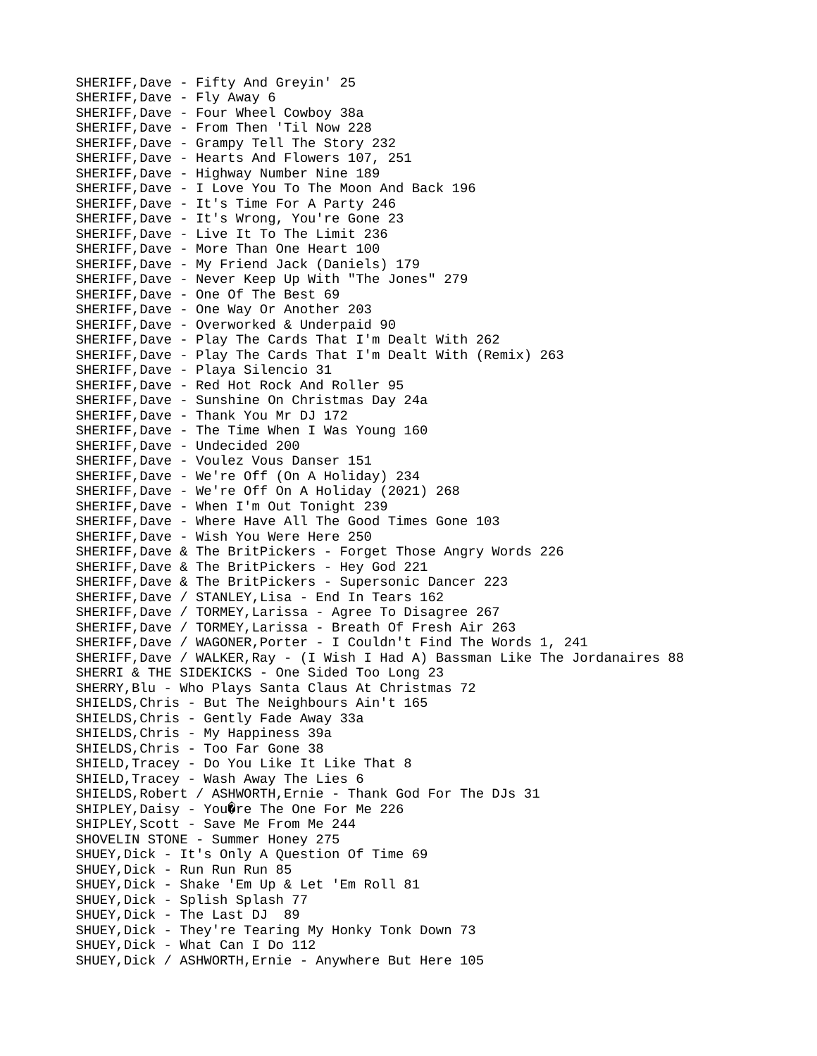SHERIFF,Dave - Fifty And Greyin' 25
SHERIFF,Dave - Fly Away 6
SHERIFF,Dave - Four Wheel Cowboy 38a
SHERIFF,Dave - From Then 'Til Now 228
SHERIFF,Dave - Grampy Tell The Story 232
SHERIFF,Dave - Hearts And Flowers 107, 251
SHERIFF,Dave - Highway Number Nine 189
SHERIFF,Dave - I Love You To The Moon And Back 196
SHERIFF,Dave - It's Time For A Party 246
SHERIFF,Dave - It's Wrong, You're Gone 23
SHERIFF,Dave - Live It To The Limit 236
SHERIFF,Dave - More Than One Heart 100
SHERIFF,Dave - My Friend Jack (Daniels) 179
SHERIFF,Dave - Never Keep Up With "The Jones" 279
SHERIFF,Dave - One Of The Best 69
SHERIFF,Dave - One Way Or Another 203
SHERIFF,Dave - Overworked & Underpaid 90
SHERIFF,Dave - Play The Cards That I'm Dealt With 262
SHERIFF,Dave - Play The Cards That I'm Dealt With (Remix) 263
SHERIFF,Dave - Playa Silencio 31
SHERIFF,Dave - Red Hot Rock And Roller 95
SHERIFF,Dave - Sunshine On Christmas Day 24a
SHERIFF,Dave - Thank You Mr DJ 172
SHERIFF,Dave - The Time When I Was Young 160
SHERIFF,Dave - Undecided 200
SHERIFF,Dave - Voulez Vous Danser 151
SHERIFF,Dave - We're Off (On A Holiday) 234
SHERIFF,Dave - We're Off On A Holiday (2021) 268
SHERIFF,Dave - When I'm Out Tonight 239
SHERIFF,Dave - Where Have All The Good Times Gone 103
SHERIFF,Dave - Wish You Were Here 250
SHERIFF,Dave & The BritPickers - Forget Those Angry Words 226
SHERIFF,Dave & The BritPickers - Hey God 221
SHERIFF,Dave & The BritPickers - Supersonic Dancer 223
SHERIFF,Dave / STANLEY,Lisa - End In Tears 162
SHERIFF,Dave / TORMEY,Larissa - Agree To Disagree 267
SHERIFF,Dave / TORMEY,Larissa - Breath Of Fresh Air 263
SHERIFF,Dave / WAGONER,Porter - I Couldn't Find The Words 1, 241
SHERIFF,Dave / WALKER,Ray - (I Wish I Had A) Bassman Like The Jordanaires 88
SHERRI & THE SIDEKICKS - One Sided Too Long 23
SHERRY,Blu - Who Plays Santa Claus At Christmas 72
SHIELDS,Chris - But The Neighbours Ain't 165
SHIELDS,Chris - Gently Fade Away 33a
SHIELDS,Chris - My Happiness 39a
SHIELDS,Chris - Too Far Gone 38
SHIELD,Tracey - Do You Like It Like That 8
SHIELD,Tracey - Wash Away The Lies 6
SHIELDS,Robert / ASHWORTH,Ernie - Thank God For The DJs 31
SHIPLEY,Daisy - You�re The One For Me 226
SHIPLEY,Scott - Save Me From Me 244
SHOVELIN STONE - Summer Honey 275
SHUEY,Dick - It's Only A Question Of Time 69
SHUEY,Dick - Run Run Run 85
SHUEY,Dick - Shake 'Em Up & Let 'Em Roll 81
SHUEY,Dick - Splish Splash 77
SHUEY,Dick - The Last DJ 89
SHUEY,Dick - They're Tearing My Honky Tonk Down 73
SHUEY,Dick - What Can I Do 112
SHUEY,Dick / ASHWORTH,Ernie - Anywhere But Here 105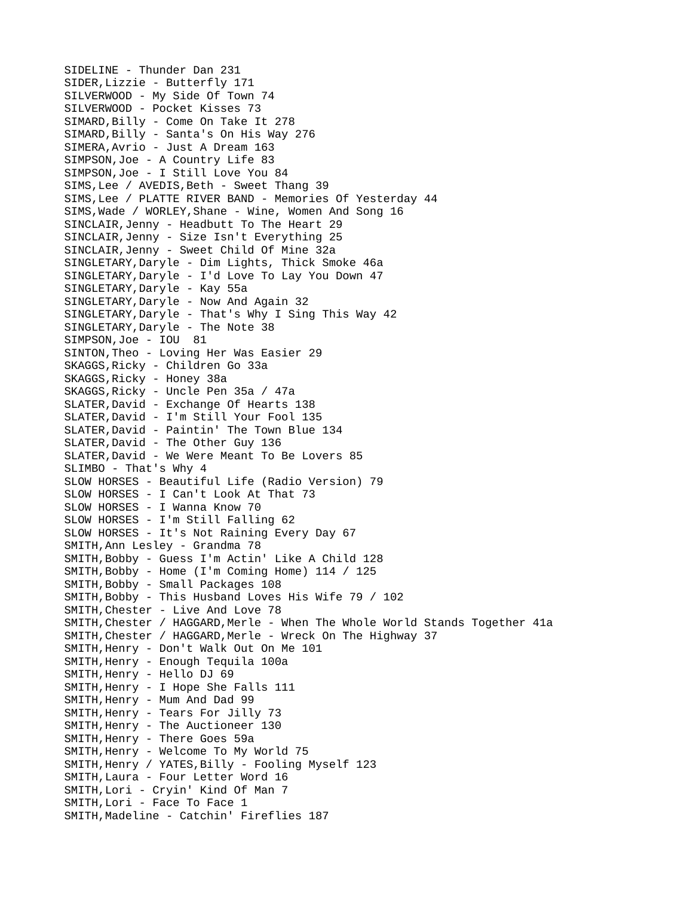SIDELINE - Thunder Dan 231
SIDER,Lizzie - Butterfly 171
SILVERWOOD - My Side Of Town 74
SILVERWOOD - Pocket Kisses 73
SIMARD,Billy - Come On Take It 278
SIMARD,Billy - Santa's On His Way 276
SIMERA,Avrio - Just A Dream 163
SIMPSON,Joe - A Country Life 83
SIMPSON,Joe - I Still Love You 84
SIMS,Lee / AVEDIS,Beth - Sweet Thang 39
SIMS,Lee / PLATTE RIVER BAND - Memories Of Yesterday 44
SIMS,Wade / WORLEY,Shane - Wine, Women And Song 16
SINCLAIR,Jenny - Headbutt To The Heart 29
SINCLAIR,Jenny - Size Isn't Everything 25
SINCLAIR,Jenny - Sweet Child Of Mine 32a
SINGLETARY,Daryle - Dim Lights, Thick Smoke 46a
SINGLETARY,Daryle - I'd Love To Lay You Down 47
SINGLETARY,Daryle - Kay 55a
SINGLETARY,Daryle - Now And Again 32
SINGLETARY,Daryle - That's Why I Sing This Way 42
SINGLETARY,Daryle - The Note 38
SIMPSON,Joe - IOU 81
SINTON,Theo - Loving Her Was Easier 29
SKAGGS,Ricky - Children Go 33a
SKAGGS,Ricky - Honey 38a
SKAGGS,Ricky - Uncle Pen 35a / 47a
SLATER,David - Exchange Of Hearts 138
SLATER,David - I'm Still Your Fool 135
SLATER,David - Paintin' The Town Blue 134
SLATER,David - The Other Guy 136
SLATER,David - We Were Meant To Be Lovers 85
SLIMBO - That's Why 4
SLOW HORSES - Beautiful Life (Radio Version) 79
SLOW HORSES - I Can't Look At That 73
SLOW HORSES - I Wanna Know 70
SLOW HORSES - I'm Still Falling 62
SLOW HORSES - It's Not Raining Every Day 67
SMITH,Ann Lesley - Grandma 78
SMITH,Bobby - Guess I'm Actin' Like A Child 128
SMITH,Bobby - Home (I'm Coming Home) 114 / 125
SMITH,Bobby - Small Packages 108
SMITH,Bobby - This Husband Loves His Wife 79 / 102
SMITH,Chester - Live And Love 78
SMITH,Chester / HAGGARD,Merle - When The Whole World Stands Together 41a
SMITH,Chester / HAGGARD,Merle - Wreck On The Highway 37
SMITH,Henry - Don't Walk Out On Me 101
SMITH,Henry - Enough Tequila 100a
SMITH,Henry - Hello DJ 69
SMITH,Henry - I Hope She Falls 111
SMITH,Henry - Mum And Dad 99
SMITH,Henry - Tears For Jilly 73
SMITH,Henry - The Auctioneer 130
SMITH,Henry - There Goes 59a
SMITH,Henry - Welcome To My World 75
SMITH,Henry / YATES,Billy - Fooling Myself 123
SMITH,Laura - Four Letter Word 16
SMITH,Lori - Cryin' Kind Of Man 7
SMITH,Lori - Face To Face 1
SMITH,Madeline - Catchin' Fireflies 187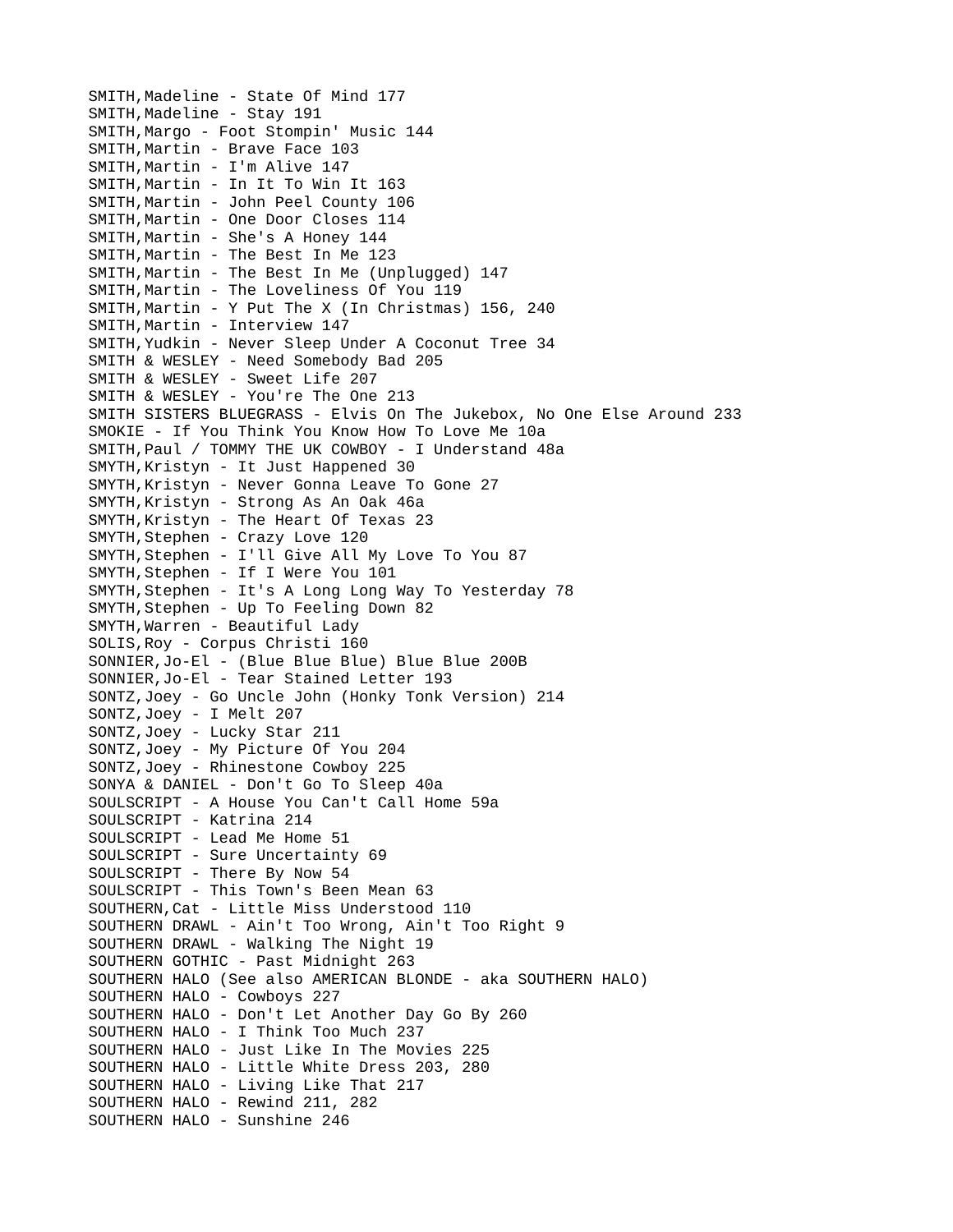SMITH,Madeline - State Of Mind 177
SMITH,Madeline - Stay 191
SMITH,Margo - Foot Stompin' Music 144
SMITH,Martin - Brave Face 103
SMITH,Martin - I'm Alive 147
SMITH,Martin - In It To Win It 163
SMITH,Martin - John Peel County 106
SMITH,Martin - One Door Closes 114
SMITH,Martin - She's A Honey 144
SMITH,Martin - The Best In Me 123
SMITH,Martin - The Best In Me (Unplugged) 147
SMITH,Martin - The Loveliness Of You 119
SMITH,Martin - Y Put The X (In Christmas) 156, 240
SMITH,Martin - Interview 147
SMITH,Yudkin - Never Sleep Under A Coconut Tree 34
SMITH & WESLEY - Need Somebody Bad 205
SMITH & WESLEY - Sweet Life 207
SMITH & WESLEY - You're The One 213
SMITH SISTERS BLUEGRASS - Elvis On The Jukebox, No One Else Around 233
SMOKIE - If You Think You Know How To Love Me 10a
SMITH,Paul / TOMMY THE UK COWBOY - I Understand 48a
SMYTH,Kristyn - It Just Happened 30
SMYTH,Kristyn - Never Gonna Leave To Gone 27
SMYTH,Kristyn - Strong As An Oak 46a
SMYTH,Kristyn - The Heart Of Texas 23
SMYTH,Stephen - Crazy Love 120
SMYTH,Stephen - I'll Give All My Love To You 87
SMYTH,Stephen - If I Were You 101
SMYTH,Stephen - It's A Long Long Way To Yesterday 78
SMYTH,Stephen - Up To Feeling Down 82
SMYTH,Warren - Beautiful Lady
SOLIS,Roy - Corpus Christi 160
SONNIER,Jo-El - (Blue Blue Blue) Blue Blue 200B
SONNIER,Jo-El - Tear Stained Letter 193
SONTZ,Joey - Go Uncle John (Honky Tonk Version) 214
SONTZ,Joey - I Melt 207
SONTZ,Joey - Lucky Star 211
SONTZ,Joey - My Picture Of You 204
SONTZ,Joey - Rhinestone Cowboy 225
SONYA & DANIEL - Don't Go To Sleep 40a
SOULSCRIPT - A House You Can't Call Home 59a
SOULSCRIPT - Katrina 214
SOULSCRIPT - Lead Me Home 51
SOULSCRIPT - Sure Uncertainty 69
SOULSCRIPT - There By Now 54
SOULSCRIPT - This Town's Been Mean 63
SOUTHERN,Cat - Little Miss Understood 110
SOUTHERN DRAWL - Ain't Too Wrong, Ain't Too Right 9
SOUTHERN DRAWL - Walking The Night 19
SOUTHERN GOTHIC - Past Midnight 263
SOUTHERN HALO (See also AMERICAN BLONDE - aka SOUTHERN HALO)
SOUTHERN HALO - Cowboys 227
SOUTHERN HALO - Don't Let Another Day Go By 260
SOUTHERN HALO - I Think Too Much 237
SOUTHERN HALO - Just Like In The Movies 225
SOUTHERN HALO - Little White Dress 203, 280
SOUTHERN HALO - Living Like That 217
SOUTHERN HALO - Rewind 211, 282
SOUTHERN HALO - Sunshine 246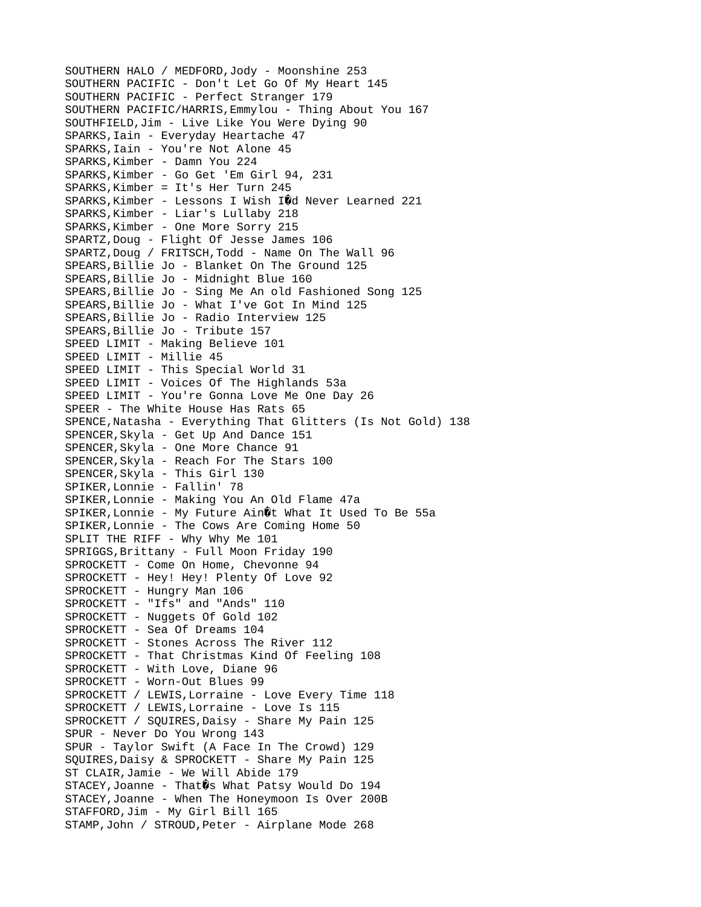SOUTHERN HALO / MEDFORD,Jody - Moonshine 253
SOUTHERN PACIFIC - Don't Let Go Of My Heart 145
SOUTHERN PACIFIC - Perfect Stranger 179
SOUTHERN PACIFIC/HARRIS,Emmylou - Thing About You 167
SOUTHFIELD,Jim - Live Like You Were Dying 90
SPARKS,Iain - Everyday Heartache 47
SPARKS,Iain - You're Not Alone 45
SPARKS,Kimber - Damn You 224
SPARKS,Kimber - Go Get 'Em Girl 94, 231
SPARKS,Kimber = It's Her Turn 245
SPARKS,Kimber - Lessons I Wish I�d Never Learned 221
SPARKS,Kimber - Liar's Lullaby 218
SPARKS,Kimber - One More Sorry 215
SPARTZ,Doug - Flight Of Jesse James 106
SPARTZ,Doug / FRITSCH,Todd - Name On The Wall 96
SPEARS,Billie Jo - Blanket On The Ground 125
SPEARS,Billie Jo - Midnight Blue 160
SPEARS,Billie Jo - Sing Me An old Fashioned Song 125
SPEARS,Billie Jo - What I've Got In Mind 125
SPEARS,Billie Jo - Radio Interview 125
SPEARS,Billie Jo - Tribute 157
SPEED LIMIT - Making Believe 101
SPEED LIMIT - Millie 45
SPEED LIMIT - This Special World 31
SPEED LIMIT - Voices Of The Highlands 53a
SPEED LIMIT - You're Gonna Love Me One Day 26
SPEER - The White House Has Rats 65
SPENCE,Natasha - Everything That Glitters (Is Not Gold) 138
SPENCER,Skyla - Get Up And Dance 151
SPENCER,Skyla - One More Chance 91
SPENCER,Skyla - Reach For The Stars 100
SPENCER,Skyla - This Girl 130
SPIKER,Lonnie - Fallin' 78
SPIKER,Lonnie - Making You An Old Flame 47a
SPIKER,Lonnie - My Future Ain�t What It Used To Be 55a
SPIKER,Lonnie - The Cows Are Coming Home 50
SPLIT THE RIFF - Why Why Me 101
SPRIGGS,Brittany - Full Moon Friday 190
SPROCKETT - Come On Home, Chevonne 94
SPROCKETT - Hey! Hey! Plenty Of Love 92
SPROCKETT - Hungry Man 106
SPROCKETT - "Ifs" and "Ands" 110
SPROCKETT - Nuggets Of Gold 102
SPROCKETT - Sea Of Dreams 104
SPROCKETT - Stones Across The River 112
SPROCKETT - That Christmas Kind Of Feeling 108
SPROCKETT - With Love, Diane 96
SPROCKETT - Worn-Out Blues 99
SPROCKETT / LEWIS,Lorraine - Love Every Time 118
SPROCKETT / LEWIS,Lorraine - Love Is 115
SPROCKETT / SQUIRES,Daisy - Share My Pain 125
SPUR - Never Do You Wrong 143
SPUR - Taylor Swift (A Face In The Crowd) 129
SQUIRES,Daisy & SPROCKETT - Share My Pain 125
ST CLAIR,Jamie - We Will Abide 179
STACEY,Joanne - That�s What Patsy Would Do 194
STACEY,Joanne - When The Honeymoon Is Over 200B
STAFFORD,Jim - My Girl Bill 165
STAMP,John / STROUD,Peter - Airplane Mode 268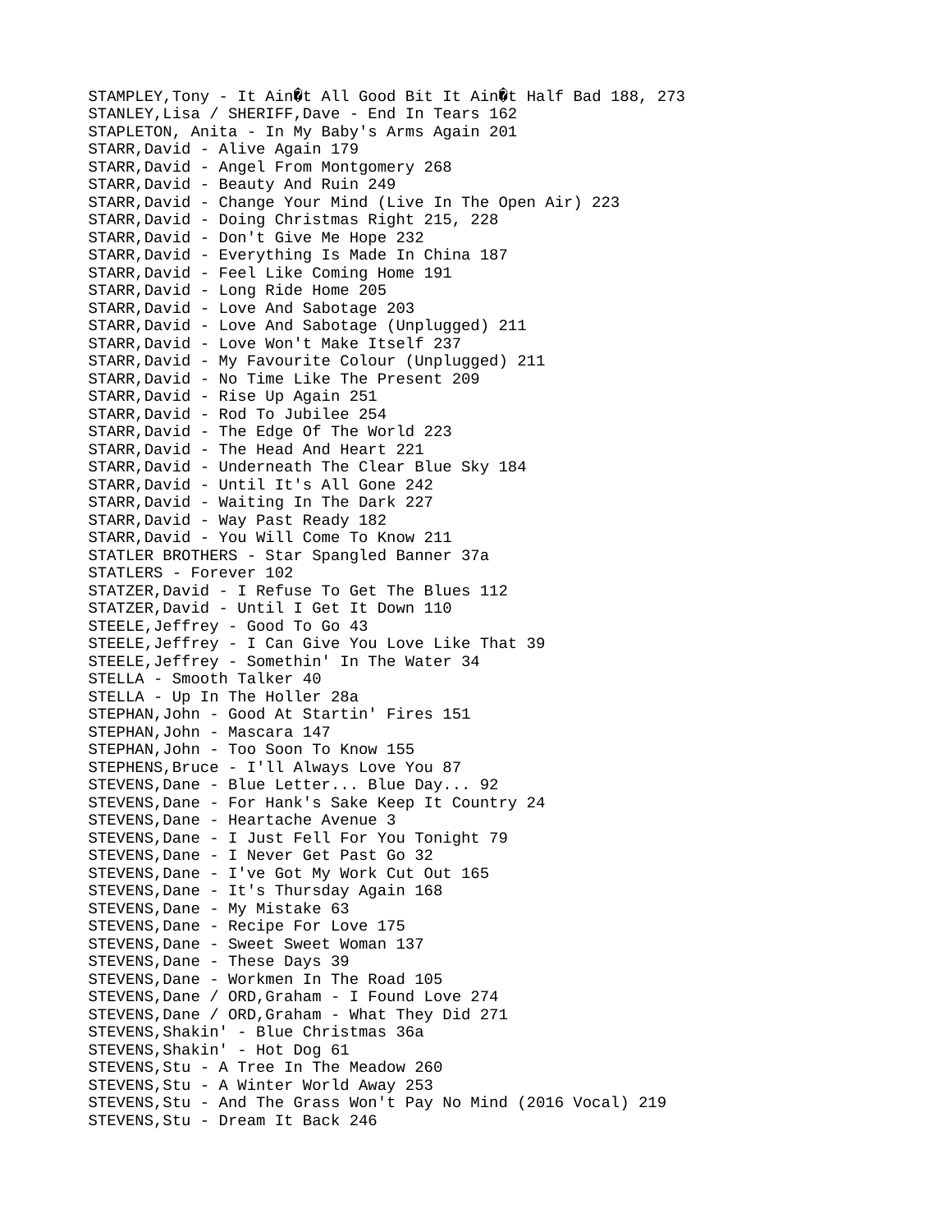STAMPLEY,Tony - It Ain�t All Good Bit It Ain�t Half Bad 188, 273
STANLEY,Lisa / SHERIFF,Dave - End In Tears 162
STAPLETON, Anita - In My Baby's Arms Again 201
STARR,David - Alive Again 179
STARR,David - Angel From Montgomery 268
STARR,David - Beauty And Ruin 249
STARR,David - Change Your Mind (Live In The Open Air) 223
STARR,David - Doing Christmas Right 215, 228
STARR,David - Don't Give Me Hope 232
STARR,David - Everything Is Made In China 187
STARR,David - Feel Like Coming Home 191
STARR,David - Long Ride Home 205
STARR,David - Love And Sabotage 203
STARR,David - Love And Sabotage (Unplugged) 211
STARR,David - Love Won't Make Itself 237
STARR,David - My Favourite Colour (Unplugged) 211
STARR,David - No Time Like The Present 209
STARR,David - Rise Up Again 251
STARR,David - Rod To Jubilee 254
STARR,David - The Edge Of The World 223
STARR,David - The Head And Heart 221
STARR,David - Underneath The Clear Blue Sky 184
STARR,David - Until It's All Gone 242
STARR,David - Waiting In The Dark 227
STARR,David - Way Past Ready 182
STARR,David - You Will Come To Know 211
STATLER BROTHERS - Star Spangled Banner 37a
STATLERS - Forever 102
STATZER,David - I Refuse To Get The Blues 112
STATZER,David - Until I Get It Down 110
STEELE,Jeffrey - Good To Go 43
STEELE,Jeffrey - I Can Give You Love Like That 39
STEELE,Jeffrey - Somethin' In The Water 34
STELLA - Smooth Talker 40
STELLA - Up In The Holler 28a
STEPHAN,John - Good At Startin' Fires 151
STEPHAN,John - Mascara 147
STEPHAN,John - Too Soon To Know 155
STEPHENS,Bruce - I'll Always Love You 87
STEVENS,Dane - Blue Letter... Blue Day... 92
STEVENS,Dane - For Hank's Sake Keep It Country 24
STEVENS,Dane - Heartache Avenue 3
STEVENS,Dane - I Just Fell For You Tonight 79
STEVENS,Dane - I Never Get Past Go 32
STEVENS,Dane - I've Got My Work Cut Out 165
STEVENS,Dane - It's Thursday Again 168
STEVENS,Dane - My Mistake 63
STEVENS,Dane - Recipe For Love 175
STEVENS,Dane - Sweet Sweet Woman 137
STEVENS,Dane - These Days 39
STEVENS,Dane - Workmen In The Road 105
STEVENS,Dane / ORD,Graham - I Found Love 274
STEVENS,Dane / ORD,Graham - What They Did 271
STEVENS,Shakin' - Blue Christmas 36a
STEVENS,Shakin' - Hot Dog 61
STEVENS,Stu - A Tree In The Meadow 260
STEVENS,Stu - A Winter World Away 253
STEVENS,Stu - And The Grass Won't Pay No Mind (2016 Vocal) 219
STEVENS,Stu - Dream It Back 246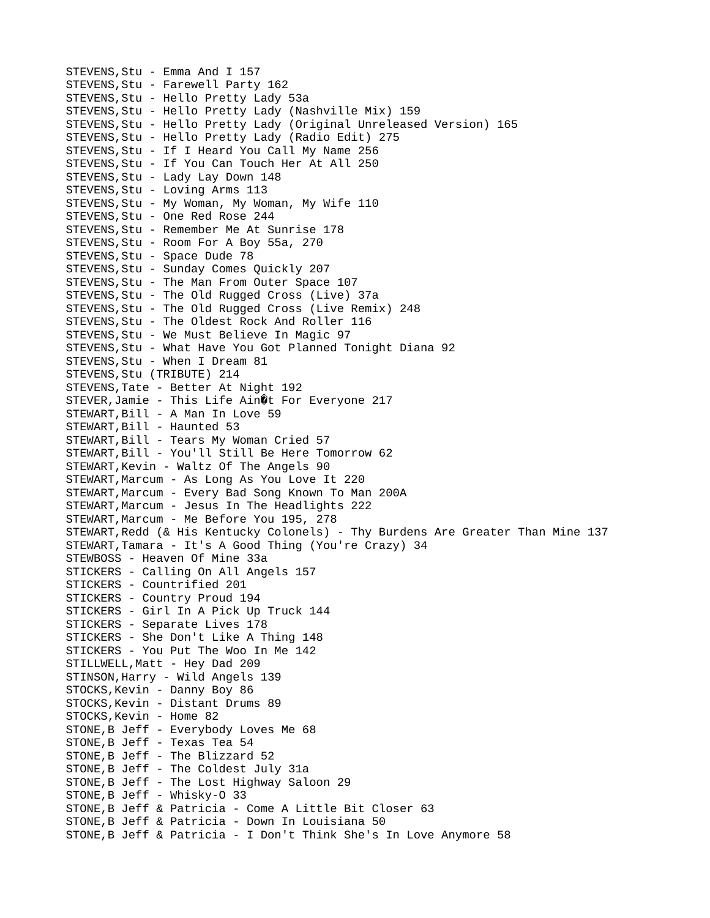STEVENS,Stu - Emma And I 157
STEVENS,Stu - Farewell Party 162
STEVENS,Stu - Hello Pretty Lady 53a
STEVENS,Stu - Hello Pretty Lady (Nashville Mix) 159
STEVENS,Stu - Hello Pretty Lady (Original Unreleased Version) 165
STEVENS,Stu - Hello Pretty Lady (Radio Edit) 275
STEVENS,Stu - If I Heard You Call My Name 256
STEVENS,Stu - If You Can Touch Her At All 250
STEVENS,Stu - Lady Lay Down 148
STEVENS,Stu - Loving Arms 113
STEVENS,Stu - My Woman, My Woman, My Wife 110
STEVENS,Stu - One Red Rose 244
STEVENS,Stu - Remember Me At Sunrise 178
STEVENS,Stu - Room For A Boy 55a, 270
STEVENS,Stu - Space Dude 78
STEVENS,Stu - Sunday Comes Quickly 207
STEVENS,Stu - The Man From Outer Space 107
STEVENS,Stu - The Old Rugged Cross (Live) 37a
STEVENS,Stu - The Old Rugged Cross (Live Remix) 248
STEVENS,Stu - The Oldest Rock And Roller 116
STEVENS,Stu - We Must Believe In Magic 97
STEVENS,Stu - What Have You Got Planned Tonight Diana 92
STEVENS,Stu - When I Dream 81
STEVENS,Stu (TRIBUTE) 214
STEVENS,Tate - Better At Night 192
STEVER,Jamie - This Life Ain�t For Everyone 217
STEWART,Bill - A Man In Love 59
STEWART,Bill - Haunted 53
STEWART,Bill - Tears My Woman Cried 57
STEWART,Bill - You'll Still Be Here Tomorrow 62
STEWART,Kevin - Waltz Of The Angels 90
STEWART,Marcum - As Long As You Love It 220
STEWART,Marcum - Every Bad Song Known To Man 200A
STEWART,Marcum - Jesus In The Headlights 222
STEWART,Marcum - Me Before You 195, 278
STEWART,Redd (& His Kentucky Colonels) - Thy Burdens Are Greater Than Mine 137
STEWART,Tamara - It's A Good Thing (You're Crazy) 34
STEWBOSS - Heaven Of Mine 33a
STICKERS - Calling On All Angels 157
STICKERS - Countrified 201
STICKERS - Country Proud 194
STICKERS - Girl In A Pick Up Truck 144
STICKERS - Separate Lives 178
STICKERS - She Don't Like A Thing 148
STICKERS - You Put The Woo In Me 142
STILLWELL,Matt - Hey Dad 209
STINSON,Harry - Wild Angels 139
STOCKS,Kevin - Danny Boy 86
STOCKS,Kevin - Distant Drums 89
STOCKS,Kevin - Home 82
STONE,B Jeff - Everybody Loves Me 68
STONE,B Jeff - Texas Tea 54
STONE,B Jeff - The Blizzard 52
STONE,B Jeff - The Coldest July 31a
STONE,B Jeff - The Lost Highway Saloon 29
STONE,B Jeff - Whisky-O 33
STONE,B Jeff & Patricia - Come A Little Bit Closer 63
STONE,B Jeff & Patricia - Down In Louisiana 50
STONE,B Jeff & Patricia - I Don't Think She's In Love Anymore 58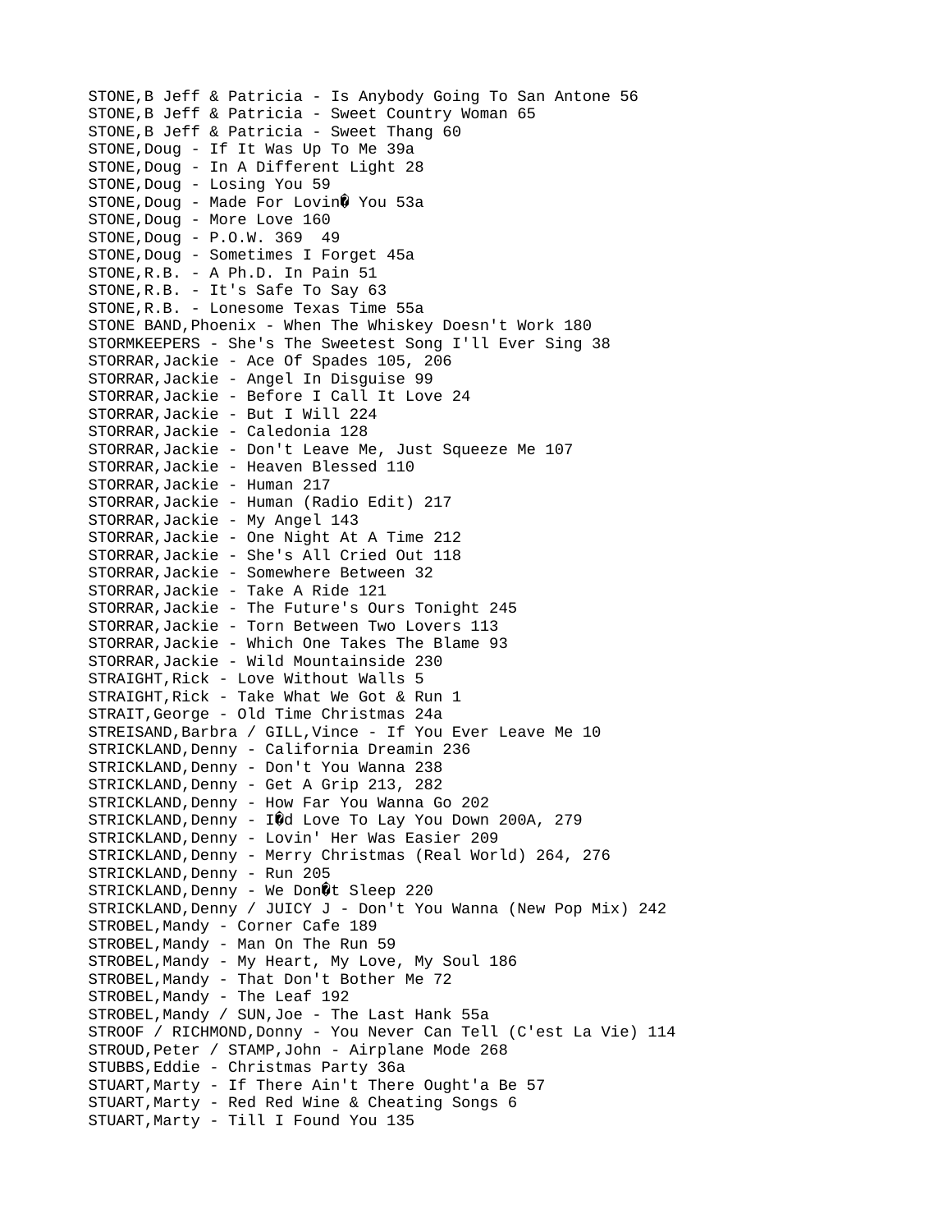STONE,B Jeff & Patricia - Is Anybody Going To San Antone 56
STONE,B Jeff & Patricia - Sweet Country Woman 65
STONE,B Jeff & Patricia - Sweet Thang 60
STONE,Doug - If It Was Up To Me 39a
STONE,Doug - In A Different Light 28
STONE,Doug - Losing You 59
STONE,Doug - Made For Lovin� You 53a
STONE,Doug - More Love 160
STONE,Doug - P.O.W. 369 49
STONE,Doug - Sometimes I Forget 45a
STONE,R.B. - A Ph.D. In Pain 51
STONE,R.B. - It's Safe To Say 63
STONE,R.B. - Lonesome Texas Time 55a
STONE BAND,Phoenix - When The Whiskey Doesn't Work 180
STORMKEEPERS - She's The Sweetest Song I'll Ever Sing 38
STORRAR,Jackie - Ace Of Spades 105, 206
STORRAR,Jackie - Angel In Disguise 99
STORRAR,Jackie - Before I Call It Love 24
STORRAR,Jackie - But I Will 224
STORRAR,Jackie - Caledonia 128
STORRAR,Jackie - Don't Leave Me, Just Squeeze Me 107
STORRAR,Jackie - Heaven Blessed 110
STORRAR,Jackie - Human 217
STORRAR,Jackie - Human (Radio Edit) 217
STORRAR,Jackie - My Angel 143
STORRAR,Jackie - One Night At A Time 212
STORRAR,Jackie - She's All Cried Out 118
STORRAR,Jackie - Somewhere Between 32
STORRAR,Jackie - Take A Ride 121
STORRAR,Jackie - The Future's Ours Tonight 245
STORRAR,Jackie - Torn Between Two Lovers 113
STORRAR,Jackie - Which One Takes The Blame 93
STORRAR,Jackie - Wild Mountainside 230
STRAIGHT,Rick - Love Without Walls 5
STRAIGHT,Rick - Take What We Got & Run 1
STRAIT,George - Old Time Christmas 24a
STREISAND,Barbra / GILL,Vince - If You Ever Leave Me 10
STRICKLAND,Denny - California Dreamin 236
STRICKLAND,Denny - Don't You Wanna 238
STRICKLAND,Denny - Get A Grip 213, 282
STRICKLAND,Denny - How Far You Wanna Go 202
STRICKLAND,Denny - I�d Love To Lay You Down 200A, 279
STRICKLAND,Denny - Lovin' Her Was Easier 209
STRICKLAND,Denny - Merry Christmas (Real World) 264, 276
STRICKLAND,Denny - Run 205
STRICKLAND,Denny - We Don�t Sleep 220
STRICKLAND,Denny / JUICY J - Don't You Wanna (New Pop Mix) 242
STROBEL,Mandy - Corner Cafe 189
STROBEL,Mandy - Man On The Run 59
STROBEL,Mandy - My Heart, My Love, My Soul 186
STROBEL,Mandy - That Don't Bother Me 72
STROBEL,Mandy - The Leaf 192
STROBEL,Mandy / SUN,Joe - The Last Hank 55a
STROOF / RICHMOND,Donny - You Never Can Tell (C'est La Vie) 114
STROUD,Peter / STAMP,John - Airplane Mode 268
STUBBS,Eddie - Christmas Party 36a
STUART,Marty - If There Ain't There Ought'a Be 57
STUART,Marty - Red Red Wine & Cheating Songs 6
STUART,Marty - Till I Found You 135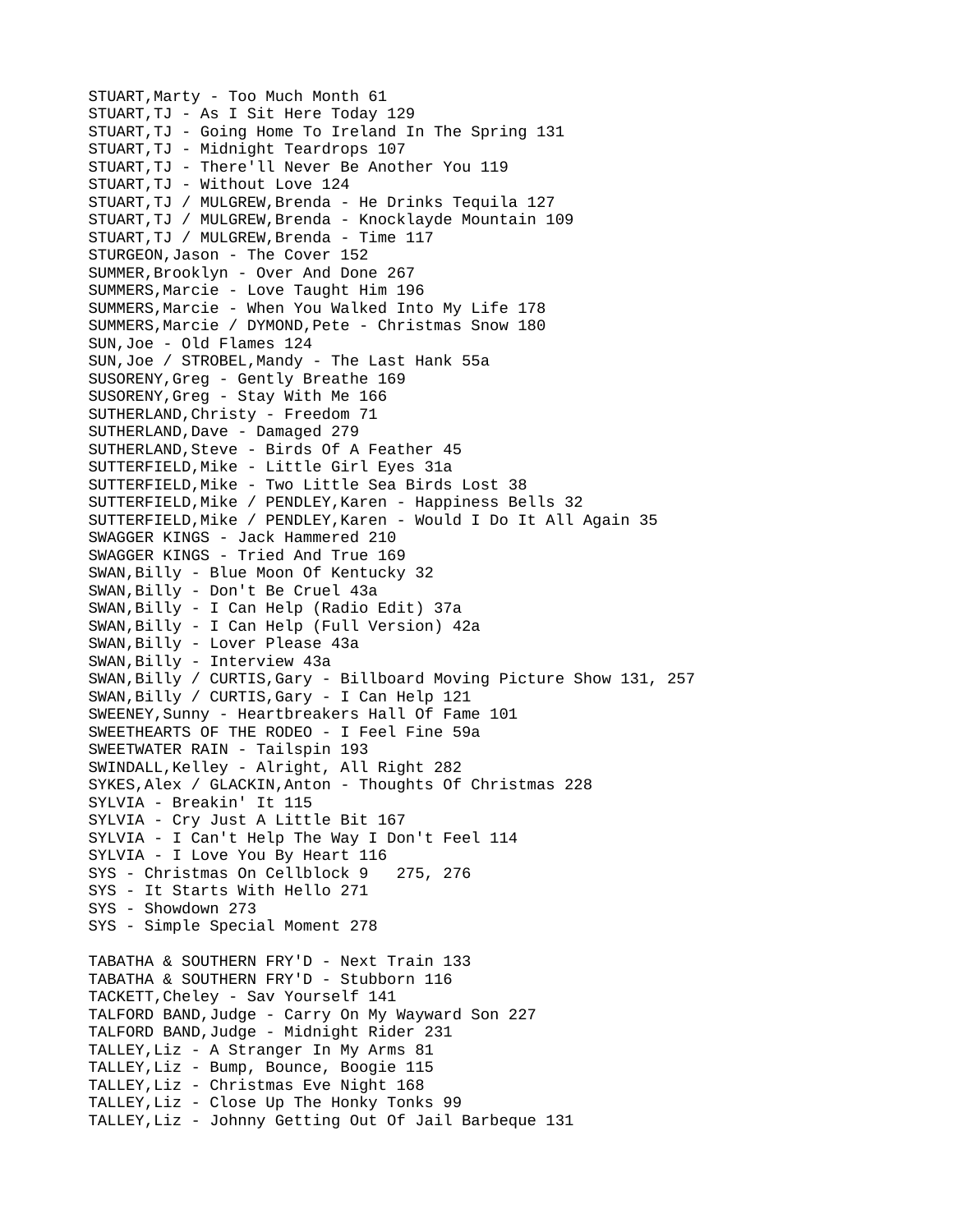STUART,Marty - Too Much Month 61
STUART,TJ - As I Sit Here Today 129
STUART,TJ - Going Home To Ireland In The Spring 131
STUART,TJ - Midnight Teardrops 107
STUART,TJ - There'll Never Be Another You 119
STUART,TJ - Without Love 124
STUART,TJ / MULGREW,Brenda - He Drinks Tequila 127
STUART,TJ / MULGREW,Brenda - Knocklayde Mountain 109
STUART,TJ / MULGREW,Brenda - Time 117
STURGEON,Jason - The Cover 152
SUMMER,Brooklyn - Over And Done 267
SUMMERS,Marcie - Love Taught Him 196
SUMMERS,Marcie - When You Walked Into My Life 178
SUMMERS,Marcie / DYMOND,Pete - Christmas Snow 180
SUN,Joe - Old Flames 124
SUN,Joe / STROBEL,Mandy - The Last Hank 55a
SUSORENY,Greg - Gently Breathe 169
SUSORENY,Greg - Stay With Me 166
SUTHERLAND,Christy - Freedom 71
SUTHERLAND,Dave - Damaged 279
SUTHERLAND,Steve - Birds Of A Feather 45
SUTTERFIELD,Mike - Little Girl Eyes 31a
SUTTERFIELD,Mike - Two Little Sea Birds Lost 38
SUTTERFIELD,Mike / PENDLEY,Karen - Happiness Bells 32
SUTTERFIELD,Mike / PENDLEY,Karen - Would I Do It All Again 35
SWAGGER KINGS - Jack Hammered 210
SWAGGER KINGS - Tried And True 169
SWAN,Billy - Blue Moon Of Kentucky 32
SWAN,Billy - Don't Be Cruel 43a
SWAN,Billy - I Can Help (Radio Edit) 37a
SWAN,Billy - I Can Help (Full Version) 42a
SWAN,Billy - Lover Please 43a
SWAN,Billy - Interview 43a
SWAN,Billy / CURTIS,Gary - Billboard Moving Picture Show 131, 257
SWAN,Billy / CURTIS,Gary - I Can Help 121
SWEENEY,Sunny - Heartbreakers Hall Of Fame 101
SWEETHEARTS OF THE RODEO - I Feel Fine 59a
SWEETWATER RAIN - Tailspin 193
SWINDALL,Kelley - Alright, All Right 282
SYKES,Alex / GLACKIN,Anton - Thoughts Of Christmas 228
SYLVIA - Breakin' It 115
SYLVIA - Cry Just A Little Bit 167
SYLVIA - I Can't Help The Way I Don't Feel 114
SYLVIA - I Love You By Heart 116
SYS - Christmas On Cellblock 9 275, 276
SYS - It Starts With Hello 271
SYS - Showdown 273
SYS - Simple Special Moment 278

TABATHA & SOUTHERN FRY'D - Next Train 133
TABATHA & SOUTHERN FRY'D - Stubborn 116
TACKETT,Cheley - Sav Yourself 141
TALFORD BAND,Judge - Carry On My Wayward Son 227
TALFORD BAND,Judge - Midnight Rider 231
TALLEY,Liz - A Stranger In My Arms 81
TALLEY,Liz - Bump, Bounce, Boogie 115
TALLEY,Liz - Christmas Eve Night 168
TALLEY,Liz - Close Up The Honky Tonks 99
TALLEY,Liz - Johnny Getting Out Of Jail Barbeque 131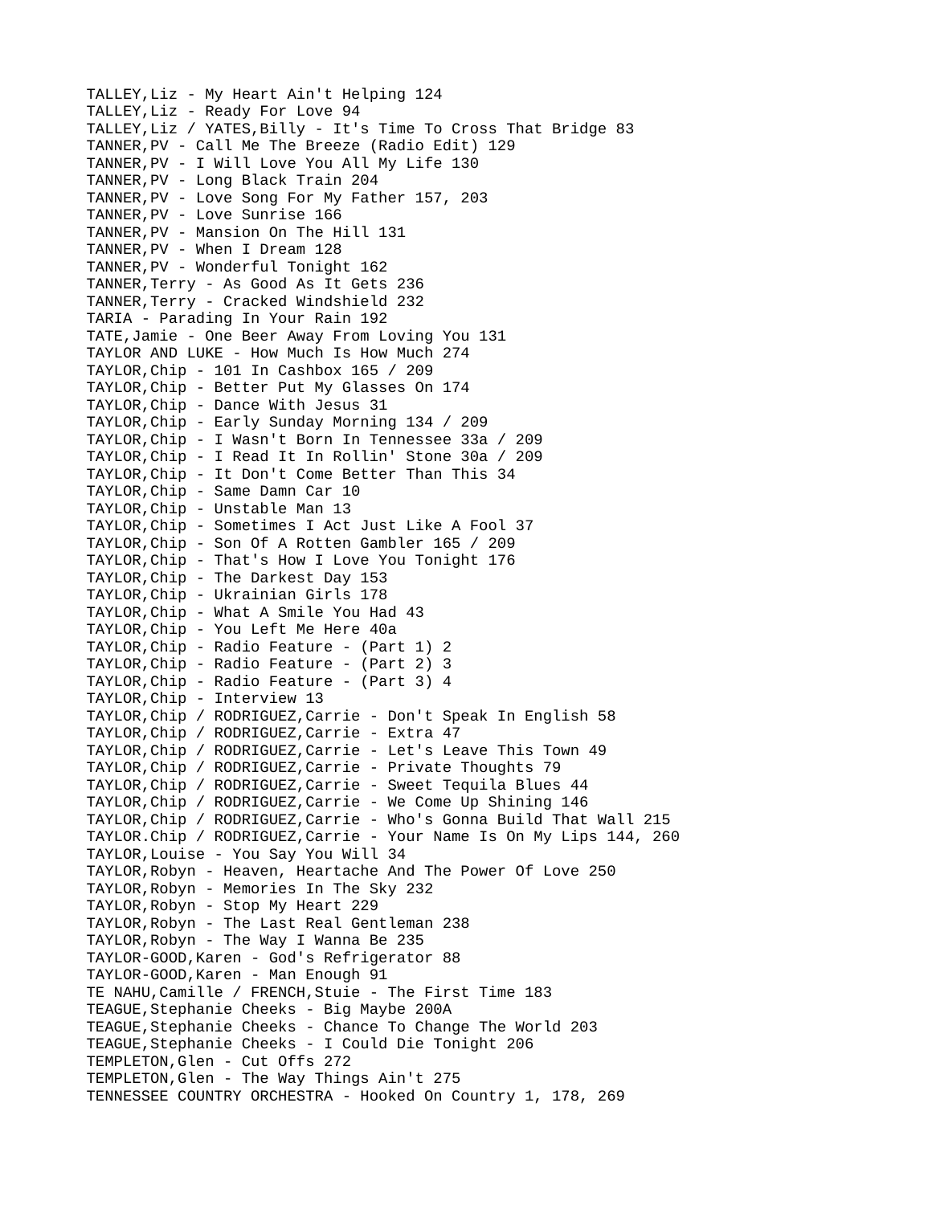TALLEY,Liz - My Heart Ain't Helping 124
TALLEY,Liz - Ready For Love 94
TALLEY,Liz / YATES,Billy - It's Time To Cross That Bridge 83
TANNER,PV - Call Me The Breeze (Radio Edit) 129
TANNER,PV - I Will Love You All My Life 130
TANNER,PV - Long Black Train 204
TANNER,PV - Love Song For My Father 157, 203
TANNER,PV - Love Sunrise 166
TANNER,PV - Mansion On The Hill 131
TANNER,PV - When I Dream 128
TANNER,PV - Wonderful Tonight 162
TANNER,Terry - As Good As It Gets 236
TANNER,Terry - Cracked Windshield 232
TARIA - Parading In Your Rain 192
TATE,Jamie - One Beer Away From Loving You 131
TAYLOR AND LUKE - How Much Is How Much 274
TAYLOR,Chip - 101 In Cashbox 165 / 209
TAYLOR,Chip - Better Put My Glasses On 174
TAYLOR,Chip - Dance With Jesus 31
TAYLOR,Chip - Early Sunday Morning 134 / 209
TAYLOR,Chip - I Wasn't Born In Tennessee 33a / 209
TAYLOR,Chip - I Read It In Rollin' Stone 30a / 209
TAYLOR,Chip - It Don't Come Better Than This 34
TAYLOR,Chip - Same Damn Car 10
TAYLOR,Chip - Unstable Man 13
TAYLOR,Chip - Sometimes I Act Just Like A Fool 37
TAYLOR,Chip - Son Of A Rotten Gambler 165 / 209
TAYLOR,Chip - That's How I Love You Tonight 176
TAYLOR,Chip - The Darkest Day 153
TAYLOR,Chip - Ukrainian Girls 178
TAYLOR,Chip - What A Smile You Had 43
TAYLOR,Chip - You Left Me Here 40a
TAYLOR,Chip - Radio Feature - (Part 1) 2
TAYLOR,Chip - Radio Feature - (Part 2) 3
TAYLOR,Chip - Radio Feature - (Part 3) 4
TAYLOR,Chip - Interview 13
TAYLOR,Chip / RODRIGUEZ,Carrie - Don't Speak In English 58
TAYLOR,Chip / RODRIGUEZ,Carrie - Extra 47
TAYLOR,Chip / RODRIGUEZ,Carrie - Let's Leave This Town 49
TAYLOR,Chip / RODRIGUEZ,Carrie - Private Thoughts 79
TAYLOR,Chip / RODRIGUEZ,Carrie - Sweet Tequila Blues 44
TAYLOR,Chip / RODRIGUEZ,Carrie - We Come Up Shining 146
TAYLOR,Chip / RODRIGUEZ,Carrie - Who's Gonna Build That Wall 215
TAYLOR.Chip / RODRIGUEZ,Carrie - Your Name Is On My Lips 144, 260
TAYLOR,Louise - You Say You Will 34
TAYLOR,Robyn - Heaven, Heartache And The Power Of Love 250
TAYLOR,Robyn - Memories In The Sky 232
TAYLOR,Robyn - Stop My Heart 229
TAYLOR,Robyn - The Last Real Gentleman 238
TAYLOR,Robyn - The Way I Wanna Be 235
TAYLOR-GOOD,Karen - God's Refrigerator 88
TAYLOR-GOOD,Karen - Man Enough 91
TE NAHU,Camille / FRENCH,Stuie - The First Time 183
TEAGUE,Stephanie Cheeks - Big Maybe 200A
TEAGUE,Stephanie Cheeks - Chance To Change The World 203
TEAGUE,Stephanie Cheeks - I Could Die Tonight 206
TEMPLETON,Glen - Cut Offs 272
TEMPLETON,Glen - The Way Things Ain't 275
TENNESSEE COUNTRY ORCHESTRA - Hooked On Country 1, 178, 269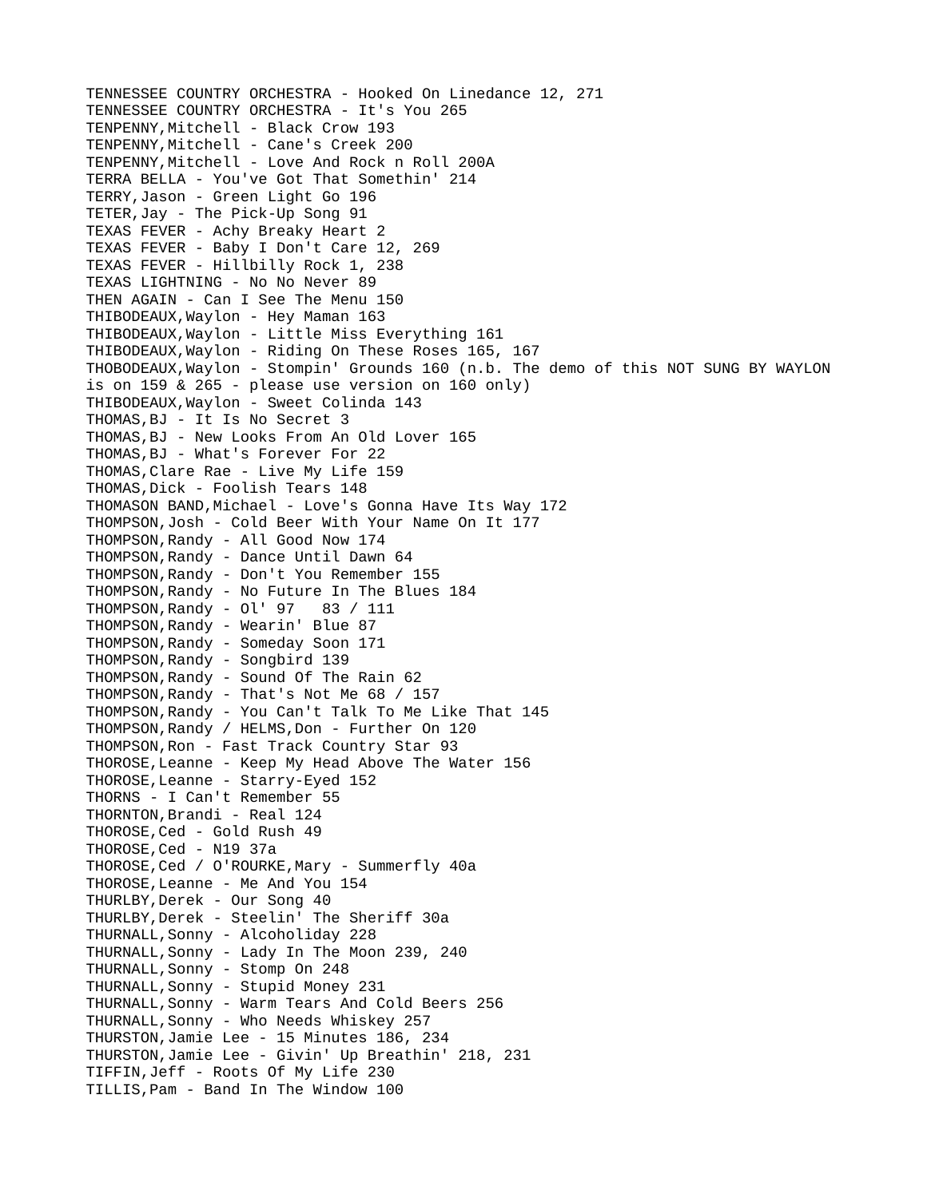TENNESSEE COUNTRY ORCHESTRA - Hooked On Linedance 12, 271
TENNESSEE COUNTRY ORCHESTRA - It's You 265
TENPENNY,Mitchell - Black Crow 193
TENPENNY,Mitchell - Cane's Creek 200
TENPENNY,Mitchell - Love And Rock n Roll 200A
TERRA BELLA - You've Got That Somethin' 214
TERRY,Jason - Green Light Go 196
TETER,Jay - The Pick-Up Song 91
TEXAS FEVER - Achy Breaky Heart 2
TEXAS FEVER - Baby I Don't Care 12, 269
TEXAS FEVER - Hillbilly Rock 1, 238
TEXAS LIGHTNING - No No Never 89
THEN AGAIN - Can I See The Menu 150
THIBODEAUX,Waylon - Hey Maman 163
THIBODEAUX,Waylon - Little Miss Everything 161
THIBODEAUX,Waylon - Riding On These Roses 165, 167
THOBODEAUX,Waylon - Stompin' Grounds 160 (n.b. The demo of this NOT SUNG BY WAYLON is on 159 & 265 - please use version on 160 only)
THIBODEAUX,Waylon - Sweet Colinda 143
THOMAS,BJ - It Is No Secret 3
THOMAS,BJ - New Looks From An Old Lover 165
THOMAS,BJ - What's Forever For 22
THOMAS,Clare Rae - Live My Life 159
THOMAS,Dick - Foolish Tears 148
THOMASON BAND,Michael - Love's Gonna Have Its Way 172
THOMPSON,Josh - Cold Beer With Your Name On It 177
THOMPSON,Randy - All Good Now 174
THOMPSON,Randy - Dance Until Dawn 64
THOMPSON,Randy - Don't You Remember 155
THOMPSON,Randy - No Future In The Blues 184
THOMPSON,Randy - Ol' 97   83 / 111
THOMPSON,Randy - Wearin' Blue 87
THOMPSON,Randy - Someday Soon 171
THOMPSON,Randy - Songbird 139
THOMPSON,Randy - Sound Of The Rain 62
THOMPSON,Randy - That's Not Me 68 / 157
THOMPSON,Randy - You Can't Talk To Me Like That 145
THOMPSON,Randy / HELMS,Don - Further On 120
THOMPSON,Ron - Fast Track Country Star 93
THOROSE,Leanne - Keep My Head Above The Water 156
THOROSE,Leanne - Starry-Eyed 152
THORNS - I Can't Remember 55
THORNTON,Brandi - Real 124
THOROSE,Ced - Gold Rush 49
THOROSE,Ced - N19 37a
THOROSE,Ced / O'ROURKE,Mary - Summerfly 40a
THOROSE,Leanne - Me And You 154
THURLBY,Derek - Our Song 40
THURLBY,Derek - Steelin' The Sheriff 30a
THURNALL,Sonny - Alcoholiday 228
THURNALL,Sonny - Lady In The Moon 239, 240
THURNALL,Sonny - Stomp On 248
THURNALL,Sonny - Stupid Money 231
THURNALL,Sonny - Warm Tears And Cold Beers 256
THURNALL,Sonny - Who Needs Whiskey 257
THURSTON,Jamie Lee - 15 Minutes 186, 234
THURSTON,Jamie Lee - Givin' Up Breathin' 218, 231
TIFFIN,Jeff - Roots Of My Life 230
TILLIS,Pam - Band In The Window 100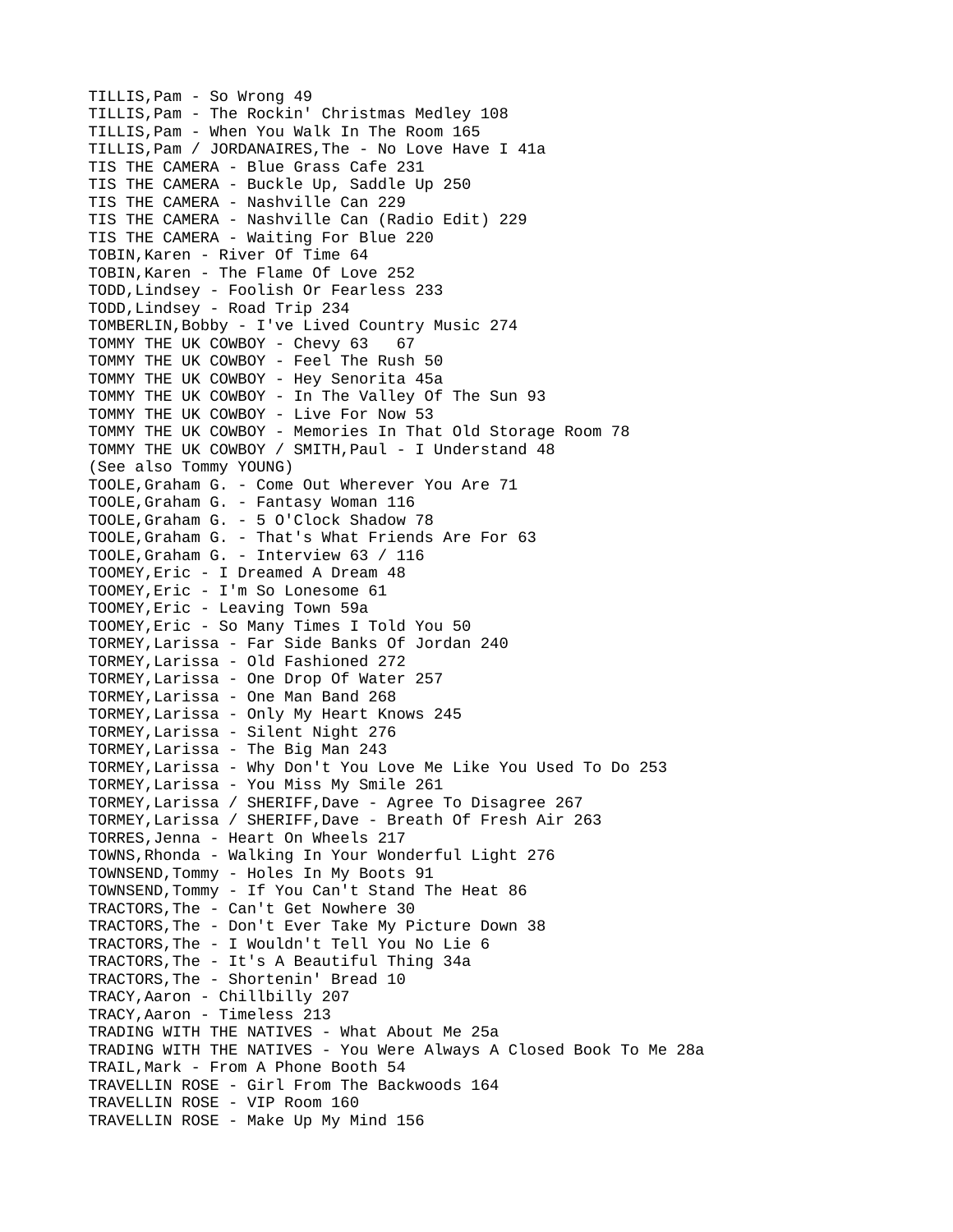TILLIS,Pam - So Wrong 49
TILLIS,Pam - The Rockin' Christmas Medley 108
TILLIS,Pam - When You Walk In The Room 165
TILLIS,Pam / JORDANAIRES,The - No Love Have I 41a
TIS THE CAMERA - Blue Grass Cafe 231
TIS THE CAMERA - Buckle Up, Saddle Up 250
TIS THE CAMERA - Nashville Can 229
TIS THE CAMERA - Nashville Can (Radio Edit) 229
TIS THE CAMERA - Waiting For Blue 220
TOBIN,Karen - River Of Time 64
TOBIN,Karen - The Flame Of Love 252
TODD,Lindsey - Foolish Or Fearless 233
TODD,Lindsey - Road Trip 234
TOMBERLIN,Bobby - I've Lived Country Music 274
TOMMY THE UK COWBOY - Chevy 63 67
TOMMY THE UK COWBOY - Feel The Rush 50
TOMMY THE UK COWBOY - Hey Senorita 45a
TOMMY THE UK COWBOY - In The Valley Of The Sun 93
TOMMY THE UK COWBOY - Live For Now 53
TOMMY THE UK COWBOY - Memories In That Old Storage Room 78
TOMMY THE UK COWBOY / SMITH,Paul - I Understand 48
(See also Tommy YOUNG)
TOOLE,Graham G. - Come Out Wherever You Are 71
TOOLE,Graham G. - Fantasy Woman 116
TOOLE,Graham G. - 5 O'Clock Shadow 78
TOOLE,Graham G. - That's What Friends Are For 63
TOOLE,Graham G. - Interview 63 / 116
TOOMEY,Eric - I Dreamed A Dream 48
TOOMEY,Eric - I'm So Lonesome 61
TOOMEY,Eric - Leaving Town 59a
TOOMEY,Eric - So Many Times I Told You 50
TORMEY,Larissa - Far Side Banks Of Jordan 240
TORMEY,Larissa - Old Fashioned 272
TORMEY,Larissa - One Drop Of Water 257
TORMEY,Larissa - One Man Band 268
TORMEY,Larissa - Only My Heart Knows 245
TORMEY,Larissa - Silent Night 276
TORMEY,Larissa - The Big Man 243
TORMEY,Larissa - Why Don't You Love Me Like You Used To Do 253
TORMEY,Larissa - You Miss My Smile 261
TORMEY,Larissa / SHERIFF,Dave - Agree To Disagree 267
TORMEY,Larissa / SHERIFF,Dave - Breath Of Fresh Air 263
TORRES,Jenna - Heart On Wheels 217
TOWNS,Rhonda - Walking In Your Wonderful Light 276
TOWNSEND,Tommy - Holes In My Boots 91
TOWNSEND,Tommy - If You Can't Stand The Heat 86
TRACTORS,The - Can't Get Nowhere 30
TRACTORS,The - Don't Ever Take My Picture Down 38
TRACTORS,The - I Wouldn't Tell You No Lie 6
TRACTORS,The - It's A Beautiful Thing 34a
TRACTORS,The - Shortenin' Bread 10
TRACY,Aaron - Chillbilly 207
TRACY,Aaron - Timeless 213
TRADING WITH THE NATIVES - What About Me 25a
TRADING WITH THE NATIVES - You Were Always A Closed Book To Me 28a
TRAIL,Mark - From A Phone Booth 54
TRAVELLIN ROSE - Girl From The Backwoods 164
TRAVELLIN ROSE - VIP Room 160
TRAVELLIN ROSE - Make Up My Mind 156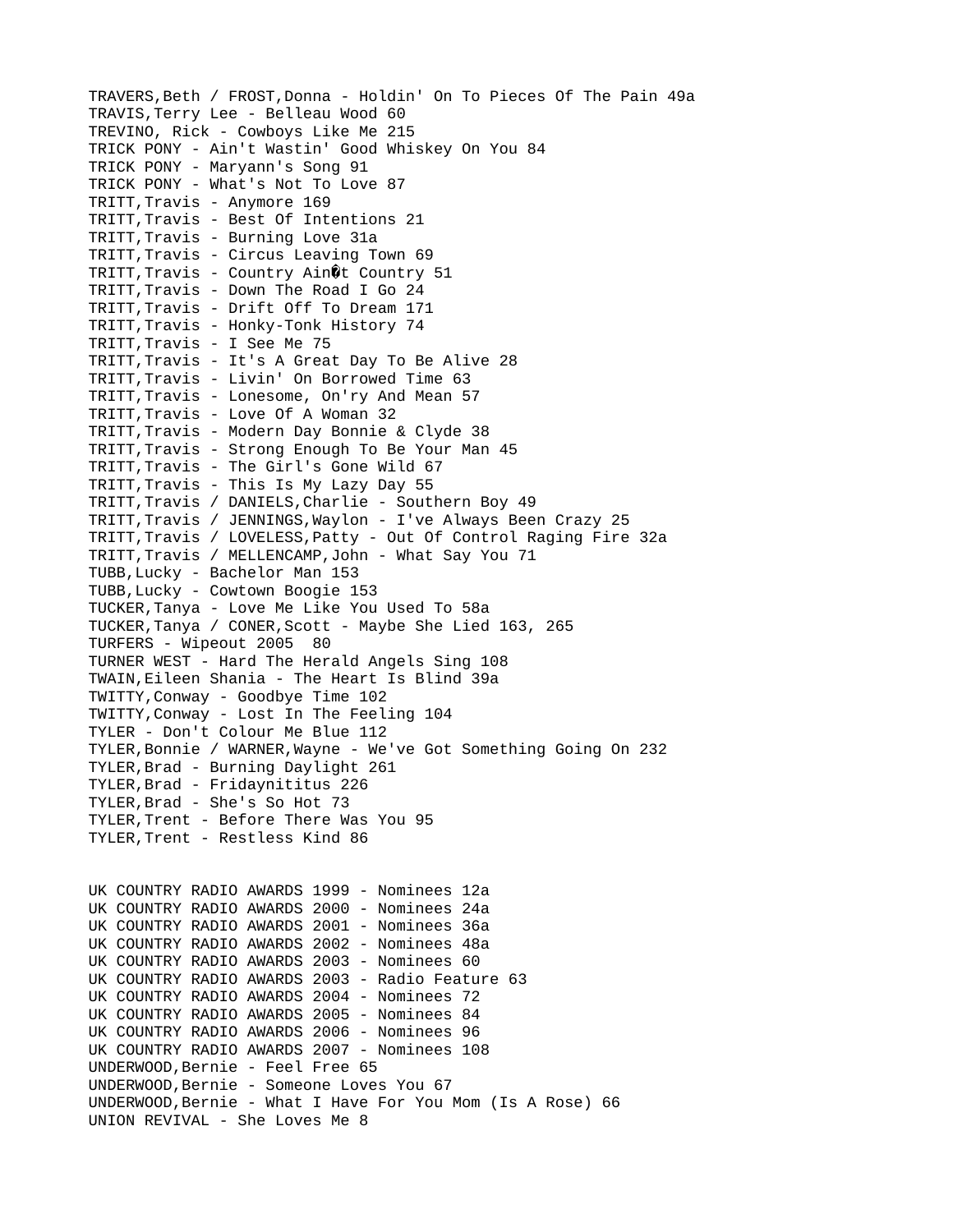TRAVERS,Beth / FROST,Donna - Holdin' On To Pieces Of The Pain 49a
TRAVIS,Terry Lee - Belleau Wood 60
TREVINO, Rick - Cowboys Like Me 215
TRICK PONY - Ain't Wastin' Good Whiskey On You 84
TRICK PONY - Maryann's Song 91
TRICK PONY - What's Not To Love 87
TRITT,Travis - Anymore 169
TRITT,Travis - Best Of Intentions 21
TRITT,Travis - Burning Love 31a
TRITT,Travis - Circus Leaving Town 69
TRITT,Travis - Country Ain�t Country 51
TRITT,Travis - Down The Road I Go 24
TRITT,Travis - Drift Off To Dream 171
TRITT,Travis - Honky-Tonk History 74
TRITT,Travis - I See Me 75
TRITT,Travis - It's A Great Day To Be Alive 28
TRITT,Travis - Livin' On Borrowed Time 63
TRITT,Travis - Lonesome, On'ry And Mean 57
TRITT,Travis - Love Of A Woman 32
TRITT,Travis - Modern Day Bonnie & Clyde 38
TRITT,Travis - Strong Enough To Be Your Man 45
TRITT,Travis - The Girl's Gone Wild 67
TRITT,Travis - This Is My Lazy Day 55
TRITT,Travis / DANIELS,Charlie - Southern Boy 49
TRITT,Travis / JENNINGS,Waylon - I've Always Been Crazy 25
TRITT,Travis / LOVELESS,Patty - Out Of Control Raging Fire 32a
TRITT,Travis / MELLENCAMP,John - What Say You 71
TUBB,Lucky - Bachelor Man 153
TUBB,Lucky - Cowtown Boogie 153
TUCKER,Tanya - Love Me Like You Used To 58a
TUCKER,Tanya / CONER,Scott - Maybe She Lied 163, 265
TURFERS - Wipeout 2005 80
TURNER WEST - Hard The Herald Angels Sing 108
TWAIN,Eileen Shania - The Heart Is Blind 39a
TWITTY,Conway - Goodbye Time 102
TWITTY,Conway - Lost In The Feeling 104
TYLER - Don't Colour Me Blue 112
TYLER,Bonnie / WARNER,Wayne - We've Got Something Going On 232
TYLER,Brad - Burning Daylight 261
TYLER,Brad - Fridaynititus 226
TYLER,Brad - She's So Hot 73
TYLER,Trent - Before There Was You 95
TYLER,Trent - Restless Kind 86

UK COUNTRY RADIO AWARDS 1999 - Nominees 12a
UK COUNTRY RADIO AWARDS 2000 - Nominees 24a
UK COUNTRY RADIO AWARDS 2001 - Nominees 36a
UK COUNTRY RADIO AWARDS 2002 - Nominees 48a
UK COUNTRY RADIO AWARDS 2003 - Nominees 60
UK COUNTRY RADIO AWARDS 2003 - Radio Feature 63
UK COUNTRY RADIO AWARDS 2004 - Nominees 72
UK COUNTRY RADIO AWARDS 2005 - Nominees 84
UK COUNTRY RADIO AWARDS 2006 - Nominees 96
UK COUNTRY RADIO AWARDS 2007 - Nominees 108
UNDERWOOD,Bernie - Feel Free 65
UNDERWOOD,Bernie - Someone Loves You 67
UNDERWOOD,Bernie - What I Have For You Mom (Is A Rose) 66
UNION REVIVAL - She Loves Me 8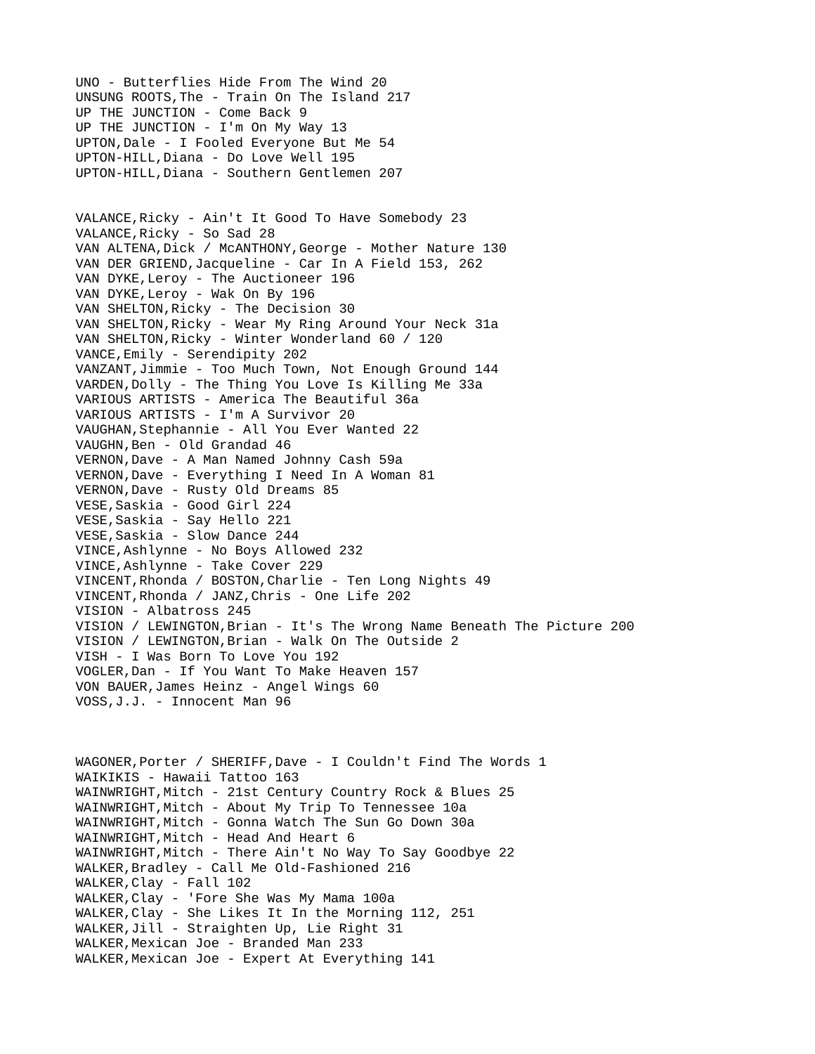UNO - Butterflies Hide From The Wind 20
UNSUNG ROOTS,The - Train On The Island 217
UP THE JUNCTION - Come Back 9
UP THE JUNCTION - I'm On My Way 13
UPTON,Dale - I Fooled Everyone But Me 54
UPTON-HILL,Diana - Do Love Well 195
UPTON-HILL,Diana - Southern Gentlemen 207

VALANCE,Ricky - Ain't It Good To Have Somebody 23
VALANCE,Ricky - So Sad 28
VAN ALTENA,Dick / McANTHONY,George - Mother Nature 130
VAN DER GRIEND,Jacqueline - Car In A Field 153, 262
VAN DYKE,Leroy - The Auctioneer 196
VAN DYKE,Leroy - Wak On By 196
VAN SHELTON,Ricky - The Decision 30
VAN SHELTON,Ricky - Wear My Ring Around Your Neck 31a
VAN SHELTON,Ricky - Winter Wonderland 60 / 120
VANCE,Emily - Serendipity 202
VANZANT,Jimmie - Too Much Town, Not Enough Ground 144
VARDEN,Dolly - The Thing You Love Is Killing Me 33a
VARIOUS ARTISTS - America The Beautiful 36a
VARIOUS ARTISTS - I'm A Survivor 20
VAUGHAN,Stephannie - All You Ever Wanted 22
VAUGHN,Ben - Old Grandad 46
VERNON,Dave - A Man Named Johnny Cash 59a
VERNON,Dave - Everything I Need In A Woman 81
VERNON,Dave - Rusty Old Dreams 85
VESE,Saskia - Good Girl 224
VESE,Saskia - Say Hello 221
VESE,Saskia - Slow Dance 244
VINCE,Ashlynne - No Boys Allowed 232
VINCE,Ashlynne - Take Cover 229
VINCENT,Rhonda / BOSTON,Charlie - Ten Long Nights 49
VINCENT,Rhonda / JANZ,Chris - One Life 202
VISION - Albatross 245
VISION / LEWINGTON,Brian - It's The Wrong Name Beneath The Picture 200
VISION / LEWINGTON,Brian - Walk On The Outside 2
VISH - I Was Born To Love You 192
VOGLER,Dan - If You Want To Make Heaven 157
VON BAUER,James Heinz - Angel Wings 60
VOSS,J.J. - Innocent Man 96

WAGONER,Porter / SHERIFF,Dave - I Couldn't Find The Words 1
WAIKIKIS - Hawaii Tattoo 163
WAINWRIGHT,Mitch - 21st Century Country Rock & Blues 25
WAINWRIGHT,Mitch - About My Trip To Tennessee 10a
WAINWRIGHT,Mitch - Gonna Watch The Sun Go Down 30a
WAINWRIGHT,Mitch - Head And Heart 6
WAINWRIGHT,Mitch - There Ain't No Way To Say Goodbye 22
WALKER,Bradley - Call Me Old-Fashioned 216
WALKER,Clay - Fall 102
WALKER,Clay - 'Fore She Was My Mama 100a
WALKER,Clay - She Likes It In the Morning 112, 251
WALKER,Jill - Straighten Up, Lie Right 31
WALKER,Mexican Joe - Branded Man 233
WALKER,Mexican Joe - Expert At Everything 141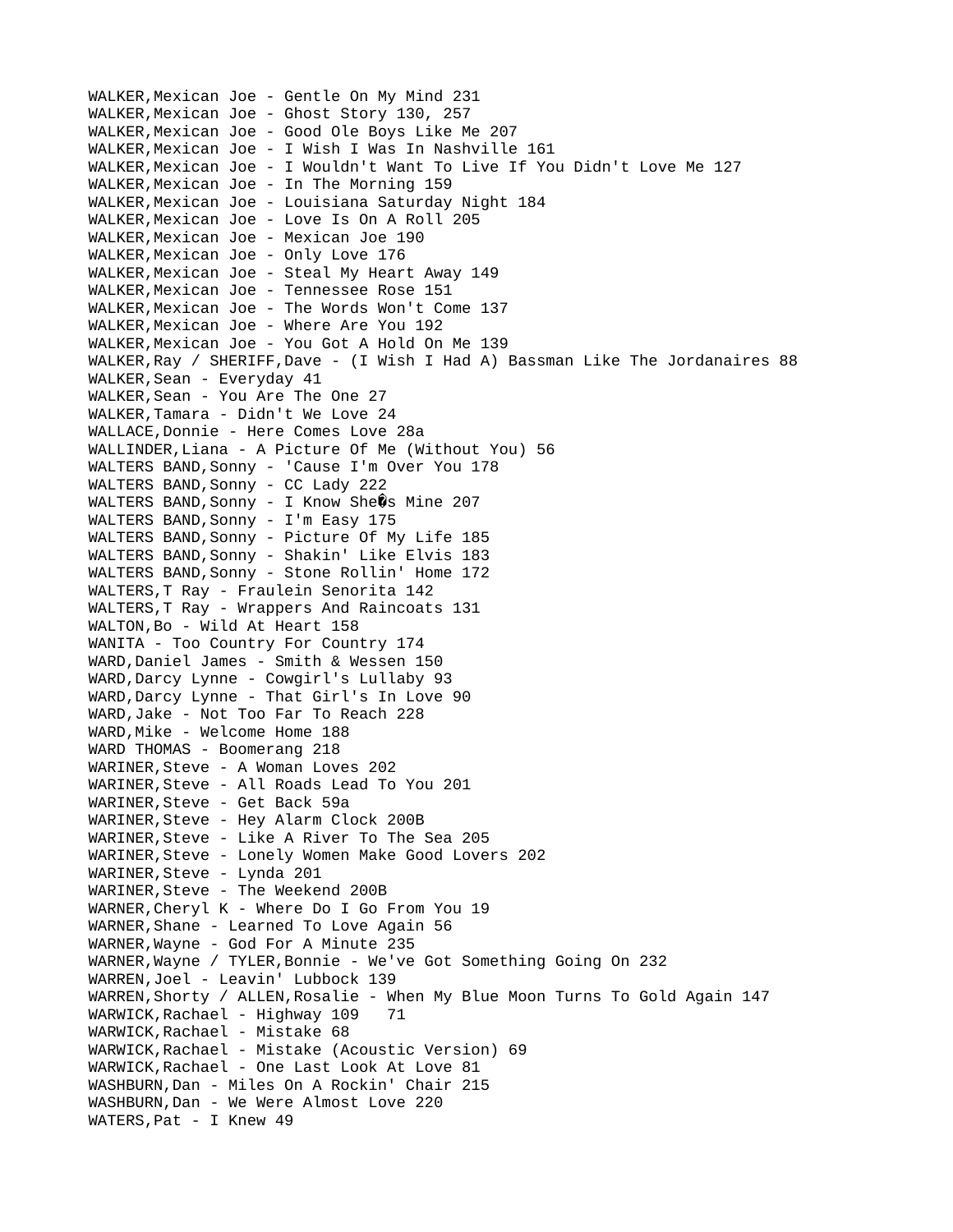WALKER,Mexican Joe - Gentle On My Mind 231
WALKER,Mexican Joe - Ghost Story 130, 257
WALKER,Mexican Joe - Good Ole Boys Like Me 207
WALKER,Mexican Joe - I Wish I Was In Nashville 161
WALKER,Mexican Joe - I Wouldn't Want To Live If You Didn't Love Me 127
WALKER,Mexican Joe - In The Morning 159
WALKER,Mexican Joe - Louisiana Saturday Night 184
WALKER,Mexican Joe - Love Is On A Roll 205
WALKER,Mexican Joe - Mexican Joe 190
WALKER,Mexican Joe - Only Love 176
WALKER,Mexican Joe - Steal My Heart Away 149
WALKER,Mexican Joe - Tennessee Rose 151
WALKER,Mexican Joe - The Words Won't Come 137
WALKER,Mexican Joe - Where Are You 192
WALKER,Mexican Joe - You Got A Hold On Me 139
WALKER,Ray / SHERIFF,Dave - (I Wish I Had A) Bassman Like The Jordanaires 88
WALKER,Sean - Everyday 41
WALKER,Sean - You Are The One 27
WALKER,Tamara - Didn't We Love 24
WALLACE,Donnie - Here Comes Love 28a
WALLINDER,Liana - A Picture Of Me (Without You) 56
WALTERS BAND,Sonny - 'Cause I'm Over You 178
WALTERS BAND,Sonny - CC Lady 222
WALTERS BAND,Sonny - I Know She�s Mine 207
WALTERS BAND,Sonny - I'm Easy 175
WALTERS BAND,Sonny - Picture Of My Life 185
WALTERS BAND,Sonny - Shakin' Like Elvis 183
WALTERS BAND,Sonny - Stone Rollin' Home 172
WALTERS,T Ray - Fraulein Senorita 142
WALTERS,T Ray - Wrappers And Raincoats 131
WALTON,Bo - Wild At Heart 158
WANITA - Too Country For Country 174
WARD,Daniel James - Smith & Wessen 150
WARD,Darcy Lynne - Cowgirl's Lullaby 93
WARD,Darcy Lynne - That Girl's In Love 90
WARD,Jake - Not Too Far To Reach 228
WARD,Mike - Welcome Home 188
WARD THOMAS - Boomerang 218
WARINER,Steve - A Woman Loves 202
WARINER,Steve - All Roads Lead To You 201
WARINER,Steve - Get Back 59a
WARINER,Steve - Hey Alarm Clock 200B
WARINER,Steve - Like A River To The Sea 205
WARINER,Steve - Lonely Women Make Good Lovers 202
WARINER,Steve - Lynda 201
WARINER,Steve - The Weekend 200B
WARNER,Cheryl K - Where Do I Go From You 19
WARNER,Shane - Learned To Love Again 56
WARNER,Wayne - God For A Minute 235
WARNER,Wayne / TYLER,Bonnie - We've Got Something Going On 232
WARREN,Joel - Leavin' Lubbock 139
WARREN,Shorty / ALLEN,Rosalie - When My Blue Moon Turns To Gold Again 147
WARWICK,Rachael - Highway 109   71
WARWICK,Rachael - Mistake 68
WARWICK,Rachael - Mistake (Acoustic Version) 69
WARWICK,Rachael - One Last Look At Love 81
WASHBURN,Dan - Miles On A Rockin' Chair 215
WASHBURN,Dan - We Were Almost Love 220
WATERS,Pat - I Knew 49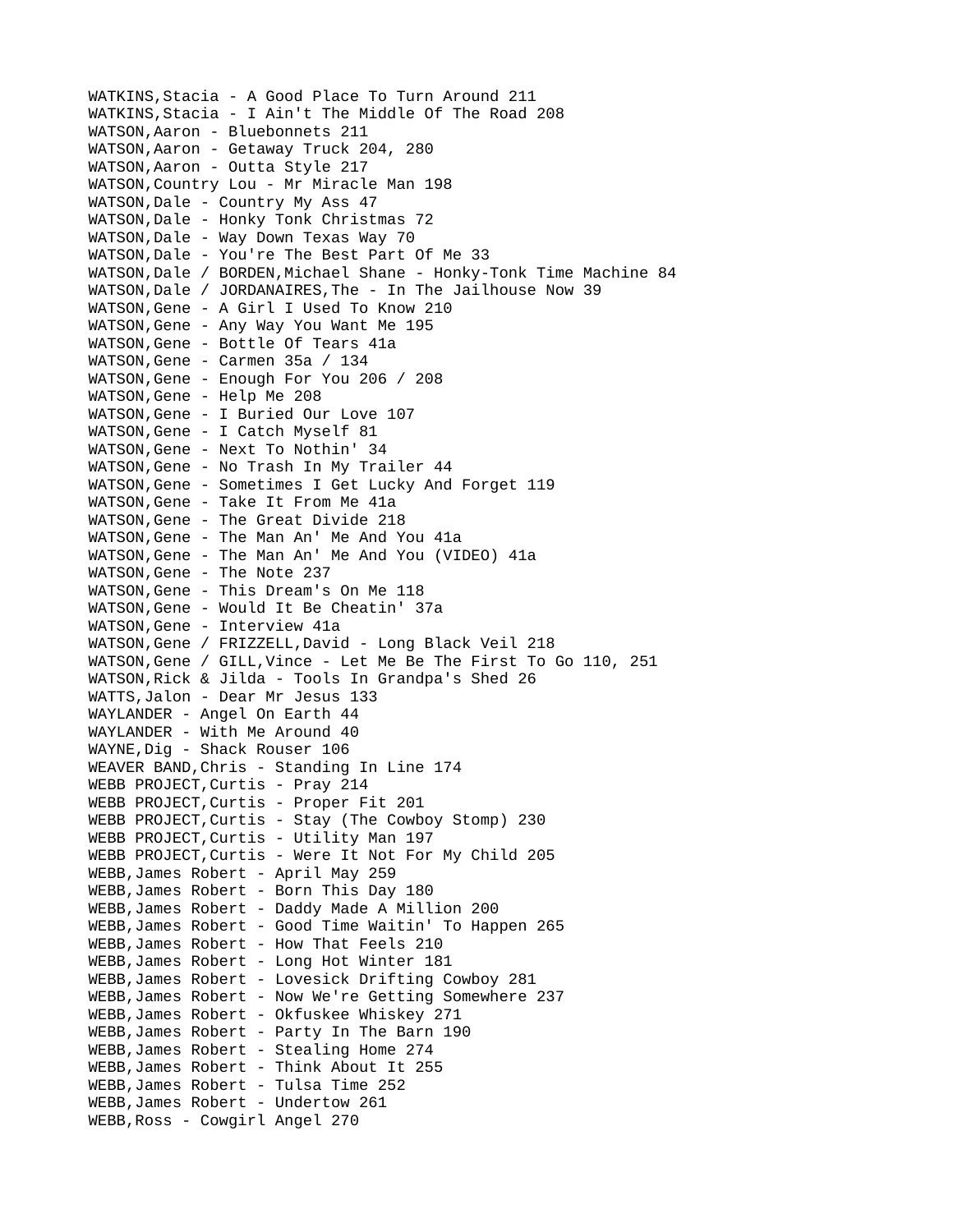WATKINS,Stacia - A Good Place To Turn Around 211
WATKINS,Stacia - I Ain't The Middle Of The Road 208
WATSON,Aaron - Bluebonnets 211
WATSON,Aaron - Getaway Truck 204, 280
WATSON,Aaron - Outta Style 217
WATSON,Country Lou - Mr Miracle Man 198
WATSON,Dale - Country My Ass 47
WATSON,Dale - Honky Tonk Christmas 72
WATSON,Dale - Way Down Texas Way 70
WATSON,Dale - You're The Best Part Of Me 33
WATSON,Dale / BORDEN,Michael Shane - Honky-Tonk Time Machine 84
WATSON,Dale / JORDANAIRES,The - In The Jailhouse Now 39
WATSON,Gene - A Girl I Used To Know 210
WATSON,Gene - Any Way You Want Me 195
WATSON,Gene - Bottle Of Tears 41a
WATSON,Gene - Carmen 35a / 134
WATSON,Gene - Enough For You 206 / 208
WATSON,Gene - Help Me 208
WATSON,Gene - I Buried Our Love 107
WATSON,Gene - I Catch Myself 81
WATSON,Gene - Next To Nothin' 34
WATSON,Gene - No Trash In My Trailer 44
WATSON,Gene - Sometimes I Get Lucky And Forget 119
WATSON,Gene - Take It From Me 41a
WATSON,Gene - The Great Divide 218
WATSON,Gene - The Man An' Me And You 41a
WATSON,Gene - The Man An' Me And You (VIDEO) 41a
WATSON,Gene - The Note 237
WATSON,Gene - This Dream's On Me 118
WATSON,Gene - Would It Be Cheatin' 37a
WATSON,Gene - Interview 41a
WATSON,Gene / FRIZZELL,David - Long Black Veil 218
WATSON,Gene / GILL,Vince - Let Me Be The First To Go 110, 251
WATSON,Rick & Jilda - Tools In Grandpa's Shed 26
WATTS,Jalon - Dear Mr Jesus 133
WAYLANDER - Angel On Earth 44
WAYLANDER - With Me Around 40
WAYNE,Dig - Shack Rouser 106
WEAVER BAND,Chris - Standing In Line 174
WEBB PROJECT,Curtis - Pray 214
WEBB PROJECT,Curtis - Proper Fit 201
WEBB PROJECT,Curtis - Stay (The Cowboy Stomp) 230
WEBB PROJECT,Curtis - Utility Man 197
WEBB PROJECT,Curtis - Were It Not For My Child 205
WEBB,James Robert - April May 259
WEBB,James Robert - Born This Day 180
WEBB,James Robert - Daddy Made A Million 200
WEBB,James Robert - Good Time Waitin' To Happen 265
WEBB,James Robert - How That Feels 210
WEBB,James Robert - Long Hot Winter 181
WEBB,James Robert - Lovesick Drifting Cowboy 281
WEBB,James Robert - Now We're Getting Somewhere 237
WEBB,James Robert - Okfuskee Whiskey 271
WEBB,James Robert - Party In The Barn 190
WEBB,James Robert - Stealing Home 274
WEBB,James Robert - Think About It 255
WEBB,James Robert - Tulsa Time 252
WEBB,James Robert - Undertow 261
WEBB,Ross - Cowgirl Angel 270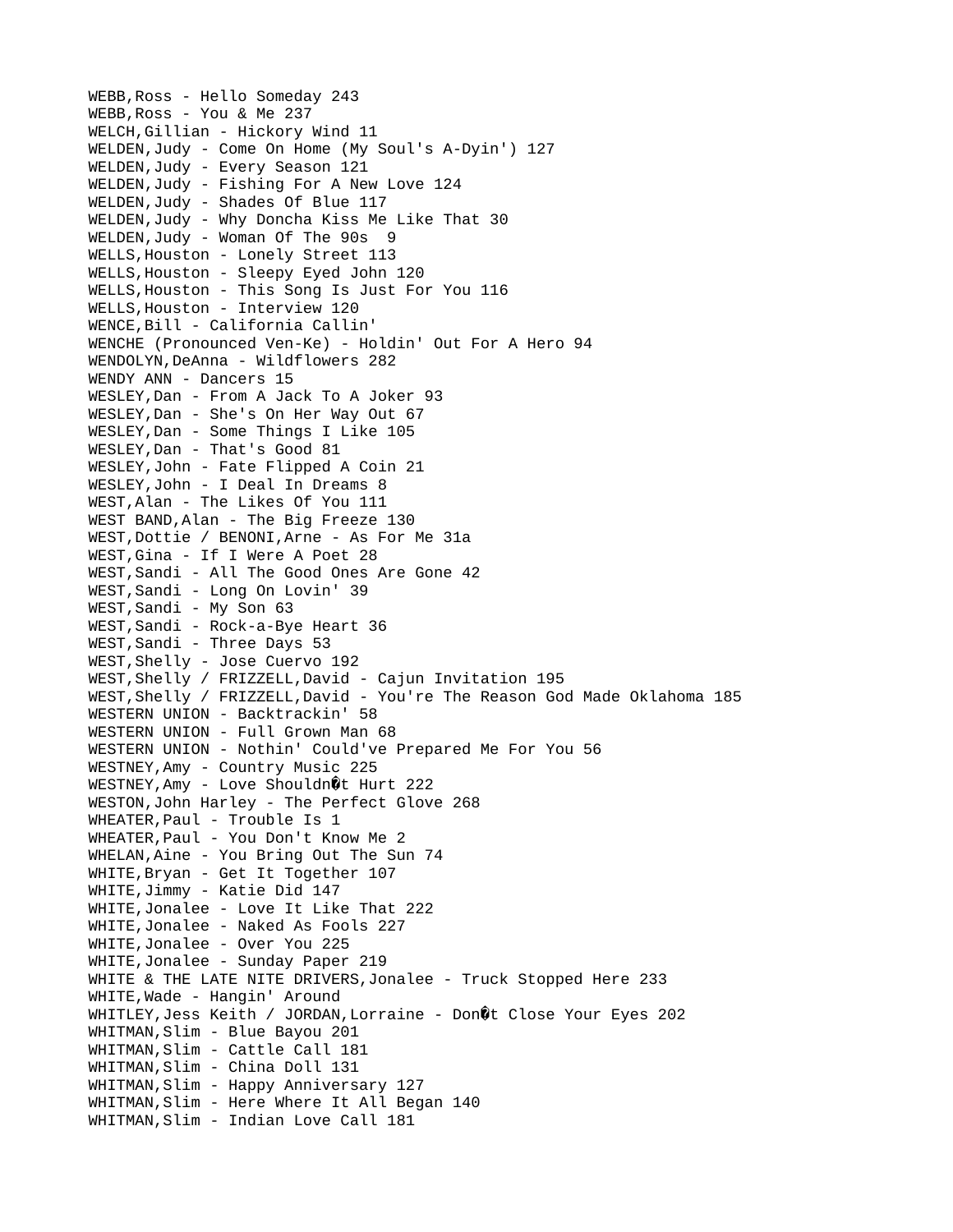WEBB,Ross - Hello Someday 243
WEBB,Ross - You & Me 237
WELCH,Gillian - Hickory Wind 11
WELDEN,Judy - Come On Home (My Soul's A-Dyin') 127
WELDEN,Judy - Every Season 121
WELDEN,Judy - Fishing For A New Love 124
WELDEN,Judy - Shades Of Blue 117
WELDEN,Judy - Why Doncha Kiss Me Like That 30
WELDEN,Judy - Woman Of The 90s 9
WELLS,Houston - Lonely Street 113
WELLS,Houston - Sleepy Eyed John 120
WELLS,Houston - This Song Is Just For You 116
WELLS,Houston - Interview 120
WENCE,Bill - California Callin'
WENCHE (Pronounced Ven-Ke) - Holdin' Out For A Hero 94
WENDOLYN,DeAnna - Wildflowers 282
WENDY ANN - Dancers 15
WESLEY,Dan - From A Jack To A Joker 93
WESLEY,Dan - She's On Her Way Out 67
WESLEY,Dan - Some Things I Like 105
WESLEY,Dan - That's Good 81
WESLEY,John - Fate Flipped A Coin 21
WESLEY,John - I Deal In Dreams 8
WEST,Alan - The Likes Of You 111
WEST BAND,Alan - The Big Freeze 130
WEST,Dottie / BENONI,Arne - As For Me 31a
WEST,Gina - If I Were A Poet 28
WEST,Sandi - All The Good Ones Are Gone 42
WEST,Sandi - Long On Lovin' 39
WEST,Sandi - My Son 63
WEST,Sandi - Rock-a-Bye Heart 36
WEST,Sandi - Three Days 53
WEST,Shelly - Jose Cuervo 192
WEST,Shelly / FRIZZELL,David - Cajun Invitation 195
WEST,Shelly / FRIZZELL,David - You're The Reason God Made Oklahoma 185
WESTERN UNION - Backtrackin' 58
WESTERN UNION - Full Grown Man 68
WESTERN UNION - Nothin' Could've Prepared Me For You 56
WESTNEY,Amy - Country Music 225
WESTNEY,Amy - Love Shouldn�t Hurt 222
WESTON,John Harley - The Perfect Glove 268
WHEATER,Paul - Trouble Is 1
WHEATER,Paul - You Don't Know Me 2
WHELAN,Aine - You Bring Out The Sun 74
WHITE,Bryan - Get It Together 107
WHITE,Jimmy - Katie Did 147
WHITE,Jonalee - Love It Like That 222
WHITE,Jonalee - Naked As Fools 227
WHITE,Jonalee - Over You 225
WHITE,Jonalee - Sunday Paper 219
WHITE & THE LATE NITE DRIVERS,Jonalee - Truck Stopped Here 233
WHITE,Wade - Hangin' Around
WHITLEY,Jess Keith / JORDAN,Lorraine - Don�t Close Your Eyes 202
WHITMAN,Slim - Blue Bayou 201
WHITMAN,Slim - Cattle Call 181
WHITMAN,Slim - China Doll 131
WHITMAN,Slim - Happy Anniversary 127
WHITMAN,Slim - Here Where It All Began 140
WHITMAN,Slim - Indian Love Call 181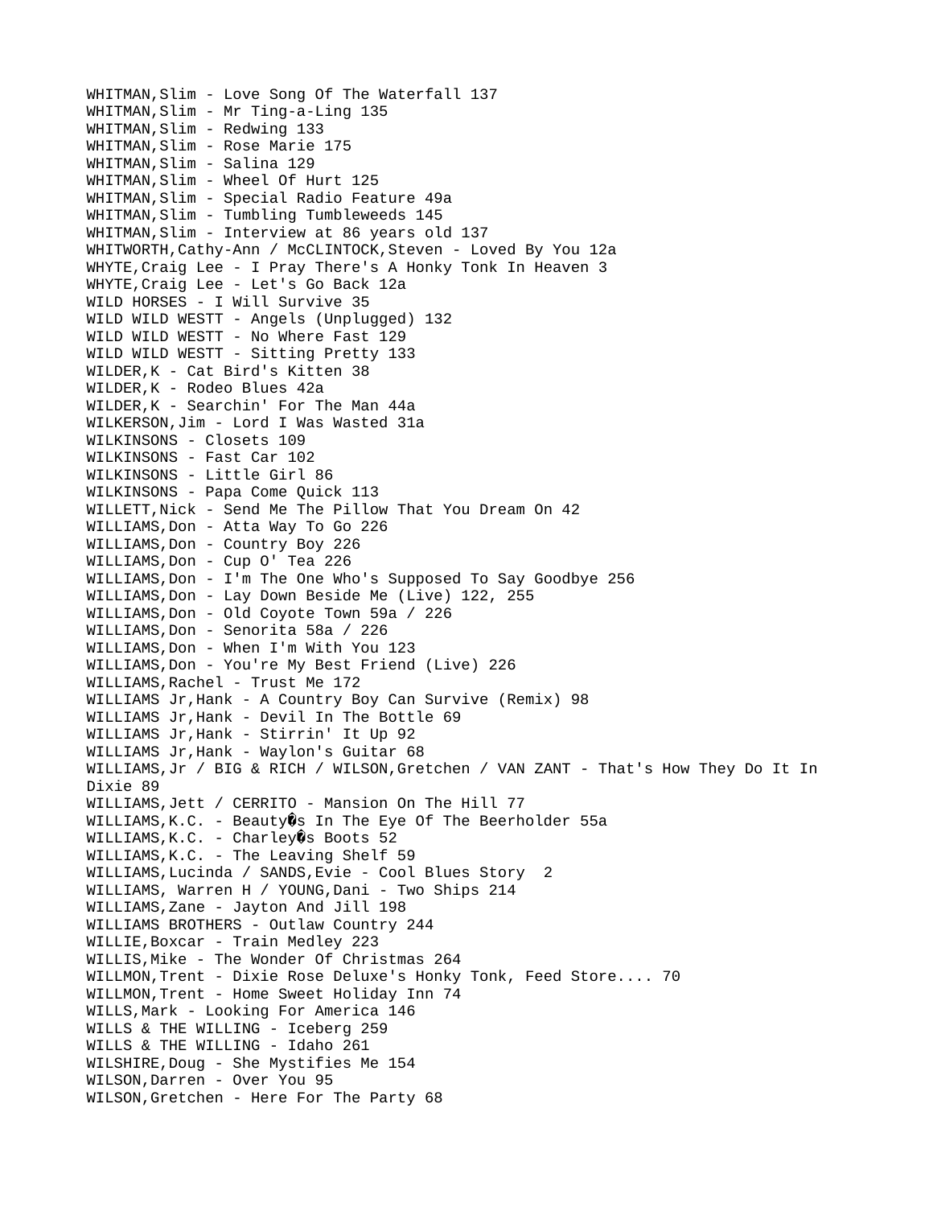WHITMAN,Slim - Love Song Of The Waterfall 137
WHITMAN,Slim - Mr Ting-a-Ling 135
WHITMAN,Slim - Redwing 133
WHITMAN,Slim - Rose Marie 175
WHITMAN,Slim - Salina 129
WHITMAN,Slim - Wheel Of Hurt 125
WHITMAN,Slim - Special Radio Feature 49a
WHITMAN,Slim - Tumbling Tumbleweeds 145
WHITMAN,Slim - Interview at 86 years old 137
WHITWORTH,Cathy-Ann / McCLINTOCK,Steven - Loved By You 12a
WHYTE,Craig Lee - I Pray There's A Honky Tonk In Heaven 3
WHYTE,Craig Lee - Let's Go Back 12a
WILD HORSES - I Will Survive 35
WILD WILD WESTT - Angels (Unplugged) 132
WILD WILD WESTT - No Where Fast 129
WILD WILD WESTT - Sitting Pretty 133
WILDER,K - Cat Bird's Kitten 38
WILDER,K - Rodeo Blues 42a
WILDER,K - Searchin' For The Man 44a
WILKERSON,Jim - Lord I Was Wasted 31a
WILKINSONS - Closets 109
WILKINSONS - Fast Car 102
WILKINSONS - Little Girl 86
WILKINSONS - Papa Come Quick 113
WILLETT,Nick - Send Me The Pillow That You Dream On 42
WILLIAMS,Don - Atta Way To Go 226
WILLIAMS,Don - Country Boy 226
WILLIAMS,Don - Cup O' Tea 226
WILLIAMS,Don - I'm The One Who's Supposed To Say Goodbye 256
WILLIAMS,Don - Lay Down Beside Me (Live) 122, 255
WILLIAMS,Don - Old Coyote Town 59a / 226
WILLIAMS,Don - Senorita 58a / 226
WILLIAMS,Don - When I'm With You 123
WILLIAMS,Don - You're My Best Friend (Live) 226
WILLIAMS,Rachel - Trust Me 172
WILLIAMS Jr,Hank - A Country Boy Can Survive (Remix) 98
WILLIAMS Jr,Hank - Devil In The Bottle 69
WILLIAMS Jr,Hank - Stirrin' It Up 92
WILLIAMS Jr,Hank - Waylon's Guitar 68
WILLIAMS,Jr / BIG & RICH / WILSON,Gretchen / VAN ZANT - That's How They Do It In Dixie 89
WILLIAMS,Jett / CERRITO - Mansion On The Hill 77
WILLIAMS,K.C. - Beauty�s In The Eye Of The Beerholder 55a
WILLIAMS,K.C. - Charley�s Boots 52
WILLIAMS,K.C. - The Leaving Shelf 59
WILLIAMS,Lucinda / SANDS,Evie - Cool Blues Story 2
WILLIAMS, Warren H / YOUNG,Dani - Two Ships 214
WILLIAMS,Zane - Jayton And Jill 198
WILLIAMS BROTHERS - Outlaw Country 244
WILLIE,Boxcar - Train Medley 223
WILLIS,Mike - The Wonder Of Christmas 264
WILLMON,Trent - Dixie Rose Deluxe's Honky Tonk, Feed Store.... 70
WILLMON,Trent - Home Sweet Holiday Inn 74
WILLS,Mark - Looking For America 146
WILLS & THE WILLING - Iceberg 259
WILLS & THE WILLING - Idaho 261
WILSHIRE,Doug - She Mystifies Me 154
WILSON,Darren - Over You 95
WILSON,Gretchen - Here For The Party 68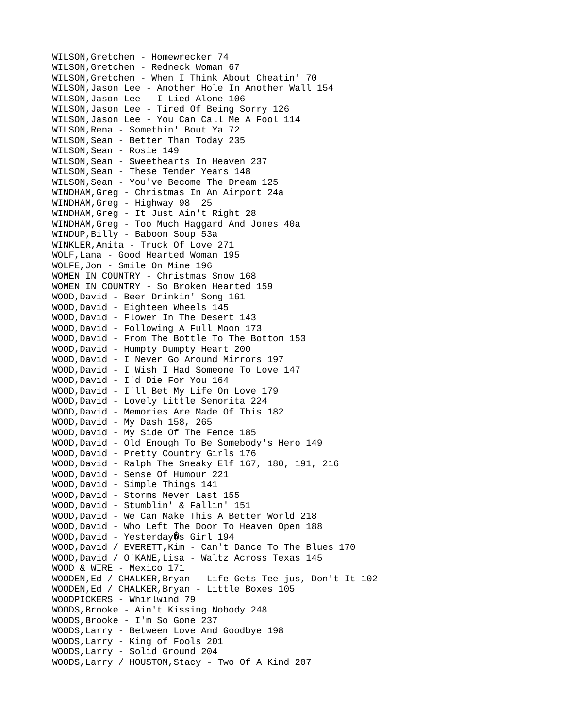WILSON,Gretchen - Homewrecker 74
WILSON,Gretchen - Redneck Woman 67
WILSON,Gretchen - When I Think About Cheatin' 70
WILSON,Jason Lee - Another Hole In Another Wall 154
WILSON,Jason Lee - I Lied Alone 106
WILSON,Jason Lee - Tired Of Being Sorry 126
WILSON,Jason Lee - You Can Call Me A Fool 114
WILSON,Rena - Somethin' Bout Ya 72
WILSON,Sean - Better Than Today 235
WILSON,Sean - Rosie 149
WILSON,Sean - Sweethearts In Heaven 237
WILSON,Sean - These Tender Years 148
WILSON,Sean - You've Become The Dream 125
WINDHAM,Greg - Christmas In An Airport 24a
WINDHAM,Greg - Highway 98  25
WINDHAM,Greg - It Just Ain't Right 28
WINDHAM,Greg - Too Much Haggard And Jones 40a
WINDUP,Billy - Baboon Soup 53a
WINKLER,Anita - Truck Of Love 271
WOLF,Lana - Good Hearted Woman 195
WOLFE,Jon - Smile On Mine 196
WOMEN IN COUNTRY - Christmas Snow 168
WOMEN IN COUNTRY - So Broken Hearted 159
WOOD,David - Beer Drinkin' Song 161
WOOD,David - Eighteen Wheels 145
WOOD,David - Flower In The Desert 143
WOOD,David - Following A Full Moon 173
WOOD,David - From The Bottle To The Bottom 153
WOOD,David - Humpty Dumpty Heart 200
WOOD,David - I Never Go Around Mirrors 197
WOOD,David - I Wish I Had Someone To Love 147
WOOD,David - I'd Die For You 164
WOOD,David - I'll Bet My Life On Love 179
WOOD,David - Lovely Little Senorita 224
WOOD,David - Memories Are Made Of This 182
WOOD,David - My Dash 158, 265
WOOD,David - My Side Of The Fence 185
WOOD,David - Old Enough To Be Somebody's Hero 149
WOOD,David - Pretty Country Girls 176
WOOD,David - Ralph The Sneaky Elf 167, 180, 191, 216
WOOD,David - Sense Of Humour 221
WOOD,David - Simple Things 141
WOOD,David - Storms Never Last 155
WOOD,David - Stumblin' & Fallin' 151
WOOD,David - We Can Make This A Better World 218
WOOD,David - Who Left The Door To Heaven Open 188
WOOD,David - Yesterday�s Girl 194
WOOD,David / EVERETT,Kim - Can't Dance To The Blues 170
WOOD,David / O'KANE,Lisa - Waltz Across Texas 145
WOOD & WIRE - Mexico 171
WOODEN,Ed / CHALKER,Bryan - Life Gets Tee-jus, Don't It 102
WOODEN,Ed / CHALKER,Bryan - Little Boxes 105
WOODPICKERS - Whirlwind 79
WOODS,Brooke - Ain't Kissing Nobody 248
WOODS,Brooke - I'm So Gone 237
WOODS,Larry - Between Love And Goodbye 198
WOODS,Larry - King of Fools 201
WOODS,Larry - Solid Ground 204
WOODS,Larry / HOUSTON,Stacy - Two Of A Kind 207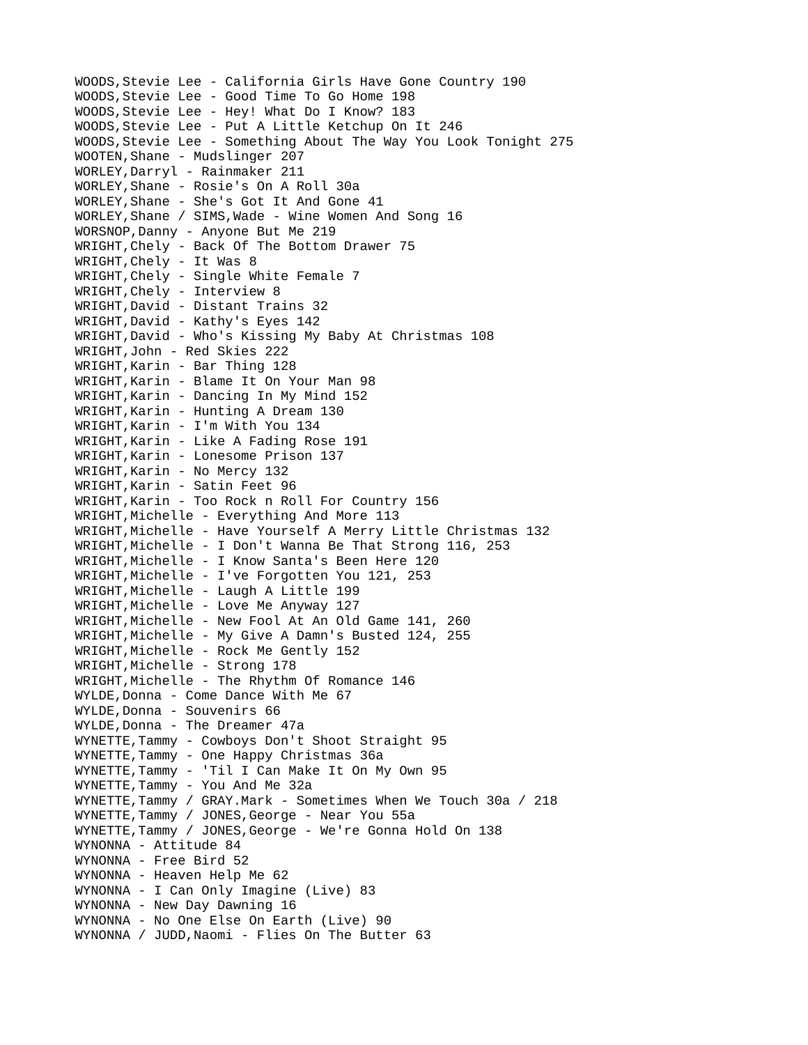WOODS,Stevie Lee - California Girls Have Gone Country 190
WOODS,Stevie Lee - Good Time To Go Home 198
WOODS,Stevie Lee - Hey! What Do I Know? 183
WOODS,Stevie Lee - Put A Little Ketchup On It 246
WOODS,Stevie Lee - Something About The Way You Look Tonight 275
WOOTEN,Shane - Mudslinger 207
WORLEY,Darryl - Rainmaker 211
WORLEY,Shane - Rosie's On A Roll 30a
WORLEY,Shane - She's Got It And Gone 41
WORLEY,Shane / SIMS,Wade - Wine Women And Song 16
WORSNOP,Danny - Anyone But Me 219
WRIGHT,Chely - Back Of The Bottom Drawer 75
WRIGHT,Chely - It Was 8
WRIGHT,Chely - Single White Female 7
WRIGHT,Chely - Interview 8
WRIGHT,David - Distant Trains 32
WRIGHT,David - Kathy's Eyes 142
WRIGHT,David - Who's Kissing My Baby At Christmas 108
WRIGHT,John - Red Skies 222
WRIGHT,Karin - Bar Thing 128
WRIGHT,Karin - Blame It On Your Man 98
WRIGHT,Karin - Dancing In My Mind 152
WRIGHT,Karin - Hunting A Dream 130
WRIGHT,Karin - I'm With You 134
WRIGHT,Karin - Like A Fading Rose 191
WRIGHT,Karin - Lonesome Prison 137
WRIGHT,Karin - No Mercy 132
WRIGHT,Karin - Satin Feet 96
WRIGHT,Karin - Too Rock n Roll For Country 156
WRIGHT,Michelle - Everything And More 113
WRIGHT,Michelle - Have Yourself A Merry Little Christmas 132
WRIGHT,Michelle - I Don't Wanna Be That Strong 116, 253
WRIGHT,Michelle - I Know Santa's Been Here 120
WRIGHT,Michelle - I've Forgotten You 121, 253
WRIGHT,Michelle - Laugh A Little 199
WRIGHT,Michelle - Love Me Anyway 127
WRIGHT,Michelle - New Fool At An Old Game 141, 260
WRIGHT,Michelle - My Give A Damn's Busted 124, 255
WRIGHT,Michelle - Rock Me Gently 152
WRIGHT,Michelle - Strong 178
WRIGHT,Michelle - The Rhythm Of Romance 146
WYLDE,Donna - Come Dance With Me 67
WYLDE,Donna - Souvenirs 66
WYLDE,Donna - The Dreamer 47a
WYNETTE,Tammy - Cowboys Don't Shoot Straight 95
WYNETTE,Tammy - One Happy Christmas 36a
WYNETTE,Tammy - 'Til I Can Make It On My Own 95
WYNETTE,Tammy - You And Me 32a
WYNETTE,Tammy / GRAY.Mark - Sometimes When We Touch 30a / 218
WYNETTE,Tammy / JONES,George - Near You 55a
WYNETTE,Tammy / JONES,George - We're Gonna Hold On 138
WYNONNA - Attitude 84
WYNONNA - Free Bird 52
WYNONNA - Heaven Help Me 62
WYNONNA - I Can Only Imagine (Live) 83
WYNONNA - New Day Dawning 16
WYNONNA - No One Else On Earth (Live) 90
WYNONNA / JUDD,Naomi - Flies On The Butter 63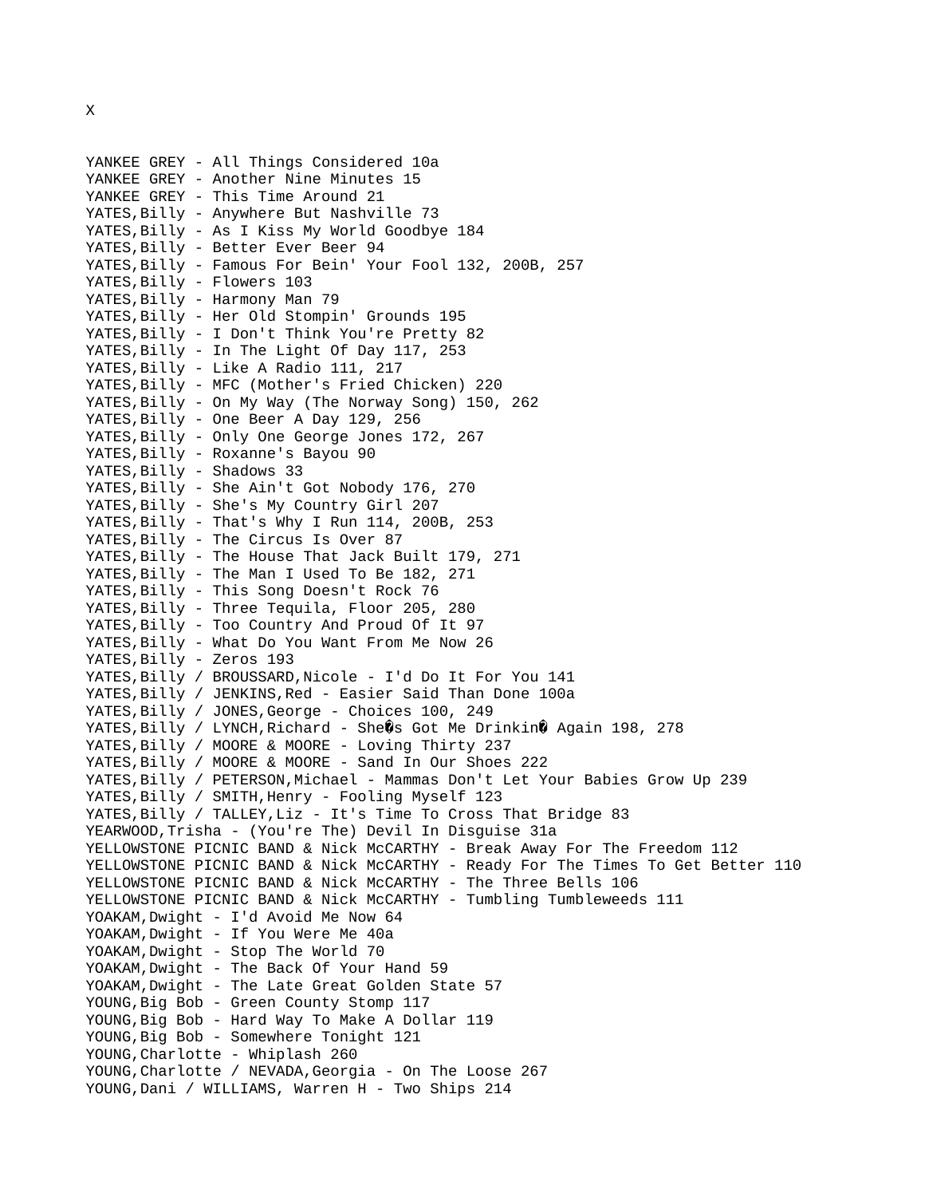X

YANKEE GREY - All Things Considered 10a
YANKEE GREY - Another Nine Minutes 15
YANKEE GREY - This Time Around 21
YATES,Billy - Anywhere But Nashville 73
YATES,Billy - As I Kiss My World Goodbye 184
YATES,Billy - Better Ever Beer 94
YATES,Billy - Famous For Bein' Your Fool 132, 200B, 257
YATES,Billy - Flowers 103
YATES,Billy - Harmony Man 79
YATES,Billy - Her Old Stompin' Grounds 195
YATES,Billy - I Don't Think You're Pretty 82
YATES,Billy - In The Light Of Day 117, 253
YATES,Billy - Like A Radio 111, 217
YATES,Billy - MFC (Mother's Fried Chicken) 220
YATES,Billy - On My Way (The Norway Song) 150, 262
YATES,Billy - One Beer A Day 129, 256
YATES,Billy - Only One George Jones 172, 267
YATES,Billy - Roxanne's Bayou 90
YATES,Billy - Shadows 33
YATES,Billy - She Ain't Got Nobody 176, 270
YATES,Billy - She's My Country Girl 207
YATES,Billy - That's Why I Run 114, 200B, 253
YATES,Billy - The Circus Is Over 87
YATES,Billy - The House That Jack Built 179, 271
YATES,Billy - The Man I Used To Be 182, 271
YATES,Billy - This Song Doesn't Rock 76
YATES,Billy - Three Tequila, Floor 205, 280
YATES,Billy - Too Country And Proud Of It 97
YATES,Billy - What Do You Want From Me Now 26
YATES,Billy - Zeros 193
YATES,Billy / BROUSSARD,Nicole - I'd Do It For You 141
YATES,Billy / JENKINS,Red - Easier Said Than Done 100a
YATES,Billy / JONES,George - Choices 100, 249
YATES,Billy / LYNCH,Richard - She�s Got Me Drinkin� Again 198, 278
YATES,Billy / MOORE & MOORE - Loving Thirty 237
YATES,Billy / MOORE & MOORE - Sand In Our Shoes 222
YATES,Billy / PETERSON,Michael - Mammas Don't Let Your Babies Grow Up 239
YATES,Billy / SMITH,Henry - Fooling Myself 123
YATES,Billy / TALLEY,Liz - It's Time To Cross That Bridge 83
YEARWOOD,Trisha - (You're The) Devil In Disguise 31a
YELLOWSTONE PICNIC BAND & Nick McCARTHY - Break Away For The Freedom 112
YELLOWSTONE PICNIC BAND & Nick McCARTHY - Ready For The Times To Get Better 110
YELLOWSTONE PICNIC BAND & Nick McCARTHY - The Three Bells 106
YELLOWSTONE PICNIC BAND & Nick McCARTHY - Tumbling Tumbleweeds 111
YOAKAM,Dwight - I'd Avoid Me Now 64
YOAKAM,Dwight - If You Were Me 40a
YOAKAM,Dwight - Stop The World 70
YOAKAM,Dwight - The Back Of Your Hand 59
YOAKAM,Dwight - The Late Great Golden State 57
YOUNG,Big Bob - Green County Stomp 117
YOUNG,Big Bob - Hard Way To Make A Dollar 119
YOUNG,Big Bob - Somewhere Tonight 121
YOUNG,Charlotte - Whiplash 260
YOUNG,Charlotte / NEVADA,Georgia - On The Loose 267
YOUNG,Dani / WILLIAMS, Warren H - Two Ships 214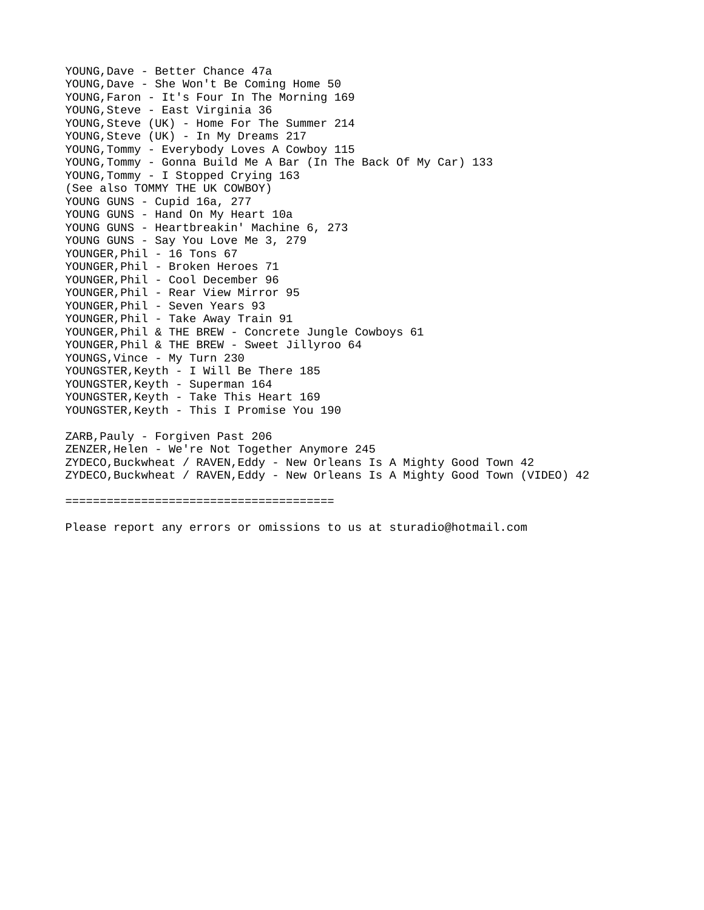YOUNG,Dave - Better Chance 47a
YOUNG,Dave - She Won't Be Coming Home 50
YOUNG,Faron - It's Four In The Morning 169
YOUNG,Steve - East Virginia 36
YOUNG,Steve (UK) - Home For The Summer 214
YOUNG,Steve (UK) - In My Dreams 217
YOUNG,Tommy - Everybody Loves A Cowboy 115
YOUNG,Tommy - Gonna Build Me A Bar (In The Back Of My Car) 133
YOUNG,Tommy - I Stopped Crying 163
(See also TOMMY THE UK COWBOY)
YOUNG GUNS - Cupid 16a, 277
YOUNG GUNS - Hand On My Heart 10a
YOUNG GUNS - Heartbreakin' Machine 6, 273
YOUNG GUNS - Say You Love Me 3, 279
YOUNGER,Phil - 16 Tons 67
YOUNGER,Phil - Broken Heroes 71
YOUNGER,Phil - Cool December 96
YOUNGER,Phil - Rear View Mirror 95
YOUNGER,Phil - Seven Years 93
YOUNGER,Phil - Take Away Train 91
YOUNGER,Phil & THE BREW - Concrete Jungle Cowboys 61
YOUNGER,Phil & THE BREW - Sweet Jillyroo 64
YOUNGS,Vince - My Turn 230
YOUNGSTER,Keyth - I Will Be There 185
YOUNGSTER,Keyth - Superman 164
YOUNGSTER,Keyth - Take This Heart 169
YOUNGSTER,Keyth - This I Promise You 190

ZARB,Pauly - Forgiven Past 206
ZENZER,Helen - We're Not Together Anymore 245
ZYDECO,Buckwheat / RAVEN,Eddy - New Orleans Is A Mighty Good Town 42
ZYDECO,Buckwheat / RAVEN,Eddy - New Orleans Is A Mighty Good Town (VIDEO) 42

=======================================

Please report any errors or omissions to us at sturadio@hotmail.com